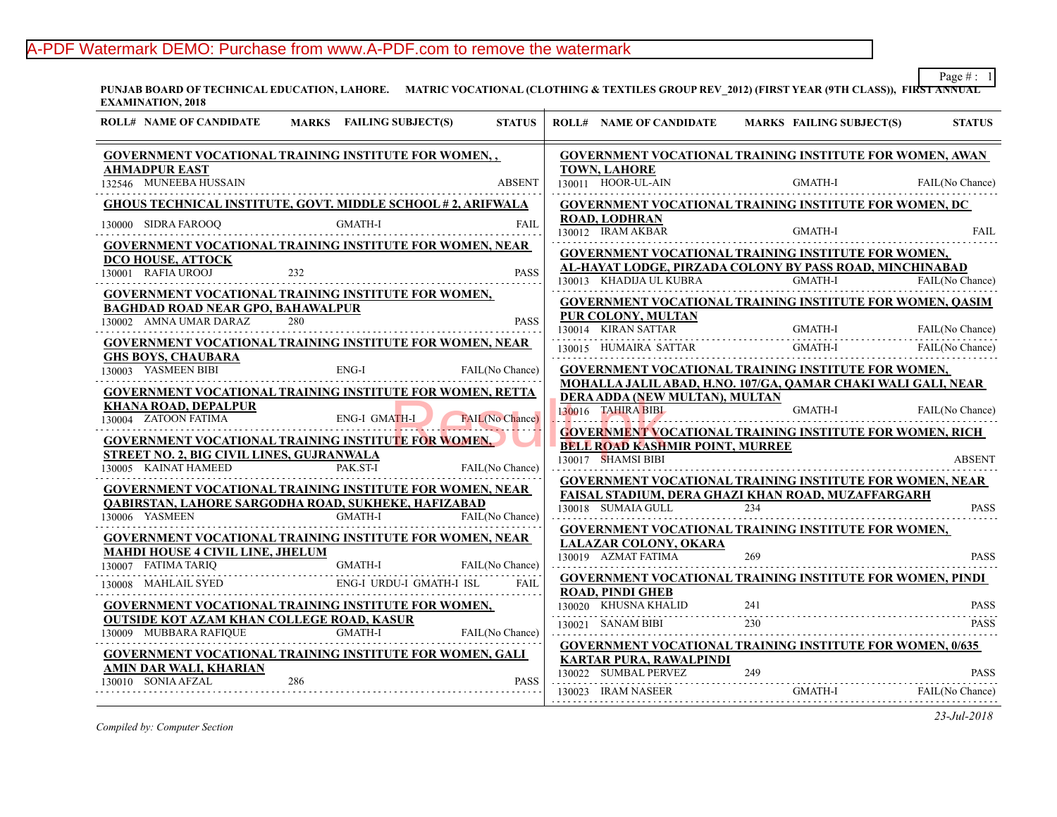**PUNJAB BOARD OF TECHNICAL EDUCATION, LAHORE. MATRIC VOCATIONAL (CLOTHING & TEXTILES GROUP REV_2012) (FIRST YEAR (9TH CLASS)), FIRST ANNUAL EXAMINATION, 2018**

| ROLL# | NAME OF CANDIDATE | MARKS | FAILING SUBJECT(S) | STATUS |
|---|---|---|---|---|
| **GOVERNMENT VOCATIONAL TRAINING INSTITUTE FOR WOMEN, , AHMADPUR EAST** | | | | |
| 132546 | MUNEEBA HUSSAIN | | | ABSENT |
| **GHOUS TECHNICAL INSTITUTE, GOVT. MIDDLE SCHOOL # 2, ARIFWALA** | | | | |
| 130000 | SIDRA FAROOQ | | GMATH-I | FAIL |
| **GOVERNMENT VOCATIONAL TRAINING INSTITUTE FOR WOMEN, NEAR DCO HOUSE, ATTOCK** | | | | |
| 130001 | RAFIA UROOJ | 232 | | PASS |
| **GOVERNMENT VOCATIONAL TRAINING INSTITUTE FOR WOMEN, BAGHDAD ROAD NEAR GPO, BAHAWALPUR** | | | | |
| 130002 | AMNA UMAR DARAZ | 280 | | PASS |
| **GOVERNMENT VOCATIONAL TRAINING INSTITUTE FOR WOMEN, NEAR GHS BOYS, CHAUBARA** | | | | |
| 130003 | YASMEEN BIBI | | ENG-I | FAIL(No Chance) |
| **GOVERNMENT VOCATIONAL TRAINING INSTITUTE FOR WOMEN, RETTA KHANA ROAD, DEPALPUR** | | | | |
| 130004 | ZATOON FATIMA | | ENG-I GMATH-I | FAIL(No Chance) |
| **GOVERNMENT VOCATIONAL TRAINING INSTITUTE FOR WOMEN, STREET NO. 2, BIG CIVIL LINES, GUJRANWALA** | | | | |
| 130005 | KAINAT HAMEED | | PAK.ST-I | FAIL(No Chance) |
| **GOVERNMENT VOCATIONAL TRAINING INSTITUTE FOR WOMEN, NEAR QABIRSTAN, LAHORE SARGODHA ROAD, SUKHEKE, HAFIZABAD** | | | | |
| 130006 | YASMEEN | | GMATH-I | FAIL(No Chance) |
| **GOVERNMENT VOCATIONAL TRAINING INSTITUTE FOR WOMEN, NEAR MAHDI HOUSE 4 CIVIL LINE, JHELUM** | | | | |
| 130007 | FATIMA TARIQ | | GMATH-I | FAIL(No Chance) |
| 130008 | MAHLAIL SYED | | ENG-I URDU-I GMATH-I ISL | FAIL |
| **GOVERNMENT VOCATIONAL TRAINING INSTITUTE FOR WOMEN, OUTSIDE KOT AZAM KHAN COLLEGE ROAD, KASUR** | | | | |
| 130009 | MUBBARA RAFIQUE | | GMATH-I | FAIL(No Chance) |
| **GOVERNMENT VOCATIONAL TRAINING INSTITUTE FOR WOMEN, GALI AMIN DAR WALI, KHARIAN** | | | | |
| 130010 | SONIA AFZAL | 286 | | PASS |
| **GOVERNMENT VOCATIONAL TRAINING INSTITUTE FOR WOMEN, AWAN TOWN, LAHORE** | | | | |
| 130011 | HOOR-UL-AIN | | GMATH-I | FAIL(No Chance) |
| **GOVERNMENT VOCATIONAL TRAINING INSTITUTE FOR WOMEN, DC ROAD, LODHRAN** | | | | |
| 130012 | IRAM AKBAR | | GMATH-I | FAIL |
| **GOVERNMENT VOCATIONAL TRAINING INSTITUTE FOR WOMEN, AL-HAYAT LODGE, PIRZADA COLONY BY PASS ROAD, MINCHINABAD** | | | | |
| 130013 | KHADIJA UL KUBRA | | GMATH-I | FAIL(No Chance) |
| **GOVERNMENT VOCATIONAL TRAINING INSTITUTE FOR WOMEN, QASIM PUR COLONY, MULTAN** | | | | |
| 130014 | KIRAN SATTAR | | GMATH-I | FAIL(No Chance) |
| 130015 | HUMAIRA SATTAR | | GMATH-I | FAIL(No Chance) |
| **GOVERNMENT VOCATIONAL TRAINING INSTITUTE FOR WOMEN, MOHALLA JALIL ABAD, H.NO. 107/GA, QAMAR CHAKI WALI GALI, NEAR DERA ADDA (NEW MULTAN), MULTAN** | | | | |
| 130016 | TAHIRA BIBI | | GMATH-I | FAIL(No Chance) |
| **GOVERNMENT VOCATIONAL TRAINING INSTITUTE FOR WOMEN, RICH BELL ROAD KASHMIR POINT, MURREE** | | | | |
| 130017 | SHAMSI BIBI | | | ABSENT |
| **GOVERNMENT VOCATIONAL TRAINING INSTITUTE FOR WOMEN, NEAR FAISAL STADIUM, DERA GHAZI KHAN ROAD, MUZAFFARGARH** | | | | |
| 130018 | SUMAIA GULL | 234 | | PASS |
| **GOVERNMENT VOCATIONAL TRAINING INSTITUTE FOR WOMEN, LALAZAR COLONY, OKARA** | | | | |
| 130019 | AZMAT FATIMA | 269 | | PASS |
| **GOVERNMENT VOCATIONAL TRAINING INSTITUTE FOR WOMEN, PINDI ROAD, PINDI GHEB** | | | | |
| 130020 | KHUSNA KHALID | 241 | | PASS |
| 130021 | SANAM BIBI | 230 | | PASS |
| **GOVERNMENT VOCATIONAL TRAINING INSTITUTE FOR WOMEN, 0/635 KARTAR PURA, RAWALPINDI** | | | | |
| 130022 | SUMBAL PERVEZ | 249 | | PASS |
| 130023 | IRAM NASEER | | GMATH-I | FAIL(No Chance) |

*Compiled by: Computer Section*

*23-Jul-2018*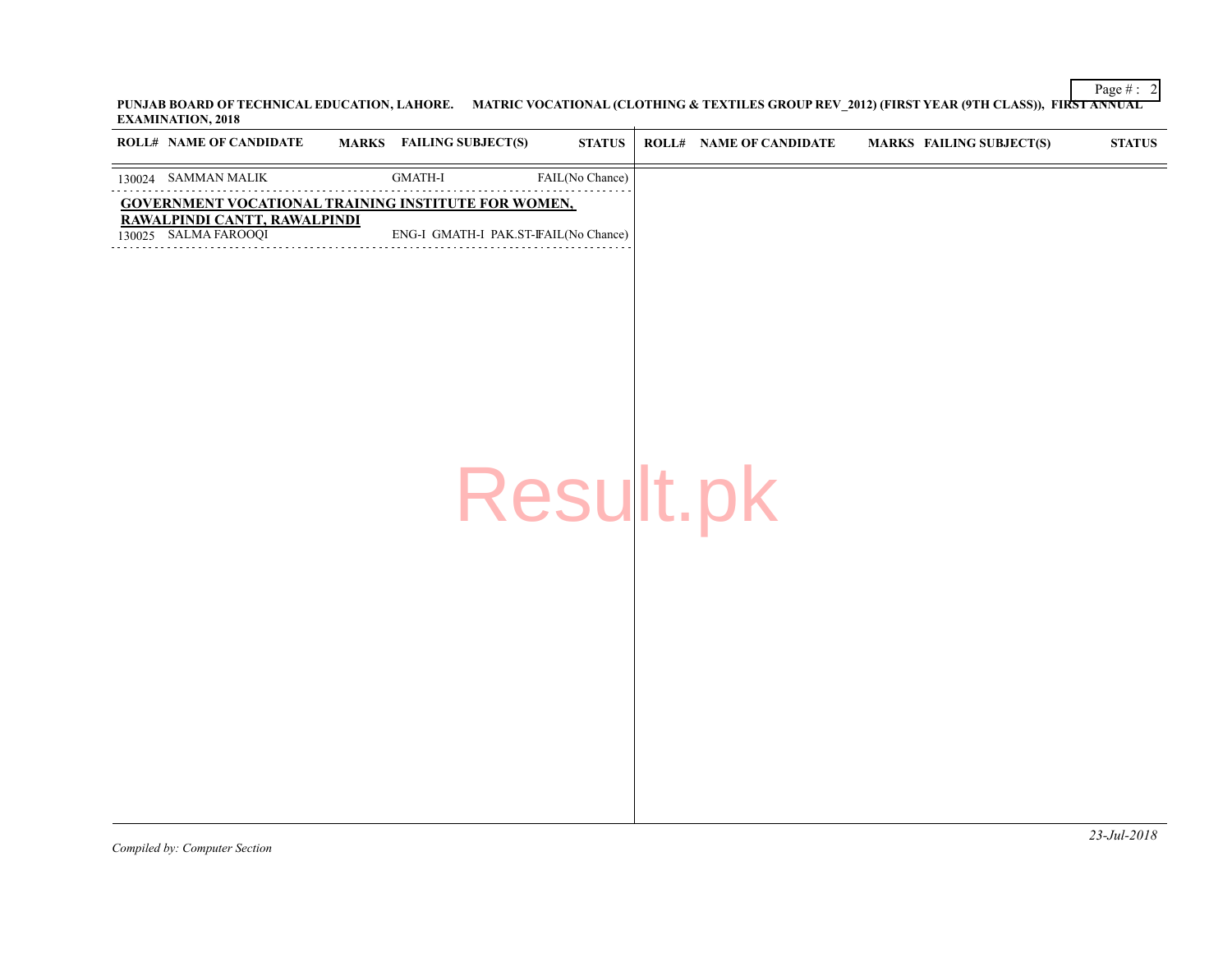**PUNJAB BOARD OF TECHNICAL EDUCATION, LAHORE. MATRIC VOCATIONAL (CLOTHING & TEXTILES GROUP REV_2012) (FIRST YEAR (9TH CLASS)), FIRST ANNUAL EXAMINATION, 2018**

| ROLL# | NAME OF CANDIDATE | MARKS | FAILING SUBJECT(S) | STATUS |
|---|---|---|---|---|
| 130024 | SAMMAN MALIK | | GMATH-I | FAIL(No Chance) |
| **GOVERNMENT VOCATIONAL TRAINING INSTITUTE FOR WOMEN, RAWALPINDI CANTT, RAWALPINDI** | | | | |
| 130025 | SALMA FAROOQI | | ENG-I GMATH-I PAK.ST-I | FAIL(No Chance) |

*Compiled by: Computer Section*

*23-Jul-2018*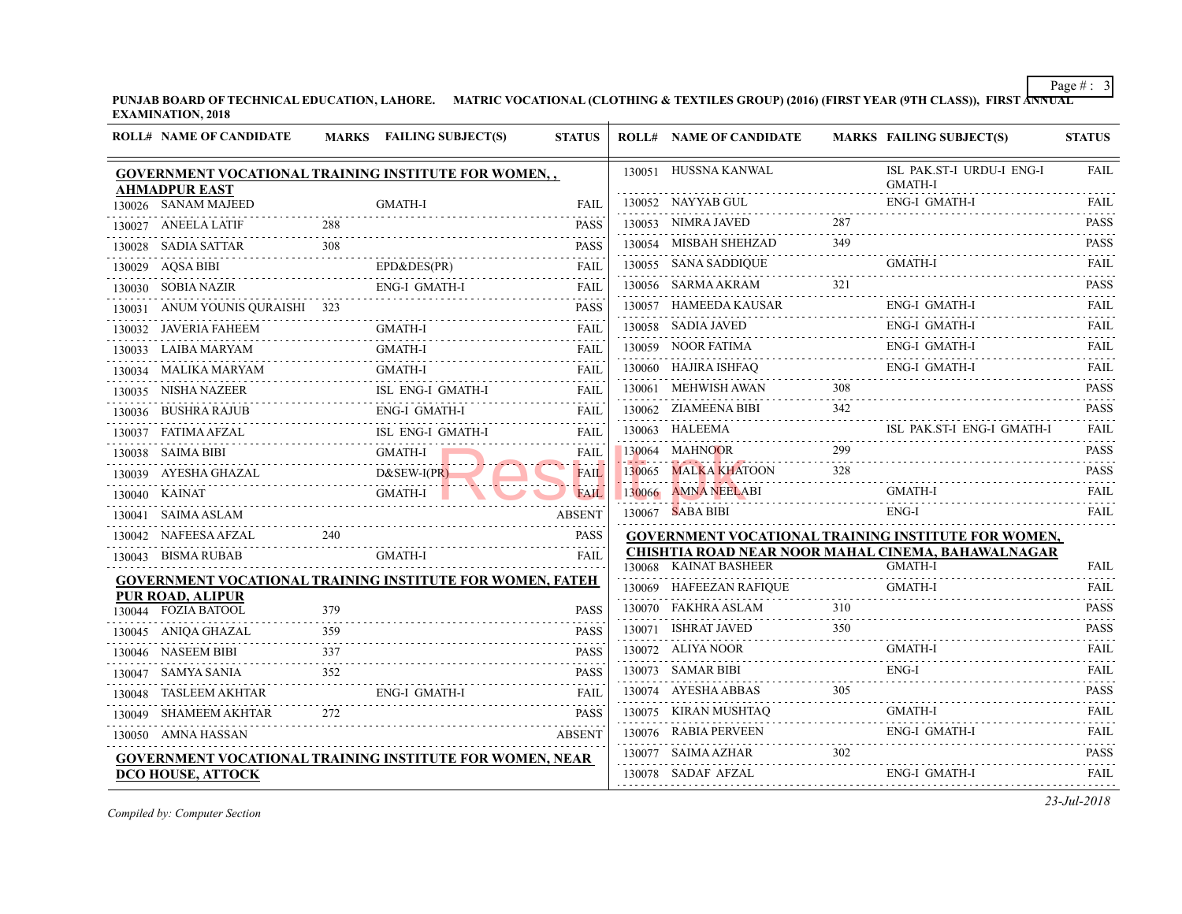PUNJAB BOARD OF TECHNICAL EDUCATION, LAHORE. MATRIC VOCATIONAL (CLOTHING & TEXTILES GROUP) (2016) (FIRST YEAR (9TH CLASS)), FIRST ANNUAL EXAMINATION, 2018

| ROLL# | NAME OF CANDIDATE | MARKS | FAILING SUBJECT(S) | STATUS |
|---|---|---|---|---|
| **GOVERNMENT VOCATIONAL TRAINING INSTITUTE FOR WOMEN, , AHMADPUR EAST** | | | | |
| 130026 | SANAM MAJEED | | GMATH-I | FAIL |
| 130027 | ANEELA LATIF | 288 | | PASS |
| 130028 | SADIA SATTAR | 308 | | PASS |
| 130029 | AQSA BIBI | | EPD&DES(PR) | FAIL |
| 130030 | SOBIA NAZIR | | ENG-I GMATH-I | FAIL |
| 130031 | ANUM YOUNIS QURAISHI | 323 | | PASS |
| 130032 | JAVERIA FAHEEM | | GMATH-I | FAIL |
| 130033 | LAIBA MARYAM | | GMATH-I | FAIL |
| 130034 | MALIKA MARYAM | | GMATH-I | FAIL |
| 130035 | NISHA NAZEER | | ISL ENG-I GMATH-I | FAIL |
| 130036 | BUSHRA RAJUB | | ENG-I GMATH-I | FAIL |
| 130037 | FATIMA AFZAL | | ISL ENG-I GMATH-I | FAIL |
| 130038 | SAIMA BIBI | | GMATH-I | FAIL |
| 130039 | AYESHA GHAZAL | | D&SEW-I(PR) | FAIL |
| 130040 | KAINAT | | GMATH-I | FAIL |
| 130041 | SAIMA ASLAM | | | ABSENT |
| 130042 | NAFEESA AFZAL | 240 | | PASS |
| 130043 | BISMA RUBAB | | GMATH-I | FAIL |
| **GOVERNMENT VOCATIONAL TRAINING INSTITUTE FOR WOMEN, FATEH PUR ROAD, ALIPUR** | | | | |
| 130044 | FOZIA BATOOL | 379 | | PASS |
| 130045 | ANIQA GHAZAL | 359 | | PASS |
| 130046 | NASEEM BIBI | 337 | | PASS |
| 130047 | SAMYA SANIA | 352 | | PASS |
| 130048 | TASLEEM AKHTAR | | ENG-I GMATH-I | FAIL |
| 130049 | SHAMEEM AKHTAR | 272 | | PASS |
| 130050 | AMNA HASSAN | | | ABSENT |
| **GOVERNMENT VOCATIONAL TRAINING INSTITUTE FOR WOMEN, NEAR DCO HOUSE, ATTOCK** | | | | |
| 130051 | HUSSNA KANWAL | | ISL PAK.ST-I URDU-I ENG-I GMATH-I | FAIL |
| 130052 | NAYYAB GUL | | ENG-I GMATH-I | FAIL |
| 130053 | NIMRA JAVED | 287 | | PASS |
| 130054 | MISBAH SHEHZAD | 349 | | PASS |
| 130055 | SANA SADDIQUE | | GMATH-I | FAIL |
| 130056 | SARMA AKRAM | 321 | | PASS |
| 130057 | HAMEEDA KAUSAR | | ENG-I GMATH-I | FAIL |
| 130058 | SADIA JAVED | | ENG-I GMATH-I | FAIL |
| 130059 | NOOR FATIMA | | ENG-I GMATH-I | FAIL |
| 130060 | HAJIRA ISHFAQ | | ENG-I GMATH-I | FAIL |
| 130061 | MEHWISH AWAN | 308 | | PASS |
| 130062 | ZIAMEENA BIBI | 342 | | PASS |
| 130063 | HALEEMA | | ISL PAK.ST-I ENG-I GMATH-I | FAIL |
| 130064 | MAHNOOR | 299 | | PASS |
| 130065 | MALKA KHATOON | 328 | | PASS |
| 130066 | AMNA NEELABI | | GMATH-I | FAIL |
| 130067 | SABA BIBI | | ENG-I | FAIL |
| **GOVERNMENT VOCATIONAL TRAINING INSTITUTE FOR WOMEN, CHISHTIA ROAD NEAR NOOR MAHAL CINEMA, BAHAWALNAGAR** | | | | |
| 130068 | KAINAT BASHEER | | GMATH-I | FAIL |
| 130069 | HAFEEZAN RAFIQUE | | GMATH-I | FAIL |
| 130070 | FAKHRA ASLAM | 310 | | PASS |
| 130071 | ISHRAT JAVED | 350 | | PASS |
| 130072 | ALIYA NOOR | | GMATH-I | FAIL |
| 130073 | SAMAR BIBI | | ENG-I | FAIL |
| 130074 | AYESHA ABBAS | 305 | | PASS |
| 130075 | KIRAN MUSHTAQ | | GMATH-I | FAIL |
| 130076 | RABIA PERVEEN | | ENG-I GMATH-I | FAIL |
| 130077 | SAIMA AZHAR | 302 | | PASS |
| 130078 | SADAF AFZAL | | ENG-I GMATH-I | FAIL |

*Compiled by: Computer Section*

*23-Jul-2018*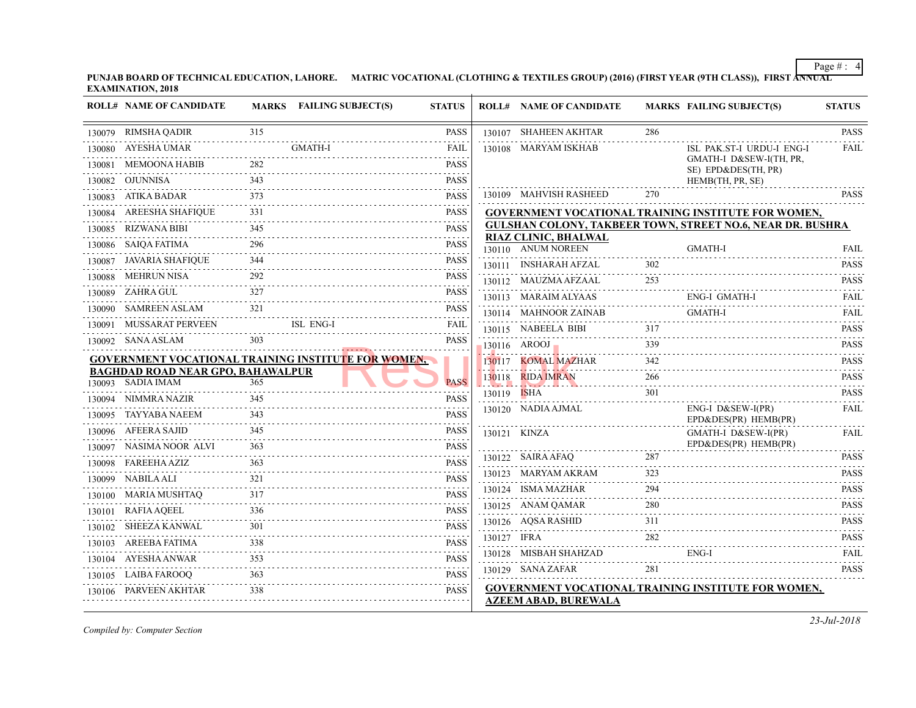**PUNJAB BOARD OF TECHNICAL EDUCATION, LAHORE. MATRIC VOCATIONAL (CLOTHING & TEXTILES GROUP) (2016) (FIRST YEAR (9TH CLASS)), FIRST ANNUAL EXAMINATION, 2018**

| ROLL# | NAME OF CANDIDATE | MARKS | FAILING SUBJECT(S) | STATUS |
|---|---|---|---|---|
| 130079 | RIMSHA QADIR | 315 | | PASS |
| 130080 | AYESHA UMAR | | GMATH-I | FAIL |
| 130081 | MEMOONA HABIB | 282 | | PASS |
| 130082 | OJUNNISA | 343 | | PASS |
| 130083 | ATIKA BADAR | 373 | | PASS |
| 130084 | AREESHA SHAFIQUE | 331 | | PASS |
| 130085 | RIZWANA BIBI | 345 | | PASS |
| 130086 | SAIQA FATIMA | 296 | | PASS |
| 130087 | JAVARIA SHAFIQUE | 344 | | PASS |
| 130088 | MEHRUN NISA | 292 | | PASS |
| 130089 | ZAHRA GUL | 327 | | PASS |
| 130090 | SAMREEN ASLAM | 321 | | PASS |
| 130091 | MUSSARAT PERVEEN | | ISL ENG-I | FAIL |
| 130092 | SANA ASLAM | 303 | | PASS |

**GOVERNMENT VOCATIONAL TRAINING INSTITUTE FOR WOMEN, BAGHDAD ROAD NEAR GPO, BAHAWALPUR**

| ROLL# | NAME OF CANDIDATE | MARKS | FAILING SUBJECT(S) | STATUS |
|---|---|---|---|---|
| 130093 | SADIA IMAM | 365 | | PASS |
| 130094 | NIMMRA NAZIR | 345 | | PASS |
| 130095 | TAYYABA NAEEM | 343 | | PASS |
| 130096 | AFEERA SAJID | 345 | | PASS |
| 130097 | NASIMA NOOR ALVI | 363 | | PASS |
| 130098 | FAREEHA AZIZ | 363 | | PASS |
| 130099 | NABILA ALI | 321 | | PASS |
| 130100 | MARIA MUSHTAQ | 317 | | PASS |
| 130101 | RAFIA AQEEL | 336 | | PASS |
| 130102 | SHEEZA KANWAL | 301 | | PASS |
| 130103 | AREEBA FATIMA | 338 | | PASS |
| 130104 | AYESHA ANWAR | 353 | | PASS |
| 130105 | LAIBA FAROOQ | 363 | | PASS |
| 130106 | PARVEEN AKHTAR | 338 | | PASS |
| 130107 | SHAHEEN AKHTAR | 286 | | PASS |
| 130108 | MARYAM ISKHAB | | ISL PAK.ST-I URDU-I ENG-I GMATH-I D&SEW-I(TH, PR, SE) EPD&DES(TH, PR) HEMB(TH, PR, SE) | FAIL |
| 130109 | MAHVISH RASHEED | 270 | | PASS |

**GOVERNMENT VOCATIONAL TRAINING INSTITUTE FOR WOMEN, GULSHAN COLONY, TAKBEER TOWN, STREET NO.6, NEAR DR. BUSHRA RIAZ CLINIC, BHALWAL**

| ROLL# | NAME OF CANDIDATE | MARKS | FAILING SUBJECT(S) | STATUS |
|---|---|---|---|---|
| 130110 | ANUM NOREEN | | GMATH-I | FAIL |
| 130111 | INSHARAH AFZAL | 302 | | PASS |
| 130112 | MAUZMA AFZAAL | 253 | | PASS |
| 130113 | MARAIM ALYAAS | | ENG-I GMATH-I | FAIL |
| 130114 | MAHNOOR ZAINAB | | GMATH-I | FAIL |
| 130115 | NABEELA BIBI | 317 | | PASS |
| 130116 | AROOJ | 339 | | PASS |
| 130117 | KOMAL MAZHAR | 342 | | PASS |
| 130118 | RIDA IMRAN | 266 | | PASS |
| 130119 | ISHA | 301 | | PASS |
| 130120 | NADIA AJMAL | | ENG-I D&SEW-I(PR) EPD&DES(PR) HEMB(PR) | FAIL |
| 130121 | KINZA | | GMATH-I D&SEW-I(PR) EPD&DES(PR) HEMB(PR) | FAIL |
| 130122 | SAIRA AFAQ | 287 | | PASS |
| 130123 | MARYAM AKRAM | 323 | | PASS |
| 130124 | ISMA MAZHAR | 294 | | PASS |
| 130125 | ANAM QAMAR | 280 | | PASS |
| 130126 | AQSA RASHID | 311 | | PASS |
| 130127 | IFRA | 282 | | PASS |
| 130128 | MISBAH SHAHZAD | | ENG-I | FAIL |
| 130129 | SANA ZAFAR | 281 | | PASS |

**GOVERNMENT VOCATIONAL TRAINING INSTITUTE FOR WOMEN, AZEEM ABAD, BUREWALA**

*Compiled by: Computer Section*

*23-Jul-2018*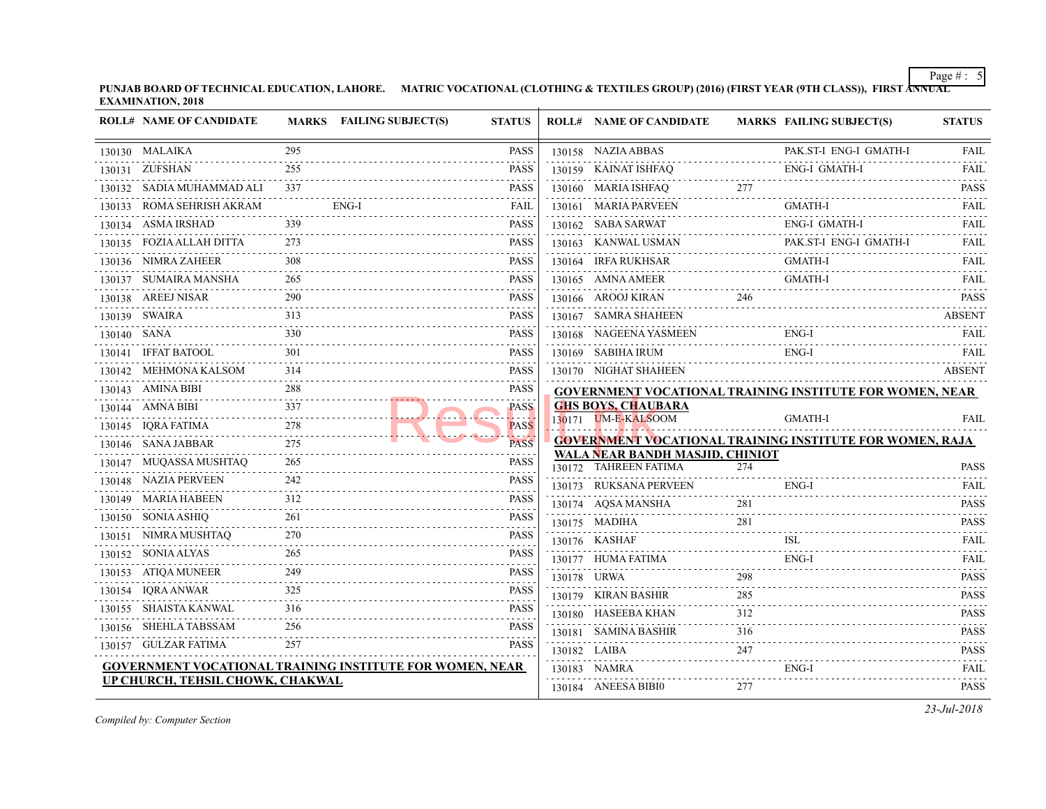PUNJAB BOARD OF TECHNICAL EDUCATION, LAHORE. MATRIC VOCATIONAL (CLOTHING & TEXTILES GROUP) (2016) (FIRST YEAR (9TH CLASS)), FIRST ANNUAL EXAMINATION, 2018

| ROLL# | NAME OF CANDIDATE | MARKS | FAILING SUBJECT(S) | STATUS |
|---|---|---|---|---|
| 130130 | MALAIKA | 295 | | PASS |
| 130131 | ZUFSHAN | 255 | | PASS |
| 130132 | SADIA MUHAMMAD ALI | 337 | | PASS |
| 130133 | ROMA SEHRISH AKRAM | | ENG-I | FAIL |
| 130134 | ASMA IRSHAD | 339 | | PASS |
| 130135 | FOZIA ALLAH DITTA | 273 | | PASS |
| 130136 | NIMRA ZAHEER | 308 | | PASS |
| 130137 | SUMAIRA MANSHA | 265 | | PASS |
| 130138 | AREEJ NISAR | 290 | | PASS |
| 130139 | SWAIRA | 313 | | PASS |
| 130140 | SANA | 330 | | PASS |
| 130141 | IFFAT BATOOL | 301 | | PASS |
| 130142 | MEHMONA KALSOM | 314 | | PASS |
| 130143 | AMINA BIBI | 288 | | PASS |
| 130144 | AMNA BIBI | 337 | | PASS |
| 130145 | IQRA FATIMA | 278 | | PASS |
| 130146 | SANA JABBAR | 275 | | PASS |
| 130147 | MUQASSA MUSHTAQ | 265 | | PASS |
| 130148 | NAZIA PERVEEN | 242 | | PASS |
| 130149 | MARIA HABEEN | 312 | | PASS |
| 130150 | SONIA ASHIQ | 261 | | PASS |
| 130151 | NIMRA MUSHTAQ | 270 | | PASS |
| 130152 | SONIA ALYAS | 265 | | PASS |
| 130153 | ATIQA MUNEER | 249 | | PASS |
| 130154 | IQRA ANWAR | 325 | | PASS |
| 130155 | SHAISTA KANWAL | 316 | | PASS |
| 130156 | SHEHLA TABSSAM | 256 | | PASS |
| 130157 | GULZAR FATIMA | 257 | | PASS |

**GOVERNMENT VOCATIONAL TRAINING INSTITUTE FOR WOMEN, NEAR UP CHURCH, TEHSIL CHOWK, CHAKWAL**

| ROLL# | NAME OF CANDIDATE | MARKS | FAILING SUBJECT(S) | STATUS |
|---|---|---|---|---|
| 130158 | NAZIA ABBAS | | PAK.ST-I ENG-I GMATH-I | FAIL |
| 130159 | KAINAT ISHFAQ | | ENG-I GMATH-I | FAIL |
| 130160 | MARIA ISHFAQ | 277 | | PASS |
| 130161 | MARIA PARVEEN | | GMATH-I | FAIL |
| 130162 | SABA SARWAT | | ENG-I GMATH-I | FAIL |
| 130163 | KANWAL USMAN | | PAK.ST-I ENG-I GMATH-I | FAIL |
| 130164 | IRFA RUKHSAR | | GMATH-I | FAIL |
| 130165 | AMNA AMEER | | GMATH-I | FAIL |
| 130166 | AROOJ KIRAN | 246 | | PASS |
| 130167 | SAMRA SHAHEEN | | | ABSENT |
| 130168 | NAGEENA YASMEEN | | ENG-I | FAIL |
| 130169 | SABIHA IRUM | | ENG-I | FAIL |
| 130170 | NIGHAT SHAHEEN | | | ABSENT |

**GOVERNMENT VOCATIONAL TRAINING INSTITUTE FOR WOMEN, NEAR GHS BOYS, CHAUBARA**

| ROLL# | NAME OF CANDIDATE | MARKS | FAILING SUBJECT(S) | STATUS |
|---|---|---|---|---|
| 130171 | UM-E-KALSOOM | | GMATH-I | FAIL |

**GOVERNMENT VOCATIONAL TRAINING INSTITUTE FOR WOMEN, RAJA WALA NEAR BANDH MASJID, CHINIOT**

| ROLL# | NAME OF CANDIDATE | MARKS | FAILING SUBJECT(S) | STATUS |
|---|---|---|---|---|
| 130172 | TAHREEN FATIMA | 274 | | PASS |
| 130173 | RUKSANA PERVEEN | | ENG-I | FAIL |
| 130174 | AQSA MANSHA | 281 | | PASS |
| 130175 | MADIHA | 281 | | PASS |
| 130176 | KASHAF | | ISL | FAIL |
| 130177 | HUMA FATIMA | | ENG-I | FAIL |
| 130178 | URWA | 298 | | PASS |
| 130179 | KIRAN BASHIR | 285 | | PASS |
| 130180 | HASEEBA KHAN | 312 | | PASS |
| 130181 | SAMINA BASHIR | 316 | | PASS |
| 130182 | LAIBA | 247 | | PASS |
| 130183 | NAMRA | | ENG-I | FAIL |
| 130184 | ANEESA BIBI0 | 277 | | PASS |

*Compiled by: Computer Section*

*23-Jul-2018*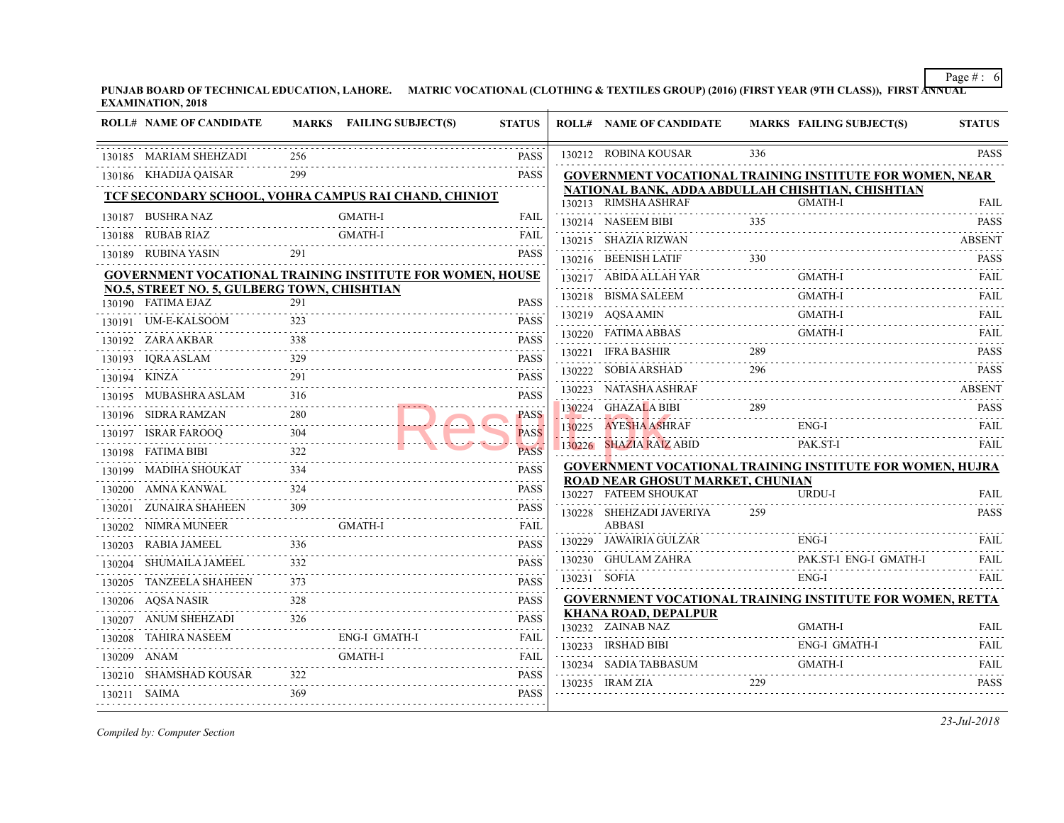PUNJAB BOARD OF TECHNICAL EDUCATION, LAHORE. MATRIC VOCATIONAL (CLOTHING & TEXTILES GROUP) (2016) (FIRST YEAR (9TH CLASS)), FIRST ANNUAL EXAMINATION, 2018

| ROLL# | NAME OF CANDIDATE | MARKS | FAILING SUBJECT(S) | STATUS |
|---|---|---|---|---|
| 130185 | MARIAM SHEHZADI | 256 | | PASS |
| 130186 | KHADIJA QAISAR | 299 | | PASS |

**TCF SECONDARY SCHOOL, VOHRA CAMPUS RAI CHAND, CHINIOT**

| ROLL# | NAME OF CANDIDATE | MARKS | FAILING SUBJECT(S) | STATUS |
|---|---|---|---|---|
| 130187 | BUSHRA NAZ | | GMATH-I | FAIL |
| 130188 | RUBAB RIAZ | | GMATH-I | FAIL |
| 130189 | RUBINA YASIN | 291 | | PASS |

**GOVERNMENT VOCATIONAL TRAINING INSTITUTE FOR WOMEN, HOUSE NO.5, STREET NO. 5, GULBERG TOWN, CHISHTIAN**

| ROLL# | NAME OF CANDIDATE | MARKS | FAILING SUBJECT(S) | STATUS |
|---|---|---|---|---|
| 130190 | FATIMA EJAZ | 291 | | PASS |
| 130191 | UM-E-KALSOOM | 323 | | PASS |
| 130192 | ZARA AKBAR | 338 | | PASS |
| 130193 | IQRA ASLAM | 329 | | PASS |
| 130194 | KINZA | 291 | | PASS |
| 130195 | MUBASHRA ASLAM | 316 | | PASS |
| 130196 | SIDRA RAMZAN | 280 | | PASS |
| 130197 | ISRAR FAROOQ | 304 | | PASS |
| 130198 | FATIMA BIBI | 322 | | PASS |
| 130199 | MADIHA SHOUKAT | 334 | | PASS |
| 130200 | AMNA KANWAL | 324 | | PASS |
| 130201 | ZUNAIRA SHAHEEN | 309 | | PASS |
| 130202 | NIMRA MUNEER | | GMATH-I | FAIL |
| 130203 | RABIA JAMEEL | 336 | | PASS |
| 130204 | SHUMAILA JAMEEL | 332 | | PASS |
| 130205 | TANZEELA SHAHEEN | 373 | | PASS |
| 130206 | AQSA NASIR | 328 | | PASS |
| 130207 | ANUM SHEHZADI | 326 | | PASS |
| 130208 | TAHIRA NASEEM | | ENG-I GMATH-I | FAIL |
| 130209 | ANAM | | GMATH-I | FAIL |
| 130210 | SHAMSHAD KOUSAR | 322 | | PASS |
| 130211 | SAIMA | 369 | | PASS |
| 130212 | ROBINA KOUSAR | 336 | | PASS |

**GOVERNMENT VOCATIONAL TRAINING INSTITUTE FOR WOMEN, NEAR NATIONAL BANK, ADDA ABDULLAH CHISHTIAN, CHISHTIAN**

| ROLL# | NAME OF CANDIDATE | MARKS | FAILING SUBJECT(S) | STATUS |
|---|---|---|---|---|
| 130213 | RIMSHA ASHRAF | | GMATH-I | FAIL |
| 130214 | NASEEM BIBI | 335 | | PASS |
| 130215 | SHAZIA RIZWAN | | | ABSENT |
| 130216 | BEENISH LATIF | 330 | | PASS |
| 130217 | ABIDA ALLAH YAR | | GMATH-I | FAIL |
| 130218 | BISMA SALEEM | | GMATH-I | FAIL |
| 130219 | AQSA AMIN | | GMATH-I | FAIL |
| 130220 | FATIMA ABBAS | | GMATH-I | FAIL |
| 130221 | IFRA BASHIR | 289 | | PASS |
| 130222 | SOBIA ARSHAD | 296 | | PASS |
| 130223 | NATASHA ASHRAF | | | ABSENT |
| 130224 | GHAZALA BIBI | 289 | | PASS |
| 130225 | AYESHA ASHRAF | | ENG-I | FAIL |
| 130226 | SHAZIA RAIZ ABID | | PAK.ST-I | FAIL |

**GOVERNMENT VOCATIONAL TRAINING INSTITUTE FOR WOMEN, HUJRA ROAD NEAR GHOSUT MARKET, CHUNIAN**

| ROLL# | NAME OF CANDIDATE | MARKS | FAILING SUBJECT(S) | STATUS |
|---|---|---|---|---|
| 130227 | FATEEM SHOUKAT | | URDU-I | FAIL |
| 130228 | SHEHZADI JAVERIYA ABBASI | 259 | | PASS |
| 130229 | JAWAIRIA GULZAR | | ENG-I | FAIL |
| 130230 | GHULAM ZAHRA | | PAK.ST-I ENG-I GMATH-I | FAIL |
| 130231 | SOFIA | | ENG-I | FAIL |

**GOVERNMENT VOCATIONAL TRAINING INSTITUTE FOR WOMEN, RETTA KHANA ROAD, DEPALPUR**

| ROLL# | NAME OF CANDIDATE | MARKS | FAILING SUBJECT(S) | STATUS |
|---|---|---|---|---|
| 130232 | ZAINAB NAZ | | GMATH-I | FAIL |
| 130233 | IRSHAD BIBI | | ENG-I GMATH-I | FAIL |
| 130234 | SADIA TABBASUM | | GMATH-I | FAIL |
| 130235 | IRAM ZIA | 229 | | PASS |

*Compiled by: Computer Section*

*23-Jul-2018*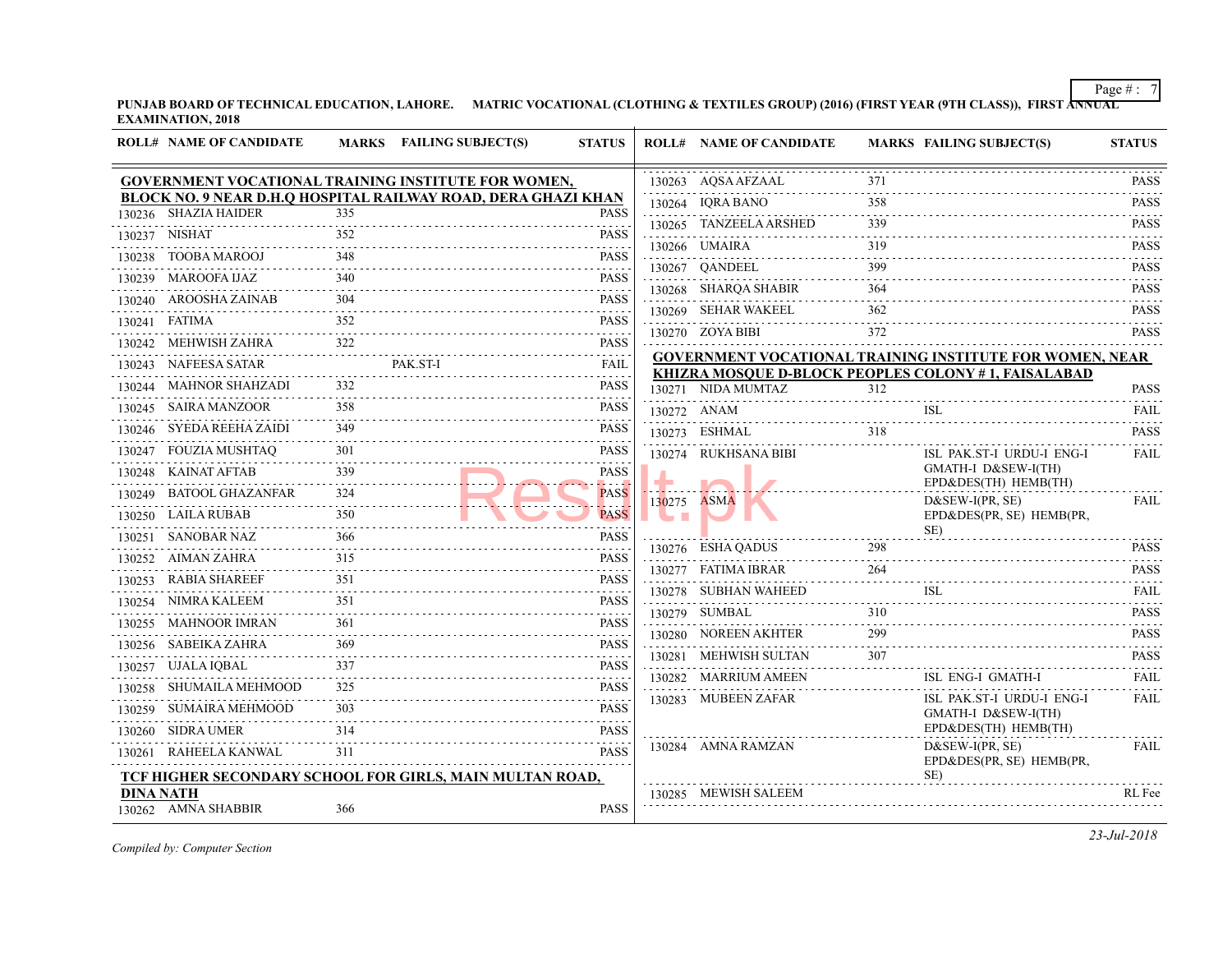PUNJAB BOARD OF TECHNICAL EDUCATION, LAHORE. MATRIC VOCATIONAL (CLOTHING & TEXTILES GROUP) (2016) (FIRST YEAR (9TH CLASS)), FIRST ANNUAL EXAMINATION, 2018

**GOVERNMENT VOCATIONAL TRAINING INSTITUTE FOR WOMEN, BLOCK NO. 9 NEAR D.H.Q HOSPITAL RAILWAY ROAD, DERA GHAZI KHAN**

| ROLL# | NAME OF CANDIDATE | MARKS | FAILING SUBJECT(S) | STATUS |
|---|---|---|---|---|
| 130236 | SHAZIA HAIDER | 335 | | PASS |
| 130237 | NISHAT | 352 | | PASS |
| 130238 | TOOBA MAROOJ | 348 | | PASS |
| 130239 | MAROOFA IJAZ | 340 | | PASS |
| 130240 | AROOSHA ZAINAB | 304 | | PASS |
| 130241 | FATIMA | 352 | | PASS |
| 130242 | MEHWISH ZAHRA | 322 | | PASS |
| 130243 | NAFEESA SATAR | | PAK.ST-I | FAIL |
| 130244 | MAHNOR SHAHZADI | 332 | | PASS |
| 130245 | SAIRA MANZOOR | 358 | | PASS |
| 130246 | SYEDA REEHA ZAIDI | 349 | | PASS |
| 130247 | FOUZIA MUSHTAQ | 301 | | PASS |
| 130248 | KAINAT AFTAB | 339 | | PASS |
| 130249 | BATOOL GHAZANFAR | 324 | | PASS |
| 130250 | LAILA RUBAB | 350 | | PASS |
| 130251 | SANOBAR NAZ | 366 | | PASS |
| 130252 | AIMAN ZAHRA | 315 | | PASS |
| 130253 | RABIA SHAREEF | 351 | | PASS |
| 130254 | NIMRA KALEEM | 351 | | PASS |
| 130255 | MAHNOOR IMRAN | 361 | | PASS |
| 130256 | SABEIKA ZAHRA | 369 | | PASS |
| 130257 | UJALA IQBAL | 337 | | PASS |
| 130258 | SHUMAILA MEHMOOD | 325 | | PASS |
| 130259 | SUMAIRA MEHMOOD | 303 | | PASS |
| 130260 | SIDRA UMER | 314 | | PASS |
| 130261 | RAHEELA KANWAL | 311 | | PASS |

**TCF HIGHER SECONDARY SCHOOL FOR GIRLS, MAIN MULTAN ROAD, DINA NATH**

| ROLL# | NAME OF CANDIDATE | MARKS | FAILING SUBJECT(S) | STATUS |
|---|---|---|---|---|
| 130262 | AMNA SHABBIR | 366 | | PASS |
| 130263 | AQSA AFZAAL | 371 | | PASS |
| 130264 | IQRA BANO | 358 | | PASS |
| 130265 | TANZEELA ARSHED | 339 | | PASS |
| 130266 | UMAIRA | 319 | | PASS |
| 130267 | QANDEEL | 399 | | PASS |
| 130268 | SHARQA SHABIR | 364 | | PASS |
| 130269 | SEHAR WAKEEL | 362 | | PASS |
| 130270 | ZOYA BIBI | 372 | | PASS |

**GOVERNMENT VOCATIONAL TRAINING INSTITUTE FOR WOMEN, NEAR KHIZRA MOSQUE D-BLOCK PEOPLES COLONY # 1, FAISALABAD**

| ROLL# | NAME OF CANDIDATE | MARKS | FAILING SUBJECT(S) | STATUS |
|---|---|---|---|---|
| 130271 | NIDA MUMTAZ | 312 | | PASS |
| 130272 | ANAM | | ISL | FAIL |
| 130273 | ESHMAL | 318 | | PASS |
| 130274 | RUKHSANA BIBI | | ISL PAK.ST-I URDU-I ENG-I GMATH-I D&SEW-I(TH) EPD&DES(TH) HEMB(TH) | FAIL |
| 130275 | ASMA | | D&SEW-I(PR, SE) EPD&DES(PR, SE) HEMB(PR, SE) | FAIL |
| 130276 | ESHA QADUS | 298 | | PASS |
| 130277 | FATIMA IBRAR | 264 | | PASS |
| 130278 | SUBHAN WAHEED | | ISL | FAIL |
| 130279 | SUMBAL | 310 | | PASS |
| 130280 | NOREEN AKHTER | 299 | | PASS |
| 130281 | MEHWISH SULTAN | 307 | | PASS |
| 130282 | MARRIUM AMEEN | | ISL ENG-I GMATH-I | FAIL |
| 130283 | MUBEEN ZAFAR | | ISL PAK.ST-I URDU-I ENG-I GMATH-I D&SEW-I(TH) EPD&DES(TH) HEMB(TH) | FAIL |
| 130284 | AMNA RAMZAN | | D&SEW-I(PR, SE) EPD&DES(PR, SE) HEMB(PR, SE) | FAIL |
| 130285 | MEWISH SALEEM | | | RL Fee |

*Compiled by: Computer Section*

*23-Jul-2018*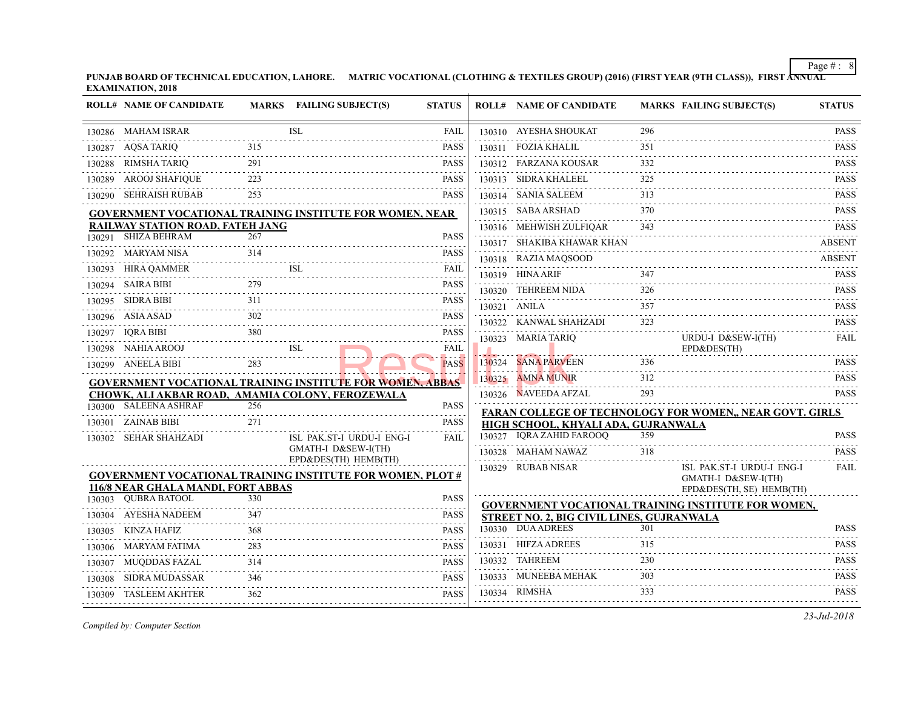**PUNJAB BOARD OF TECHNICAL EDUCATION, LAHORE. MATRIC VOCATIONAL (CLOTHING & TEXTILES GROUP) (2016) (FIRST YEAR (9TH CLASS)), FIRST ANNUAL EXAMINATION, 2018**

| ROLL# | NAME OF CANDIDATE | MARKS | FAILING SUBJECT(S) | STATUS |
|---|---|---|---|---|
| 130286 | MAHAM ISRAR | | ISL | FAIL |
| 130287 | AQSA TARIQ | 315 | | PASS |
| 130288 | RIMSHA TARIQ | 291 | | PASS |
| 130289 | AROOJ SHAFIQUE | 223 | | PASS |
| 130290 | SEHRAISH RUBAB | 253 | | PASS |

**GOVERNMENT VOCATIONAL TRAINING INSTITUTE FOR WOMEN, NEAR RAILWAY STATION ROAD, FATEH JANG**

| ROLL# | NAME OF CANDIDATE | MARKS | FAILING SUBJECT(S) | STATUS |
|---|---|---|---|---|
| 130291 | SHIZA BEHRAM | 267 | | PASS |
| 130292 | MARYAM NISA | 314 | | PASS |
| 130293 | HIRA QAMMER | | ISL | FAIL |
| 130294 | SAIRA BIBI | 279 | | PASS |
| 130295 | SIDRA BIBI | 311 | | PASS |
| 130296 | ASIA ASAD | 302 | | PASS |
| 130297 | IQRA BIBI | 380 | | PASS |
| 130298 | NAHIA AROOJ | | ISL | FAIL |
| 130299 | ANEELA BIBI | 283 | | PASS |

**GOVERNMENT VOCATIONAL TRAINING INSTITUTE FOR WOMEN, ABBAS CHOWK, ALI AKBAR ROAD, AMAMIA COLONY, FEROZEWALA**

| ROLL# | NAME OF CANDIDATE | MARKS | FAILING SUBJECT(S) | STATUS |
|---|---|---|---|---|
| 130300 | SALEENA ASHRAF | 256 | | PASS |
| 130301 | ZAINAB BIBI | 271 | | PASS |
| 130302 | SEHAR SHAHZADI | | ISL PAK.ST-I URDU-I ENG-I GMATH-I D&SEW-I(TH) EPD&DES(TH) HEMB(TH) | FAIL |

**GOVERNMENT VOCATIONAL TRAINING INSTITUTE FOR WOMEN, PLOT # 116/8 NEAR GHALA MANDI, FORT ABBAS**

| ROLL# | NAME OF CANDIDATE | MARKS | FAILING SUBJECT(S) | STATUS |
|---|---|---|---|---|
| 130303 | QUBRA BATOOL | 330 | | PASS |
| 130304 | AYESHA NADEEM | 347 | | PASS |
| 130305 | KINZA HAFIZ | 368 | | PASS |
| 130306 | MARYAM FATIMA | 283 | | PASS |
| 130307 | MUQDDAS FAZAL | 314 | | PASS |
| 130308 | SIDRA MUDASSAR | 346 | | PASS |
| 130309 | TASLEEM AKHTER | 362 | | PASS |
| 130310 | AYESHA SHOUKAT | 296 | | PASS |
| 130311 | FOZIA KHALIL | 351 | | PASS |
| 130312 | FARZANA KOUSAR | 332 | | PASS |
| 130313 | SIDRA KHALEEL | 325 | | PASS |
| 130314 | SANIA SALEEM | 313 | | PASS |
| 130315 | SABA ARSHAD | 370 | | PASS |
| 130316 | MEHWISH ZULFIQAR | 343 | | PASS |
| 130317 | SHAKIBA KHAWAR KHAN | | | ABSENT |
| 130318 | RAZIA MAQSOOD | | | ABSENT |
| 130319 | HINA ARIF | 347 | | PASS |
| 130320 | TEHREEM NIDA | 326 | | PASS |
| 130321 | ANILA | 357 | | PASS |
| 130322 | KANWAL SHAHZADI | 323 | | PASS |
| 130323 | MARIA TARIQ | | URDU-I D&SEW-I(TH) EPD&DES(TH) | FAIL |
| 130324 | SANA PARVEEN | 336 | | PASS |
| 130325 | AMNA MUNIR | 312 | | PASS |
| 130326 | NAVEEDA AFZAL | 293 | | PASS |

**FARAN COLLEGE OF TECHNOLOGY FOR WOMEN,, NEAR GOVT. GIRLS HIGH SCHOOL, KHYALI ADA, GUJRANWALA**

| ROLL# | NAME OF CANDIDATE | MARKS | FAILING SUBJECT(S) | STATUS |
|---|---|---|---|---|
| 130327 | IQRA ZAHID FAROOQ | 359 | | PASS |
| 130328 | MAHAM NAWAZ | 318 | | PASS |
| 130329 | RUBAB NISAR | | ISL PAK.ST-I URDU-I ENG-I GMATH-I D&SEW-I(TH) EPD&DES(TH, SE) HEMB(TH) | FAIL |

**GOVERNMENT VOCATIONAL TRAINING INSTITUTE FOR WOMEN, STREET NO. 2, BIG CIVIL LINES, GUJRANWALA**

| ROLL# | NAME OF CANDIDATE | MARKS | FAILING SUBJECT(S) | STATUS |
|---|---|---|---|---|
| 130330 | DUA ADREES | 301 | | PASS |
| 130331 | HIFZA ADREES | 315 | | PASS |
| 130332 | TAHREEM | 230 | | PASS |
| 130333 | MUNEEBA MEHAK | 303 | | PASS |
| 130334 | RIMSHA | 333 | | PASS |

*Compiled by: Computer Section*

*23-Jul-2018*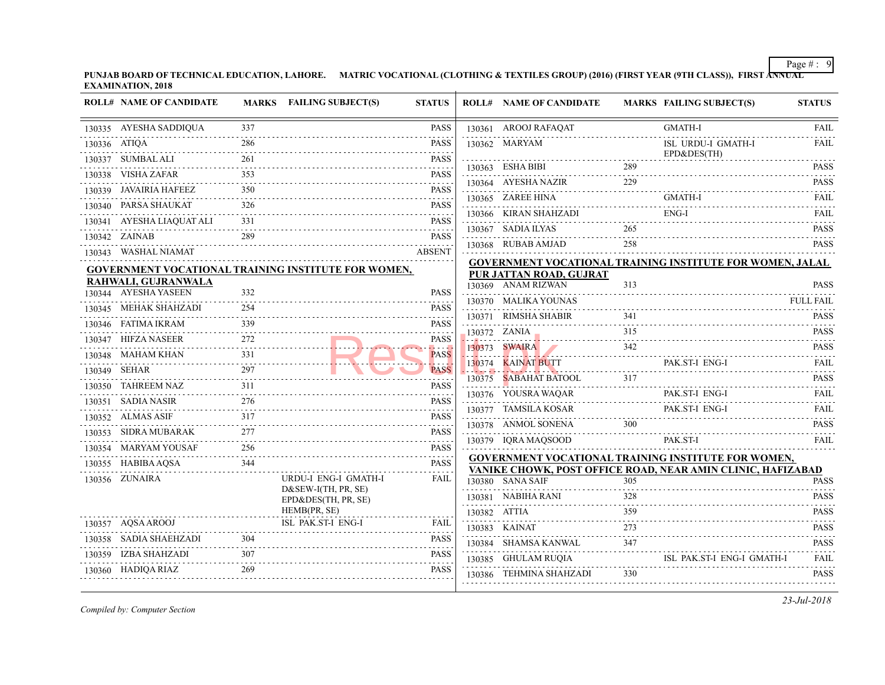PUNJAB BOARD OF TECHNICAL EDUCATION, LAHORE. MATRIC VOCATIONAL (CLOTHING & TEXTILES GROUP) (2016) (FIRST YEAR (9TH CLASS)), FIRST ANNUAL EXAMINATION, 2018

| ROLL# | NAME OF CANDIDATE | MARKS | FAILING SUBJECT(S) | STATUS |
|---|---|---|---|---|
| 130335 | AYESHA SADDIQUA | 337 | | PASS |
| 130336 | ATIQA | 286 | | PASS |
| 130337 | SUMBAL ALI | 261 | | PASS |
| 130338 | VISHA ZAFAR | 353 | | PASS |
| 130339 | JAVAIRIA HAFEEZ | 350 | | PASS |
| 130340 | PARSA SHAUKAT | 326 | | PASS |
| 130341 | AYESHA LIAQUAT ALI | 331 | | PASS |
| 130342 | ZAINAB | 289 | | PASS |
| 130343 | WASHAL NIAMAT | | | ABSENT |

**GOVERNMENT VOCATIONAL TRAINING INSTITUTE FOR WOMEN, RAHWALI, GUJRANWALA**

| ROLL# | NAME OF CANDIDATE | MARKS | FAILING SUBJECT(S) | STATUS |
|---|---|---|---|---|
| 130344 | AYESHA YASEEN | 332 | | PASS |
| 130345 | MEHAK SHAHZADI | 254 | | PASS |
| 130346 | FATIMA IKRAM | 339 | | PASS |
| 130347 | HIFZA NASEER | 272 | | PASS |
| 130348 | MAHAM KHAN | 331 | | PASS |
| 130349 | SEHAR | 297 | | PASS |
| 130350 | TAHREEM NAZ | 311 | | PASS |
| 130351 | SADIA NASIR | 276 | | PASS |
| 130352 | ALMAS ASIF | 317 | | PASS |
| 130353 | SIDRA MUBARAK | 277 | | PASS |
| 130354 | MARYAM YOUSAF | 256 | | PASS |
| 130355 | HABIBA AQSA | 344 | | PASS |
| 130356 | ZUNAIRA | | URDU-I ENG-I GMATH-I D&SEW-I(TH, PR, SE) EPD&DES(TH, PR, SE) HEMB(PR, SE) | FAIL |
| 130357 | AQSA AROOJ | | ISL PAK.ST-I ENG-I | FAIL |
| 130358 | SADIA SHAEHZADI | 304 | | PASS |
| 130359 | IZBA SHAHZADI | 307 | | PASS |
| 130360 | HADIQA RIAZ | 269 | | PASS |
| 130361 | AROOJ RAFAQAT | | GMATH-I | FAIL |
| 130362 | MARYAM | | ISL URDU-I GMATH-I EPD&DES(TH) | FAIL |
| 130363 | ESHA BIBI | 289 | | PASS |
| 130364 | AYESHA NAZIR | 229 | | PASS |
| 130365 | ZAREE HINA | | GMATH-I | FAIL |
| 130366 | KIRAN SHAHZADI | | ENG-I | FAIL |
| 130367 | SADIA ILYAS | 265 | | PASS |
| 130368 | RUBAB AMJAD | 258 | | PASS |

**GOVERNMENT VOCATIONAL TRAINING INSTITUTE FOR WOMEN, JALAL PUR JATTAN ROAD, GUJRAT**

| ROLL# | NAME OF CANDIDATE | MARKS | FAILING SUBJECT(S) | STATUS |
|---|---|---|---|---|
| 130369 | ANAM RIZWAN | 313 | | PASS |
| 130370 | MALIKA YOUNAS | | | FULL FAIL |
| 130371 | RIMSHA SHABIR | 341 | | PASS |
| 130372 | ZANIA | 315 | | PASS |
| 130373 | SWAIRA | 342 | | PASS |
| 130374 | KAINAT BUTT | | PAK.ST-I ENG-I | FAIL |
| 130375 | SABAHAT BATOOL | 317 | | PASS |
| 130376 | YOUSRA WAQAR | | PAK.ST-I ENG-I | FAIL |
| 130377 | TAMSILA KOSAR | | PAK.ST-I ENG-I | FAIL |
| 130378 | ANMOL SONENA | 300 | | PASS |
| 130379 | IQRA MAQSOOD | | PAK.ST-I | FAIL |

**GOVERNMENT VOCATIONAL TRAINING INSTITUTE FOR WOMEN, VANIKE CHOWK, POST OFFICE ROAD, NEAR AMIN CLINIC, HAFIZABAD**

| ROLL# | NAME OF CANDIDATE | MARKS | FAILING SUBJECT(S) | STATUS |
|---|---|---|---|---|
| 130380 | SANA SAIF | 305 | | PASS |
| 130381 | NABIHA RANI | 328 | | PASS |
| 130382 | ATTIA | 359 | | PASS |
| 130383 | KAINAT | 273 | | PASS |
| 130384 | SHAMSA KANWAL | 347 | | PASS |
| 130385 | GHULAM RUQIA | | ISL PAK.ST-I ENG-I GMATH-I | FAIL |
| 130386 | TEHMINA SHAHZADI | 330 | | PASS |

*Compiled by: Computer Section*

*23-Jul-2018*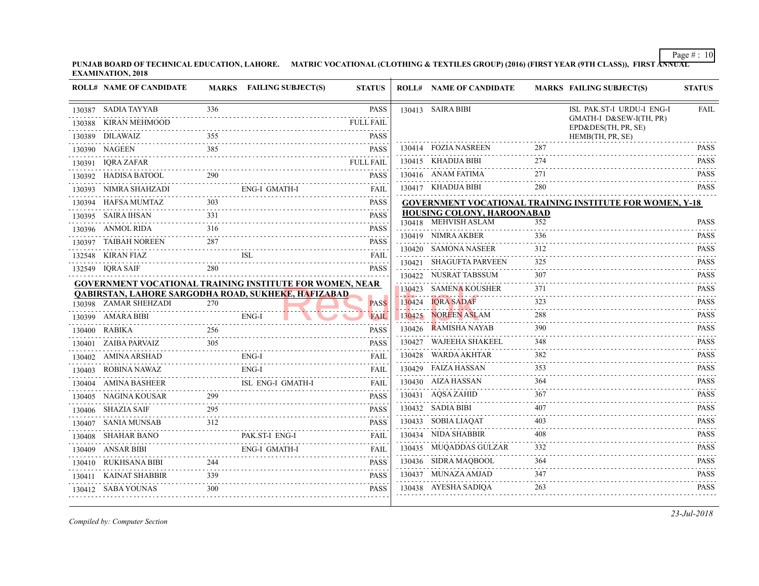PUNJAB BOARD OF TECHNICAL EDUCATION, LAHORE. MATRIC VOCATIONAL (CLOTHING & TEXTILES GROUP) (2016) (FIRST YEAR (9TH CLASS)), FIRST ANNUAL EXAMINATION, 2018

| ROLL# | NAME OF CANDIDATE | MARKS | FAILING SUBJECT(S) | STATUS |
|---|---|---|---|---|
| 130387 | SADIA TAYYAB | 336 | | PASS |
| 130388 | KIRAN MEHMOOD | | | FULL FAIL |
| 130389 | DILAWAIZ | 355 | | PASS |
| 130390 | NAGEEN | 385 | | PASS |
| 130391 | IQRA ZAFAR | | | FULL FAIL |
| 130392 | HADISA BATOOL | 290 | | PASS |
| 130393 | NIMRA SHAHZADI | | ENG-I GMATH-I | FAIL |
| 130394 | HAFSA MUMTAZ | 303 | | PASS |
| 130395 | SAIRA IHSAN | 331 | | PASS |
| 130396 | ANMOL RIDA | 316 | | PASS |
| 130397 | TAIBAH NOREEN | 287 | | PASS |
| 132548 | KIRAN FIAZ | | ISL | FAIL |
| 132549 | IQRA SAIF | 280 | | PASS |

**GOVERNMENT VOCATIONAL TRAINING INSTITUTE FOR WOMEN, NEAR QABIRSTAN, LAHORE SARGODHA ROAD, SUKHEKE, HAFIZABAD**

| ROLL# | NAME OF CANDIDATE | MARKS | FAILING SUBJECT(S) | STATUS |
|---|---|---|---|---|
| 130398 | ZAMAR SHEHZADI | 270 | | PASS |
| 130399 | AMARA BIBI | | ENG-I | FAIL |
| 130400 | RABIKA | 256 | | PASS |
| 130401 | ZAIBA PARVAIZ | 305 | | PASS |
| 130402 | AMINA ARSHAD | | ENG-I | FAIL |
| 130403 | ROBINA NAWAZ | | ENG-I | FAIL |
| 130404 | AMINA BASHEER | | ISL ENG-I GMATH-I | FAIL |
| 130405 | NAGINA KOUSAR | 299 | | PASS |
| 130406 | SHAZIA SAIF | 295 | | PASS |
| 130407 | SANIA MUNSAB | 312 | | PASS |
| 130408 | SHAHAR BANO | | PAK.ST-I ENG-I | FAIL |
| 130409 | ANSAR BIBI | | ENG-I GMATH-I | FAIL |
| 130410 | RUKHSANA BIBI | 244 | | PASS |
| 130411 | KAINAT SHABBIR | 339 | | PASS |
| 130412 | SABA YOUNAS | 300 | | PASS |
| 130413 | SAIRA BIBI | | ISL PAK.ST-I URDU-I ENG-I GMATH-I D&SEW-I(TH, PR) EPD&DES(TH, PR, SE) HEMB(TH, PR, SE) | FAIL |
| 130414 | FOZIA NASREEN | 287 | | PASS |
| 130415 | KHADIJA BIBI | 274 | | PASS |
| 130416 | ANAM FATIMA | 271 | | PASS |
| 130417 | KHADIJA BIBI | 280 | | PASS |

**GOVERNMENT VOCATIONAL TRAINING INSTITUTE FOR WOMEN, Y-18 HOUSING COLONY, HAROONABAD**

| ROLL# | NAME OF CANDIDATE | MARKS | FAILING SUBJECT(S) | STATUS |
|---|---|---|---|---|
| 130418 | MEHVISH ASLAM | 352 | | PASS |
| 130419 | NIMRA AKBER | 336 | | PASS |
| 130420 | SAMONA NASEER | 312 | | PASS |
| 130421 | SHAGUFTA PARVEEN | 325 | | PASS |
| 130422 | NUSRAT TABSSUM | 307 | | PASS |
| 130423 | SAMENA KOUSHER | 371 | | PASS |
| 130424 | IQRA SADAF | 323 | | PASS |
| 130425 | NOREEN ASLAM | 288 | | PASS |
| 130426 | RAMISHA NAYAB | 390 | | PASS |
| 130427 | WAJEEHA SHAKEEL | 348 | | PASS |
| 130428 | WARDA AKHTAR | 382 | | PASS |
| 130429 | FAIZA HASSAN | 353 | | PASS |
| 130430 | AIZA HASSAN | 364 | | PASS |
| 130431 | AQSA ZAHID | 367 | | PASS |
| 130432 | SADIA BIBI | 407 | | PASS |
| 130433 | SOBIA LIAQAT | 403 | | PASS |
| 130434 | NIDA SHABBIR | 408 | | PASS |
| 130435 | MUQADDAS GULZAR | 332 | | PASS |
| 130436 | SIDRA MAQBOOL | 364 | | PASS |
| 130437 | MUNAZA AMJAD | 347 | | PASS |
| 130438 | AYESHA SADIQA | 263 | | PASS |

*Compiled by: Computer Section*

*23-Jul-2018*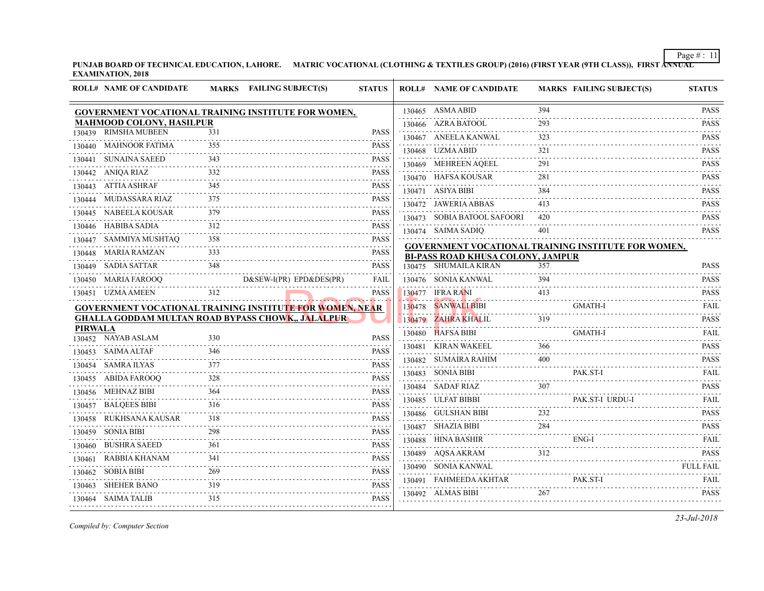PUNJAB BOARD OF TECHNICAL EDUCATION, LAHORE. MATRIC VOCATIONAL (CLOTHING & TEXTILES GROUP) (2016) (FIRST YEAR (9TH CLASS)), FIRST ANNUAL EXAMINATION, 2018

| ROLL# | NAME OF CANDIDATE | MARKS | FAILING SUBJECT(S) | STATUS |
|---|---|---|---|---|
| **GOVERNMENT VOCATIONAL TRAINING INSTITUTE FOR WOMEN, MAHMOOD COLONY, HASILPUR** | | | | |
| 130439 | RIMSHA MUBEEN | 331 | | PASS |
| 130440 | MAHNOOR FATIMA | 355 | | PASS |
| 130441 | SUNAINA SAEED | 343 | | PASS |
| 130442 | ANIQA RIAZ | 332 | | PASS |
| 130443 | ATTIA ASHRAF | 345 | | PASS |
| 130444 | MUDASSARA RIAZ | 375 | | PASS |
| 130445 | NABEELA KOUSAR | 379 | | PASS |
| 130446 | HABIBA SADIA | 312 | | PASS |
| 130447 | SAMMIYA MUSHTAQ | 358 | | PASS |
| 130448 | MARIA RAMZAN | 333 | | PASS |
| 130449 | SADIA SATTAR | 348 | | PASS |
| 130450 | MARIA FAROOQ | | D&SEW-I(PR) EPD&DES(PR) | FAIL |
| 130451 | UZMA AMEEN | 312 | | PASS |
| **GOVERNMENT VOCATIONAL TRAINING INSTITUTE FOR WOMEN, NEAR GHALLA GODDAM MULTAN ROAD BYPASS CHOWK,, JALALPUR PIRWALA** | | | | |
| 130452 | NAYAB ASLAM | 330 | | PASS |
| 130453 | SAIMA ALTAF | 346 | | PASS |
| 130454 | SAMRA ILYAS | 377 | | PASS |
| 130455 | ABIDA FAROOQ | 328 | | PASS |
| 130456 | MEHNAZ BIBI | 364 | | PASS |
| 130457 | BALQEES BIBI | 316 | | PASS |
| 130458 | RUKHSANA KAUSAR | 318 | | PASS |
| 130459 | SONIA BIBI | 298 | | PASS |
| 130460 | BUSHRA SAEED | 361 | | PASS |
| 130461 | RABBIA KHANAM | 341 | | PASS |
| 130462 | SOBIA BIBI | 269 | | PASS |
| 130463 | SHEHER BANO | 319 | | PASS |
| 130464 | SAIMA TALIB | 315 | | PASS |
| 130465 | ASMA ABID | 394 | | PASS |
| 130466 | AZRA BATOOL | 293 | | PASS |
| 130467 | ANEELA KANWAL | 323 | | PASS |
| 130468 | UZMA ABID | 321 | | PASS |
| 130469 | MEHREEN AQEEL | 291 | | PASS |
| 130470 | HAFSA KOUSAR | 281 | | PASS |
| 130471 | ASIYA BIBI | 384 | | PASS |
| 130472 | JAWERIA ABBAS | 413 | | PASS |
| 130473 | SOBIA BATOOL SAFOORI | 420 | | PASS |
| 130474 | SAIMA SADIQ | 401 | | PASS |
| **GOVERNMENT VOCATIONAL TRAINING INSTITUTE FOR WOMEN, BI-PASS ROAD KHUSA COLONY, JAMPUR** | | | | |
| 130475 | SHUMAILA KIRAN | 357 | | PASS |
| 130476 | SONIA KANWAL | 394 | | PASS |
| 130477 | IFRA RANI | 413 | | PASS |
| 130478 | SANWALI BIBI | | GMATH-I | FAIL |
| 130479 | ZAHRA KHALIL | 319 | | PASS |
| 130480 | HAFSA BIBI | | GMATH-I | FAIL |
| 130481 | KIRAN WAKEEL | 366 | | PASS |
| 130482 | SUMAIRA RAHIM | 400 | | PASS |
| 130483 | SONIA BIBI | | PAK.ST-I | FAIL |
| 130484 | SADAF RIAZ | 307 | | PASS |
| 130485 | ULFAT BIBBI | | PAK.ST-I URDU-I | FAIL |
| 130486 | GULSHAN BIBI | 232 | | PASS |
| 130487 | SHAZIA BIBI | 284 | | PASS |
| 130488 | HINA BASHIR | | ENG-I | FAIL |
| 130489 | AQSA AKRAM | 312 | | PASS |
| 130490 | SONIA KANWAL | | | FULL FAIL |
| 130491 | FAHMEEDA AKHTAR | | PAK.ST-I | FAIL |
| 130492 | ALMAS BIBI | 267 | | PASS |

*Compiled by: Computer Section*

*23-Jul-2018*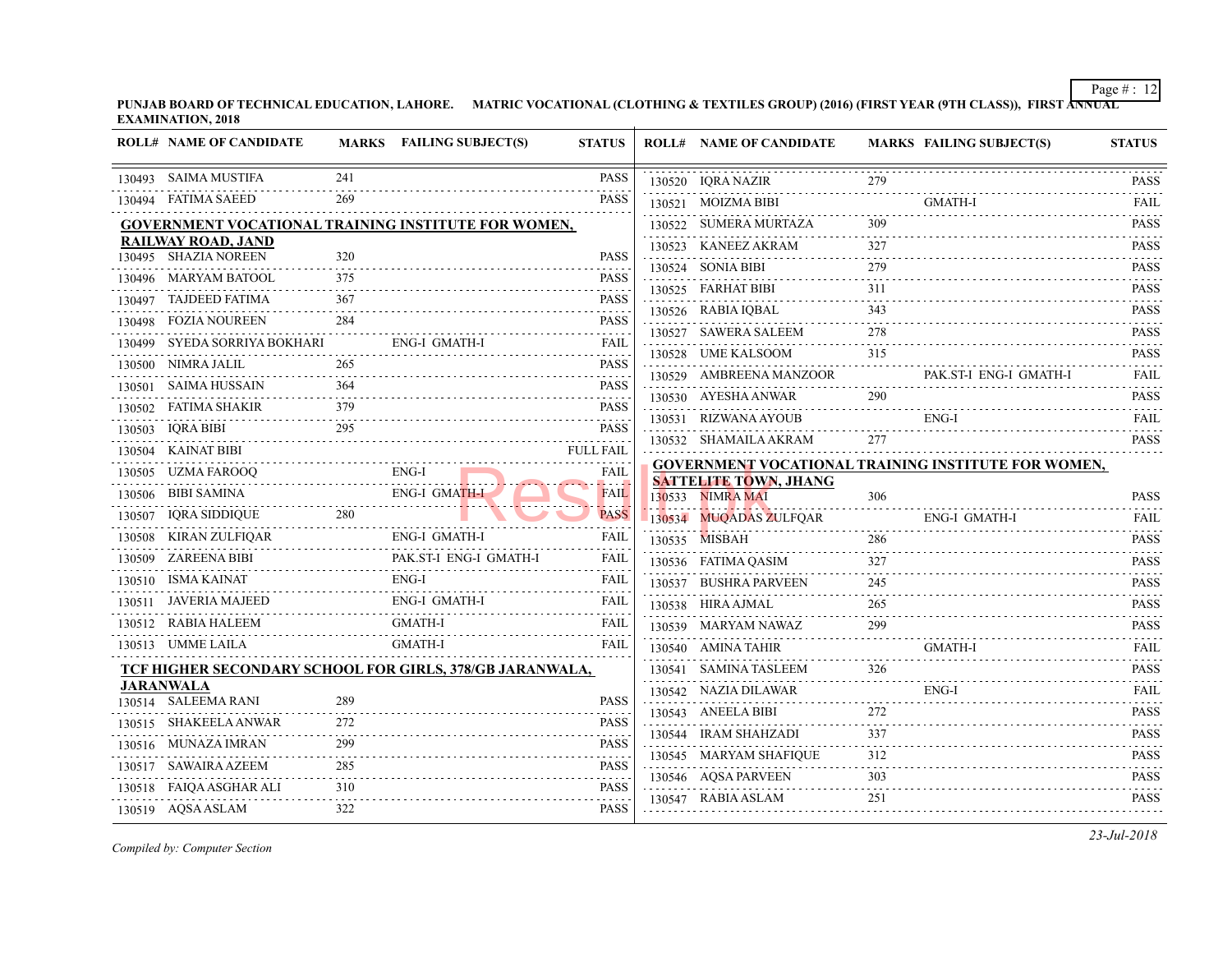PUNJAB BOARD OF TECHNICAL EDUCATION, LAHORE. MATRIC VOCATIONAL (CLOTHING & TEXTILES GROUP) (2016) (FIRST YEAR (9TH CLASS)), FIRST ANNUAL EXAMINATION, 2018

| ROLL# | NAME OF CANDIDATE | MARKS | FAILING SUBJECT(S) | STATUS |
|---|---|---|---|---|
| 130493 | SAIMA MUSTIFA | 241 | | PASS |
| 130494 | FATIMA SAEED | 269 | | PASS |

**GOVERNMENT VOCATIONAL TRAINING INSTITUTE FOR WOMEN, RAILWAY ROAD, JAND**

| ROLL# | NAME OF CANDIDATE | MARKS | FAILING SUBJECT(S) | STATUS |
|---|---|---|---|---|
| 130495 | SHAZIA NOREEN | 320 | | PASS |
| 130496 | MARYAM BATOOL | 375 | | PASS |
| 130497 | TAJDEED FATIMA | 367 | | PASS |
| 130498 | FOZIA NOUREEN | 284 | | PASS |
| 130499 | SYEDA SORRIYA BOKHARI | | ENG-I GMATH-I | FAIL |
| 130500 | NIMRA JALIL | 265 | | PASS |
| 130501 | SAIMA HUSSAIN | 364 | | PASS |
| 130502 | FATIMA SHAKIR | 379 | | PASS |
| 130503 | IQRA BIBI | 295 | | PASS |
| 130504 | KAINAT BIBI | | | FULL FAIL |
| 130505 | UZMA FAROOQ | | ENG-I | FAIL |
| 130506 | BIBI SAMINA | | ENG-I GMATH-I | FAIL |
| 130507 | IQRA SIDDIQUE | 280 | | PASS |
| 130508 | KIRAN ZULFIQAR | | ENG-I GMATH-I | FAIL |
| 130509 | ZAREENA BIBI | | PAK.ST-I ENG-I GMATH-I | FAIL |
| 130510 | ISMA KAINAT | | ENG-I | FAIL |
| 130511 | JAVERIA MAJEED | | ENG-I GMATH-I | FAIL |
| 130512 | RABIA HALEEM | | GMATH-I | FAIL |
| 130513 | UMME LAILA | | GMATH-I | FAIL |

**TCF HIGHER SECONDARY SCHOOL FOR GIRLS, 378/GB JARANWALA, JARANWALA**

| ROLL# | NAME OF CANDIDATE | MARKS | FAILING SUBJECT(S) | STATUS |
|---|---|---|---|---|
| 130514 | SALEEMA RANI | 289 | | PASS |
| 130515 | SHAKEELA ANWAR | 272 | | PASS |
| 130516 | MUNAZA IMRAN | 299 | | PASS |
| 130517 | SAWAIRA AZEEM | 285 | | PASS |
| 130518 | FAIQA ASGHAR ALI | 310 | | PASS |
| 130519 | AQSA ASLAM | 322 | | PASS |
| 130520 | IQRA NAZIR | 279 | | PASS |
| 130521 | MOIZMA BIBI | | GMATH-I | FAIL |
| 130522 | SUMERA MURTAZA | 309 | | PASS |
| 130523 | KANEEZ AKRAM | 327 | | PASS |
| 130524 | SONIA BIBI | 279 | | PASS |
| 130525 | FARHAT BIBI | 311 | | PASS |
| 130526 | RABIA IQBAL | 343 | | PASS |
| 130527 | SAWERA SALEEM | 278 | | PASS |
| 130528 | UME KALSOOM | 315 | | PASS |
| 130529 | AMBREENA MANZOOR | | PAK.ST-I ENG-I GMATH-I | FAIL |
| 130530 | AYESHA ANWAR | 290 | | PASS |
| 130531 | RIZWANA AYOUB | | ENG-I | FAIL |
| 130532 | SHAMAILA AKRAM | 277 | | PASS |

**GOVERNMENT VOCATIONAL TRAINING INSTITUTE FOR WOMEN, SATTELITE TOWN, JHANG**

| ROLL# | NAME OF CANDIDATE | MARKS | FAILING SUBJECT(S) | STATUS |
|---|---|---|---|---|
| 130533 | NIMRA MAI | 306 | | PASS |
| 130534 | MUQADAS ZULFQAR | | ENG-I GMATH-I | FAIL |
| 130535 | MISBAH | 286 | | PASS |
| 130536 | FATIMA QASIM | 327 | | PASS |
| 130537 | BUSHRA PARVEEN | 245 | | PASS |
| 130538 | HIRA AJMAL | 265 | | PASS |
| 130539 | MARYAM NAWAZ | 299 | | PASS |
| 130540 | AMINA TAHIR | | GMATH-I | FAIL |
| 130541 | SAMINA TASLEEM | 326 | | PASS |
| 130542 | NAZIA DILAWAR | | ENG-I | FAIL |
| 130543 | ANEELA BIBI | 272 | | PASS |
| 130544 | IRAM SHAHZADI | 337 | | PASS |
| 130545 | MARYAM SHAFIQUE | 312 | | PASS |
| 130546 | AQSA PARVEEN | 303 | | PASS |
| 130547 | RABIA ASLAM | 251 | | PASS |

*Compiled by: Computer Section*

*23-Jul-2018*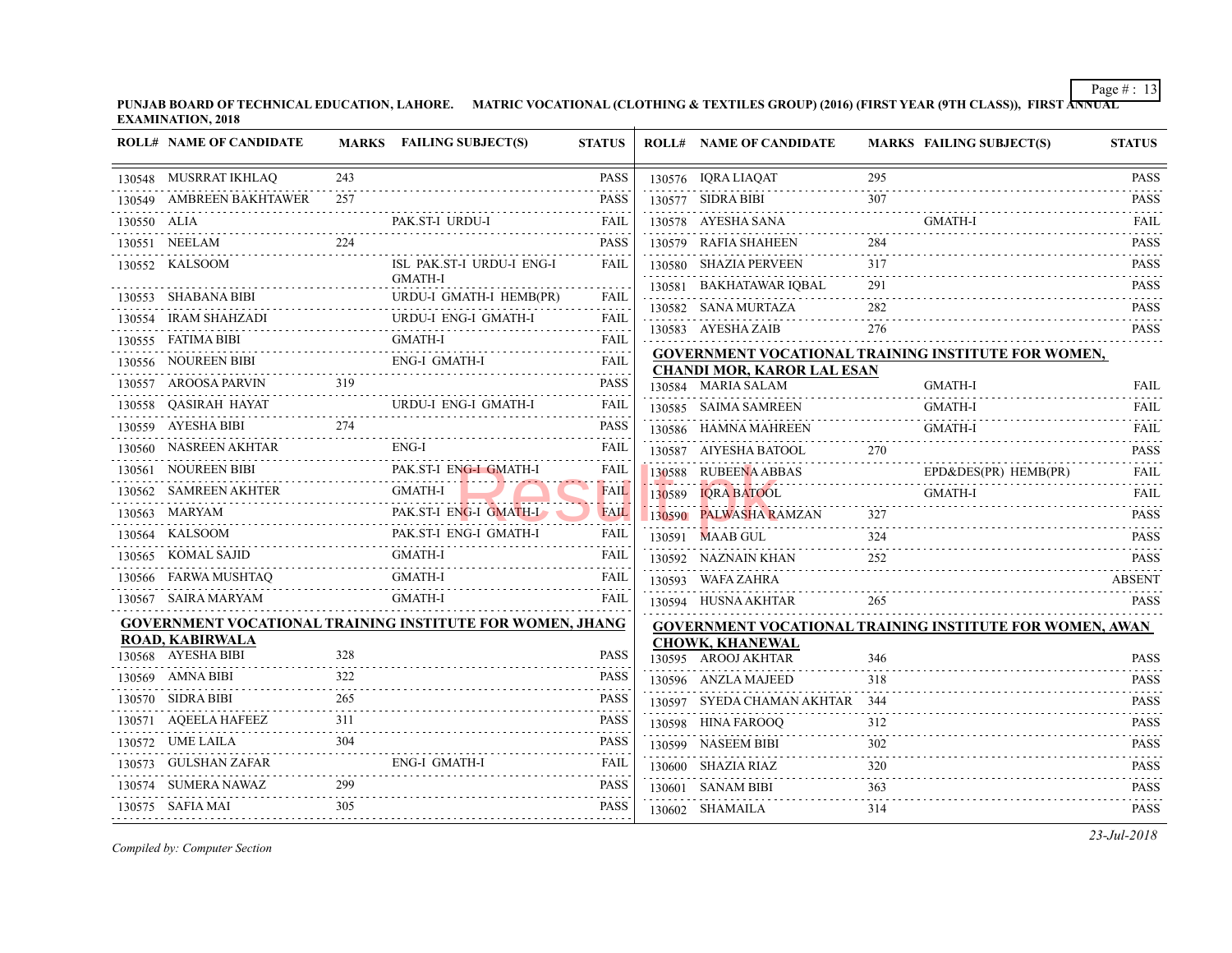**PUNJAB BOARD OF TECHNICAL EDUCATION, LAHORE. MATRIC VOCATIONAL (CLOTHING & TEXTILES GROUP) (2016) (FIRST YEAR (9TH CLASS)), FIRST ANNUAL EXAMINATION, 2018**

| ROLL# | NAME OF CANDIDATE | MARKS | FAILING SUBJECT(S) | STATUS |
|---|---|---|---|---|
| 130548 | MUSRRAT IKHLAQ | 243 | | PASS |
| 130549 | AMBREEN BAKHTAWER | 257 | | PASS |
| 130550 | ALIA | | PAK.ST-I URDU-I | FAIL |
| 130551 | NEELAM | 224 | | PASS |
| 130552 | KALSOOM | | ISL PAK.ST-I URDU-I ENG-I GMATH-I | FAIL |
| 130553 | SHABANA BIBI | | URDU-I GMATH-I HEMB(PR) | FAIL |
| 130554 | IRAM SHAHZADI | | URDU-I ENG-I GMATH-I | FAIL |
| 130555 | FATIMA BIBI | | GMATH-I | FAIL |
| 130556 | NOUREEN BIBI | | ENG-I GMATH-I | FAIL |
| 130557 | AROOSA PARVIN | 319 | | PASS |
| 130558 | QASIRAH HAYAT | | URDU-I ENG-I GMATH-I | FAIL |
| 130559 | AYESHA BIBI | 274 | | PASS |
| 130560 | NASREEN AKHTAR | | ENG-I | FAIL |
| 130561 | NOUREEN BIBI | | PAK.ST-I ENG-I GMATH-I | FAIL |
| 130562 | SAMREEN AKHTER | | GMATH-I | FAIL |
| 130563 | MARYAM | | PAK.ST-I ENG-I GMATH-I | FAIL |
| 130564 | KALSOOM | | PAK.ST-I ENG-I GMATH-I | FAIL |
| 130565 | KOMAL SAJID | | GMATH-I | FAIL |
| 130566 | FARWA MUSHTAQ | | GMATH-I | FAIL |
| 130567 | SAIRA MARYAM | | GMATH-I | FAIL |

**GOVERNMENT VOCATIONAL TRAINING INSTITUTE FOR WOMEN, JHANG ROAD, KABIRWALA**

| ROLL# | NAME OF CANDIDATE | MARKS | FAILING SUBJECT(S) | STATUS |
|---|---|---|---|---|
| 130568 | AYESHA BIBI | 328 | | PASS |
| 130569 | AMNA BIBI | 322 | | PASS |
| 130570 | SIDRA BIBI | 265 | | PASS |
| 130571 | AQEELA HAFEEZ | 311 | | PASS |
| 130572 | UME LAILA | 304 | | PASS |
| 130573 | GULSHAN ZAFAR | | ENG-I GMATH-I | FAIL |
| 130574 | SUMERA NAWAZ | 299 | | PASS |
| 130575 | SAFIA MAI | 305 | | PASS |
| 130576 | IQRA LIAQAT | 295 | | PASS |
| 130577 | SIDRA BIBI | 307 | | PASS |
| 130578 | AYESHA SANA | | GMATH-I | FAIL |
| 130579 | RAFIA SHAHEEN | 284 | | PASS |
| 130580 | SHAZIA PERVEEN | 317 | | PASS |
| 130581 | BAKHATAWAR IQBAL | 291 | | PASS |
| 130582 | SANA MURTAZA | 282 | | PASS |
| 130583 | AYESHA ZAIB | 276 | | PASS |

**GOVERNMENT VOCATIONAL TRAINING INSTITUTE FOR WOMEN, CHANDI MOR, KAROR LAL ESAN**

| ROLL# | NAME OF CANDIDATE | MARKS | FAILING SUBJECT(S) | STATUS |
|---|---|---|---|---|
| 130584 | MARIA SALAM | | GMATH-I | FAIL |
| 130585 | SAIMA SAMREEN | | GMATH-I | FAIL |
| 130586 | HAMNA MAHREEN | | GMATH-I | FAIL |
| 130587 | AIYESHA BATOOL | 270 | | PASS |
| 130588 | RUBEENA ABBAS | | EPD&DES(PR) HEMB(PR) | FAIL |
| 130589 | IQRA BATOOL | | GMATH-I | FAIL |
| 130590 | PALWASHA RAMZAN | 327 | | PASS |
| 130591 | MAAB GUL | 324 | | PASS |
| 130592 | NAZNAIN KHAN | 252 | | PASS |
| 130593 | WAFA ZAHRA | | | ABSENT |
| 130594 | HUSNA AKHTAR | 265 | | PASS |

**GOVERNMENT VOCATIONAL TRAINING INSTITUTE FOR WOMEN, AWAN CHOWK, KHANEWAL**

| ROLL# | NAME OF CANDIDATE | MARKS | FAILING SUBJECT(S) | STATUS |
|---|---|---|---|---|
| 130595 | AROOJ AKHTAR | 346 | | PASS |
| 130596 | ANZLA MAJEED | 318 | | PASS |
| 130597 | SYEDA CHAMAN AKHTAR | 344 | | PASS |
| 130598 | HINA FAROOQ | 312 | | PASS |
| 130599 | NASEEM BIBI | 302 | | PASS |
| 130600 | SHAZIA RIAZ | 320 | | PASS |
| 130601 | SANAM BIBI | 363 | | PASS |
| 130602 | SHAMAILA | 314 | | PASS |

*Compiled by: Computer Section*

*23-Jul-2018*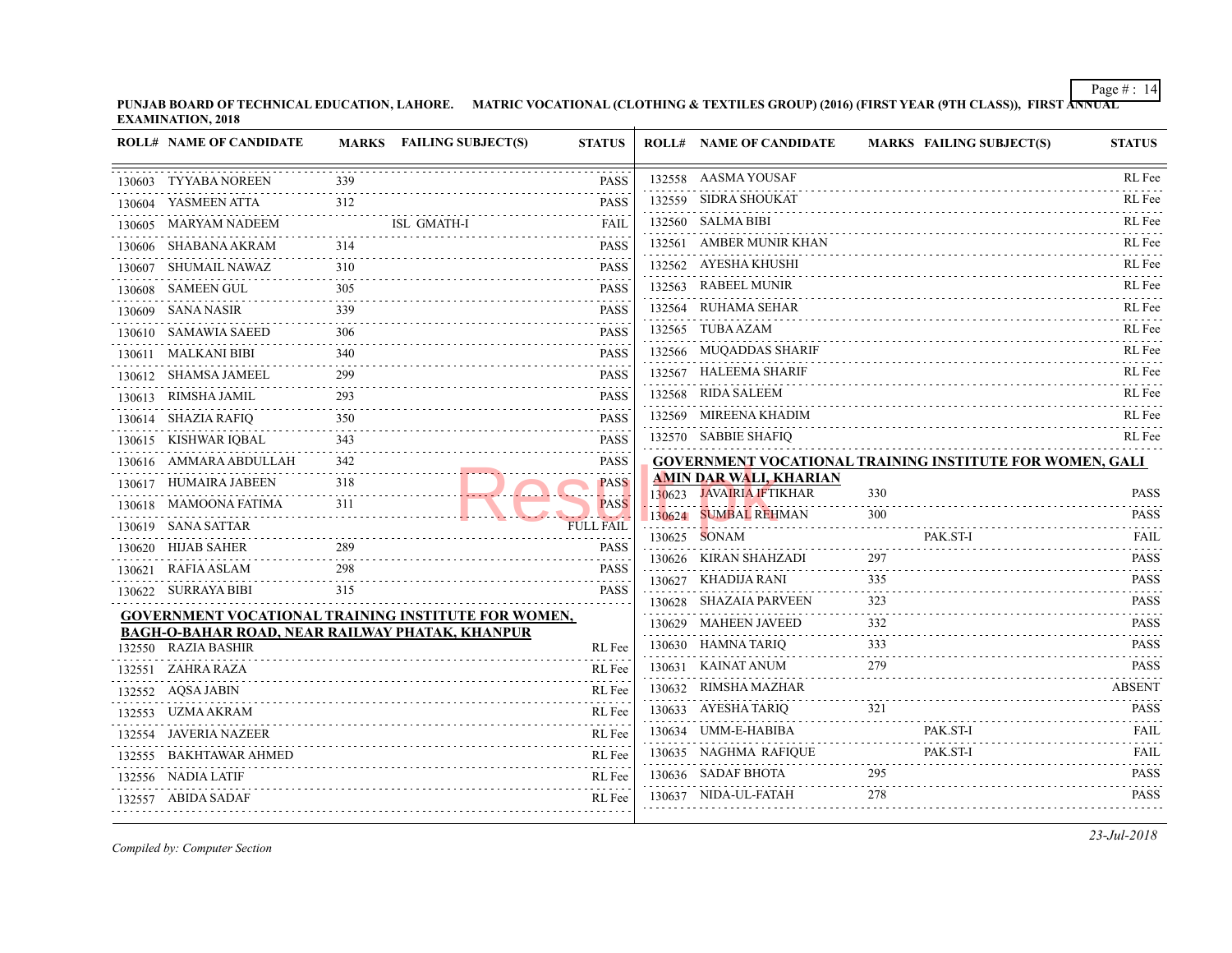**PUNJAB BOARD OF TECHNICAL EDUCATION, LAHORE. MATRIC VOCATIONAL (CLOTHING & TEXTILES GROUP) (2016) (FIRST YEAR (9TH CLASS)), FIRST ANNUAL EXAMINATION, 2018**

| ROLL# | NAME OF CANDIDATE | MARKS | FAILING SUBJECT(S) | STATUS |
|---|---|---|---|---|
| 130603 | TYYABA NOREEN | 339 | | PASS |
| 130604 | YASMEEN ATTA | 312 | | PASS |
| 130605 | MARYAM NADEEM | | ISL GMATH-I | FAIL |
| 130606 | SHABANA AKRAM | 314 | | PASS |
| 130607 | SHUMAIL NAWAZ | 310 | | PASS |
| 130608 | SAMEEN GUL | 305 | | PASS |
| 130609 | SANA NASIR | 339 | | PASS |
| 130610 | SAMAWIA SAEED | 306 | | PASS |
| 130611 | MALKANI BIBI | 340 | | PASS |
| 130612 | SHAMSA JAMEEL | 299 | | PASS |
| 130613 | RIMSHA JAMIL | 293 | | PASS |
| 130614 | SHAZIA RAFIQ | 350 | | PASS |
| 130615 | KISHWAR IQBAL | 343 | | PASS |
| 130616 | AMMARA ABDULLAH | 342 | | PASS |
| 130617 | HUMAIRA JABEEN | 318 | | PASS |
| 130618 | MAMOONA FATIMA | 311 | | PASS |
| 130619 | SANA SATTAR | | | FULL FAIL |
| 130620 | HIJAB SAHER | 289 | | PASS |
| 130621 | RAFIA ASLAM | 298 | | PASS |
| 130622 | SURRAYA BIBI | 315 | | PASS |

**GOVERNMENT VOCATIONAL TRAINING INSTITUTE FOR WOMEN, BAGH-O-BAHAR ROAD, NEAR RAILWAY PHATAK, KHANPUR**

| ROLL# | NAME OF CANDIDATE | MARKS | FAILING SUBJECT(S) | STATUS |
|---|---|---|---|---|
| 132550 | RAZIA BASHIR | | | RL Fee |
| 132551 | ZAHRA RAZA | | | RL Fee |
| 132552 | AQSA JABIN | | | RL Fee |
| 132553 | UZMA AKRAM | | | RL Fee |
| 132554 | JAVERIA NAZEER | | | RL Fee |
| 132555 | BAKHTAWAR AHMED | | | RL Fee |
| 132556 | NADIA LATIF | | | RL Fee |
| 132557 | ABIDA SADAF | | | RL Fee |
| 132558 | AASMA YOUSAF | | | RL Fee |
| 132559 | SIDRA SHOUKAT | | | RL Fee |
| 132560 | SALMA BIBI | | | RL Fee |
| 132561 | AMBER MUNIR KHAN | | | RL Fee |
| 132562 | AYESHA KHUSHI | | | RL Fee |
| 132563 | RABEEL MUNIR | | | RL Fee |
| 132564 | RUHAMA SEHAR | | | RL Fee |
| 132565 | TUBA AZAM | | | RL Fee |
| 132566 | MUQADDAS SHARIF | | | RL Fee |
| 132567 | HALEEMA SHARIF | | | RL Fee |
| 132568 | RIDA SALEEM | | | RL Fee |
| 132569 | MIREENA KHADIM | | | RL Fee |
| 132570 | SABBIE SHAFIQ | | | RL Fee |

**GOVERNMENT VOCATIONAL TRAINING INSTITUTE FOR WOMEN, GALI AMIN DAR WALI, KHARIAN**

| ROLL# | NAME OF CANDIDATE | MARKS | FAILING SUBJECT(S) | STATUS |
|---|---|---|---|---|
| 130623 | JAVAIRIA IFTIKHAR | 330 | | PASS |
| 130624 | SUMBAL REHMAN | 300 | | PASS |
| 130625 | SONAM | | PAK.ST-I | FAIL |
| 130626 | KIRAN SHAHZADI | 297 | | PASS |
| 130627 | KHADIJA RANI | 335 | | PASS |
| 130628 | SHAZAIA PARVEEN | 323 | | PASS |
| 130629 | MAHEEN JAVEED | 332 | | PASS |
| 130630 | HAMNA TARIQ | 333 | | PASS |
| 130631 | KAINAT ANUM | 279 | | PASS |
| 130632 | RIMSHA MAZHAR | | | ABSENT |
| 130633 | AYESHA TARIQ | 321 | | PASS |
| 130634 | UMM-E-HABIBA | | PAK.ST-I | FAIL |
| 130635 | NAGHMA RAFIQUE | | PAK.ST-I | FAIL |
| 130636 | SADAF BHOTA | 295 | | PASS |
| 130637 | NIDA-UL-FATAH | 278 | | PASS |

*Compiled by: Computer Section*

*23-Jul-2018*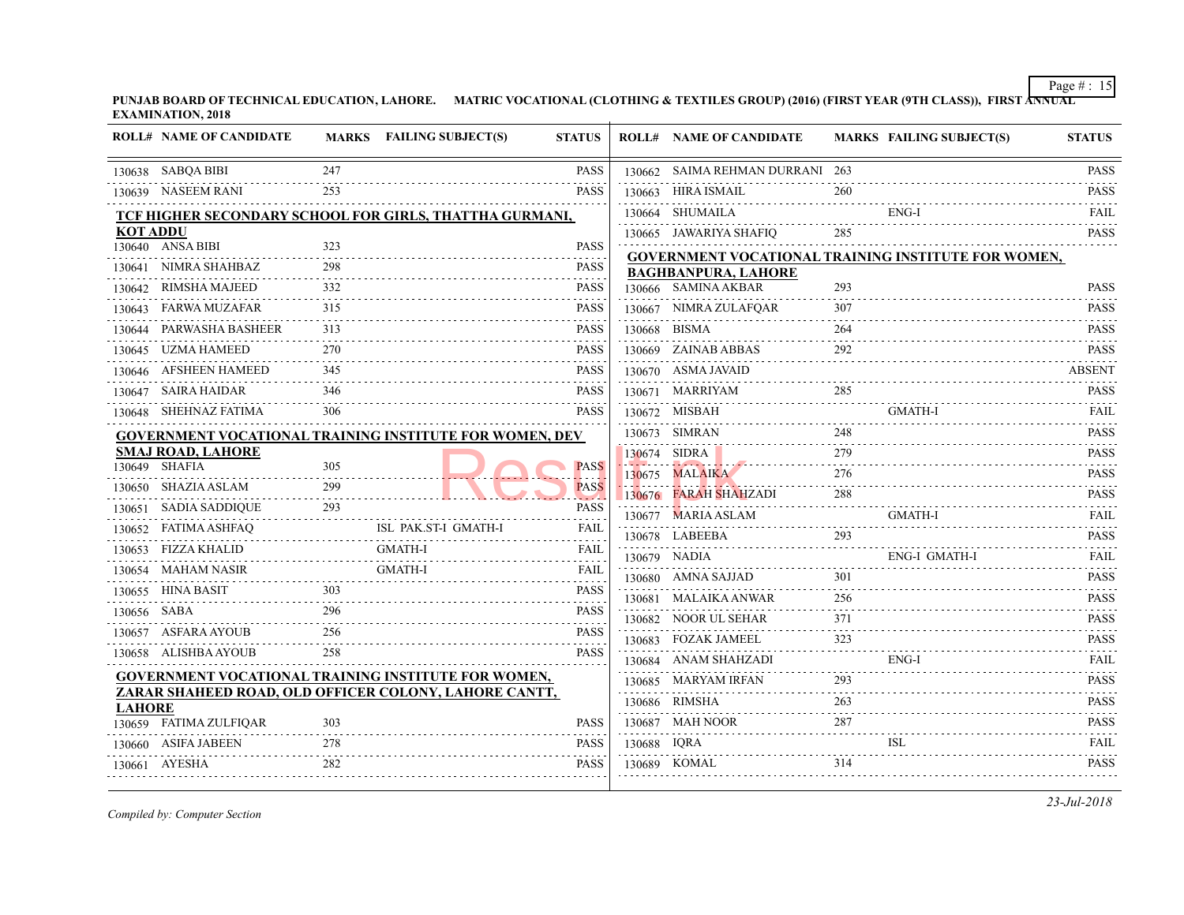PUNJAB BOARD OF TECHNICAL EDUCATION, LAHORE. MATRIC VOCATIONAL (CLOTHING & TEXTILES GROUP) (2016) (FIRST YEAR (9TH CLASS)), FIRST ANNUAL EXAMINATION, 2018

| ROLL# | NAME OF CANDIDATE | MARKS | FAILING SUBJECT(S) | STATUS |
|---|---|---|---|---|
| 130638 | SABQA BIBI | 247 | | PASS |
| 130639 | NASEEM RANI | 253 | | PASS |

**TCF HIGHER SECONDARY SCHOOL FOR GIRLS, THATTHA GURMANI, KOT ADDU**

| ROLL# | NAME OF CANDIDATE | MARKS | FAILING SUBJECT(S) | STATUS |
|---|---|---|---|---|
| 130640 | ANSA BIBI | 323 | | PASS |
| 130641 | NIMRA SHAHBAZ | 298 | | PASS |
| 130642 | RIMSHA MAJEED | 332 | | PASS |
| 130643 | FARWA MUZAFAR | 315 | | PASS |
| 130644 | PARWASHA BASHEER | 313 | | PASS |
| 130645 | UZMA HAMEED | 270 | | PASS |
| 130646 | AFSHEEN HAMEED | 345 | | PASS |
| 130647 | SAIRA HAIDAR | 346 | | PASS |
| 130648 | SHEHNAZ FATIMA | 306 | | PASS |

**GOVERNMENT VOCATIONAL TRAINING INSTITUTE FOR WOMEN, DEV SMAJ ROAD, LAHORE**

| ROLL# | NAME OF CANDIDATE | MARKS | FAILING SUBJECT(S) | STATUS |
|---|---|---|---|---|
| 130649 | SHAFIA | 305 | | PASS |
| 130650 | SHAZIA ASLAM | 299 | | PASS |
| 130651 | SADIA SADDIQUE | 293 | | PASS |
| 130652 | FATIMA ASHFAQ | | ISL PAK.ST-I GMATH-I | FAIL |
| 130653 | FIZZA KHALID | | GMATH-I | FAIL |
| 130654 | MAHAM NASIR | | GMATH-I | FAIL |
| 130655 | HINA BASIT | 303 | | PASS |
| 130656 | SABA | 296 | | PASS |
| 130657 | ASFARA AYOUB | 256 | | PASS |
| 130658 | ALISHBA AYOUB | 258 | | PASS |

**GOVERNMENT VOCATIONAL TRAINING INSTITUTE FOR WOMEN, ZARAR SHAHEED ROAD, OLD OFFICER COLONY, LAHORE CANTT, LAHORE**

| ROLL# | NAME OF CANDIDATE | MARKS | FAILING SUBJECT(S) | STATUS |
|---|---|---|---|---|
| 130659 | FATIMA ZULFIQAR | 303 | | PASS |
| 130660 | ASIFA JABEEN | 278 | | PASS |
| 130661 | AYESHA | 282 | | PASS |
| 130662 | SAIMA REHMAN DURRANI | 263 | | PASS |
| 130663 | HIRA ISMAIL | 260 | | PASS |
| 130664 | SHUMAILA | | ENG-I | FAIL |
| 130665 | JAWARIYA SHAFIQ | 285 | | PASS |

**GOVERNMENT VOCATIONAL TRAINING INSTITUTE FOR WOMEN, BAGHBANPURA, LAHORE**

| ROLL# | NAME OF CANDIDATE | MARKS | FAILING SUBJECT(S) | STATUS |
|---|---|---|---|---|
| 130666 | SAMINA AKBAR | 293 | | PASS |
| 130667 | NIMRA ZULFAQAR | 307 | | PASS |
| 130668 | BISMA | 264 | | PASS |
| 130669 | ZAINAB ABBAS | 292 | | PASS |
| 130670 | ASMA JAVAID | | | ABSENT |
| 130671 | MARRIYAM | 285 | | PASS |
| 130672 | MISBAH | | GMATH-I | FAIL |
| 130673 | SIMRAN | 248 | | PASS |
| 130674 | SIDRA | 279 | | PASS |
| 130675 | MALAIKA | 276 | | PASS |
| 130676 | FARAH SHAHZADI | 288 | | PASS |
| 130677 | MARIA ASLAM | | GMATH-I | FAIL |
| 130678 | LABEEBA | 293 | | PASS |
| 130679 | NADIA | | ENG-I GMATH-I | FAIL |
| 130680 | AMNA SAJJAD | 301 | | PASS |
| 130681 | MALAIKA ANWAR | 256 | | PASS |
| 130682 | NOOR UL SEHAR | 371 | | PASS |
| 130683 | FOZAK JAMEEL | 323 | | PASS |
| 130684 | ANAM SHAHZADI | | ENG-I | FAIL |
| 130685 | MARYAM IRFAN | 293 | | PASS |
| 130686 | RIMSHA | 263 | | PASS |
| 130687 | MAH NOOR | 287 | | PASS |
| 130688 | IQRA | | ISL | FAIL |
| 130689 | KOMAL | 314 | | PASS |

*Compiled by: Computer Section*

*23-Jul-2018*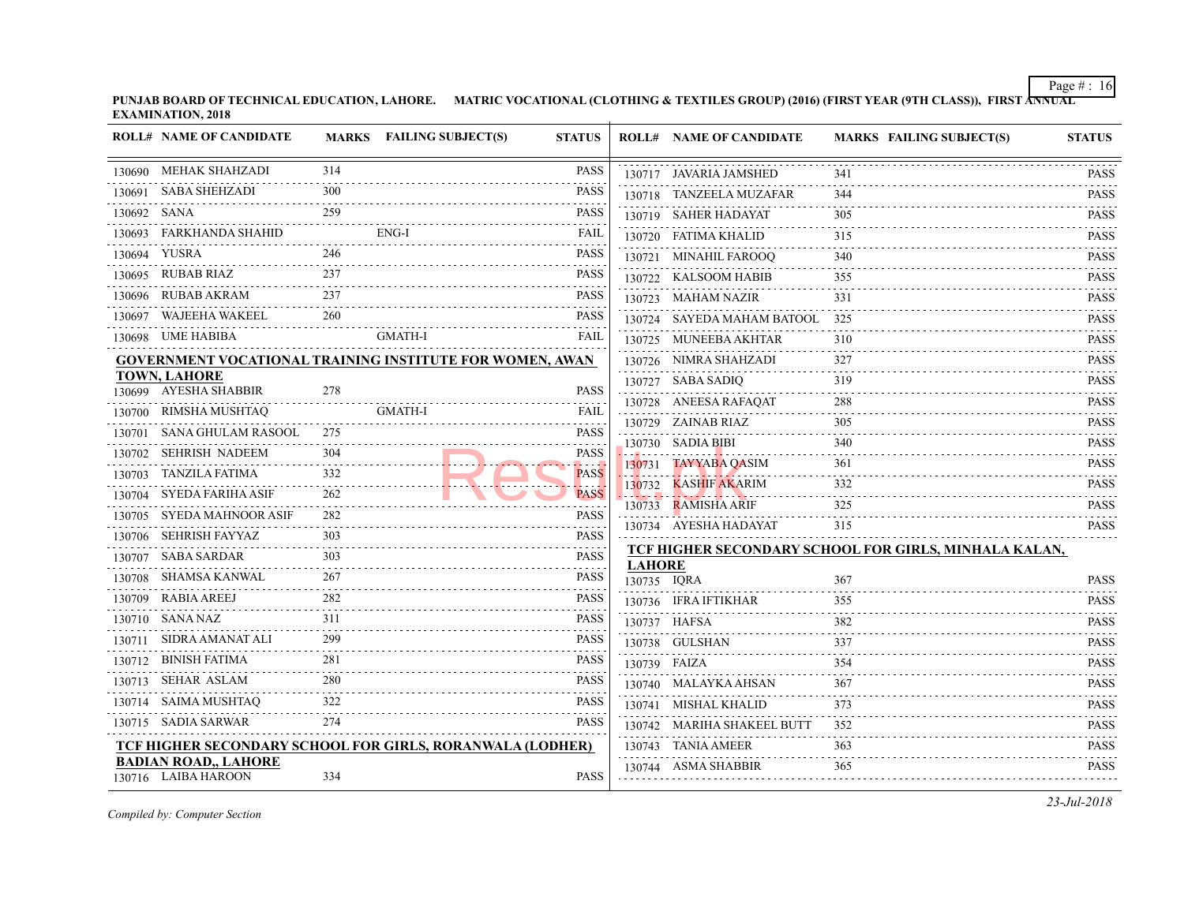**PUNJAB BOARD OF TECHNICAL EDUCATION, LAHORE. MATRIC VOCATIONAL (CLOTHING & TEXTILES GROUP) (2016) (FIRST YEAR (9TH CLASS)), FIRST ANNUAL EXAMINATION, 2018**

| ROLL# | NAME OF CANDIDATE | MARKS | FAILING SUBJECT(S) | STATUS |
|---|---|---|---|---|
| 130690 | MEHAK SHAHZADI | 314 | | PASS |
| 130691 | SABA SHEHZADI | 300 | | PASS |
| 130692 | SANA | 259 | | PASS |
| 130693 | FARKHANDA SHAHID | | ENG-I | FAIL |
| 130694 | YUSRA | 246 | | PASS |
| 130695 | RUBAB RIAZ | 237 | | PASS |
| 130696 | RUBAB AKRAM | 237 | | PASS |
| 130697 | WAJEEHA WAKEEL | 260 | | PASS |
| 130698 | UME HABIBA | | GMATH-I | FAIL |

**GOVERNMENT VOCATIONAL TRAINING INSTITUTE FOR WOMEN, AWAN TOWN, LAHORE**

| ROLL# | NAME OF CANDIDATE | MARKS | FAILING SUBJECT(S) | STATUS |
|---|---|---|---|---|
| 130699 | AYESHA SHABBIR | 278 | | PASS |
| 130700 | RIMSHA MUSHTAQ | | GMATH-I | FAIL |
| 130701 | SANA GHULAM RASOOL | 275 | | PASS |
| 130702 | SEHRISH NADEEM | 304 | | PASS |
| 130703 | TANZILA FATIMA | 332 | | PASS |
| 130704 | SYEDA FARIHA ASIF | 262 | | PASS |
| 130705 | SYEDA MAHNOOR ASIF | 282 | | PASS |
| 130706 | SEHRISH FAYYAZ | 303 | | PASS |
| 130707 | SABA SARDAR | 303 | | PASS |
| 130708 | SHAMSA KANWAL | 267 | | PASS |
| 130709 | RABIA AREEJ | 282 | | PASS |
| 130710 | SANA NAZ | 311 | | PASS |
| 130711 | SIDRA AMANAT ALI | 299 | | PASS |
| 130712 | BINISH FATIMA | 281 | | PASS |
| 130713 | SEHAR ASLAM | 280 | | PASS |
| 130714 | SAIMA MUSHTAQ | 322 | | PASS |
| 130715 | SADIA SARWAR | 274 | | PASS |

**TCF HIGHER SECONDARY SCHOOL FOR GIRLS, RORANWALA (LODHER) BADIAN ROAD,, LAHORE**

| ROLL# | NAME OF CANDIDATE | MARKS | FAILING SUBJECT(S) | STATUS |
|---|---|---|---|---|
| 130716 | LAIBA HAROON | 334 | | PASS |
| 130717 | JAVARIA JAMSHED | 341 | | PASS |
| 130718 | TANZEELA MUZAFAR | 344 | | PASS |
| 130719 | SAHER HADAYAT | 305 | | PASS |
| 130720 | FATIMA KHALID | 315 | | PASS |
| 130721 | MINAHIL FAROOQ | 340 | | PASS |
| 130722 | KALSOOM HABIB | 355 | | PASS |
| 130723 | MAHAM NAZIR | 331 | | PASS |
| 130724 | SAYEDA MAHAM BATOOL | 325 | | PASS |
| 130725 | MUNEEBA AKHTAR | 310 | | PASS |
| 130726 | NIMRA SHAHZADI | 327 | | PASS |
| 130727 | SABA SADIQ | 319 | | PASS |
| 130728 | ANEESA RAFAQAT | 288 | | PASS |
| 130729 | ZAINAB RIAZ | 305 | | PASS |
| 130730 | SADIA BIBI | 340 | | PASS |
| 130731 | TAYYABA QASIM | 361 | | PASS |
| 130732 | KASHIF AKARIM | 332 | | PASS |
| 130733 | RAMISHA ARIF | 325 | | PASS |
| 130734 | AYESHA HADAYAT | 315 | | PASS |

**TCF HIGHER SECONDARY SCHOOL FOR GIRLS, MINHALA KALAN, LAHORE**

| ROLL# | NAME OF CANDIDATE | MARKS | FAILING SUBJECT(S) | STATUS |
|---|---|---|---|---|
| 130735 | IQRA | 367 | | PASS |
| 130736 | IFRA IFTIKHAR | 355 | | PASS |
| 130737 | HAFSA | 382 | | PASS |
| 130738 | GULSHAN | 337 | | PASS |
| 130739 | FAIZA | 354 | | PASS |
| 130740 | MALAYKA AHSAN | 367 | | PASS |
| 130741 | MISHAL KHALID | 373 | | PASS |
| 130742 | MARIHA SHAKEEL BUTT | 352 | | PASS |
| 130743 | TANIA AMEER | 363 | | PASS |
| 130744 | ASMA SHABBIR | 365 | | PASS |

*Compiled by: Computer Section*

*23-Jul-2018*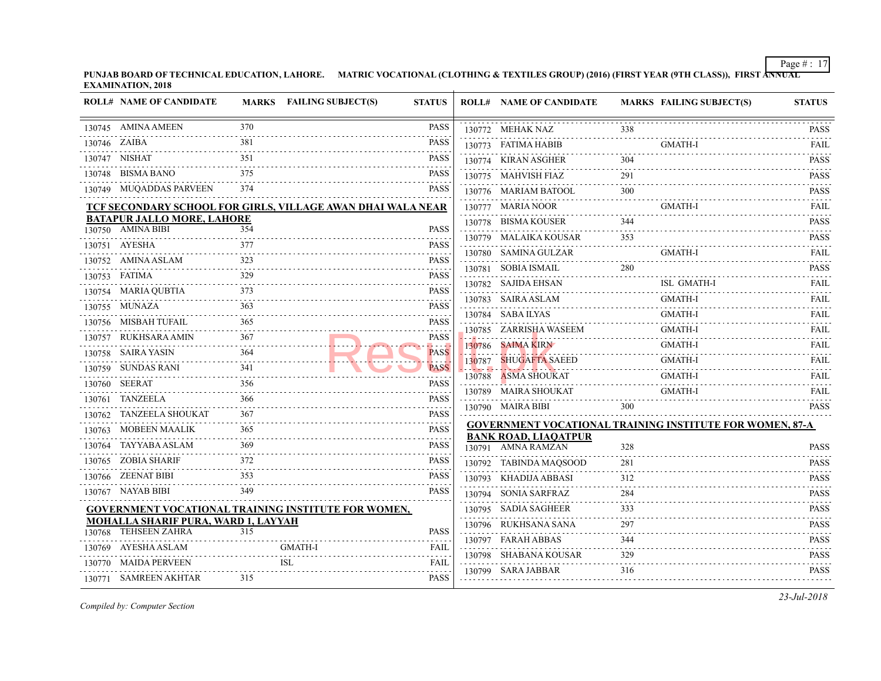PUNJAB BOARD OF TECHNICAL EDUCATION, LAHORE. MATRIC VOCATIONAL (CLOTHING & TEXTILES GROUP) (2016) (FIRST YEAR (9TH CLASS)), FIRST ANNUAL EXAMINATION, 2018

| ROLL# | NAME OF CANDIDATE | MARKS | FAILING SUBJECT(S) | STATUS |
|---|---|---|---|---|
| 130745 | AMINA AMEEN | 370 | | PASS |
| 130746 | ZAIBA | 381 | | PASS |
| 130747 | NISHAT | 351 | | PASS |
| 130748 | BISMA BANO | 375 | | PASS |
| 130749 | MUQADDAS PARVEEN | 374 | | PASS |

**TCF SECONDARY SCHOOL FOR GIRLS, VILLAGE AWAN DHAI WALA NEAR BATAPUR JALLO MORE, LAHORE**

| ROLL# | NAME OF CANDIDATE | MARKS | FAILING SUBJECT(S) | STATUS |
|---|---|---|---|---|
| 130750 | AMINA BIBI | 354 | | PASS |
| 130751 | AYESHA | 377 | | PASS |
| 130752 | AMINA ASLAM | 323 | | PASS |
| 130753 | FATIMA | 329 | | PASS |
| 130754 | MARIA QUBTIA | 373 | | PASS |
| 130755 | MUNAZA | 363 | | PASS |
| 130756 | MISBAH TUFAIL | 365 | | PASS |
| 130757 | RUKHSARA AMIN | 367 | | PASS |
| 130758 | SAIRA YASIN | 364 | | PASS |
| 130759 | SUNDAS RANI | 341 | | PASS |
| 130760 | SEERAT | 356 | | PASS |
| 130761 | TANZEELA | 366 | | PASS |
| 130762 | TANZEELA SHOUKAT | 367 | | PASS |
| 130763 | MOBEEN MAALIK | 365 | | PASS |
| 130764 | TAYYABA ASLAM | 369 | | PASS |
| 130765 | ZOBIA SHARIF | 372 | | PASS |
| 130766 | ZEENAT BIBI | 353 | | PASS |
| 130767 | NAYAB BIBI | 349 | | PASS |

**GOVERNMENT VOCATIONAL TRAINING INSTITUTE FOR WOMEN, MOHALLA SHARIF PURA, WARD 1, LAYYAH**

| ROLL# | NAME OF CANDIDATE | MARKS | FAILING SUBJECT(S) | STATUS |
|---|---|---|---|---|
| 130768 | TEHSEEN ZAHRA | 315 | | PASS |
| 130769 | AYESHA ASLAM | | GMATH-I | FAIL |
| 130770 | MAIDA PERVEEN | | ISL | FAIL |
| 130771 | SAMREEN AKHTAR | 315 | | PASS |
| 130772 | MEHAK NAZ | 338 | | PASS |
| 130773 | FATIMA HABIB | | GMATH-I | FAIL |
| 130774 | KIRAN ASGHER | 304 | | PASS |
| 130775 | MAHVISH FIAZ | 291 | | PASS |
| 130776 | MARIAM BATOOL | 300 | | PASS |
| 130777 | MARIA NOOR | | GMATH-I | FAIL |
| 130778 | BISMA KOUSER | 344 | | PASS |
| 130779 | MALAIKA KOUSAR | 353 | | PASS |
| 130780 | SAMINA GULZAR | | GMATH-I | FAIL |
| 130781 | SOBIA ISMAIL | 280 | | PASS |
| 130782 | SAJIDA EHSAN | | ISL GMATH-I | FAIL |
| 130783 | SAIRA ASLAM | | GMATH-I | FAIL |
| 130784 | SABA ILYAS | | GMATH-I | FAIL |
| 130785 | ZARRISHA WASEEM | | GMATH-I | FAIL |
| 130786 | SAIMA KIRN | | GMATH-I | FAIL |
| 130787 | SHUGAFTA SAEED | | GMATH-I | FAIL |
| 130788 | ASMA SHOUKAT | | GMATH-I | FAIL |
| 130789 | MAIRA SHOUKAT | | GMATH-I | FAIL |
| 130790 | MAIRA BIBI | 300 | | PASS |

**GOVERNMENT VOCATIONAL TRAINING INSTITUTE FOR WOMEN, 87-A BANK ROAD, LIAQATPUR**

| ROLL# | NAME OF CANDIDATE | MARKS | FAILING SUBJECT(S) | STATUS |
|---|---|---|---|---|
| 130791 | AMNA RAMZAN | 328 | | PASS |
| 130792 | TABINDA MAQSOOD | 281 | | PASS |
| 130793 | KHADIJA ABBASI | 312 | | PASS |
| 130794 | SONIA SARFRAZ | 284 | | PASS |
| 130795 | SADIA SAGHEER | 333 | | PASS |
| 130796 | RUKHSANA SANA | 297 | | PASS |
| 130797 | FARAH ABBAS | 344 | | PASS |
| 130798 | SHABANA KOUSAR | 329 | | PASS |
| 130799 | SARA JABBAR | 316 | | PASS |

*Compiled by: Computer Section*

*23-Jul-2018*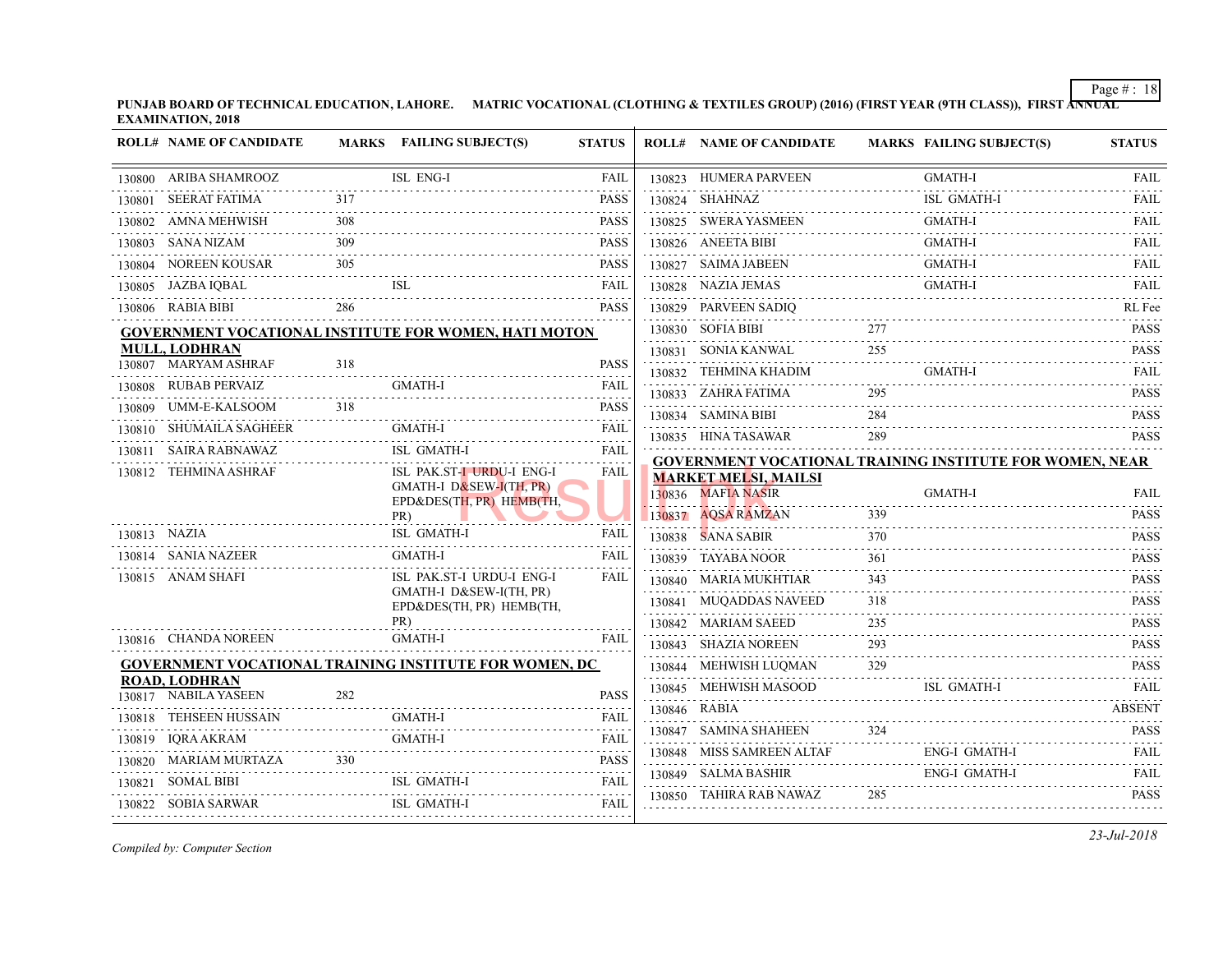**PUNJAB BOARD OF TECHNICAL EDUCATION, LAHORE. MATRIC VOCATIONAL (CLOTHING & TEXTILES GROUP) (2016) (FIRST YEAR (9TH CLASS)), FIRST ANNUAL EXAMINATION, 2018**

| ROLL# | NAME OF CANDIDATE | MARKS | FAILING SUBJECT(S) | STATUS |
|---|---|---|---|---|
| 130800 | ARIBA SHAMROOZ | | ISL ENG-I | FAIL |
| 130801 | SEERAT FATIMA | 317 | | PASS |
| 130802 | AMNA MEHWISH | 308 | | PASS |
| 130803 | SANA NIZAM | 309 | | PASS |
| 130804 | NOREEN KOUSAR | 305 | | PASS |
| 130805 | JAZBA IQBAL | | ISL | FAIL |
| 130806 | RABIA BIBI | 286 | | PASS |

**GOVERNMENT VOCATIONAL INSTITUTE FOR WOMEN, HATI MOTON MULL, LODHRAN**

| ROLL# | NAME OF CANDIDATE | MARKS | FAILING SUBJECT(S) | STATUS |
|---|---|---|---|---|
| 130807 | MARYAM ASHRAF | 318 | | PASS |
| 130808 | RUBAB PERVAIZ | | GMATH-I | FAIL |
| 130809 | UMM-E-KALSOOM | 318 | | PASS |
| 130810 | SHUMAILA SAGHEER | | GMATH-I | FAIL |
| 130811 | SAIRA RABNAWAZ | | ISL GMATH-I | FAIL |
| 130812 | TEHMINA ASHRAF | | ISL PAK.ST-I URDU-I ENG-I GMATH-I D&SEW-I(TH, PR) EPD&DES(TH, PR) HEMB(TH, PR) | FAIL |
| 130813 | NAZIA | | ISL GMATH-I | FAIL |
| 130814 | SANIA NAZEER | | GMATH-I | FAIL |
| 130815 | ANAM SHAFI | | ISL PAK.ST-I URDU-I ENG-I GMATH-I D&SEW-I(TH, PR) EPD&DES(TH, PR) HEMB(TH, PR) | FAIL |
| 130816 | CHANDA NOREEN | | GMATH-I | FAIL |

**GOVERNMENT VOCATIONAL TRAINING INSTITUTE FOR WOMEN, DC ROAD, LODHRAN**

| ROLL# | NAME OF CANDIDATE | MARKS | FAILING SUBJECT(S) | STATUS |
|---|---|---|---|---|
| 130817 | NABILA YASEEN | 282 | | PASS |
| 130818 | TEHSEEN HUSSAIN | | GMATH-I | FAIL |
| 130819 | IQRA AKRAM | | GMATH-I | FAIL |
| 130820 | MARIAM MURTAZA | 330 | | PASS |
| 130821 | SOMAL BIBI | | ISL GMATH-I | FAIL |
| 130822 | SOBIA SARWAR | | ISL GMATH-I | FAIL |
| 130823 | HUMERA PARVEEN | | GMATH-I | FAIL |
| 130824 | SHAHNAZ | | ISL GMATH-I | FAIL |
| 130825 | SWERA YASMEEN | | GMATH-I | FAIL |
| 130826 | ANEETA BIBI | | GMATH-I | FAIL |
| 130827 | SAIMA JABEEN | | GMATH-I | FAIL |
| 130828 | NAZIA JEMAS | | GMATH-I | FAIL |
| 130829 | PARVEEN SADIQ | | | RL Fee |
| 130830 | SOFIA BIBI | 277 | | PASS |
| 130831 | SONIA KANWAL | 255 | | PASS |
| 130832 | TEHMINA KHADIM | | GMATH-I | FAIL |
| 130833 | ZAHRA FATIMA | 295 | | PASS |
| 130834 | SAMINA BIBI | 284 | | PASS |
| 130835 | HINA TASAWAR | 289 | | PASS |

**GOVERNMENT VOCATIONAL TRAINING INSTITUTE FOR WOMEN, NEAR MARKET MELSI, MAILSI**

| ROLL# | NAME OF CANDIDATE | MARKS | FAILING SUBJECT(S) | STATUS |
|---|---|---|---|---|
| 130836 | MAFIA NASIR | | GMATH-I | FAIL |
| 130837 | AQSA RAMZAN | 339 | | PASS |
| 130838 | SANA SABIR | 370 | | PASS |
| 130839 | TAYABA NOOR | 361 | | PASS |
| 130840 | MARIA MUKHTIAR | 343 | | PASS |
| 130841 | MUQADDAS NAVEED | 318 | | PASS |
| 130842 | MARIAM SAEED | 235 | | PASS |
| 130843 | SHAZIA NOREEN | 293 | | PASS |
| 130844 | MEHWISH LUQMAN | 329 | | PASS |
| 130845 | MEHWISH MASOOD | | ISL GMATH-I | FAIL |
| 130846 | RABIA | | | ABSENT |
| 130847 | SAMINA SHAHEEN | 324 | | PASS |
| 130848 | MISS SAMREEN ALTAF | | ENG-I GMATH-I | FAIL |
| 130849 | SALMA BASHIR | | ENG-I GMATH-I | FAIL |
| 130850 | TAHIRA RAB NAWAZ | 285 | | PASS |

*Compiled by: Computer Section*

*23-Jul-2018*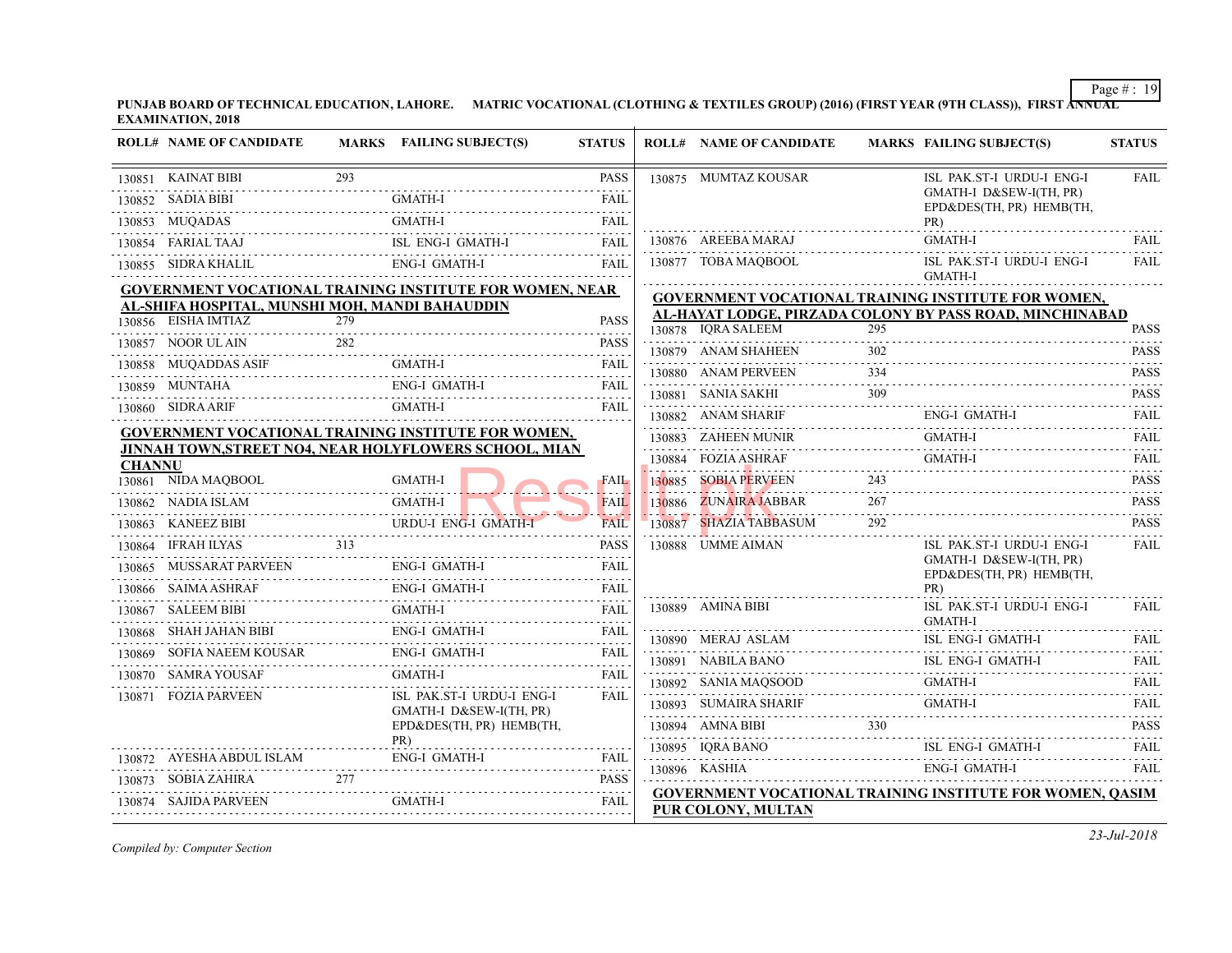PUNJAB BOARD OF TECHNICAL EDUCATION, LAHORE. MATRIC VOCATIONAL (CLOTHING & TEXTILES GROUP) (2016) (FIRST YEAR (9TH CLASS)), FIRST ANNUAL EXAMINATION, 2018

| ROLL# | NAME OF CANDIDATE | MARKS | FAILING SUBJECT(S) | STATUS |
|---|---|---|---|---|
| 130851 | KAINAT BIBI | 293 | | PASS |
| 130852 | SADIA BIBI | | GMATH-I | FAIL |
| 130853 | MUQADAS | | GMATH-I | FAIL |
| 130854 | FARIAL TAAJ | | ISL ENG-I GMATH-I | FAIL |
| 130855 | SIDRA KHALIL | | ENG-I GMATH-I | FAIL |

**GOVERNMENT VOCATIONAL TRAINING INSTITUTE FOR WOMEN, NEAR AL-SHIFA HOSPITAL, MUNSHI MOH, MANDI BAHAUDDIN**

| ROLL# | NAME OF CANDIDATE | MARKS | FAILING SUBJECT(S) | STATUS |
|---|---|---|---|---|
| 130856 | EISHA IMTIAZ | 279 | | PASS |
| 130857 | NOOR UL AIN | 282 | | PASS |
| 130858 | MUQADDAS ASIF | | GMATH-I | FAIL |
| 130859 | MUNTAHA | | ENG-I GMATH-I | FAIL |
| 130860 | SIDRA ARIF | | GMATH-I | FAIL |

**GOVERNMENT VOCATIONAL TRAINING INSTITUTE FOR WOMEN, JINNAH TOWN,STREET NO4, NEAR HOLYFLOWERS SCHOOL, MIAN CHANNU**

| ROLL# | NAME OF CANDIDATE | MARKS | FAILING SUBJECT(S) | STATUS |
|---|---|---|---|---|
| 130861 | NIDA MAQBOOL | | GMATH-I | FAIL |
| 130862 | NADIA ISLAM | | GMATH-I | FAIL |
| 130863 | KANEEZ BIBI | | URDU-I ENG-I GMATH-I | FAIL |
| 130864 | IFRAH ILYAS | 313 | | PASS |
| 130865 | MUSSARAT PARVEEN | | ENG-I GMATH-I | FAIL |
| 130866 | SAIMA ASHRAF | | ENG-I GMATH-I | FAIL |
| 130867 | SALEEM BIBI | | GMATH-I | FAIL |
| 130868 | SHAH JAHAN BIBI | | ENG-I GMATH-I | FAIL |
| 130869 | SOFIA NAEEM KOUSAR | | ENG-I GMATH-I | FAIL |
| 130870 | SAMRA YOUSAF | | GMATH-I | FAIL |
| 130871 | FOZIA PARVEEN | | ISL PAK.ST-I URDU-I ENG-I GMATH-I D&SEW-I(TH, PR) EPD&DES(TH, PR) HEMB(TH, PR) | FAIL |
| 130872 | AYESHA ABDUL ISLAM | | ENG-I GMATH-I | FAIL |
| 130873 | SOBIA ZAHIRA | 277 | | PASS |
| 130874 | SAJIDA PARVEEN | | GMATH-I | FAIL |
| 130875 | MUMTAZ KOUSAR | | ISL PAK.ST-I URDU-I ENG-I GMATH-I D&SEW-I(TH, PR) EPD&DES(TH, PR) HEMB(TH, PR) | FAIL |
| 130876 | AREEBA MARAJ | | GMATH-I | FAIL |
| 130877 | TOBA MAQBOOL | | ISL PAK.ST-I URDU-I ENG-I GMATH-I | FAIL |

**GOVERNMENT VOCATIONAL TRAINING INSTITUTE FOR WOMEN, AL-HAYAT LODGE, PIRZADA COLONY BY PASS ROAD, MINCHINABAD**

| ROLL# | NAME OF CANDIDATE | MARKS | FAILING SUBJECT(S) | STATUS |
|---|---|---|---|---|
| 130878 | IQRA SALEEM | 295 | | PASS |
| 130879 | ANAM SHAHEEN | 302 | | PASS |
| 130880 | ANAM PERVEEN | 334 | | PASS |
| 130881 | SANIA SAKHI | 309 | | PASS |
| 130882 | ANAM SHARIF | | ENG-I GMATH-I | FAIL |
| 130883 | ZAHEEN MUNIR | | GMATH-I | FAIL |
| 130884 | FOZIA ASHRAF | | GMATH-I | FAIL |
| 130885 | SOBIA PERVEEN | 243 | | PASS |
| 130886 | ZUNAIRA JABBAR | 267 | | PASS |
| 130887 | SHAZIA TABBASUM | 292 | | PASS |
| 130888 | UMME AIMAN | | ISL PAK.ST-I URDU-I ENG-I GMATH-I D&SEW-I(TH, PR) EPD&DES(TH, PR) HEMB(TH, PR) | FAIL |
| 130889 | AMINA BIBI | | ISL PAK.ST-I URDU-I ENG-I GMATH-I | FAIL |
| 130890 | MERAJ ASLAM | | ISL ENG-I GMATH-I | FAIL |
| 130891 | NABILA BANO | | ISL ENG-I GMATH-I | FAIL |
| 130892 | SANIA MAQSOOD | | GMATH-I | FAIL |
| 130893 | SUMAIRA SHARIF | | GMATH-I | FAIL |
| 130894 | AMNA BIBI | 330 | | PASS |
| 130895 | IQRA BANO | | ISL ENG-I GMATH-I | FAIL |
| 130896 | KASHIA | | ENG-I GMATH-I | FAIL |

**GOVERNMENT VOCATIONAL TRAINING INSTITUTE FOR WOMEN, QASIM PUR COLONY, MULTAN**

*Compiled by: Computer Section*

*23-Jul-2018*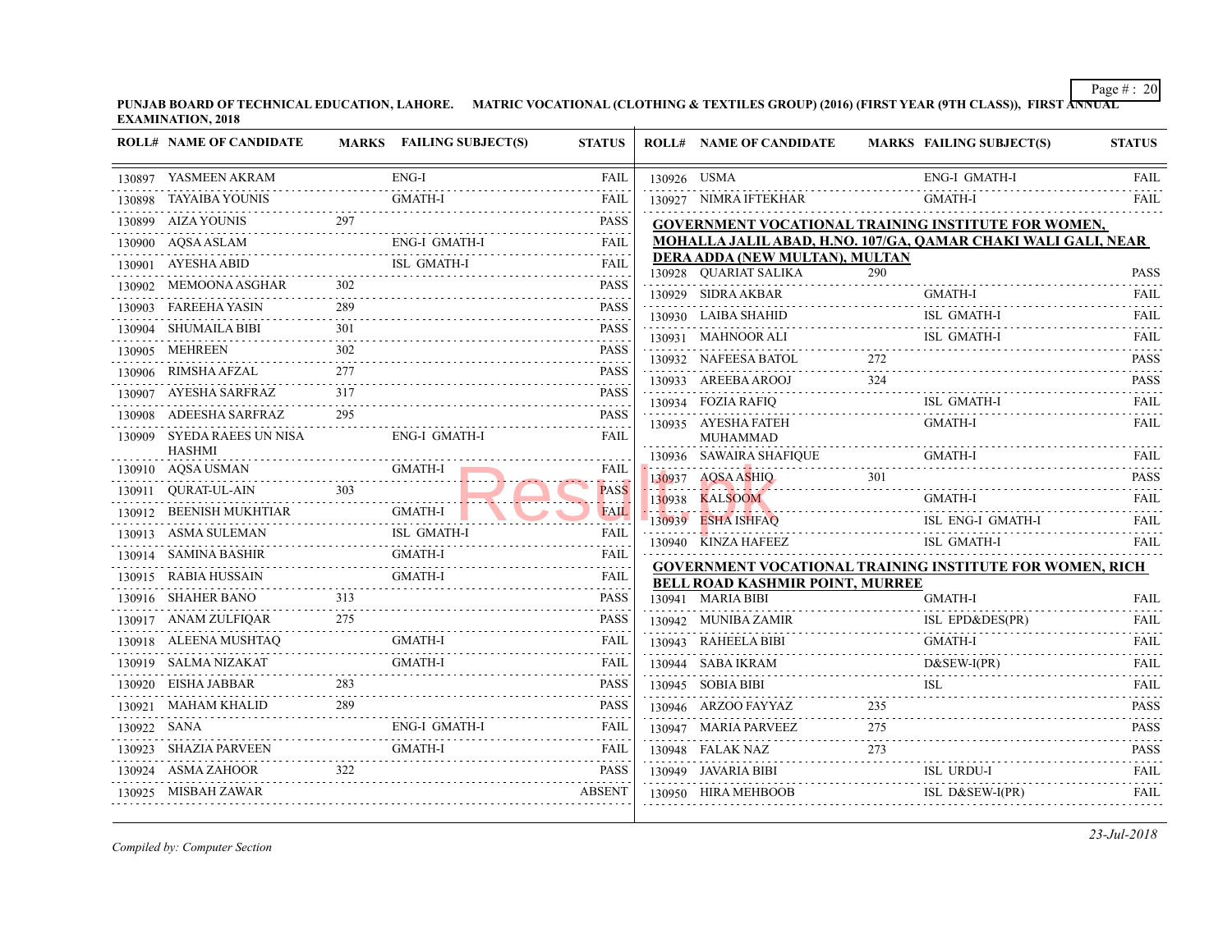PUNJAB BOARD OF TECHNICAL EDUCATION, LAHORE. MATRIC VOCATIONAL (CLOTHING & TEXTILES GROUP) (2016) (FIRST YEAR (9TH CLASS)), FIRST ANNUAL EXAMINATION, 2018

| ROLL# | NAME OF CANDIDATE | MARKS | FAILING SUBJECT(S) | STATUS |
|---|---|---|---|---|
| 130897 | YASMEEN AKRAM | | ENG-I | FAIL |
| 130898 | TAYAIBA YOUNIS | | GMATH-I | FAIL |
| 130899 | AIZA YOUNIS | 297 | | PASS |
| 130900 | AQSA ASLAM | | ENG-I GMATH-I | FAIL |
| 130901 | AYESHA ABID | | ISL GMATH-I | FAIL |
| 130902 | MEMOONA ASGHAR | 302 | | PASS |
| 130903 | FAREEHA YASIN | 289 | | PASS |
| 130904 | SHUMAILA BIBI | 301 | | PASS |
| 130905 | MEHREEN | 302 | | PASS |
| 130906 | RIMSHA AFZAL | 277 | | PASS |
| 130907 | AYESHA SARFRAZ | 317 | | PASS |
| 130908 | ADEESHA SARFRAZ | 295 | | PASS |
| 130909 | SYEDA RAEES UN NISA HASHMI | | ENG-I GMATH-I | FAIL |
| 130910 | AQSA USMAN | | GMATH-I | FAIL |
| 130911 | QURAT-UL-AIN | 303 | | PASS |
| 130912 | BEENISH MUKHTIAR | | GMATH-I | FAIL |
| 130913 | ASMA SULEMAN | | ISL GMATH-I | FAIL |
| 130914 | SAMINA BASHIR | | GMATH-I | FAIL |
| 130915 | RABIA HUSSAIN | | GMATH-I | FAIL |
| 130916 | SHAHER BANO | 313 | | PASS |
| 130917 | ANAM ZULFIQAR | 275 | | PASS |
| 130918 | ALEENA MUSHTAQ | | GMATH-I | FAIL |
| 130919 | SALMA NIZAKAT | | GMATH-I | FAIL |
| 130920 | EISHA JABBAR | 283 | | PASS |
| 130921 | MAHAM KHALID | 289 | | PASS |
| 130922 | SANA | | ENG-I GMATH-I | FAIL |
| 130923 | SHAZIA PARVEEN | | GMATH-I | FAIL |
| 130924 | ASMA ZAHOOR | 322 | | PASS |
| 130925 | MISBAH ZAWAR | | | ABSENT |
| 130926 | USMA | | ENG-I GMATH-I | FAIL |
| 130927 | NIMRA IFTEKHAR | | GMATH-I | FAIL |

**GOVERNMENT VOCATIONAL TRAINING INSTITUTE FOR WOMEN, MOHALLA JALIL ABAD, H.NO. 107/GA, QAMAR CHAKI WALI GALI, NEAR DERA ADDA (NEW MULTAN), MULTAN**

| ROLL# | NAME OF CANDIDATE | MARKS | FAILING SUBJECT(S) | STATUS |
|---|---|---|---|---|
| 130928 | QUARIAT SALIKA | 290 | | PASS |
| 130929 | SIDRA AKBAR | | GMATH-I | FAIL |
| 130930 | LAIBA SHAHID | | ISL GMATH-I | FAIL |
| 130931 | MAHNOOR ALI | | ISL GMATH-I | FAIL |
| 130932 | NAFEESA BATOL | 272 | | PASS |
| 130933 | AREEBA AROOJ | 324 | | PASS |
| 130934 | FOZIA RAFIQ | | ISL GMATH-I | FAIL |
| 130935 | AYESHA FATEH MUHAMMAD | | GMATH-I | FAIL |
| 130936 | SAWAIRA SHAFIQUE | | GMATH-I | FAIL |
| 130937 | AQSA ASHIQ | 301 | | PASS |
| 130938 | KALSOOM | | GMATH-I | FAIL |
| 130939 | ESHA ISHFAQ | | ISL ENG-I GMATH-I | FAIL |
| 130940 | KINZA HAFEEZ | | ISL GMATH-I | FAIL |

**GOVERNMENT VOCATIONAL TRAINING INSTITUTE FOR WOMEN, RICH BELL ROAD KASHMIR POINT, MURREE**

| ROLL# | NAME OF CANDIDATE | MARKS | FAILING SUBJECT(S) | STATUS |
|---|---|---|---|---|
| 130941 | MARIA BIBI | | GMATH-I | FAIL |
| 130942 | MUNIBA ZAMIR | | ISL EPD&DES(PR) | FAIL |
| 130943 | RAHEELA BIBI | | GMATH-I | FAIL |
| 130944 | SABA IKRAM | | D&SEW-I(PR) | FAIL |
| 130945 | SOBIA BIBI | | ISL | FAIL |
| 130946 | ARZOO FAYYAZ | 235 | | PASS |
| 130947 | MARIA PARVEEZ | 275 | | PASS |
| 130948 | FALAK NAZ | 273 | | PASS |
| 130949 | JAVARIA BIBI | | ISL URDU-I | FAIL |
| 130950 | HIRA MEHBOOB | | ISL D&SEW-I(PR) | FAIL |

*Compiled by: Computer Section*

*23-Jul-2018*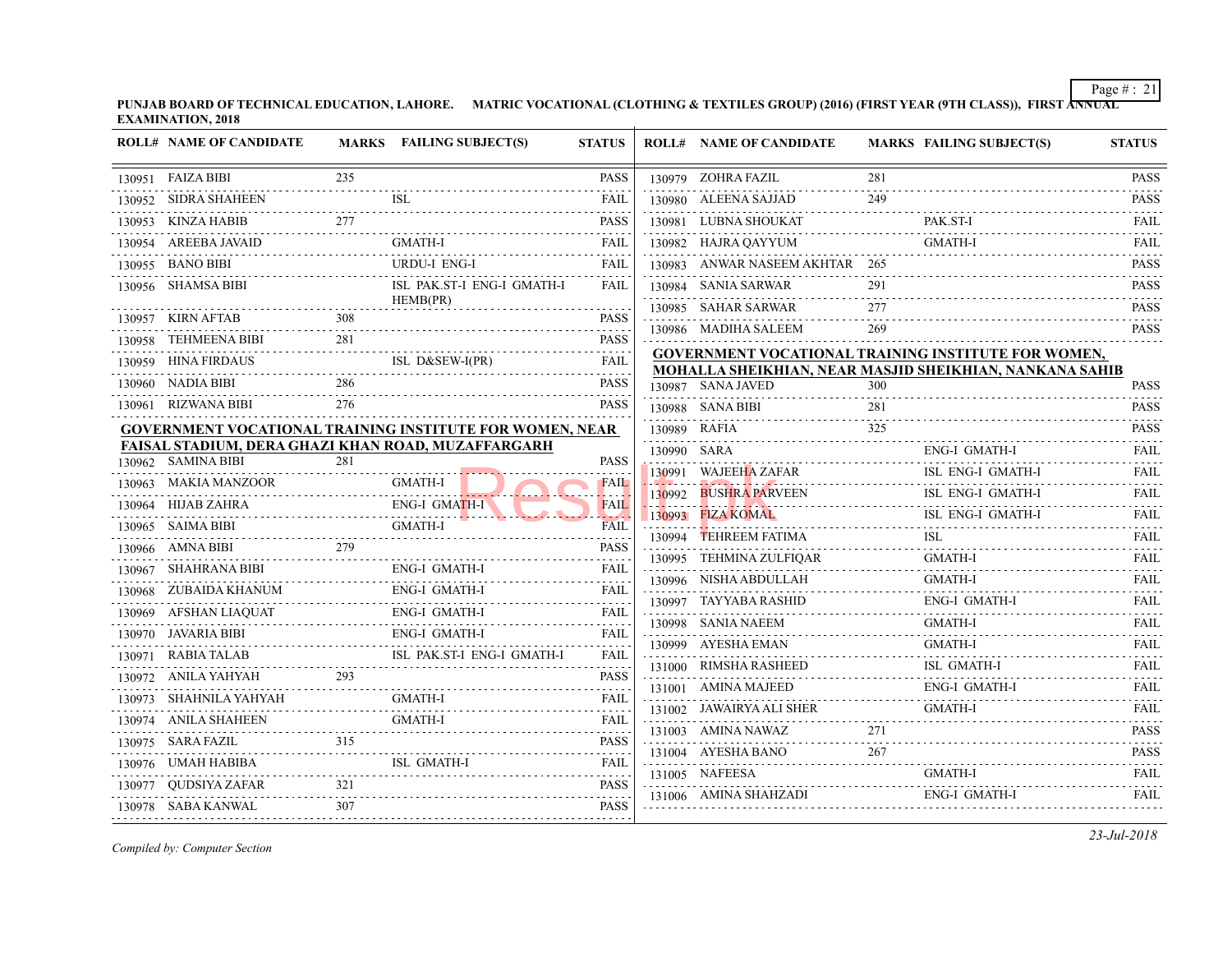PUNJAB BOARD OF TECHNICAL EDUCATION, LAHORE. MATRIC VOCATIONAL (CLOTHING & TEXTILES GROUP) (2016) (FIRST YEAR (9TH CLASS)), FIRST ANNUAL EXAMINATION, 2018

| ROLL# | NAME OF CANDIDATE | MARKS | FAILING SUBJECT(S) | STATUS |
|---|---|---|---|---|
| 130951 | FAIZA BIBI | 235 | | PASS |
| 130952 | SIDRA SHAHEEN | | ISL | FAIL |
| 130953 | KINZA HABIB | 277 | | PASS |
| 130954 | AREEBA JAVAID | | GMATH-I | FAIL |
| 130955 | BANO BIBI | | URDU-I ENG-I | FAIL |
| 130956 | SHAMSA BIBI | | ISL PAK.ST-I ENG-I GMATH-I HEMB(PR) | FAIL |
| 130957 | KIRN AFTAB | 308 | | PASS |
| 130958 | TEHMEENA BIBI | 281 | | PASS |
| 130959 | HINA FIRDAUS | | ISL D&SEW-I(PR) | FAIL |
| 130960 | NADIA BIBI | 286 | | PASS |
| 130961 | RIZWANA BIBI | 276 | | PASS |

**GOVERNMENT VOCATIONAL TRAINING INSTITUTE FOR WOMEN, NEAR FAISAL STADIUM, DERA GHAZI KHAN ROAD, MUZAFFARGARH**

| ROLL# | NAME OF CANDIDATE | MARKS | FAILING SUBJECT(S) | STATUS |
|---|---|---|---|---|
| 130962 | SAMINA BIBI | 281 | | PASS |
| 130963 | MAKIA MANZOOR | | GMATH-I | FAIL |
| 130964 | HIJAB ZAHRA | | ENG-I GMATH-I | FAIL |
| 130965 | SAIMA BIBI | | GMATH-I | FAIL |
| 130966 | AMNA BIBI | 279 | | PASS |
| 130967 | SHAHRANA BIBI | | ENG-I GMATH-I | FAIL |
| 130968 | ZUBAIDA KHANUM | | ENG-I GMATH-I | FAIL |
| 130969 | AFSHAN LIAQUAT | | ENG-I GMATH-I | FAIL |
| 130970 | JAVARIA BIBI | | ENG-I GMATH-I | FAIL |
| 130971 | RABIA TALAB | | ISL PAK.ST-I ENG-I GMATH-I | FAIL |
| 130972 | ANILA YAHYAH | 293 | | PASS |
| 130973 | SHAHNILA YAHYAH | | GMATH-I | FAIL |
| 130974 | ANILA SHAHEEN | | GMATH-I | FAIL |
| 130975 | SARA FAZIL | 315 | | PASS |
| 130976 | UMAH HABIBA | | ISL GMATH-I | FAIL |
| 130977 | QUDSIYA ZAFAR | 321 | | PASS |
| 130978 | SABA KANWAL | 307 | | PASS |
| 130979 | ZOHRA FAZIL | 281 | | PASS |
| 130980 | ALEENA SAJJAD | 249 | | PASS |
| 130981 | LUBNA SHOUKAT | | PAK.ST-I | FAIL |
| 130982 | HAJRA QAYYUM | | GMATH-I | FAIL |
| 130983 | ANWAR NASEEM AKHTAR | 265 | | PASS |
| 130984 | SANIA SARWAR | 291 | | PASS |
| 130985 | SAHAR SARWAR | 277 | | PASS |
| 130986 | MADIHA SALEEM | 269 | | PASS |

**GOVERNMENT VOCATIONAL TRAINING INSTITUTE FOR WOMEN, MOHALLA SHEIKHIAN, NEAR MASJID SHEIKHIAN, NANKANA SAHIB**

| ROLL# | NAME OF CANDIDATE | MARKS | FAILING SUBJECT(S) | STATUS |
|---|---|---|---|---|
| 130987 | SANA JAVED | 300 | | PASS |
| 130988 | SANA BIBI | 281 | | PASS |
| 130989 | RAFIA | 325 | | PASS |
| 130990 | SARA | | ENG-I GMATH-I | FAIL |
| 130991 | WAJEEHA ZAFAR | | ISL ENG-I GMATH-I | FAIL |
| 130992 | BUSHRA PARVEEN | | ISL ENG-I GMATH-I | FAIL |
| 130993 | FIZA KOMAL | | ISL ENG-I GMATH-I | FAIL |
| 130994 | TEHREEM FATIMA | | ISL | FAIL |
| 130995 | TEHMINA ZULFIQAR | | GMATH-I | FAIL |
| 130996 | NISHA ABDULLAH | | GMATH-I | FAIL |
| 130997 | TAYYABA RASHID | | ENG-I GMATH-I | FAIL |
| 130998 | SANIA NAEEM | | GMATH-I | FAIL |
| 130999 | AYESHA EMAN | | GMATH-I | FAIL |
| 131000 | RIMSHA RASHEED | | ISL GMATH-I | FAIL |
| 131001 | AMINA MAJEED | | ENG-I GMATH-I | FAIL |
| 131002 | JAWAIRYA ALI SHER | | GMATH-I | FAIL |
| 131003 | AMINA NAWAZ | 271 | | PASS |
| 131004 | AYESHA BANO | 267 | | PASS |
| 131005 | NAFEESA | | GMATH-I | FAIL |
| 131006 | AMINA SHAHZADI | | ENG-I GMATH-I | FAIL |

*Compiled by: Computer Section*

*23-Jul-2018*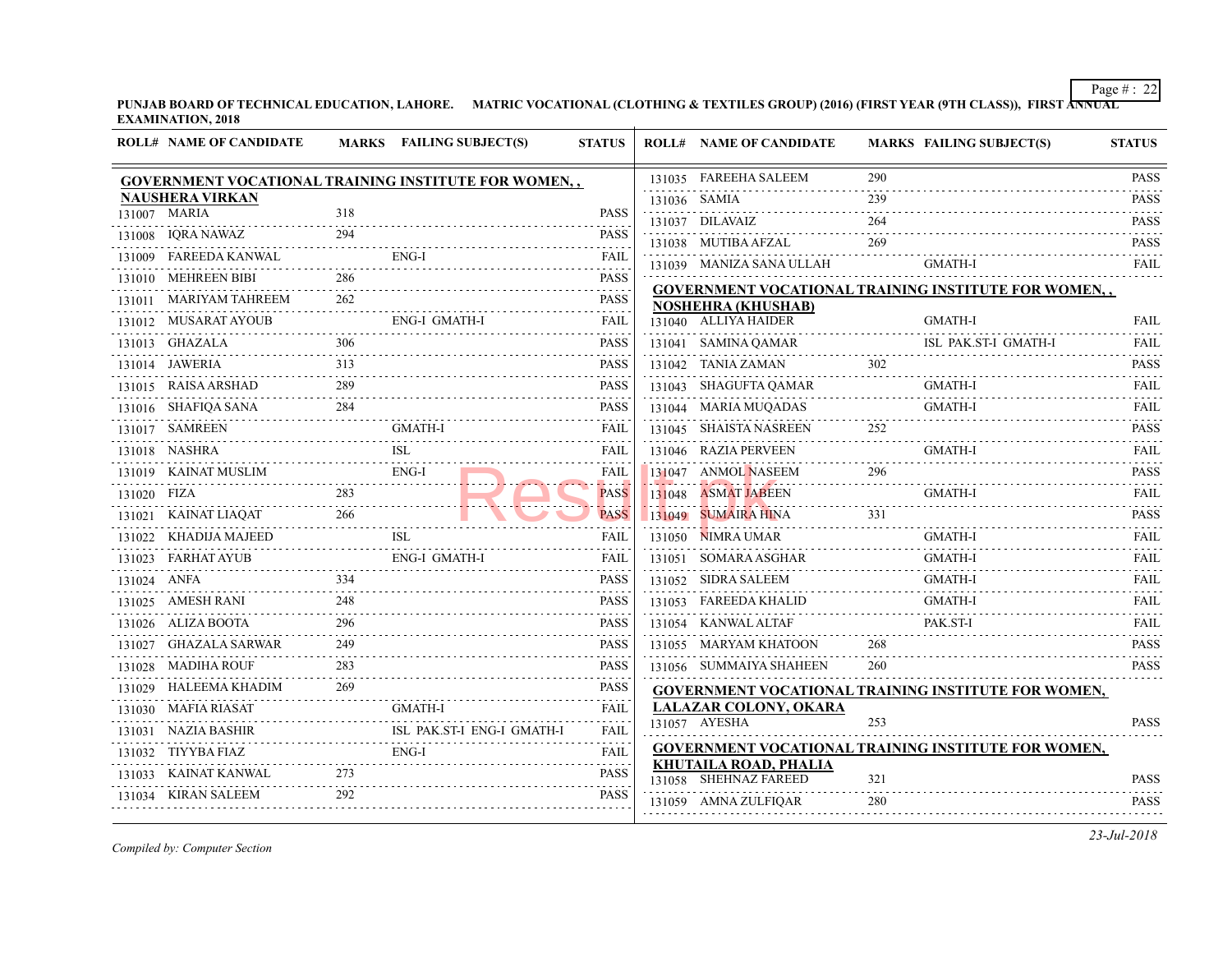**PUNJAB BOARD OF TECHNICAL EDUCATION, LAHORE. MATRIC VOCATIONAL (CLOTHING & TEXTILES GROUP) (2016) (FIRST YEAR (9TH CLASS)), FIRST ANNUAL EXAMINATION, 2018**

| ROLL# | NAME OF CANDIDATE | MARKS | FAILING SUBJECT(S) | STATUS |
|---|---|---|---|---|
| **GOVERNMENT VOCATIONAL TRAINING INSTITUTE FOR WOMEN, , NAUSHERA VIRKAN** | | | | |
| 131007 | MARIA | 318 | | PASS |
| 131008 | IQRA NAWAZ | 294 | | PASS |
| 131009 | FAREEDA KANWAL | | ENG-I | FAIL |
| 131010 | MEHREEN BIBI | 286 | | PASS |
| 131011 | MARIYAM TAHREEM | 262 | | PASS |
| 131012 | MUSARAT AYOUB | | ENG-I GMATH-I | FAIL |
| 131013 | GHAZALA | 306 | | PASS |
| 131014 | JAWERIA | 313 | | PASS |
| 131015 | RAISA ARSHAD | 289 | | PASS |
| 131016 | SHAFIQA SANA | 284 | | PASS |
| 131017 | SAMREEN | | GMATH-I | FAIL |
| 131018 | NASHRA | | ISL | FAIL |
| 131019 | KAINAT MUSLIM | | ENG-I | FAIL |
| 131020 | FIZA | 283 | | PASS |
| 131021 | KAINAT LIAQAT | 266 | | PASS |
| 131022 | KHADIJA MAJEED | | ISL | FAIL |
| 131023 | FARHAT AYUB | | ENG-I GMATH-I | FAIL |
| 131024 | ANFA | 334 | | PASS |
| 131025 | AMESH RANI | 248 | | PASS |
| 131026 | ALIZA BOOTA | 296 | | PASS |
| 131027 | GHAZALA SARWAR | 249 | | PASS |
| 131028 | MADIHA ROUF | 283 | | PASS |
| 131029 | HALEEMA KHADIM | 269 | | PASS |
| 131030 | MAFIA RIASAT | | GMATH-I | FAIL |
| 131031 | NAZIA BASHIR | | ISL PAK.ST-I ENG-I GMATH-I | FAIL |
| 131032 | TIYYBA FIAZ | | ENG-I | FAIL |
| 131033 | KAINAT KANWAL | 273 | | PASS |
| 131034 | KIRAN SALEEM | 292 | | PASS |
| 131035 | FAREEHA SALEEM | 290 | | PASS |
| 131036 | SAMIA | 239 | | PASS |
| 131037 | DILAVAIZ | 264 | | PASS |
| 131038 | MUTIBA AFZAL | 269 | | PASS |
| 131039 | MANIZA SANA ULLAH | | GMATH-I | FAIL |
| **GOVERNMENT VOCATIONAL TRAINING INSTITUTE FOR WOMEN, , NOSHEHRA (KHUSHAB)** | | | | |
| 131040 | ALLIYA HAIDER | | GMATH-I | FAIL |
| 131041 | SAMINA QAMAR | | ISL PAK.ST-I GMATH-I | FAIL |
| 131042 | TANIA ZAMAN | 302 | | PASS |
| 131043 | SHAGUFTA QAMAR | | GMATH-I | FAIL |
| 131044 | MARIA MUQADAS | | GMATH-I | FAIL |
| 131045 | SHAISTA NASREEN | 252 | | PASS |
| 131046 | RAZIA PERVEEN | | GMATH-I | FAIL |
| 131047 | ANMOL NASEEM | 296 | | PASS |
| 131048 | ASMAT JABEEN | | GMATH-I | FAIL |
| 131049 | SUMAIRA HINA | 331 | | PASS |
| 131050 | NIMRA UMAR | | GMATH-I | FAIL |
| 131051 | SOMARA ASGHAR | | GMATH-I | FAIL |
| 131052 | SIDRA SALEEM | | GMATH-I | FAIL |
| 131053 | FAREEDA KHALID | | GMATH-I | FAIL |
| 131054 | KANWAL ALTAF | | PAK.ST-I | FAIL |
| 131055 | MARYAM KHATOON | 268 | | PASS |
| 131056 | SUMMAIYA SHAHEEN | 260 | | PASS |
| **GOVERNMENT VOCATIONAL TRAINING INSTITUTE FOR WOMEN, LALAZAR COLONY, OKARA** | | | | |
| 131057 | AYESHA | 253 | | PASS |
| **GOVERNMENT VOCATIONAL TRAINING INSTITUTE FOR WOMEN, KHUTAILA ROAD, PHALIA** | | | | |
| 131058 | SHEHNAZ FAREED | 321 | | PASS |
| 131059 | AMNA ZULFIQAR | 280 | | PASS |

*Compiled by: Computer Section*

*23-Jul-2018*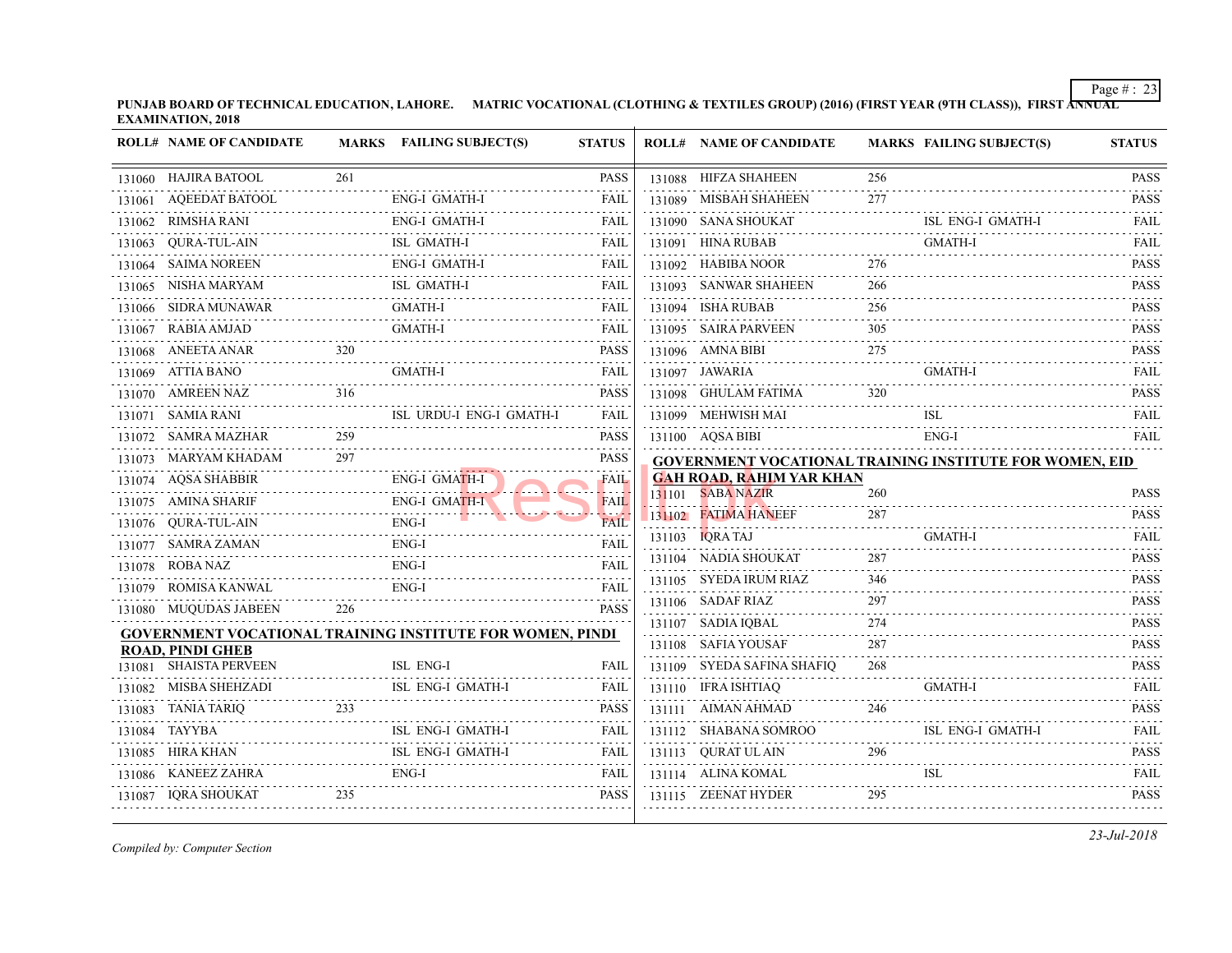PUNJAB BOARD OF TECHNICAL EDUCATION, LAHORE. MATRIC VOCATIONAL (CLOTHING & TEXTILES GROUP) (2016) (FIRST YEAR (9TH CLASS)), FIRST ANNUAL EXAMINATION, 2018

| ROLL# | NAME OF CANDIDATE | MARKS | FAILING SUBJECT(S) | STATUS |
|---|---|---|---|---|
| 131060 | HAJIRA BATOOL | 261 | | PASS |
| 131061 | AQEEDAT BATOOL | | ENG-I GMATH-I | FAIL |
| 131062 | RIMSHA RANI | | ENG-I GMATH-I | FAIL |
| 131063 | QURA-TUL-AIN | | ISL GMATH-I | FAIL |
| 131064 | SAIMA NOREEN | | ENG-I GMATH-I | FAIL |
| 131065 | NISHA MARYAM | | ISL GMATH-I | FAIL |
| 131066 | SIDRA MUNAWAR | | GMATH-I | FAIL |
| 131067 | RABIA AMJAD | | GMATH-I | FAIL |
| 131068 | ANEETA ANAR | 320 | | PASS |
| 131069 | ATTIA BANO | | GMATH-I | FAIL |
| 131070 | AMREEN NAZ | 316 | | PASS |
| 131071 | SAMIA RANI | | ISL URDU-I ENG-I GMATH-I | FAIL |
| 131072 | SAMRA MAZHAR | 259 | | PASS |
| 131073 | MARYAM KHADAM | 297 | | PASS |
| 131074 | AQSA SHABBIR | | ENG-I GMATH-I | FAIL |
| 131075 | AMINA SHARIF | | ENG-I GMATH-I | FAIL |
| 131076 | QURA-TUL-AIN | | ENG-I | FAIL |
| 131077 | SAMRA ZAMAN | | ENG-I | FAIL |
| 131078 | ROBA NAZ | | ENG-I | FAIL |
| 131079 | ROMISA KANWAL | | ENG-I | FAIL |
| 131080 | MUQUDAS JABEEN | 226 | | PASS |

**GOVERNMENT VOCATIONAL TRAINING INSTITUTE FOR WOMEN, PINDI ROAD, PINDI GHEB**

| ROLL# | NAME OF CANDIDATE | MARKS | FAILING SUBJECT(S) | STATUS |
|---|---|---|---|---|
| 131081 | SHAISTA PERVEEN | | ISL ENG-I | FAIL |
| 131082 | MISBA SHEHZADI | | ISL ENG-I GMATH-I | FAIL |
| 131083 | TANIA TARIQ | 233 | | PASS |
| 131084 | TAYYBA | | ISL ENG-I GMATH-I | FAIL |
| 131085 | HIRA KHAN | | ISL ENG-I GMATH-I | FAIL |
| 131086 | KANEEZ ZAHRA | | ENG-I | FAIL |
| 131087 | IQRA SHOUKAT | 235 | | PASS |
| 131088 | HIFZA SHAHEEN | 256 | | PASS |
| 131089 | MISBAH SHAHEEN | 277 | | PASS |
| 131090 | SANA SHOUKAT | | ISL ENG-I GMATH-I | FAIL |
| 131091 | HINA RUBAB | | GMATH-I | FAIL |
| 131092 | HABIBA NOOR | 276 | | PASS |
| 131093 | SANWAR SHAHEEN | 266 | | PASS |
| 131094 | ISHA RUBAB | 256 | | PASS |
| 131095 | SAIRA PARVEEN | 305 | | PASS |
| 131096 | AMNA BIBI | 275 | | PASS |
| 131097 | JAWARIA | | GMATH-I | FAIL |
| 131098 | GHULAM FATIMA | 320 | | PASS |
| 131099 | MEHWISH MAI | | ISL | FAIL |
| 131100 | AQSA BIBI | | ENG-I | FAIL |

**GOVERNMENT VOCATIONAL TRAINING INSTITUTE FOR WOMEN, EID GAH ROAD, RAHIM YAR KHAN**

| ROLL# | NAME OF CANDIDATE | MARKS | FAILING SUBJECT(S) | STATUS |
|---|---|---|---|---|
| 131101 | SABA NAZIR | 260 | | PASS |
| 131102 | FATIMA HANEEF | 287 | | PASS |
| 131103 | IQRA TAJ | | GMATH-I | FAIL |
| 131104 | NADIA SHOUKAT | 287 | | PASS |
| 131105 | SYEDA IRUM RIAZ | 346 | | PASS |
| 131106 | SADAF RIAZ | 297 | | PASS |
| 131107 | SADIA IQBAL | 274 | | PASS |
| 131108 | SAFIA YOUSAF | 287 | | PASS |
| 131109 | SYEDA SAFINA SHAFIQ | 268 | | PASS |
| 131110 | IFRA ISHTIAQ | | GMATH-I | FAIL |
| 131111 | AIMAN AHMAD | 246 | | PASS |
| 131112 | SHABANA SOMROO | | ISL ENG-I GMATH-I | FAIL |
| 131113 | QURAT UL AIN | 296 | | PASS |
| 131114 | ALINA KOMAL | | ISL | FAIL |
| 131115 | ZEENAT HYDER | 295 | | PASS |

*Compiled by: Computer Section*

*23-Jul-2018*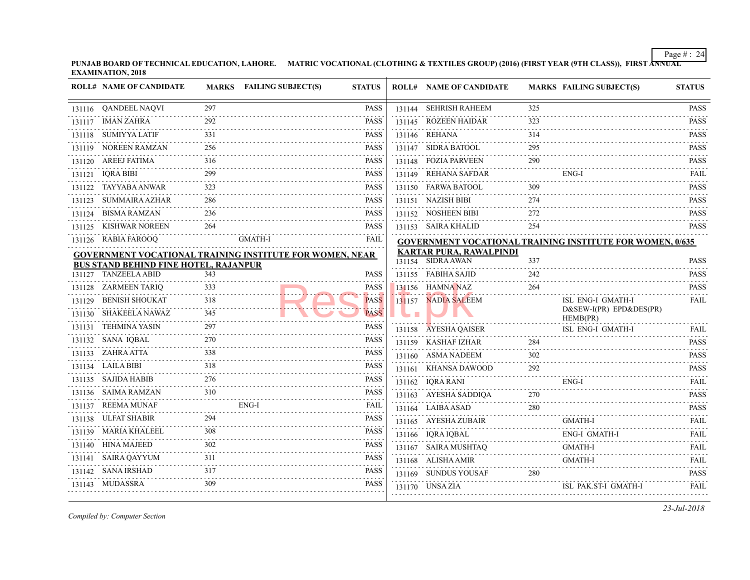PUNJAB BOARD OF TECHNICAL EDUCATION, LAHORE. MATRIC VOCATIONAL (CLOTHING & TEXTILES GROUP) (2016) (FIRST YEAR (9TH CLASS)), FIRST ANNUAL EXAMINATION, 2018

| ROLL# | NAME OF CANDIDATE | MARKS | FAILING SUBJECT(S) | STATUS |
|---|---|---|---|---|
| 131116 | QANDEEL NAQVI | 297 | | PASS |
| 131117 | IMAN ZAHRA | 292 | | PASS |
| 131118 | SUMIYYA LATIF | 331 | | PASS |
| 131119 | NOREEN RAMZAN | 256 | | PASS |
| 131120 | AREEJ FATIMA | 316 | | PASS |
| 131121 | IQRA BIBI | 299 | | PASS |
| 131122 | TAYYABA ANWAR | 323 | | PASS |
| 131123 | SUMMAIRA AZHAR | 286 | | PASS |
| 131124 | BISMA RAMZAN | 236 | | PASS |
| 131125 | KISHWAR NOREEN | 264 | | PASS |
| 131126 | RABIA FAROOQ | | GMATH-I | FAIL |

**GOVERNMENT VOCATIONAL TRAINING INSTITUTE FOR WOMEN, NEAR BUS STAND BEHIND FINE HOTEL, RAJANPUR**

| ROLL# | NAME OF CANDIDATE | MARKS | FAILING SUBJECT(S) | STATUS |
|---|---|---|---|---|
| 131127 | TANZEELA ABID | 343 | | PASS |
| 131128 | ZARMEEN TARIQ | 333 | | PASS |
| 131129 | BENISH SHOUKAT | 318 | | PASS |
| 131130 | SHAKEELA NAWAZ | 345 | | PASS |
| 131131 | TEHMINA YASIN | 297 | | PASS |
| 131132 | SANA IQBAL | 270 | | PASS |
| 131133 | ZAHRA ATTA | 338 | | PASS |
| 131134 | LAILA BIBI | 318 | | PASS |
| 131135 | SAJIDA HABIB | 276 | | PASS |
| 131136 | SAIMA RAMZAN | 310 | | PASS |
| 131137 | REEMA MUNAF | | ENG-I | FAIL |
| 131138 | ULFAT SHABIR | 294 | | PASS |
| 131139 | MARIA KHALEEL | 308 | | PASS |
| 131140 | HINA MAJEED | 302 | | PASS |
| 131141 | SAIRA QAYYUM | 311 | | PASS |
| 131142 | SANA IRSHAD | 317 | | PASS |
| 131143 | MUDASSRA | 309 | | PASS |
| 131144 | SEHRISH RAHEEM | 325 | | PASS |
| 131145 | ROZEEN HAIDAR | 323 | | PASS |
| 131146 | REHANA | 314 | | PASS |
| 131147 | SIDRA BATOOL | 295 | | PASS |
| 131148 | FOZIA PARVEEN | 290 | | PASS |
| 131149 | REHANA SAFDAR | | ENG-I | FAIL |
| 131150 | FARWA BATOOL | 309 | | PASS |
| 131151 | NAZISH BIBI | 274 | | PASS |
| 131152 | NOSHEEN BIBI | 272 | | PASS |
| 131153 | SAIRA KHALID | 254 | | PASS |

**GOVERNMENT VOCATIONAL TRAINING INSTITUTE FOR WOMEN, 0/635 KARTAR PURA, RAWALPINDI**

| ROLL# | NAME OF CANDIDATE | MARKS | FAILING SUBJECT(S) | STATUS |
|---|---|---|---|---|
| 131154 | SIDRA AWAN | 337 | | PASS |
| 131155 | FABIHA SAJID | 242 | | PASS |
| 131156 | HAMNA NAZ | 264 | | PASS |
| 131157 | NADIA SALEEM | | ISL ENG-I GMATH-I D&SEW-I(PR) EPD&DES(PR) HEMB(PR) | FAIL |
| 131158 | AYESHA QAISER | | ISL ENG-I GMATH-I | FAIL |
| 131159 | KASHAF IZHAR | 284 | | PASS |
| 131160 | ASMA NADEEM | 302 | | PASS |
| 131161 | KHANSA DAWOOD | 292 | | PASS |
| 131162 | IQRA RANI | | ENG-I | FAIL |
| 131163 | AYESHA SADDIQA | 270 | | PASS |
| 131164 | LAIBA ASAD | 280 | | PASS |
| 131165 | AYESHA ZUBAIR | | GMATH-I | FAIL |
| 131166 | IQRA IQBAL | | ENG-I GMATH-I | FAIL |
| 131167 | SAIRA MUSHTAQ | | GMATH-I | FAIL |
| 131168 | ALISHA AMIR | | GMATH-I | FAIL |
| 131169 | SUNDUS YOUSAF | 280 | | PASS |
| 131170 | UNSA ZIA | | ISL PAK.ST-I GMATH-I | FAIL |

*Compiled by: Computer Section*

*23-Jul-2018*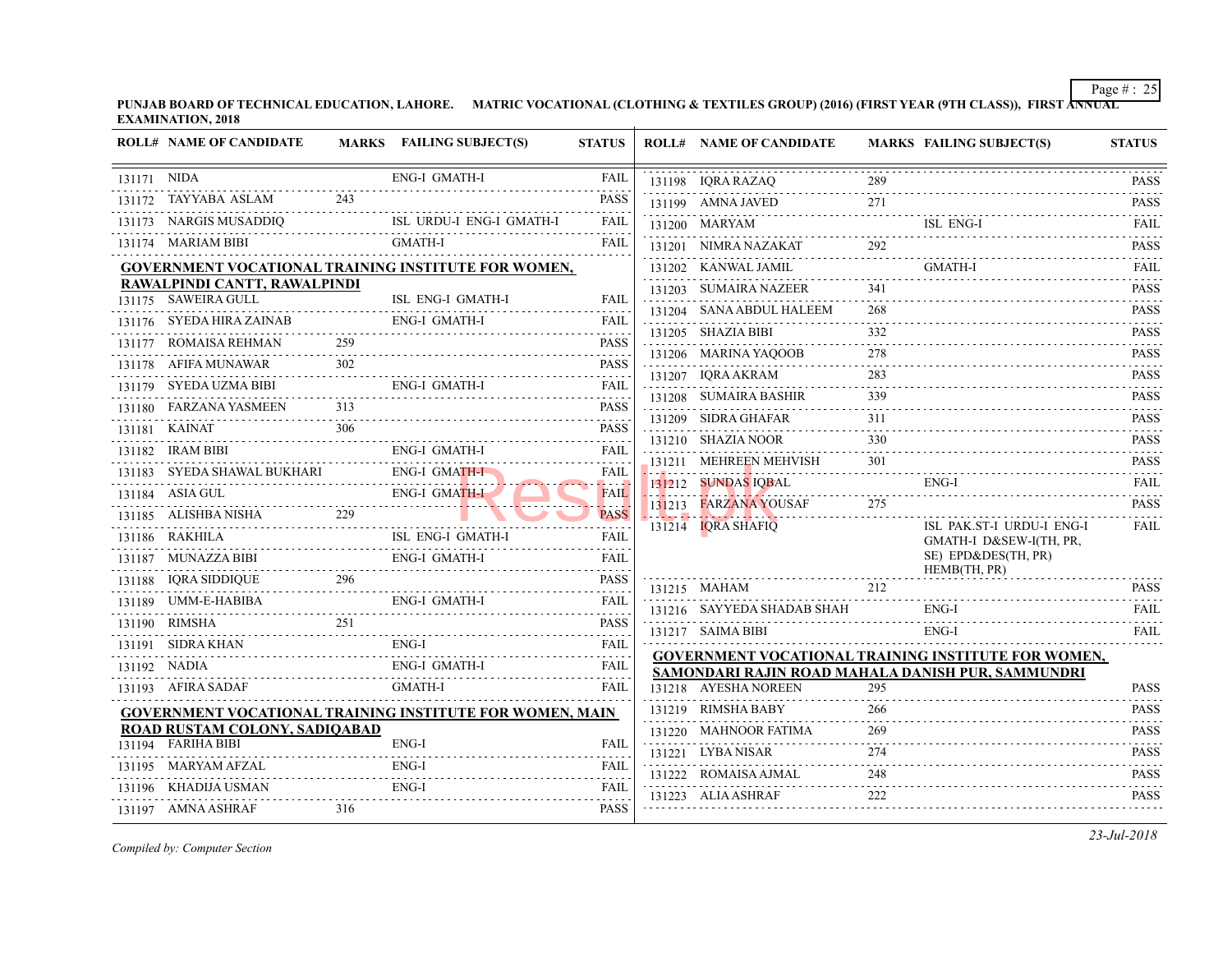**PUNJAB BOARD OF TECHNICAL EDUCATION, LAHORE. MATRIC VOCATIONAL (CLOTHING & TEXTILES GROUP) (2016) (FIRST YEAR (9TH CLASS)), FIRST ANNUAL EXAMINATION, 2018**

| ROLL# | NAME OF CANDIDATE | MARKS | FAILING SUBJECT(S) | STATUS |
|---|---|---|---|---|
| 131171 | NIDA | | ENG-I GMATH-I | FAIL |
| 131172 | TAYYABA ASLAM | 243 | | PASS |
| 131173 | NARGIS MUSADDIQ | | ISL URDU-I ENG-I GMATH-I | FAIL |
| 131174 | MARIAM BIBI | | GMATH-I | FAIL |

**GOVERNMENT VOCATIONAL TRAINING INSTITUTE FOR WOMEN, RAWALPINDI CANTT, RAWALPINDI**

| ROLL# | NAME OF CANDIDATE | MARKS | FAILING SUBJECT(S) | STATUS |
|---|---|---|---|---|
| 131175 | SAWEIRA GULL | | ISL ENG-I GMATH-I | FAIL |
| 131176 | SYEDA HIRA ZAINAB | | ENG-I GMATH-I | FAIL |
| 131177 | ROMAISA REHMAN | 259 | | PASS |
| 131178 | AFIFA MUNAWAR | 302 | | PASS |
| 131179 | SYEDA UZMA BIBI | | ENG-I GMATH-I | FAIL |
| 131180 | FARZANA YASMEEN | 313 | | PASS |
| 131181 | KAINAT | 306 | | PASS |
| 131182 | IRAM BIBI | | ENG-I GMATH-I | FAIL |
| 131183 | SYEDA SHAWAL BUKHARI | | ENG-I GMATH-I | FAIL |
| 131184 | ASIA GUL | | ENG-I GMATH-I | FAIL |
| 131185 | ALISHBA NISHA | 229 | | PASS |
| 131186 | RAKHILA | | ISL ENG-I GMATH-I | FAIL |
| 131187 | MUNAZZA BIBI | | ENG-I GMATH-I | FAIL |
| 131188 | IQRA SIDDIQUE | 296 | | PASS |
| 131189 | UMM-E-HABIBA | | ENG-I GMATH-I | FAIL |
| 131190 | RIMSHA | 251 | | PASS |
| 131191 | SIDRA KHAN | | ENG-I | FAIL |
| 131192 | NADIA | | ENG-I GMATH-I | FAIL |
| 131193 | AFIRA SADAF | | GMATH-I | FAIL |

**GOVERNMENT VOCATIONAL TRAINING INSTITUTE FOR WOMEN, MAIN ROAD RUSTAM COLONY, SADIQABAD**

| ROLL# | NAME OF CANDIDATE | MARKS | FAILING SUBJECT(S) | STATUS |
|---|---|---|---|---|
| 131194 | FARIHA BIBI | | ENG-I | FAIL |
| 131195 | MARYAM AFZAL | | ENG-I | FAIL |
| 131196 | KHADIJA USMAN | | ENG-I | FAIL |
| 131197 | AMNA ASHRAF | 316 | | PASS |
| 131198 | IQRA RAZAQ | 289 | | PASS |
| 131199 | AMNA JAVED | 271 | | PASS |
| 131200 | MARYAM | | ISL ENG-I | FAIL |
| 131201 | NIMRA NAZAKAT | 292 | | PASS |
| 131202 | KANWAL JAMIL | | GMATH-I | FAIL |
| 131203 | SUMAIRA NAZEER | 341 | | PASS |
| 131204 | SANA ABDUL HALEEM | 268 | | PASS |
| 131205 | SHAZIA BIBI | 332 | | PASS |
| 131206 | MARINA YAQOOB | 278 | | PASS |
| 131207 | IQRA AKRAM | 283 | | PASS |
| 131208 | SUMAIRA BASHIR | 339 | | PASS |
| 131209 | SIDRA GHAFAR | 311 | | PASS |
| 131210 | SHAZIA NOOR | 330 | | PASS |
| 131211 | MEHREEN MEHVISH | 301 | | PASS |
| 131212 | SUNDAS IQBAL | | ENG-I | FAIL |
| 131213 | FARZANA YOUSAF | 275 | | PASS |
| 131214 | IQRA SHAFIQ | | ISL PAK.ST-I URDU-I ENG-I GMATH-I D&SEW-I(TH, PR, SE) EPD&DES(TH, PR) HEMB(TH, PR) | FAIL |
| 131215 | MAHAM | 212 | | PASS |
| 131216 | SAYYEDA SHADAB SHAH | | ENG-I | FAIL |
| 131217 | SAIMA BIBI | | ENG-I | FAIL |

**GOVERNMENT VOCATIONAL TRAINING INSTITUTE FOR WOMEN, SAMONDARI RAJIN ROAD MAHALA DANISH PUR, SAMMUNDRI**

| ROLL# | NAME OF CANDIDATE | MARKS | FAILING SUBJECT(S) | STATUS |
|---|---|---|---|---|
| 131218 | AYESHA NOREEN | 295 | | PASS |
| 131219 | RIMSHA BABY | 266 | | PASS |
| 131220 | MAHNOOR FATIMA | 269 | | PASS |
| 131221 | LYBA NISAR | 274 | | PASS |
| 131222 | ROMAISA AJMAL | 248 | | PASS |
| 131223 | ALIA ASHRAF | 222 | | PASS |

*Compiled by: Computer Section*

*23-Jul-2018*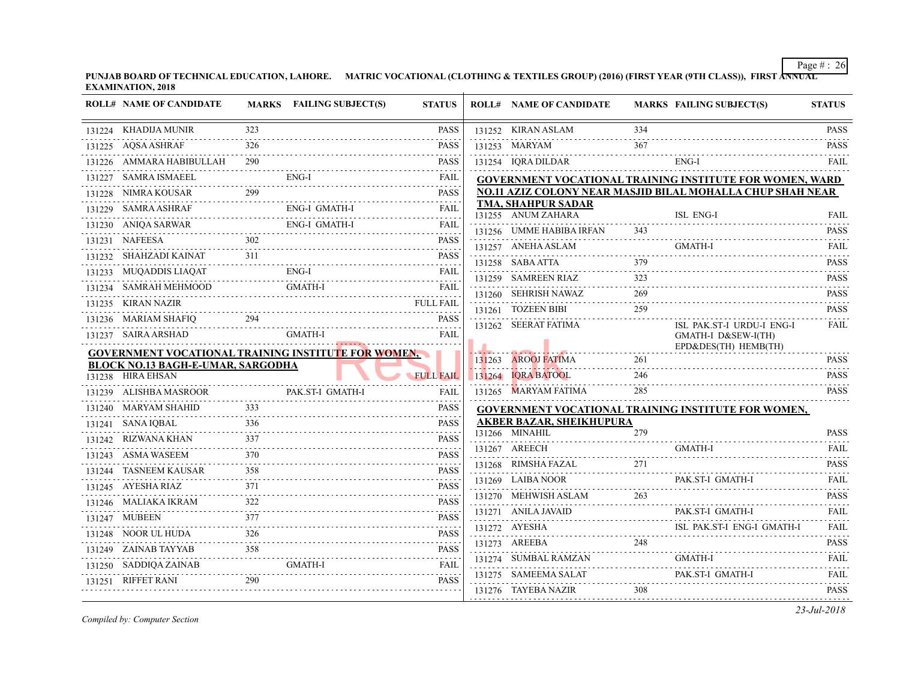**PUNJAB BOARD OF TECHNICAL EDUCATION, LAHORE. MATRIC VOCATIONAL (CLOTHING & TEXTILES GROUP) (2016) (FIRST YEAR (9TH CLASS)), FIRST ANNUAL EXAMINATION, 2018**

| ROLL# | NAME OF CANDIDATE | MARKS | FAILING SUBJECT(S) | STATUS |
|---|---|---|---|---|
| 131224 | KHADIJA MUNIR | 323 | | PASS |
| 131225 | AQSA ASHRAF | 326 | | PASS |
| 131226 | AMMARA HABIBULLAH | 290 | | PASS |
| 131227 | SAMRA ISMAEEL | | ENG-I | FAIL |
| 131228 | NIMRA KOUSAR | 299 | | PASS |
| 131229 | SAMRA ASHRAF | | ENG-I GMATH-I | FAIL |
| 131230 | ANIQA SARWAR | | ENG-I GMATH-I | FAIL |
| 131231 | NAFEESA | 302 | | PASS |
| 131232 | SHAHZADI KAINAT | 311 | | PASS |
| 131233 | MUQADDIS LIAQAT | | ENG-I | FAIL |
| 131234 | SAMRAH MEHMOOD | | GMATH-I | FAIL |
| 131235 | KIRAN NAZIR | | | FULL FAIL |
| 131236 | MARIAM SHAFIQ | 294 | | PASS |
| 131237 | SAIRA ARSHAD | | GMATH-I | FAIL |

**GOVERNMENT VOCATIONAL TRAINING INSTITUTE FOR WOMEN, BLOCK NO.13 BAGH-E-UMAR, SARGODHA**

| ROLL# | NAME OF CANDIDATE | MARKS | FAILING SUBJECT(S) | STATUS |
|---|---|---|---|---|
| 131238 | HIRA EHSAN | | | FULL FAIL |
| 131239 | ALISHBA MASROOR | | PAK.ST-I GMATH-I | FAIL |
| 131240 | MARYAM SHAHID | 333 | | PASS |
| 131241 | SANA IQBAL | 336 | | PASS |
| 131242 | RIZWANA KHAN | 337 | | PASS |
| 131243 | ASMA WASEEM | 370 | | PASS |
| 131244 | TASNEEM KAUSAR | 358 | | PASS |
| 131245 | AYESHA RIAZ | 371 | | PASS |
| 131246 | MALIAKA IKRAM | 322 | | PASS |
| 131247 | MUBEEN | 377 | | PASS |
| 131248 | NOOR UL HUDA | 326 | | PASS |
| 131249 | ZAINAB TAYYAB | 358 | | PASS |
| 131250 | SADDIQA ZAINAB | | GMATH-I | FAIL |
| 131251 | RIFFET RANI | 290 | | PASS |
| 131252 | KIRAN ASLAM | 334 | | PASS |
| 131253 | MARYAM | 367 | | PASS |
| 131254 | IQRA DILDAR | | ENG-I | FAIL |

**GOVERNMENT VOCATIONAL TRAINING INSTITUTE FOR WOMEN, WARD NO.11 AZIZ COLONY NEAR MASJID BILAL MOHALLA CHUP SHAH NEAR TMA, SHAHPUR SADAR**

| ROLL# | NAME OF CANDIDATE | MARKS | FAILING SUBJECT(S) | STATUS |
|---|---|---|---|---|
| 131255 | ANUM ZAHARA | | ISL ENG-I | FAIL |
| 131256 | UMME HABIBA IRFAN | 343 | | PASS |
| 131257 | ANEHA ASLAM | | GMATH-I | FAIL |
| 131258 | SABA ATTA | 379 | | PASS |
| 131259 | SAMREEN RIAZ | 323 | | PASS |
| 131260 | SEHRISH NAWAZ | 269 | | PASS |
| 131261 | TOZEEN BIBI | 259 | | PASS |
| 131262 | SEERAT FATIMA | | ISL PAK.ST-I URDU-I ENG-I GMATH-I D&SEW-I(TH) EPD&DES(TH) HEMB(TH) | FAIL |
| 131263 | AROOJ FATIMA | 261 | | PASS |
| 131264 | IQRA BATOOL | 246 | | PASS |
| 131265 | MARYAM FATIMA | 285 | | PASS |

**GOVERNMENT VOCATIONAL TRAINING INSTITUTE FOR WOMEN, AKBER BAZAR, SHEIKHUPURA**

| ROLL# | NAME OF CANDIDATE | MARKS | FAILING SUBJECT(S) | STATUS |
|---|---|---|---|---|
| 131266 | MINAHIL | 279 | | PASS |
| 131267 | AREECH | | GMATH-I | FAIL |
| 131268 | RIMSHA FAZAL | 271 | | PASS |
| 131269 | LAIBA NOOR | | PAK.ST-I GMATH-I | FAIL |
| 131270 | MEHWISH ASLAM | 263 | | PASS |
| 131271 | ANILA JAVAID | | PAK.ST-I GMATH-I | FAIL |
| 131272 | AYESHA | | ISL PAK.ST-I ENG-I GMATH-I | FAIL |
| 131273 | AREEBA | 248 | | PASS |
| 131274 | SUMBAL RAMZAN | | GMATH-I | FAIL |
| 131275 | SAMEEMA SALAT | | PAK.ST-I GMATH-I | FAIL |
| 131276 | TAYEBA NAZIR | 308 | | PASS |

*Compiled by: Computer Section*

*23-Jul-2018*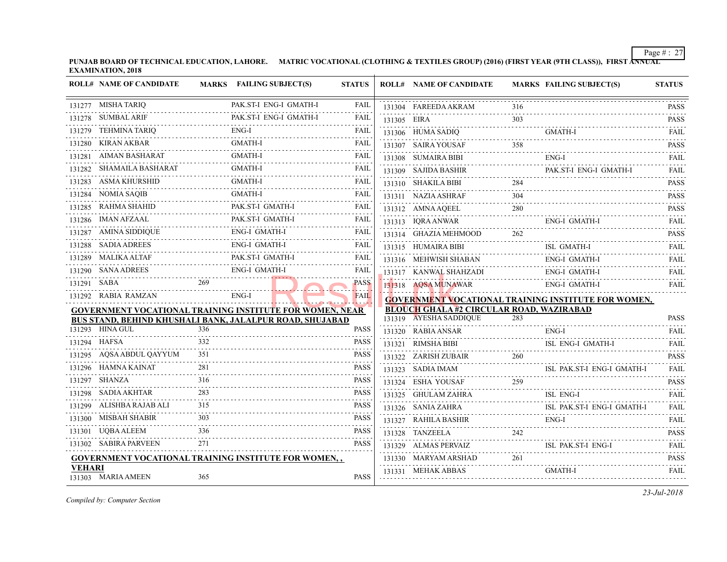**PUNJAB BOARD OF TECHNICAL EDUCATION, LAHORE. MATRIC VOCATIONAL (CLOTHING & TEXTILES GROUP) (2016) (FIRST YEAR (9TH CLASS)), FIRST ANNUAL EXAMINATION, 2018**

| ROLL# | NAME OF CANDIDATE | MARKS | FAILING SUBJECT(S) | STATUS |
|---|---|---|---|---|
| 131277 | MISHA TARIQ | | PAK.ST-I ENG-I GMATH-I | FAIL |
| 131278 | SUMBAL ARIF | | PAK.ST-I ENG-I GMATH-I | FAIL |
| 131279 | TEHMINA TARIQ | | ENG-I | FAIL |
| 131280 | KIRAN AKBAR | | GMATH-I | FAIL |
| 131281 | AIMAN BASHARAT | | GMATH-I | FAIL |
| 131282 | SHAMAILA BASHARAT | | GMATH-I | FAIL |
| 131283 | ASMA KHURSHID | | GMATH-I | FAIL |
| 131284 | NOMIA SAQIB | | GMATH-I | FAIL |
| 131285 | RAHMA SHAHID | | PAK.ST-I GMATH-I | FAIL |
| 131286 | IMAN AFZAAL | | PAK.ST-I GMATH-I | FAIL |
| 131287 | AMINA SIDDIQUE | | ENG-I GMATH-I | FAIL |
| 131288 | SADIA ADREES | | ENG-I GMATH-I | FAIL |
| 131289 | MALIKA ALTAF | | PAK.ST-I GMATH-I | FAIL |
| 131290 | SANA ADREES | | ENG-I GMATH-I | FAIL |
| 131291 | SABA | 269 | | PASS |
| 131292 | RABIA RAMZAN | | ENG-I | FAIL |

**GOVERNMENT VOCATIONAL TRAINING INSTITUTE FOR WOMEN, NEAR BUS STAND, BEHIND KHUSHALI BANK, JALALPUR ROAD, SHUJABAD**

| ROLL# | NAME OF CANDIDATE | MARKS | FAILING SUBJECT(S) | STATUS |
|---|---|---|---|---|
| 131293 | HINA GUL | 336 | | PASS |
| 131294 | HAFSA | 332 | | PASS |
| 131295 | AQSA ABDUL QAYYUM | 351 | | PASS |
| 131296 | HAMNA KAINAT | 281 | | PASS |
| 131297 | SHANZA | 316 | | PASS |
| 131298 | SADIA AKHTAR | 283 | | PASS |
| 131299 | ALISHBA RAJAB ALI | 315 | | PASS |
| 131300 | MISBAH SHABIR | 303 | | PASS |
| 131301 | UQBA ALEEM | 336 | | PASS |
| 131302 | SABIRA PARVEEN | 271 | | PASS |

**GOVERNMENT VOCATIONAL TRAINING INSTITUTE FOR WOMEN, , VEHARI**

| ROLL# | NAME OF CANDIDATE | MARKS | FAILING SUBJECT(S) | STATUS |
|---|---|---|---|---|
| 131303 | MARIA AMEEN | 365 | | PASS |
| 131304 | FAREEDA AKRAM | 316 | | PASS |
| 131305 | EIRA | 303 | | PASS |
| 131306 | HUMA SADIQ | | GMATH-I | FAIL |
| 131307 | SAIRA YOUSAF | 358 | | PASS |
| 131308 | SUMAIRA BIBI | | ENG-I | FAIL |
| 131309 | SAJIDA BASHIR | | PAK.ST-I ENG-I GMATH-I | FAIL |
| 131310 | SHAKILA BIBI | 284 | | PASS |
| 131311 | NAZIA ASHRAF | 304 | | PASS |
| 131312 | AMNA AQEEL | 280 | | PASS |
| 131313 | IQRA ANWAR | | ENG-I GMATH-I | FAIL |
| 131314 | GHAZIA MEHMOOD | 262 | | PASS |
| 131315 | HUMAIRA BIBI | | ISL GMATH-I | FAIL |
| 131316 | MEHWISH SHABAN | | ENG-I GMATH-I | FAIL |
| 131317 | KANWAL SHAHZADI | | ENG-I GMATH-I | FAIL |
| 131318 | AQSA MUNAWAR | | ENG-I GMATH-I | FAIL |

**GOVERNMENT VOCATIONAL TRAINING INSTITUTE FOR WOMEN, BLOUCH GHALA #2 CIRCULAR ROAD, WAZIRABAD**

| ROLL# | NAME OF CANDIDATE | MARKS | FAILING SUBJECT(S) | STATUS |
|---|---|---|---|---|
| 131319 | AYESHA SADDIQUE | 283 | | PASS |
| 131320 | RABIA ANSAR | | ENG-I | FAIL |
| 131321 | RIMSHA BIBI | | ISL ENG-I GMATH-I | FAIL |
| 131322 | ZARISH ZUBAIR | 260 | | PASS |
| 131323 | SADIA IMAM | | ISL PAK.ST-I ENG-I GMATH-I | FAIL |
| 131324 | ESHA YOUSAF | 259 | | PASS |
| 131325 | GHULAM ZAHRA | | ISL ENG-I | FAIL |
| 131326 | SANIA ZAHRA | | ISL PAK.ST-I ENG-I GMATH-I | FAIL |
| 131327 | RAHILA BASHIR | | ENG-I | FAIL |
| 131328 | TANZEELA | 242 | | PASS |
| 131329 | ALMAS PERVAIZ | | ISL PAK.ST-I ENG-I | FAIL |
| 131330 | MARYAM ARSHAD | 261 | | PASS |
| 131331 | MEHAK ABBAS | | GMATH-I | FAIL |

*Compiled by: Computer Section*

*23-Jul-2018*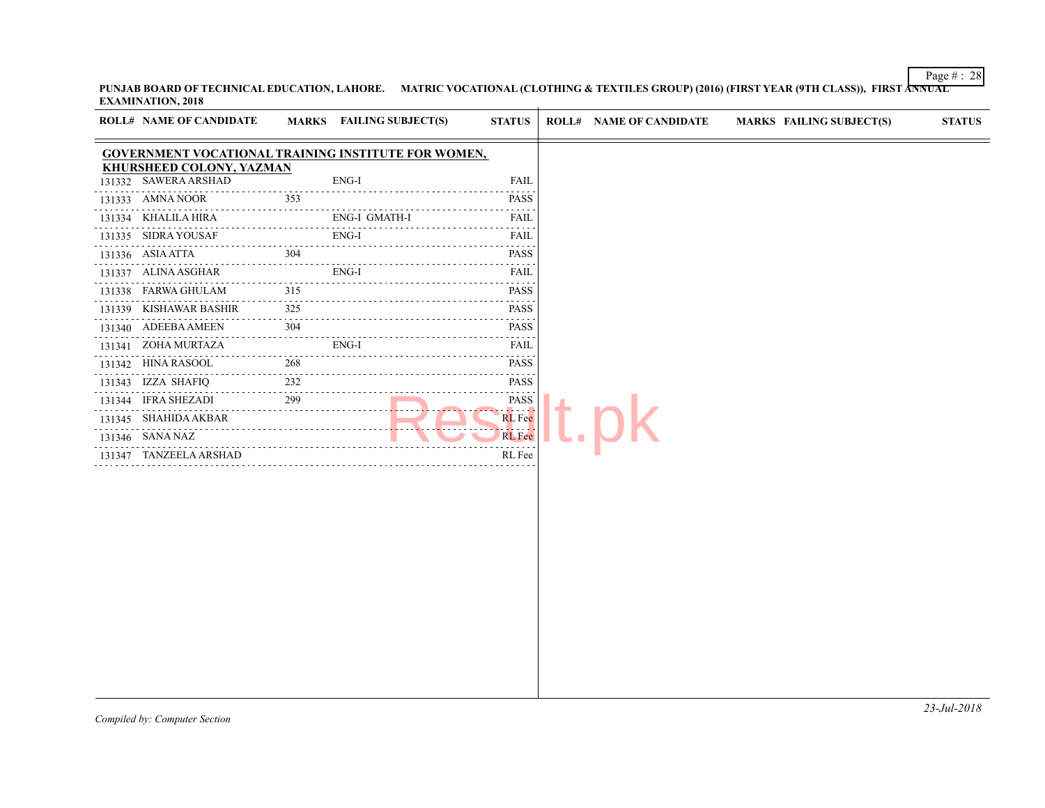**PUNJAB BOARD OF TECHNICAL EDUCATION, LAHORE. MATRIC VOCATIONAL (CLOTHING & TEXTILES GROUP) (2016) (FIRST YEAR (9TH CLASS)), FIRST ANNUAL EXAMINATION, 2018**

**GOVERNMENT VOCATIONAL TRAINING INSTITUTE FOR WOMEN, KHURSHEED COLONY, YAZMAN**

| ROLL# | NAME OF CANDIDATE | MARKS | FAILING SUBJECT(S) | STATUS |
|---|---|---|---|---|
| 131332 | SAWERA ARSHAD | | ENG-I | FAIL |
| 131333 | AMNA NOOR | 353 | | PASS |
| 131334 | KHALILA HIRA | | ENG-I GMATH-I | FAIL |
| 131335 | SIDRA YOUSAF | | ENG-I | FAIL |
| 131336 | ASIA ATTA | 304 | | PASS |
| 131337 | ALINA ASGHAR | | ENG-I | FAIL |
| 131338 | FARWA GHULAM | 315 | | PASS |
| 131339 | KISHAWAR BASHIR | 325 | | PASS |
| 131340 | ADEEBA AMEEN | 304 | | PASS |
| 131341 | ZOHA MURTAZA | | ENG-I | FAIL |
| 131342 | HINA RASOOL | 268 | | PASS |
| 131343 | IZZA SHAFIQ | 232 | | PASS |
| 131344 | IFRA SHEZADI | 299 | | PASS |
| 131345 | SHAHIDA AKBAR | | | RL Fee |
| 131346 | SANA NAZ | | | RL Fee |
| 131347 | TANZEELA ARSHAD | | | RL Fee |

*Compiled by: Computer Section*

*23-Jul-2018*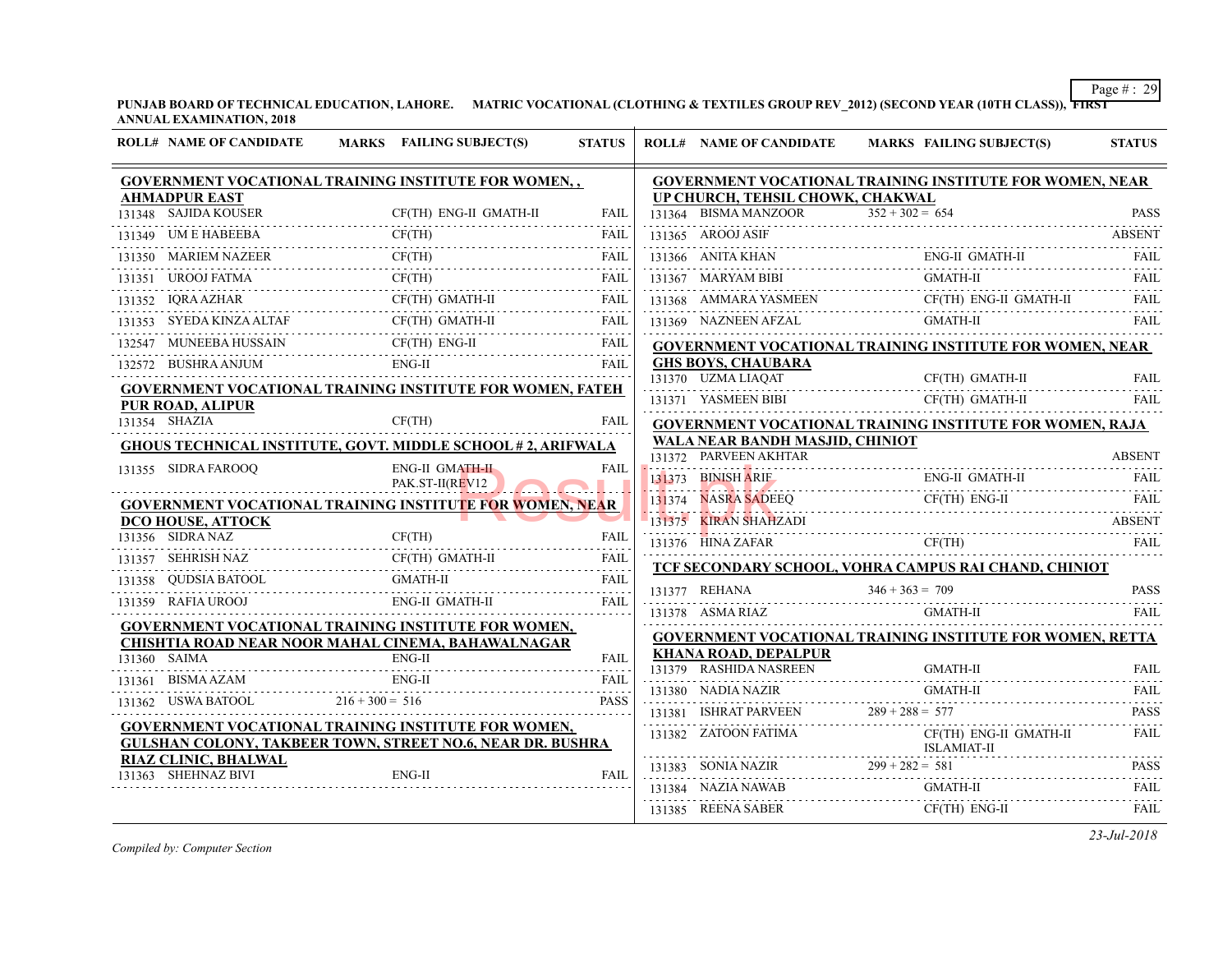**PUNJAB BOARD OF TECHNICAL EDUCATION, LAHORE. MATRIC VOCATIONAL (CLOTHING & TEXTILES GROUP REV_2012) (SECOND YEAR (10TH CLASS)), FIRST ANNUAL EXAMINATION, 2018**

| ROLL# | NAME OF CANDIDATE | MARKS | FAILING SUBJECT(S) | STATUS |
|---|---|---|---|---|
| **GOVERNMENT VOCATIONAL TRAINING INSTITUTE FOR WOMEN, , AHMADPUR EAST** | | | | |
| 131348 | SAJIDA KOUSER | | CF(TH) ENG-II GMATH-II | FAIL |
| 131349 | UM E HABEEBA | | CF(TH) | FAIL |
| 131350 | MARIEM NAZEER | | CF(TH) | FAIL |
| 131351 | UROOJ FATMA | | CF(TH) | FAIL |
| 131352 | IQRA AZHAR | | CF(TH) GMATH-II | FAIL |
| 131353 | SYEDA KINZA ALTAF | | CF(TH) GMATH-II | FAIL |
| 132547 | MUNEEBA HUSSAIN | | CF(TH) ENG-II | FAIL |
| 132572 | BUSHRA ANJUM | | ENG-II | FAIL |
| **GOVERNMENT VOCATIONAL TRAINING INSTITUTE FOR WOMEN, FATEH PUR ROAD, ALIPUR** | | | | |
| 131354 | SHAZIA | | CF(TH) | FAIL |
| **GHOUS TECHNICAL INSTITUTE, GOVT. MIDDLE SCHOOL # 2, ARIFWALA** | | | | |
| 131355 | SIDRA FAROOQ | | ENG-II GMATH-II PAK.ST-II(REV12 | FAIL |
| **GOVERNMENT VOCATIONAL TRAINING INSTITUTE FOR WOMEN, NEAR DCO HOUSE, ATTOCK** | | | | |
| 131356 | SIDRA NAZ | | CF(TH) | FAIL |
| 131357 | SEHRISH NAZ | | CF(TH) GMATH-II | FAIL |
| 131358 | QUDSIA BATOOL | | GMATH-II | FAIL |
| 131359 | RAFIA UROOJ | | ENG-II GMATH-II | FAIL |
| **GOVERNMENT VOCATIONAL TRAINING INSTITUTE FOR WOMEN, CHISHTIA ROAD NEAR NOOR MAHAL CINEMA, BAHAWALNAGAR** | | | | |
| 131360 | SAIMA | | ENG-II | FAIL |
| 131361 | BISMA AZAM | | ENG-II | FAIL |
| 131362 | USWA BATOOL | 216 + 300 = 516 | | PASS |
| **GOVERNMENT VOCATIONAL TRAINING INSTITUTE FOR WOMEN, GULSHAN COLONY, TAKBEER TOWN, STREET NO.6, NEAR DR. BUSHRA RIAZ CLINIC, BHALWAL** | | | | |
| 131363 | SHEHNAZ BIVI | | ENG-II | FAIL |
| **GOVERNMENT VOCATIONAL TRAINING INSTITUTE FOR WOMEN, NEAR UP CHURCH, TEHSIL CHOWK, CHAKWAL** | | | | |
| 131364 | BISMA MANZOOR | 352 + 302 = 654 | | PASS |
| 131365 | AROOJ ASIF | | | ABSENT |
| 131366 | ANITA KHAN | | ENG-II GMATH-II | FAIL |
| 131367 | MARYAM BIBI | | GMATH-II | FAIL |
| 131368 | AMMARA YASMEEN | | CF(TH) ENG-II GMATH-II | FAIL |
| 131369 | NAZNEEN AFZAL | | GMATH-II | FAIL |
| **GOVERNMENT VOCATIONAL TRAINING INSTITUTE FOR WOMEN, NEAR GHS BOYS, CHAUBARA** | | | | |
| 131370 | UZMA LIAQAT | | CF(TH) GMATH-II | FAIL |
| 131371 | YASMEEN BIBI | | CF(TH) GMATH-II | FAIL |
| **GOVERNMENT VOCATIONAL TRAINING INSTITUTE FOR WOMEN, RAJA WALA NEAR BANDH MASJID, CHINIOT** | | | | |
| 131372 | PARVEEN AKHTAR | | | ABSENT |
| 131373 | BINISH ARIF | | ENG-II GMATH-II | FAIL |
| 131374 | NASRA SADEEQ | | CF(TH) ENG-II | FAIL |
| 131375 | KIRAN SHAHZADI | | | ABSENT |
| 131376 | HINA ZAFAR | | CF(TH) | FAIL |
| **TCF SECONDARY SCHOOL, VOHRA CAMPUS RAI CHAND, CHINIOT** | | | | |
| 131377 | REHANA | 346 + 363 = 709 | | PASS |
| 131378 | ASMA RIAZ | | GMATH-II | FAIL |
| **GOVERNMENT VOCATIONAL TRAINING INSTITUTE FOR WOMEN, RETTA KHANA ROAD, DEPALPUR** | | | | |
| 131379 | RASHIDA NASREEN | | GMATH-II | FAIL |
| 131380 | NADIA NAZIR | | GMATH-II | FAIL |
| 131381 | ISHRAT PARVEEN | 289 + 288 = 577 | | PASS |
| 131382 | ZATOON FATIMA | | CF(TH) ENG-II GMATH-II ISLAMIAT-II | FAIL |
| 131383 | SONIA NAZIR | 299 + 282 = 581 | | PASS |
| 131384 | NAZIA NAWAB | | GMATH-II | FAIL |
| 131385 | REENA SABER | | CF(TH) ENG-II | FAIL |

*Compiled by: Computer Section*

*23-Jul-2018*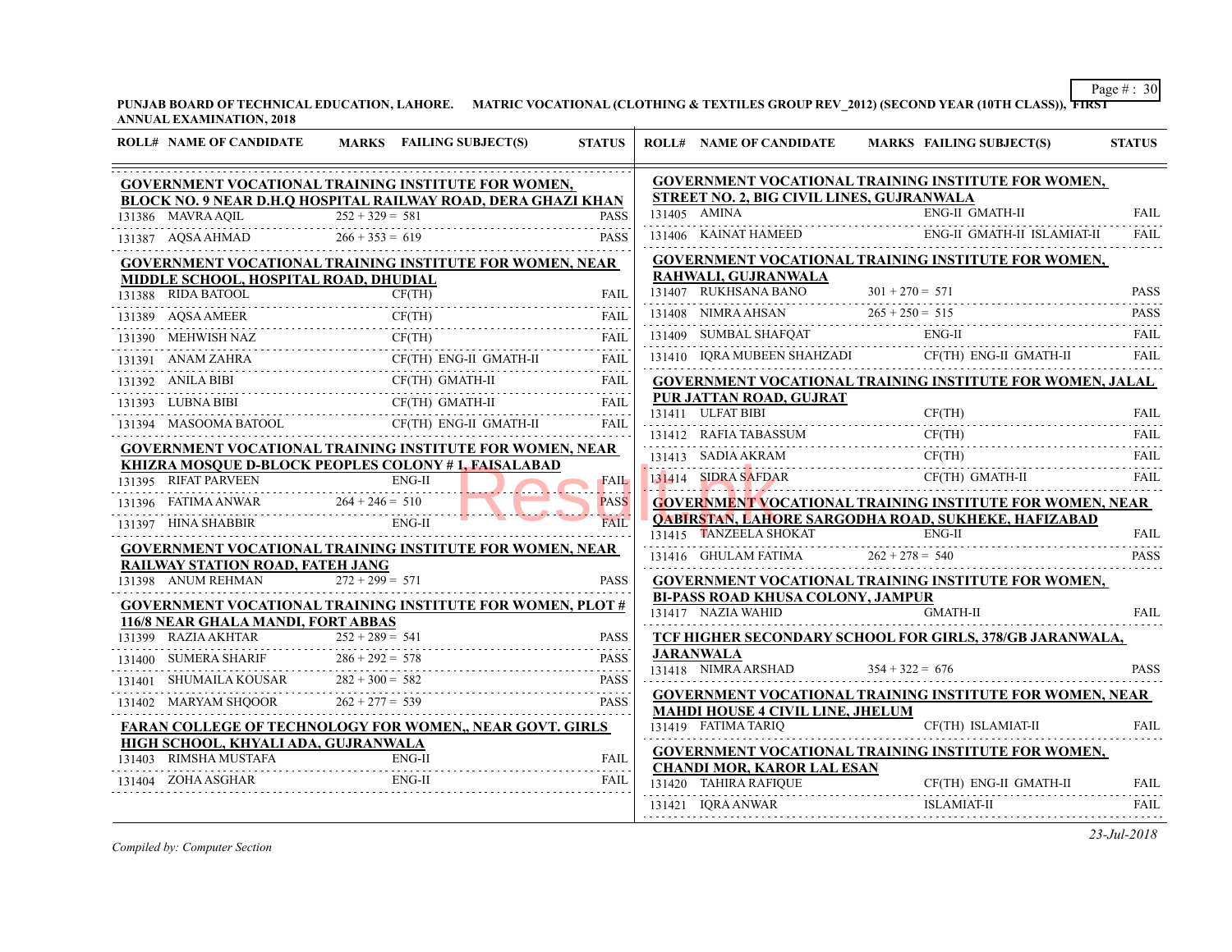PUNJAB BOARD OF TECHNICAL EDUCATION, LAHORE. MATRIC VOCATIONAL (CLOTHING & TEXTILES GROUP REV_2012) (SECOND YEAR (10TH CLASS)), FIRST ANNUAL EXAMINATION, 2018

| ROLL# | NAME OF CANDIDATE | MARKS | FAILING SUBJECT(S) | STATUS |
|---|---|---|---|---|
| **GOVERNMENT VOCATIONAL TRAINING INSTITUTE FOR WOMEN, BLOCK NO. 9 NEAR D.H.Q HOSPITAL RAILWAY ROAD, DERA GHAZI KHAN** | | | | |
| 131386 | MAVRA AQIL | 252 + 329 = 581 | | PASS |
| 131387 | AQSA AHMAD | 266 + 353 = 619 | | PASS |
| **GOVERNMENT VOCATIONAL TRAINING INSTITUTE FOR WOMEN, NEAR MIDDLE SCHOOL, HOSPITAL ROAD, DHUDIAL** | | | | |
| 131388 | RIDA BATOOL | | CF(TH) | FAIL |
| 131389 | AQSA AMEER | | CF(TH) | FAIL |
| 131390 | MEHWISH NAZ | | CF(TH) | FAIL |
| 131391 | ANAM ZAHRA | | CF(TH) ENG-II GMATH-II | FAIL |
| 131392 | ANILA BIBI | | CF(TH) GMATH-II | FAIL |
| 131393 | LUBNA BIBI | | CF(TH) GMATH-II | FAIL |
| 131394 | MASOOMA BATOOL | | CF(TH) ENG-II GMATH-II | FAIL |
| **GOVERNMENT VOCATIONAL TRAINING INSTITUTE FOR WOMEN, NEAR KHIZRA MOSQUE D-BLOCK PEOPLES COLONY # 1, FAISALABAD** | | | | |
| 131395 | RIFAT PARVEEN | | ENG-II | FAIL |
| 131396 | FATIMA ANWAR | 264 + 246 = 510 | | PASS |
| 131397 | HINA SHABBIR | | ENG-II | FAIL |
| **GOVERNMENT VOCATIONAL TRAINING INSTITUTE FOR WOMEN, NEAR RAILWAY STATION ROAD, FATEH JANG** | | | | |
| 131398 | ANUM REHMAN | 272 + 299 = 571 | | PASS |
| **GOVERNMENT VOCATIONAL TRAINING INSTITUTE FOR WOMEN, PLOT # 116/8 NEAR GHALA MANDI, FORT ABBAS** | | | | |
| 131399 | RAZIA AKHTAR | 252 + 289 = 541 | | PASS |
| 131400 | SUMERA SHARIF | 286 + 292 = 578 | | PASS |
| 131401 | SHUMAILA KOUSAR | 282 + 300 = 582 | | PASS |
| 131402 | MARYAM SHQOOR | 262 + 277 = 539 | | PASS |
| **FARAN COLLEGE OF TECHNOLOGY FOR WOMEN,, NEAR GOVT. GIRLS HIGH SCHOOL, KHYALI ADA, GUJRANWALA** | | | | |
| 131403 | RIMSHA MUSTAFA | | ENG-II | FAIL |
| 131404 | ZOHA ASGHAR | | ENG-II | FAIL |
| **GOVERNMENT VOCATIONAL TRAINING INSTITUTE FOR WOMEN, STREET NO. 2, BIG CIVIL LINES, GUJRANWALA** | | | | |
| 131405 | AMINA | | ENG-II GMATH-II | FAIL |
| 131406 | KAINAT HAMEED | | ENG-II GMATH-II ISLAMIAT-II | FAIL |
| **GOVERNMENT VOCATIONAL TRAINING INSTITUTE FOR WOMEN, RAHWALI, GUJRANWALA** | | | | |
| 131407 | RUKHSANA BANO | 301 + 270 = 571 | | PASS |
| 131408 | NIMRA AHSAN | 265 + 250 = 515 | | PASS |
| 131409 | SUMBAL SHAFQAT | | ENG-II | FAIL |
| 131410 | IQRA MUBEEN SHAHZADI | | CF(TH) ENG-II GMATH-II | FAIL |
| **GOVERNMENT VOCATIONAL TRAINING INSTITUTE FOR WOMEN, JALAL PUR JATTAN ROAD, GUJRAT** | | | | |
| 131411 | ULFAT BIBI | | CF(TH) | FAIL |
| 131412 | RAFIA TABASSUM | | CF(TH) | FAIL |
| 131413 | SADIA AKRAM | | CF(TH) | FAIL |
| 131414 | SIDRA SAFDAR | | CF(TH) GMATH-II | FAIL |
| **GOVERNMENT VOCATIONAL TRAINING INSTITUTE FOR WOMEN, NEAR QABIRSTAN, LAHORE SARGODHA ROAD, SUKHEKE, HAFIZABAD** | | | | |
| 131415 | TANZEELA SHOKAT | | ENG-II | FAIL |
| 131416 | GHULAM FATIMA | 262 + 278 = 540 | | PASS |
| **GOVERNMENT VOCATIONAL TRAINING INSTITUTE FOR WOMEN, BI-PASS ROAD KHUSA COLONY, JAMPUR** | | | | |
| 131417 | NAZIA WAHID | | GMATH-II | FAIL |
| **TCF HIGHER SECONDARY SCHOOL FOR GIRLS, 378/GB JARANWALA, JARANWALA** | | | | |
| 131418 | NIMRA ARSHAD | 354 + 322 = 676 | | PASS |
| **GOVERNMENT VOCATIONAL TRAINING INSTITUTE FOR WOMEN, NEAR MAHDI HOUSE 4 CIVIL LINE, JHELUM** | | | | |
| 131419 | FATIMA TARIQ | | CF(TH) ISLAMIAT-II | FAIL |
| **GOVERNMENT VOCATIONAL TRAINING INSTITUTE FOR WOMEN, CHANDI MOR, KAROR LAL ESAN** | | | | |
| 131420 | TAHIRA RAFIQUE | | CF(TH) ENG-II GMATH-II | FAIL |
| 131421 | IQRA ANWAR | | ISLAMIAT-II | FAIL |

*Compiled by: Computer Section*

*23-Jul-2018*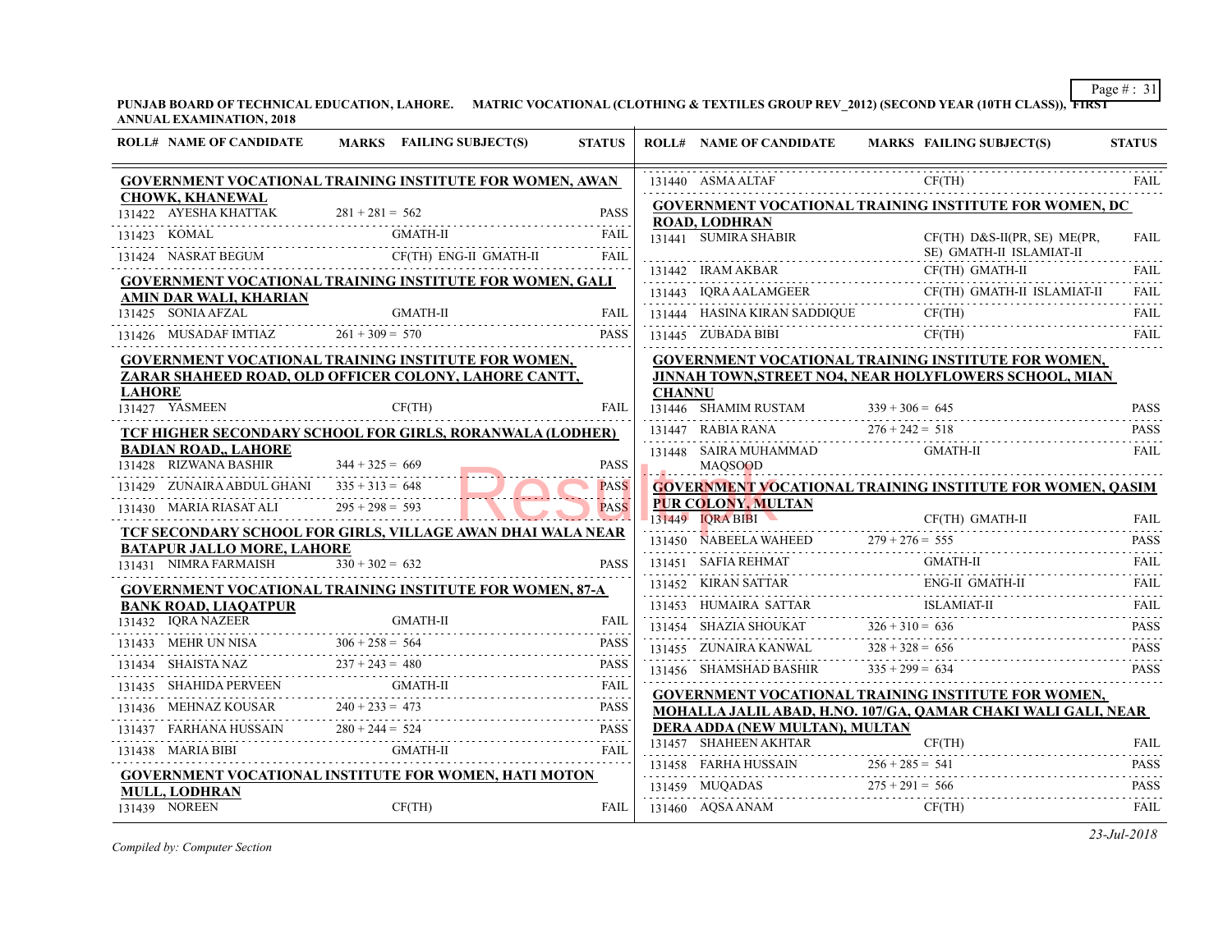**PUNJAB BOARD OF TECHNICAL EDUCATION, LAHORE. MATRIC VOCATIONAL (CLOTHING & TEXTILES GROUP REV_2012) (SECOND YEAR (10TH CLASS)), FIRST ANNUAL EXAMINATION, 2018**

| ROLL# | NAME OF CANDIDATE | MARKS | FAILING SUBJECT(S) | STATUS |
|---|---|---|---|---|
| **GOVERNMENT VOCATIONAL TRAINING INSTITUTE FOR WOMEN, AWAN CHOWK, KHANEWAL** | | | | |
| 131422 | AYESHA KHATTAK | 281 + 281 = 562 | | PASS |
| 131423 | KOMAL | | GMATH-II | FAIL |
| 131424 | NASRAT BEGUM | | CF(TH) ENG-II GMATH-II | FAIL |
| **GOVERNMENT VOCATIONAL TRAINING INSTITUTE FOR WOMEN, GALI AMIN DAR WALI, KHARIAN** | | | | |
| 131425 | SONIA AFZAL | | GMATH-II | FAIL |
| 131426 | MUSADAF IMTIAZ | 261 + 309 = 570 | | PASS |
| **GOVERNMENT VOCATIONAL TRAINING INSTITUTE FOR WOMEN, ZARAR SHAHEED ROAD, OLD OFFICER COLONY, LAHORE CANTT, LAHORE** | | | | |
| 131427 | YASMEEN | | CF(TH) | FAIL |
| **TCF HIGHER SECONDARY SCHOOL FOR GIRLS, RORANWALA (LODHER) BADIAN ROAD,, LAHORE** | | | | |
| 131428 | RIZWANA BASHIR | 344 + 325 = 669 | | PASS |
| 131429 | ZUNAIRA ABDUL GHANI | 335 + 313 = 648 | | PASS |
| 131430 | MARIA RIASAT ALI | 295 + 298 = 593 | | PASS |
| **TCF SECONDARY SCHOOL FOR GIRLS, VILLAGE AWAN DHAI WALA NEAR BATAPUR JALLO MORE, LAHORE** | | | | |
| 131431 | NIMRA FARMAISH | 330 + 302 = 632 | | PASS |
| **GOVERNMENT VOCATIONAL TRAINING INSTITUTE FOR WOMEN, 87-A BANK ROAD, LIAQATPUR** | | | | |
| 131432 | IQRA NAZEER | | GMATH-II | FAIL |
| 131433 | MEHR UN NISA | 306 + 258 = 564 | | PASS |
| 131434 | SHAISTA NAZ | 237 + 243 = 480 | | PASS |
| 131435 | SHAHIDA PERVEEN | | GMATH-II | FAIL |
| 131436 | MEHNAZ KOUSAR | 240 + 233 = 473 | | PASS |
| 131437 | FARHANA HUSSAIN | 280 + 244 = 524 | | PASS |
| 131438 | MARIA BIBI | | GMATH-II | FAIL |
| **GOVERNMENT VOCATIONAL INSTITUTE FOR WOMEN, HATI MOTON MULL, LODHRAN** | | | | |
| 131439 | NOREEN | | CF(TH) | FAIL |
| 131440 | ASMA ALTAF | | CF(TH) | FAIL |
| **GOVERNMENT VOCATIONAL TRAINING INSTITUTE FOR WOMEN, DC ROAD, LODHRAN** | | | | |
| 131441 | SUMIRA SHABIR | | CF(TH) D&S-II(PR, SE) ME(PR, SE) GMATH-II ISLAMIAT-II | FAIL |
| 131442 | IRAM AKBAR | | CF(TH) GMATH-II | FAIL |
| 131443 | IQRA AALAMGEER | | CF(TH) GMATH-II ISLAMIAT-II | FAIL |
| 131444 | HASINA KIRAN SADDIQUE | | CF(TH) | FAIL |
| 131445 | ZUBADA BIBI | | CF(TH) | FAIL |
| **GOVERNMENT VOCATIONAL TRAINING INSTITUTE FOR WOMEN, JINNAH TOWN,STREET NO4, NEAR HOLYFLOWERS SCHOOL, MIAN CHANNU** | | | | |
| 131446 | SHAMIM RUSTAM | 339 + 306 = 645 | | PASS |
| 131447 | RABIA RANA | 276 + 242 = 518 | | PASS |
| 131448 | SAIRA MUHAMMAD MAQSOOD | | GMATH-II | FAIL |
| **GOVERNMENT VOCATIONAL TRAINING INSTITUTE FOR WOMEN, QASIM PUR COLONY, MULTAN** | | | | |
| 131449 | IQRA BIBI | | CF(TH) GMATH-II | FAIL |
| 131450 | NABEELA WAHEED | 279 + 276 = 555 | | PASS |
| 131451 | SAFIA REHMAT | | GMATH-II | FAIL |
| 131452 | KIRAN SATTAR | | ENG-II GMATH-II | FAIL |
| 131453 | HUMAIRA SATTAR | | ISLAMIAT-II | FAIL |
| 131454 | SHAZIA SHOUKAT | 326 + 310 = 636 | | PASS |
| 131455 | ZUNAIRA KANWAL | 328 + 328 = 656 | | PASS |
| 131456 | SHAMSHAD BASHIR | 335 + 299 = 634 | | PASS |
| **GOVERNMENT VOCATIONAL TRAINING INSTITUTE FOR WOMEN, MOHALLA JALIL ABAD, H.NO. 107/GA, QAMAR CHAKI WALI GALI, NEAR DERA ADDA (NEW MULTAN), MULTAN** | | | | |
| 131457 | SHAHEEN AKHTAR | | CF(TH) | FAIL |
| 131458 | FARHA HUSSAIN | 256 + 285 = 541 | | PASS |
| 131459 | MUQADAS | 275 + 291 = 566 | | PASS |
| 131460 | AQSA ANAM | | CF(TH) | FAIL |

*Compiled by: Computer Section*

*23-Jul-2018*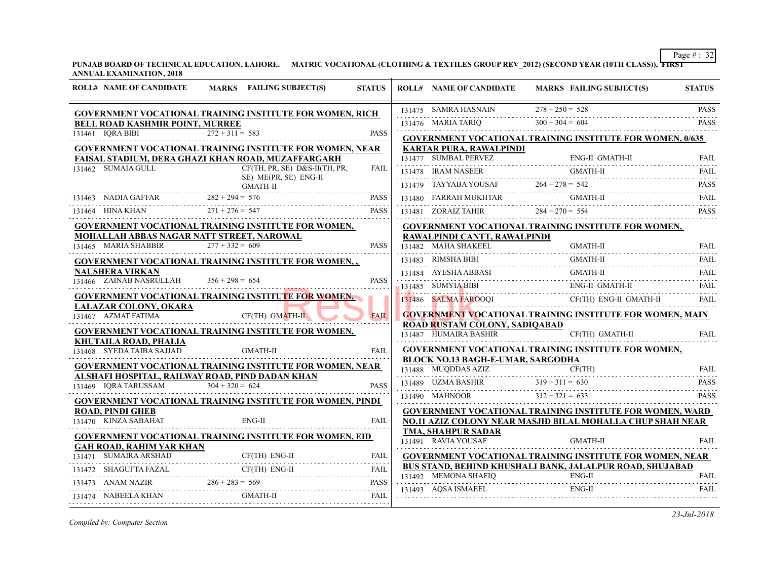**PUNJAB BOARD OF TECHNICAL EDUCATION, LAHORE. MATRIC VOCATIONAL (CLOTHING & TEXTILES GROUP REV_2012) (SECOND YEAR (10TH CLASS)), FIRST ANNUAL EXAMINATION, 2018**

| ROLL# | NAME OF CANDIDATE | MARKS | FAILING SUBJECT(S) | STATUS |
|---|---|---|---|---|
| **GOVERNMENT VOCATIONAL TRAINING INSTITUTE FOR WOMEN, RICH BELL ROAD KASHMIR POINT, MURREE** | | | | |
| 131461 | IQRA BIBI | 272 + 311 = 583 | | PASS |
| **GOVERNMENT VOCATIONAL TRAINING INSTITUTE FOR WOMEN, NEAR FAISAL STADIUM, DERA GHAZI KHAN ROAD, MUZAFFARGARH** | | | | |
| 131462 | SUMAIA GULL | | CF(TH, PR, SE) D&S-II(TH, PR, SE) ME(PR, SE) ENG-II GMATH-II | FAIL |
| 131463 | NADIA GAFFAR | 282 + 294 = 576 | | PASS |
| 131464 | HINA KHAN | 271 + 276 = 547 | | PASS |
| **GOVERNMENT VOCATIONAL TRAINING INSTITUTE FOR WOMEN, MOHALLAH ABBAS NAGAR NATT STREET, NAROWAL** | | | | |
| 131465 | MARIA SHABBIR | 277 + 332 = 609 | | PASS |
| **GOVERNMENT VOCATIONAL TRAINING INSTITUTE FOR WOMEN, , NAUSHERA VIRKAN** | | | | |
| 131466 | ZAINAB NASRULLAH | 356 + 298 = 654 | | PASS |
| **GOVERNMENT VOCATIONAL TRAINING INSTITUTE FOR WOMEN, LALAZAR COLONY, OKARA** | | | | |
| 131467 | AZMAT FATIMA | | CF(TH) GMATH-II | FAIL |
| **GOVERNMENT VOCATIONAL TRAINING INSTITUTE FOR WOMEN, KHUTAILA ROAD, PHALIA** | | | | |
| 131468 | SYEDA TAIBA SAJJAD | | GMATH-II | FAIL |
| **GOVERNMENT VOCATIONAL TRAINING INSTITUTE FOR WOMEN, NEAR ALSHAFI HOSPITAL, RAILWAY ROAD, PIND DADAN KHAN** | | | | |
| 131469 | IQRA TARUSSAM | 304 + 320 = 624 | | PASS |
| **GOVERNMENT VOCATIONAL TRAINING INSTITUTE FOR WOMEN, PINDI ROAD, PINDI GHEB** | | | | |
| 131470 | KINZA SABAHAT | | ENG-II | FAIL |
| **GOVERNMENT VOCATIONAL TRAINING INSTITUTE FOR WOMEN, EID GAH ROAD, RAHIM YAR KHAN** | | | | |
| 131471 | SUMAIRA ARSHAD | | CF(TH) ENG-II | FAIL |
| 131472 | SHAGUFTA FAZAL | | CF(TH) ENG-II | FAIL |
| 131473 | ANAM NAZIR | 286 + 283 = 569 | | PASS |
| 131474 | NABEELA KHAN | | GMATH-II | FAIL |
| 131475 | SAMRA HASNAIN | 278 + 250 = 528 | | PASS |
| 131476 | MARIA TARIQ | 300 + 304 = 604 | | PASS |
| **GOVERNMENT VOCATIONAL TRAINING INSTITUTE FOR WOMEN, 0/635 KARTAR PURA, RAWALPINDI** | | | | |
| 131477 | SUMBAL PERVEZ | | ENG-II GMATH-II | FAIL |
| 131478 | IRAM NASEER | | GMATH-II | FAIL |
| 131479 | TAYYABA YOUSAF | 264 + 278 = 542 | | PASS |
| 131480 | FARRAH MUKHTAR | | GMATH-II | FAIL |
| 131481 | ZORAIZ TAHIR | 284 + 270 = 554 | | PASS |
| **GOVERNMENT VOCATIONAL TRAINING INSTITUTE FOR WOMEN, RAWALPINDI CANTT, RAWALPINDI** | | | | |
| 131482 | MAHA SHAKEEL | | GMATH-II | FAIL |
| 131483 | RIMSHA BIBI | | GMATH-II | FAIL |
| 131484 | AYESHA ABBASI | | GMATH-II | FAIL |
| 131485 | SUMYIA BIBI | | ENG-II GMATH-II | FAIL |
| 131486 | SALMA FAROOQI | | CF(TH) ENG-II GMATH-II | FAIL |
| **GOVERNMENT VOCATIONAL TRAINING INSTITUTE FOR WOMEN, MAIN ROAD RUSTAM COLONY, SADIQABAD** | | | | |
| 131487 | HUMAIRA BASHIR | | CF(TH) GMATH-II | FAIL |
| **GOVERNMENT VOCATIONAL TRAINING INSTITUTE FOR WOMEN, BLOCK NO.13 BAGH-E-UMAR, SARGODHA** | | | | |
| 131488 | MUQDDAS AZIZ | | CF(TH) | FAIL |
| 131489 | UZMA BASHIR | 319 + 311 = 630 | | PASS |
| 131490 | MAHNOOR | 312 + 321 = 633 | | PASS |
| **GOVERNMENT VOCATIONAL TRAINING INSTITUTE FOR WOMEN, WARD NO.11 AZIZ COLONY NEAR MASJID BILAL MOHALLA CHUP SHAH NEAR TMA, SHAHPUR SADAR** | | | | |
| 131491 | RAVIA YOUSAF | | GMATH-II | FAIL |
| **GOVERNMENT VOCATIONAL TRAINING INSTITUTE FOR WOMEN, NEAR BUS STAND, BEHIND KHUSHALI BANK, JALALPUR ROAD, SHUJABAD** | | | | |
| 131492 | MEMONA SHAFIQ | | ENG-II | FAIL |
| 131493 | AQSA ISMAEEL | | ENG-II | FAIL |

*Compiled by: Computer Section*

*23-Jul-2018*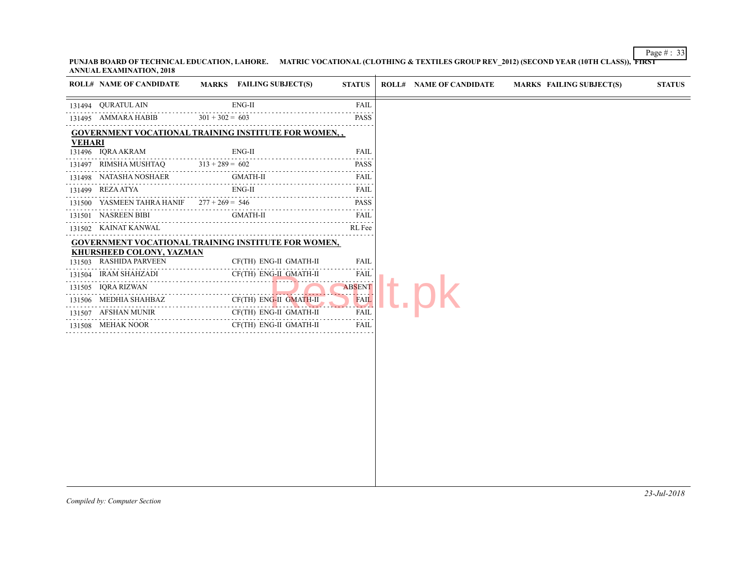**PUNJAB BOARD OF TECHNICAL EDUCATION, LAHORE. MATRIC VOCATIONAL (CLOTHING & TEXTILES GROUP REV_2012) (SECOND YEAR (10TH CLASS)), FIRST ANNUAL EXAMINATION, 2018**

| ROLL# | NAME OF CANDIDATE | MARKS | FAILING SUBJECT(S) | STATUS |
|---|---|---|---|---|
| 131494 | QURATUL AIN | | ENG-II | FAIL |
| 131495 | AMMARA HABIB | 301 + 302 = 603 | | PASS |

**GOVERNMENT VOCATIONAL TRAINING INSTITUTE FOR WOMEN, , VEHARI**

| ROLL# | NAME OF CANDIDATE | MARKS | FAILING SUBJECT(S) | STATUS |
|---|---|---|---|---|
| 131496 | IQRA AKRAM | | ENG-II | FAIL |
| 131497 | RIMSHA MUSHTAQ | 313 + 289 = 602 | | PASS |
| 131498 | NATASHA NOSHAER | | GMATH-II | FAIL |
| 131499 | REZA ATYA | | ENG-II | FAIL |
| 131500 | YASMEEN TAHRA HANIF | 277 + 269 = 546 | | PASS |
| 131501 | NASREEN BIBI | | GMATH-II | FAIL |
| 131502 | KAINAT KANWAL | | | RL Fee |

**GOVERNMENT VOCATIONAL TRAINING INSTITUTE FOR WOMEN, KHURSHEED COLONY, YAZMAN**

| ROLL# | NAME OF CANDIDATE | MARKS | FAILING SUBJECT(S) | STATUS |
|---|---|---|---|---|
| 131503 | RASHIDA PARVEEN | | CF(TH) ENG-II GMATH-II | FAIL |
| 131504 | IRAM SHAHZADI | | CF(TH) ENG-II GMATH-II | FAIL |
| 131505 | IQRA RIZWAN | | | ABSENT |
| 131506 | MEDHIA SHAHBAZ | | CF(TH) ENG-II GMATH-II | FAIL |
| 131507 | AFSHAN MUNIR | | CF(TH) ENG-II GMATH-II | FAIL |
| 131508 | MEHAK NOOR | | CF(TH) ENG-II GMATH-II | FAIL |

*Compiled by: Computer Section*

*23-Jul-2018*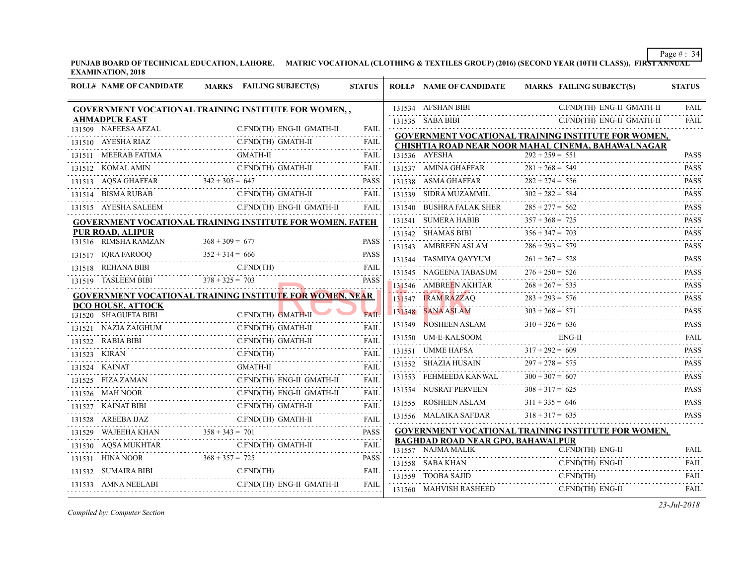**PUNJAB BOARD OF TECHNICAL EDUCATION, LAHORE. MATRIC VOCATIONAL (CLOTHING & TEXTILES GROUP) (2016) (SECOND YEAR (10TH CLASS)), FIRST ANNUAL EXAMINATION, 2018**

| ROLL# | NAME OF CANDIDATE | MARKS | FAILING SUBJECT(S) | STATUS |
|---|---|---|---|---|
| **GOVERNMENT VOCATIONAL TRAINING INSTITUTE FOR WOMEN, , AHMADPUR EAST** | | | | |
| 131509 | NAFEESA AFZAL | | C.FND(TH) ENG-II GMATH-II | FAIL |
| 131510 | AYESHA RIAZ | | C.FND(TH) GMATH-II | FAIL |
| 131511 | MEERAB FATIMA | | GMATH-II | FAIL |
| 131512 | KOMAL AMIN | | C.FND(TH) GMATH-II | FAIL |
| 131513 | AQSA GHAFFAR | 342 + 305 = 647 | | PASS |
| 131514 | BISMA RUBAB | | C.FND(TH) GMATH-II | FAIL |
| 131515 | AYESHA SALEEM | | C.FND(TH) ENG-II GMATH-II | FAIL |
| **GOVERNMENT VOCATIONAL TRAINING INSTITUTE FOR WOMEN, FATEH PUR ROAD, ALIPUR** | | | | |
| 131516 | RIMSHA RAMZAN | 368 + 309 = 677 | | PASS |
| 131517 | IQRA FAROOQ | 352 + 314 = 666 | | PASS |
| 131518 | REHANA BIBI | | C.FND(TH) | FAIL |
| 131519 | TASLEEM BIBI | 378 + 325 = 703 | | PASS |
| **GOVERNMENT VOCATIONAL TRAINING INSTITUTE FOR WOMEN, NEAR DCO HOUSE, ATTOCK** | | | | |
| 131520 | SHAGUFTA BIBI | | C.FND(TH) GMATH-II | FAIL |
| 131521 | NAZIA ZAIGHUM | | C.FND(TH) GMATH-II | FAIL |
| 131522 | RABIA BIBI | | C.FND(TH) GMATH-II | FAIL |
| 131523 | KIRAN | | C.FND(TH) | FAIL |
| 131524 | KAINAT | | GMATH-II | FAIL |
| 131525 | FIZA ZAMAN | | C.FND(TH) ENG-II GMATH-II | FAIL |
| 131526 | MAH NOOR | | C.FND(TH) ENG-II GMATH-II | FAIL |
| 131527 | KAINAT BIBI | | C.FND(TH) GMATH-II | FAIL |
| 131528 | AREEBA IJAZ | | C.FND(TH) GMATH-II | FAIL |
| 131529 | WAJEEHA KHAN | 358 + 343 = 701 | | PASS |
| 131530 | AQSA MUKHTAR | | C.FND(TH) GMATH-II | FAIL |
| 131531 | HINA NOOR | 368 + 357 = 725 | | PASS |
| 131532 | SUMAIRA BIBI | | C.FND(TH) | FAIL |
| 131533 | AMNA NEELABI | | C.FND(TH) ENG-II GMATH-II | FAIL |
| 131534 | AFSHAN BIBI | | C.FND(TH) ENG-II GMATH-II | FAIL |
| 131535 | SABA BIBI | | C.FND(TH) ENG-II GMATH-II | FAIL |
| **GOVERNMENT VOCATIONAL TRAINING INSTITUTE FOR WOMEN, CHISHTIA ROAD NEAR NOOR MAHAL CINEMA, BAHAWALNAGAR** | | | | |
| 131536 | AYESHA | 292 + 259 = 551 | | PASS |
| 131537 | AMINA GHAFFAR | 281 + 268 = 549 | | PASS |
| 131538 | ASMA GHAFFAR | 282 + 274 = 556 | | PASS |
| 131539 | SIDRA MUZAMMIL | 302 + 282 = 584 | | PASS |
| 131540 | BUSHRA FALAK SHER | 285 + 277 = 562 | | PASS |
| 131541 | SUMERA HABIB | 357 + 368 = 725 | | PASS |
| 131542 | SHAMAS BIBI | 356 + 347 = 703 | | PASS |
| 131543 | AMBREEN ASLAM | 286 + 293 = 579 | | PASS |
| 131544 | TASMIYA QAYYUM | 261 + 267 = 528 | | PASS |
| 131545 | NAGEENA TABASUM | 276 + 250 = 526 | | PASS |
| 131546 | AMBREEN AKHTAR | 268 + 267 = 535 | | PASS |
| 131547 | IRAM RAZZAQ | 283 + 293 = 576 | | PASS |
| 131548 | SANA ASLAM | 303 + 268 = 571 | | PASS |
| 131549 | NOSHEEN ASLAM | 310 + 326 = 636 | | PASS |
| 131550 | UM-E-KALSOOM | | ENG-II | FAIL |
| 131551 | UMME HAFSA | 317 + 292 = 609 | | PASS |
| 131552 | SHAZIA HUSAIN | 297 + 278 = 575 | | PASS |
| 131553 | FEHMEEDA KANWAL | 300 + 307 = 607 | | PASS |
| 131554 | NUSRAT PERVEEN | 308 + 317 = 625 | | PASS |
| 131555 | ROSHEEN ASLAM | 311 + 335 = 646 | | PASS |
| 131556 | MALAIKA SAFDAR | 318 + 317 = 635 | | PASS |
| **GOVERNMENT VOCATIONAL TRAINING INSTITUTE FOR WOMEN, BAGHDAD ROAD NEAR GPO, BAHAWALPUR** | | | | |
| 131557 | NAJMA MALIK | | C.FND(TH) ENG-II | FAIL |
| 131558 | SABA KHAN | | C.FND(TH) ENG-II | FAIL |
| 131559 | TOOBA SAJID | | C.FND(TH) | FAIL |
| 131560 | MAHVISH RASHEED | | C.FND(TH) ENG-II | FAIL |

*Compiled by: Computer Section*

*23-Jul-2018*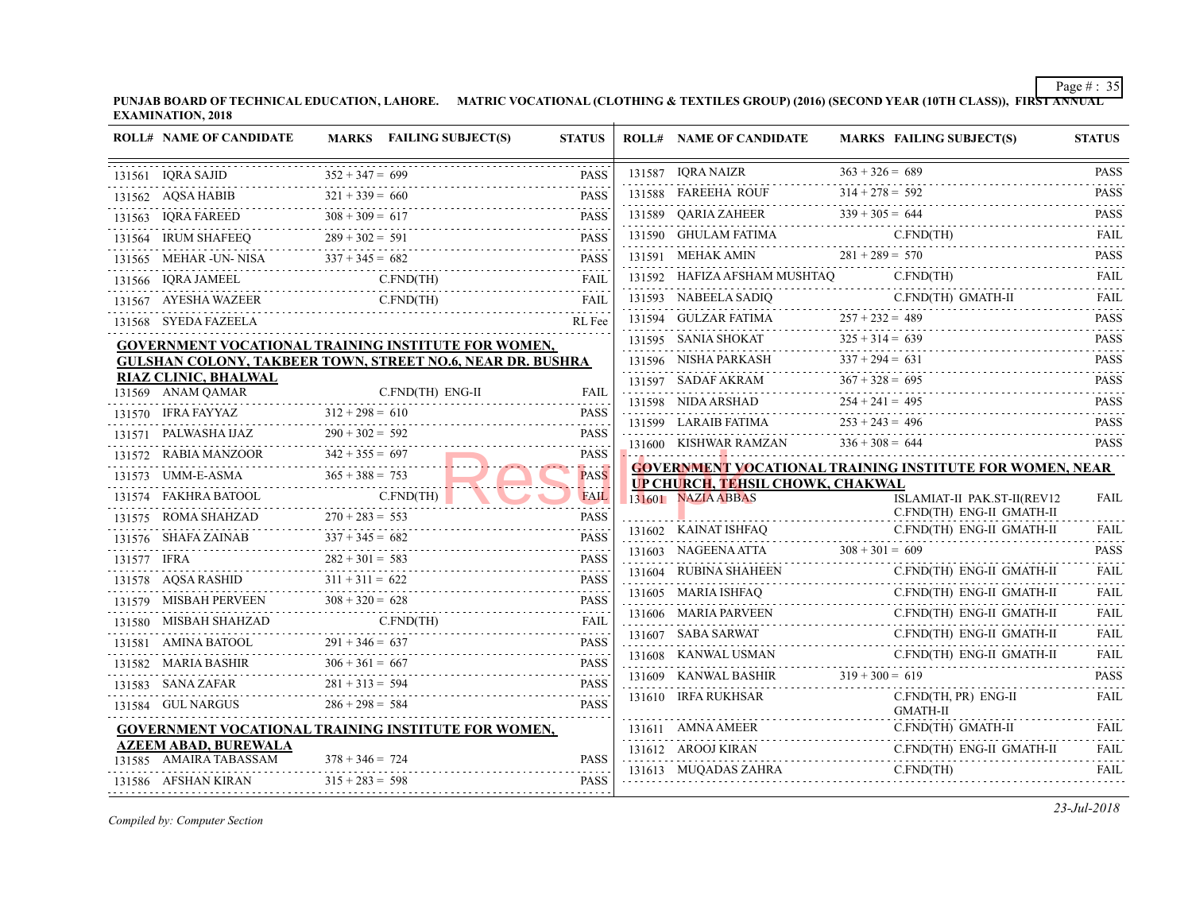**PUNJAB BOARD OF TECHNICAL EDUCATION, LAHORE. MATRIC VOCATIONAL (CLOTHING & TEXTILES GROUP) (2016) (SECOND YEAR (10TH CLASS)), FIRST ANNUAL EXAMINATION, 2018**

| ROLL# | NAME OF CANDIDATE | MARKS | FAILING SUBJECT(S) | STATUS |
|---|---|---|---|---|
| 131561 | IQRA SAJID | 352 + 347 = 699 | | PASS |
| 131562 | AQSA HABIB | 321 + 339 = 660 | | PASS |
| 131563 | IQRA FAREED | 308 + 309 = 617 | | PASS |
| 131564 | IRUM SHAFEEQ | 289 + 302 = 591 | | PASS |
| 131565 | MEHAR -UN- NISA | 337 + 345 = 682 | | PASS |
| 131566 | IQRA JAMEEL | | C.FND(TH) | FAIL |
| 131567 | AYESHA WAZEER | | C.FND(TH) | FAIL |
| 131568 | SYEDA FAZEELA | | | RL Fee |

**GOVERNMENT VOCATIONAL TRAINING INSTITUTE FOR WOMEN, GULSHAN COLONY, TAKBEER TOWN, STREET NO.6, NEAR DR. BUSHRA RIAZ CLINIC, BHALWAL**

| ROLL# | NAME OF CANDIDATE | MARKS | FAILING SUBJECT(S) | STATUS |
|---|---|---|---|---|
| 131569 | ANAM QAMAR | | C.FND(TH) ENG-II | FAIL |
| 131570 | IFRA FAYYAZ | 312 + 298 = 610 | | PASS |
| 131571 | PALWASHA IJAZ | 290 + 302 = 592 | | PASS |
| 131572 | RABIA MANZOOR | 342 + 355 = 697 | | PASS |
| 131573 | UMM-E-ASMA | 365 + 388 = 753 | | PASS |
| 131574 | FAKHRA BATOOL | | C.FND(TH) | FAIL |
| 131575 | ROMA SHAHZAD | 270 + 283 = 553 | | PASS |
| 131576 | SHAFA ZAINAB | 337 + 345 = 682 | | PASS |
| 131577 | IFRA | 282 + 301 = 583 | | PASS |
| 131578 | AQSA RASHID | 311 + 311 = 622 | | PASS |
| 131579 | MISBAH PERVEEN | 308 + 320 = 628 | | PASS |
| 131580 | MISBAH SHAHZAD | | C.FND(TH) | FAIL |
| 131581 | AMINA BATOOL | 291 + 346 = 637 | | PASS |
| 131582 | MARIA BASHIR | 306 + 361 = 667 | | PASS |
| 131583 | SANA ZAFAR | 281 + 313 = 594 | | PASS |
| 131584 | GUL NARGUS | 286 + 298 = 584 | | PASS |

**GOVERNMENT VOCATIONAL TRAINING INSTITUTE FOR WOMEN, AZEEM ABAD, BUREWALA**

| ROLL# | NAME OF CANDIDATE | MARKS | FAILING SUBJECT(S) | STATUS |
|---|---|---|---|---|
| 131585 | AMAIRA TABASSAM | 378 + 346 = 724 | | PASS |
| 131586 | AFSHAN KIRAN | 315 + 283 = 598 | | PASS |
| 131587 | IQRA NAIZR | 363 + 326 = 689 | | PASS |
| 131588 | FAREEHA ROUF | 314 + 278 = 592 | | PASS |
| 131589 | QARIA ZAHEER | 339 + 305 = 644 | | PASS |
| 131590 | GHULAM FATIMA | | C.FND(TH) | FAIL |
| 131591 | MEHAK AMIN | 281 + 289 = 570 | | PASS |
| 131592 | HAFIZA AFSHAM MUSHTAQ | | C.FND(TH) | FAIL |
| 131593 | NABEELA SADIQ | | C.FND(TH) GMATH-II | FAIL |
| 131594 | GULZAR FATIMA | 257 + 232 = 489 | | PASS |
| 131595 | SANIA SHOKAT | 325 + 314 = 639 | | PASS |
| 131596 | NISHA PARKASH | 337 + 294 = 631 | | PASS |
| 131597 | SADAF AKRAM | 367 + 328 = 695 | | PASS |
| 131598 | NIDA ARSHAD | 254 + 241 = 495 | | PASS |
| 131599 | LARAIB FATIMA | 253 + 243 = 496 | | PASS |
| 131600 | KISHWAR RAMZAN | 336 + 308 = 644 | | PASS |

**GOVERNMENT VOCATIONAL TRAINING INSTITUTE FOR WOMEN, NEAR UP CHURCH, TEHSIL CHOWK, CHAKWAL**

| ROLL# | NAME OF CANDIDATE | MARKS | FAILING SUBJECT(S) | STATUS |
|---|---|---|---|---|
| 131601 | NAZIA ABBAS | | ISLAMIAT-II PAK.ST-II(REV12 C.FND(TH) ENG-II GMATH-II | FAIL |
| 131602 | KAINAT ISHFAQ | | C.FND(TH) ENG-II GMATH-II | FAIL |
| 131603 | NAGEENA ATTA | 308 + 301 = 609 | | PASS |
| 131604 | RUBINA SHAHEEN | | C.FND(TH) ENG-II GMATH-II | FAIL |
| 131605 | MARIA ISHFAQ | | C.FND(TH) ENG-II GMATH-II | FAIL |
| 131606 | MARIA PARVEEN | | C.FND(TH) ENG-II GMATH-II | FAIL |
| 131607 | SABA SARWAT | | C.FND(TH) ENG-II GMATH-II | FAIL |
| 131608 | KANWAL USMAN | | C.FND(TH) ENG-II GMATH-II | FAIL |
| 131609 | KANWAL BASHIR | 319 + 300 = 619 | | PASS |
| 131610 | IRFA RUKHSAR | | C.FND(TH, PR) ENG-II GMATH-II | FAIL |
| 131611 | AMNA AMEER | | C.FND(TH) GMATH-II | FAIL |
| 131612 | AROOJ KIRAN | | C.FND(TH) ENG-II GMATH-II | FAIL |
| 131613 | MUQADAS ZAHRA | | C.FND(TH) | FAIL |

*Compiled by: Computer Section*

*23-Jul-2018*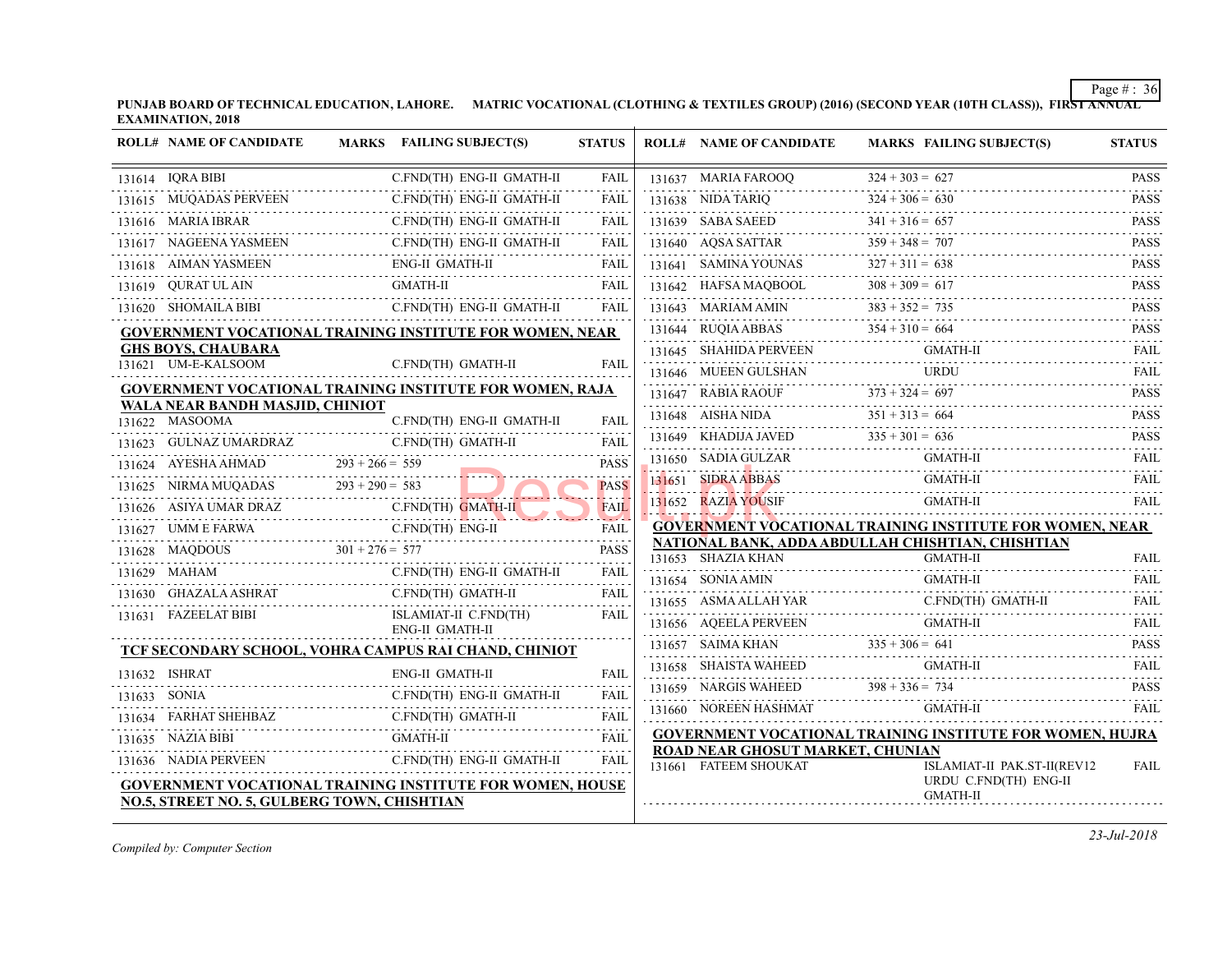**PUNJAB BOARD OF TECHNICAL EDUCATION, LAHORE. MATRIC VOCATIONAL (CLOTHING & TEXTILES GROUP) (2016) (SECOND YEAR (10TH CLASS)), FIRST ANNUAL EXAMINATION, 2018**

| ROLL# | NAME OF CANDIDATE | MARKS | FAILING SUBJECT(S) | STATUS |
|---|---|---|---|---|
| 131614 | IQRA BIBI | | C.FND(TH) ENG-II GMATH-II | FAIL |
| 131615 | MUQADAS PERVEEN | | C.FND(TH) ENG-II GMATH-II | FAIL |
| 131616 | MARIA IBRAR | | C.FND(TH) ENG-II GMATH-II | FAIL |
| 131617 | NAGEENA YASMEEN | | C.FND(TH) ENG-II GMATH-II | FAIL |
| 131618 | AIMAN YASMEEN | | ENG-II GMATH-II | FAIL |
| 131619 | QURAT UL AIN | | GMATH-II | FAIL |
| 131620 | SHOMAILA BIBI | | C.FND(TH) ENG-II GMATH-II | FAIL |

**GOVERNMENT VOCATIONAL TRAINING INSTITUTE FOR WOMEN, NEAR GHS BOYS, CHAUBARA**

| ROLL# | NAME OF CANDIDATE | MARKS | FAILING SUBJECT(S) | STATUS |
|---|---|---|---|---|
| 131621 | UM-E-KALSOOM | | C.FND(TH) GMATH-II | FAIL |

**GOVERNMENT VOCATIONAL TRAINING INSTITUTE FOR WOMEN, RAJA WALA NEAR BANDH MASJID, CHINIOT**

| ROLL# | NAME OF CANDIDATE | MARKS | FAILING SUBJECT(S) | STATUS |
|---|---|---|---|---|
| 131622 | MASOOMA | | C.FND(TH) ENG-II GMATH-II | FAIL |
| 131623 | GULNAZ UMARDRAZ | | C.FND(TH) GMATH-II | FAIL |
| 131624 | AYESHA AHMAD | 293 + 266 = 559 | | PASS |
| 131625 | NIRMA MUQADAS | 293 + 290 = 583 | | PASS |
| 131626 | ASIYA UMAR DRAZ | | C.FND(TH) GMATH-II | FAIL |
| 131627 | UMM E FARWA | | C.FND(TH) ENG-II | FAIL |
| 131628 | MAQDOUS | 301 + 276 = 577 | | PASS |
| 131629 | MAHAM | | C.FND(TH) ENG-II GMATH-II | FAIL |
| 131630 | GHAZALA ASHRAT | | C.FND(TH) GMATH-II | FAIL |
| 131631 | FAZEELAT BIBI | | ISLAMIAT-II C.FND(TH) ENG-II GMATH-II | FAIL |

**TCF SECONDARY SCHOOL, VOHRA CAMPUS RAI CHAND, CHINIOT**

| ROLL# | NAME OF CANDIDATE | MARKS | FAILING SUBJECT(S) | STATUS |
|---|---|---|---|---|
| 131632 | ISHRAT | | ENG-II GMATH-II | FAIL |
| 131633 | SONIA | | C.FND(TH) ENG-II GMATH-II | FAIL |
| 131634 | FARHAT SHEHBAZ | | C.FND(TH) GMATH-II | FAIL |
| 131635 | NAZIA BIBI | | GMATH-II | FAIL |
| 131636 | NADIA PERVEEN | | C.FND(TH) ENG-II GMATH-II | FAIL |

**GOVERNMENT VOCATIONAL TRAINING INSTITUTE FOR WOMEN, HOUSE NO.5, STREET NO. 5, GULBERG TOWN, CHISHTIAN**

| ROLL# | NAME OF CANDIDATE | MARKS | FAILING SUBJECT(S) | STATUS |
|---|---|---|---|---|
| 131637 | MARIA FAROOQ | 324 + 303 = 627 | | PASS |
| 131638 | NIDA TARIQ | 324 + 306 = 630 | | PASS |
| 131639 | SABA SAEED | 341 + 316 = 657 | | PASS |
| 131640 | AQSA SATTAR | 359 + 348 = 707 | | PASS |
| 131641 | SAMINA YOUNAS | 327 + 311 = 638 | | PASS |
| 131642 | HAFSA MAQBOOL | 308 + 309 = 617 | | PASS |
| 131643 | MARIAM AMIN | 383 + 352 = 735 | | PASS |
| 131644 | RUQIA ABBAS | 354 + 310 = 664 | | PASS |
| 131645 | SHAHIDA PERVEEN | | GMATH-II | FAIL |
| 131646 | MUEEN GULSHAN | | URDU | FAIL |
| 131647 | RABIA RAOUF | 373 + 324 = 697 | | PASS |
| 131648 | AISHA NIDA | 351 + 313 = 664 | | PASS |
| 131649 | KHADIJA JAVED | 335 + 301 = 636 | | PASS |
| 131650 | SADIA GULZAR | | GMATH-II | FAIL |
| 131651 | SIDRA ABBAS | | GMATH-II | FAIL |
| 131652 | RAZIA YOUSIF | | GMATH-II | FAIL |

**GOVERNMENT VOCATIONAL TRAINING INSTITUTE FOR WOMEN, NEAR NATIONAL BANK, ADDA ABDULLAH CHISHTIAN, CHISHTIAN**

| ROLL# | NAME OF CANDIDATE | MARKS | FAILING SUBJECT(S) | STATUS |
|---|---|---|---|---|
| 131653 | SHAZIA KHAN | | GMATH-II | FAIL |
| 131654 | SONIA AMIN | | GMATH-II | FAIL |
| 131655 | ASMA ALLAH YAR | | C.FND(TH) GMATH-II | FAIL |
| 131656 | AQEELA PERVEEN | | GMATH-II | FAIL |
| 131657 | SAIMA KHAN | 335 + 306 = 641 | | PASS |
| 131658 | SHAISTA WAHEED | | GMATH-II | FAIL |
| 131659 | NARGIS WAHEED | 398 + 336 = 734 | | PASS |
| 131660 | NOREEN HASHMAT | | GMATH-II | FAIL |

**GOVERNMENT VOCATIONAL TRAINING INSTITUTE FOR WOMEN, HUJRA ROAD NEAR GHOSUT MARKET, CHUNIAN**

| ROLL# | NAME OF CANDIDATE | MARKS | FAILING SUBJECT(S) | STATUS |
|---|---|---|---|---|
| 131661 | FATEEM SHOUKAT | | ISLAMIAT-II PAK.ST-II(REV12 URDU C.FND(TH) ENG-II GMATH-II | FAIL |

*Compiled by: Computer Section*

*23-Jul-2018*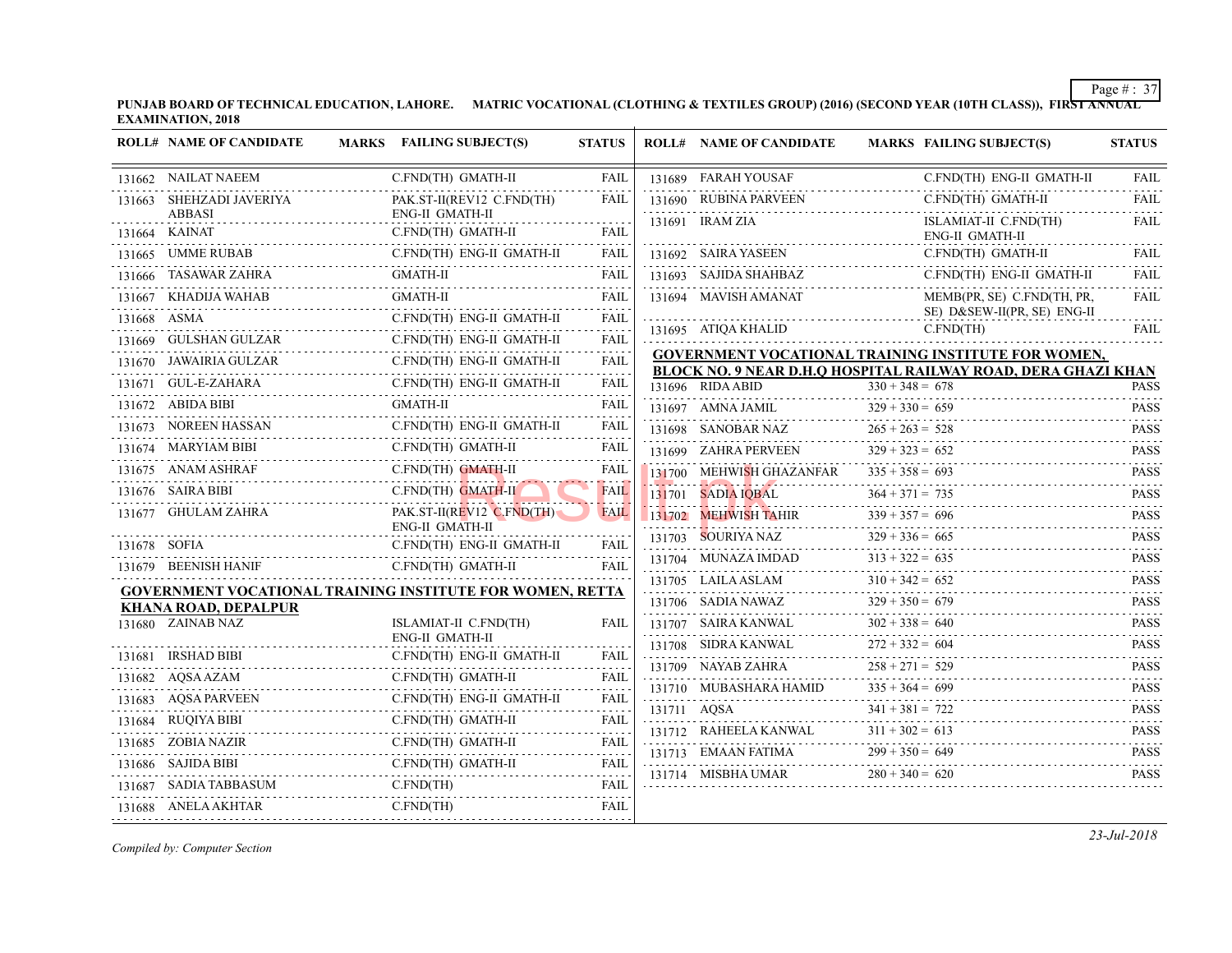**PUNJAB BOARD OF TECHNICAL EDUCATION, LAHORE. MATRIC VOCATIONAL (CLOTHING & TEXTILES GROUP) (2016) (SECOND YEAR (10TH CLASS)), FIRST ANNUAL EXAMINATION, 2018**

| ROLL# | NAME OF CANDIDATE | MARKS | FAILING SUBJECT(S) | STATUS |
|---|---|---|---|---|
| 131662 | NAILAT NAEEM | | C.FND(TH) GMATH-II | FAIL |
| 131663 | SHEHZADI JAVERIYA ABBASI | | PAK.ST-II(REV12 C.FND(TH) ENG-II GMATH-II | FAIL |
| 131664 | KAINAT | | C.FND(TH) GMATH-II | FAIL |
| 131665 | UMME RUBAB | | C.FND(TH) ENG-II GMATH-II | FAIL |
| 131666 | TASAWAR ZAHRA | | GMATH-II | FAIL |
| 131667 | KHADIJA WAHAB | | GMATH-II | FAIL |
| 131668 | ASMA | | C.FND(TH) ENG-II GMATH-II | FAIL |
| 131669 | GULSHAN GULZAR | | C.FND(TH) ENG-II GMATH-II | FAIL |
| 131670 | JAWAIRIA GULZAR | | C.FND(TH) ENG-II GMATH-II | FAIL |
| 131671 | GUL-E-ZAHARA | | C.FND(TH) ENG-II GMATH-II | FAIL |
| 131672 | ABIDA BIBI | | GMATH-II | FAIL |
| 131673 | NOREEN HASSAN | | C.FND(TH) ENG-II GMATH-II | FAIL |
| 131674 | MARYIAM BIBI | | C.FND(TH) GMATH-II | FAIL |
| 131675 | ANAM ASHRAF | | C.FND(TH) GMATH-II | FAIL |
| 131676 | SAIRA BIBI | | C.FND(TH) GMATH-II | FAIL |
| 131677 | GHULAM ZAHRA | | PAK.ST-II(REV12 C.FND(TH) ENG-II GMATH-II | FAIL |
| 131678 | SOFIA | | C.FND(TH) ENG-II GMATH-II | FAIL |
| 131679 | BEENISH HANIF | | C.FND(TH) GMATH-II | FAIL |

**GOVERNMENT VOCATIONAL TRAINING INSTITUTE FOR WOMEN, RETTA KHANA ROAD, DEPALPUR**

| ROLL# | NAME OF CANDIDATE | MARKS | FAILING SUBJECT(S) | STATUS |
|---|---|---|---|---|
| 131680 | ZAINAB NAZ | | ISLAMIAT-II C.FND(TH) ENG-II GMATH-II | FAIL |
| 131681 | IRSHAD BIBI | | C.FND(TH) ENG-II GMATH-II | FAIL |
| 131682 | AQSA AZAM | | C.FND(TH) GMATH-II | FAIL |
| 131683 | AQSA PARVEEN | | C.FND(TH) ENG-II GMATH-II | FAIL |
| 131684 | RUQIYA BIBI | | C.FND(TH) GMATH-II | FAIL |
| 131685 | ZOBIA NAZIR | | C.FND(TH) GMATH-II | FAIL |
| 131686 | SAJIDA BIBI | | C.FND(TH) GMATH-II | FAIL |
| 131687 | SADIA TABBASUM | | C.FND(TH) | FAIL |
| 131688 | ANELA AKHTAR | | C.FND(TH) | FAIL |
| 131689 | FARAH YOUSAF | | C.FND(TH) ENG-II GMATH-II | FAIL |
| 131690 | RUBINA PARVEEN | | C.FND(TH) GMATH-II | FAIL |
| 131691 | IRAM ZIA | | ISLAMIAT-II C.FND(TH) ENG-II GMATH-II | FAIL |
| 131692 | SAIRA YASEEN | | C.FND(TH) GMATH-II | FAIL |
| 131693 | SAJIDA SHAHBAZ | | C.FND(TH) ENG-II GMATH-II | FAIL |
| 131694 | MAVISH AMANAT | | MEMB(PR, SE) C.FND(TH, PR, SE) D&SEW-II(PR, SE) ENG-II | FAIL |
| 131695 | ATIQA KHALID | | C.FND(TH) | FAIL |

**GOVERNMENT VOCATIONAL TRAINING INSTITUTE FOR WOMEN, BLOCK NO. 9 NEAR D.H.Q HOSPITAL RAILWAY ROAD, DERA GHAZI KHAN**

| ROLL# | NAME OF CANDIDATE | MARKS | FAILING SUBJECT(S) | STATUS |
|---|---|---|---|---|
| 131696 | RIDA ABID | 330 + 348 = 678 | | PASS |
| 131697 | AMNA JAMIL | 329 + 330 = 659 | | PASS |
| 131698 | SANOBAR NAZ | 265 + 263 = 528 | | PASS |
| 131699 | ZAHRA PERVEEN | 329 + 323 = 652 | | PASS |
| 131700 | MEHWISH GHAZANFAR | 335 + 358 = 693 | | PASS |
| 131701 | SADIA IQBAL | 364 + 371 = 735 | | PASS |
| 131702 | MEHWISH TAHIR | 339 + 357 = 696 | | PASS |
| 131703 | SOURIYA NAZ | 329 + 336 = 665 | | PASS |
| 131704 | MUNAZA IMDAD | 313 + 322 = 635 | | PASS |
| 131705 | LAILA ASLAM | 310 + 342 = 652 | | PASS |
| 131706 | SADIA NAWAZ | 329 + 350 = 679 | | PASS |
| 131707 | SAIRA KANWAL | 302 + 338 = 640 | | PASS |
| 131708 | SIDRA KANWAL | 272 + 332 = 604 | | PASS |
| 131709 | NAYAB ZAHRA | 258 + 271 = 529 | | PASS |
| 131710 | MUBASHARA HAMID | 335 + 364 = 699 | | PASS |
| 131711 | AQSA | 341 + 381 = 722 | | PASS |
| 131712 | RAHEELA KANWAL | 311 + 302 = 613 | | PASS |
| 131713 | EMAAN FATIMA | 299 + 350 = 649 | | PASS |
| 131714 | MISBHA UMAR | 280 + 340 = 620 | | PASS |

*Compiled by: Computer Section*

*23-Jul-2018*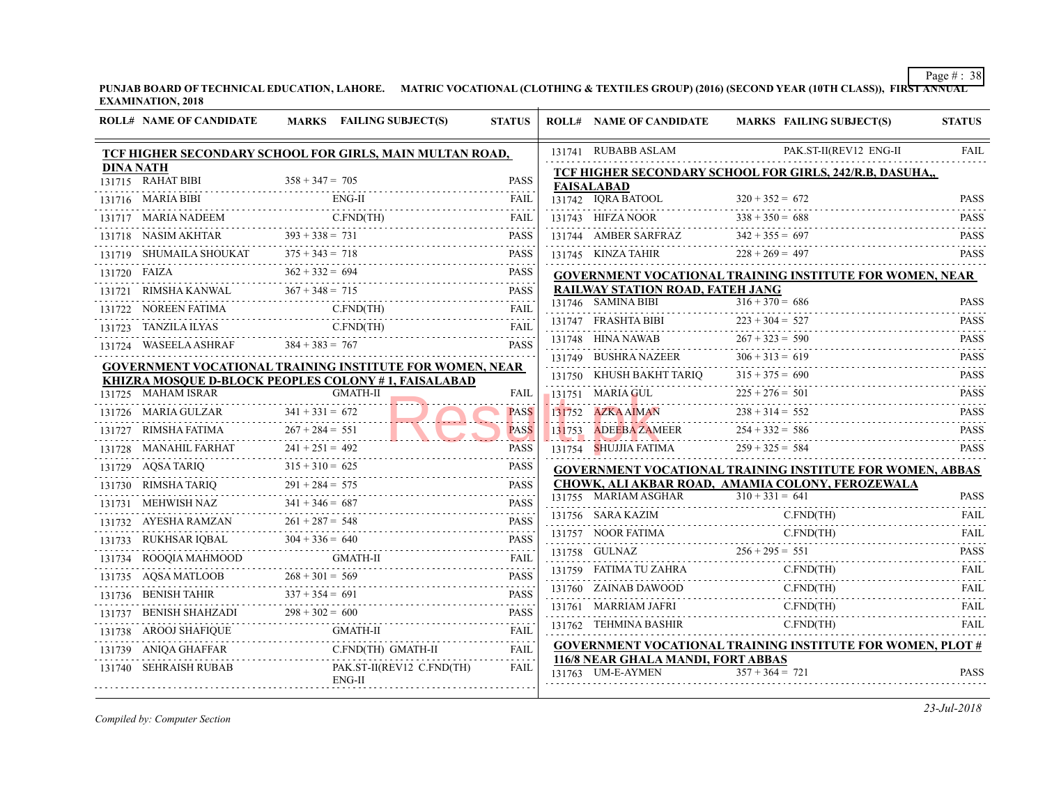PUNJAB BOARD OF TECHNICAL EDUCATION, LAHORE. MATRIC VOCATIONAL (CLOTHING & TEXTILES GROUP) (2016) (SECOND YEAR (10TH CLASS)), FIRST ANNUAL EXAMINATION, 2018

| ROLL# | NAME OF CANDIDATE | MARKS | FAILING SUBJECT(S) | STATUS |
|---|---|---|---|---|
| **TCF HIGHER SECONDARY SCHOOL FOR GIRLS, MAIN MULTAN ROAD, DINA NATH** | | | | |
| 131715 | RAHAT BIBI | 358 + 347 = 705 | | PASS |
| 131716 | MARIA BIBI | | ENG-II | FAIL |
| 131717 | MARIA NADEEM | | C.FND(TH) | FAIL |
| 131718 | NASIM AKHTAR | 393 + 338 = 731 | | PASS |
| 131719 | SHUMAILA SHOUKAT | 375 + 343 = 718 | | PASS |
| 131720 | FAIZA | 362 + 332 = 694 | | PASS |
| 131721 | RIMSHA KANWAL | 367 + 348 = 715 | | PASS |
| 131722 | NOREEN FATIMA | | C.FND(TH) | FAIL |
| 131723 | TANZILA ILYAS | | C.FND(TH) | FAIL |
| 131724 | WASEELA ASHRAF | 384 + 383 = 767 | | PASS |
| **GOVERNMENT VOCATIONAL TRAINING INSTITUTE FOR WOMEN, NEAR KHIZRA MOSQUE D-BLOCK PEOPLES COLONY # 1, FAISALABAD** | | | | |
| 131725 | MAHAM ISRAR | | GMATH-II | FAIL |
| 131726 | MARIA GULZAR | 341 + 331 = 672 | | PASS |
| 131727 | RIMSHA FATIMA | 267 + 284 = 551 | | PASS |
| 131728 | MANAHIL FARHAT | 241 + 251 = 492 | | PASS |
| 131729 | AQSA TARIQ | 315 + 310 = 625 | | PASS |
| 131730 | RIMSHA TARIQ | 291 + 284 = 575 | | PASS |
| 131731 | MEHWISH NAZ | 341 + 346 = 687 | | PASS |
| 131732 | AYESHA RAMZAN | 261 + 287 = 548 | | PASS |
| 131733 | RUKHSAR IQBAL | 304 + 336 = 640 | | PASS |
| 131734 | ROOQIA MAHMOOD | | GMATH-II | FAIL |
| 131735 | AQSA MATLOOB | 268 + 301 = 569 | | PASS |
| 131736 | BENISH TAHIR | 337 + 354 = 691 | | PASS |
| 131737 | BENISH SHAHZADI | 298 + 302 = 600 | | PASS |
| 131738 | AROOJ SHAFIQUE | | GMATH-II | FAIL |
| 131739 | ANIQA GHAFFAR | | C.FND(TH) GMATH-II | FAIL |
| 131740 | SEHRAISH RUBAB | | PAK.ST-II(REV12 C.FND(TH) ENG-II | FAIL |
| 131741 | RUBABB ASLAM | | PAK.ST-II(REV12 ENG-II | FAIL |
| **TCF HIGHER SECONDARY SCHOOL FOR GIRLS, 242/R.B, DASUHA,, FAISALABAD** | | | | |
| 131742 | IQRA BATOOL | 320 + 352 = 672 | | PASS |
| 131743 | HIFZA NOOR | 338 + 350 = 688 | | PASS |
| 131744 | AMBER SARFRAZ | 342 + 355 = 697 | | PASS |
| 131745 | KINZA TAHIR | 228 + 269 = 497 | | PASS |
| **GOVERNMENT VOCATIONAL TRAINING INSTITUTE FOR WOMEN, NEAR RAILWAY STATION ROAD, FATEH JANG** | | | | |
| 131746 | SAMINA BIBI | 316 + 370 = 686 | | PASS |
| 131747 | FRASHTA BIBI | 223 + 304 = 527 | | PASS |
| 131748 | HINA NAWAB | 267 + 323 = 590 | | PASS |
| 131749 | BUSHRA NAZEER | 306 + 313 = 619 | | PASS |
| 131750 | KHUSH BAKHT TARIQ | 315 + 375 = 690 | | PASS |
| 131751 | MARIA GUL | 225 + 276 = 501 | | PASS |
| 131752 | AZKA AIMAN | 238 + 314 = 552 | | PASS |
| 131753 | ADEEBA ZAMEER | 254 + 332 = 586 | | PASS |
| 131754 | SHUJJIA FATIMA | 259 + 325 = 584 | | PASS |
| **GOVERNMENT VOCATIONAL TRAINING INSTITUTE FOR WOMEN, ABBAS CHOWK, ALI AKBAR ROAD, AMAMIA COLONY, FEROZEWALA** | | | | |
| 131755 | MARIAM ASGHAR | 310 + 331 = 641 | | PASS |
| 131756 | SARA KAZIM | | C.FND(TH) | FAIL |
| 131757 | NOOR FATIMA | | C.FND(TH) | FAIL |
| 131758 | GULNAZ | 256 + 295 = 551 | | PASS |
| 131759 | FATIMA TU ZAHRA | | C.FND(TH) | FAIL |
| 131760 | ZAINAB DAWOOD | | C.FND(TH) | FAIL |
| 131761 | MARRIAM JAFRI | | C.FND(TH) | FAIL |
| 131762 | TEHMINA BASHIR | | C.FND(TH) | FAIL |
| **GOVERNMENT VOCATIONAL TRAINING INSTITUTE FOR WOMEN, PLOT # 116/8 NEAR GHALA MANDI, FORT ABBAS** | | | | |
| 131763 | UM-E-AYMEN | 357 + 364 = 721 | | PASS |

*Compiled by: Computer Section*

23-Jul-2018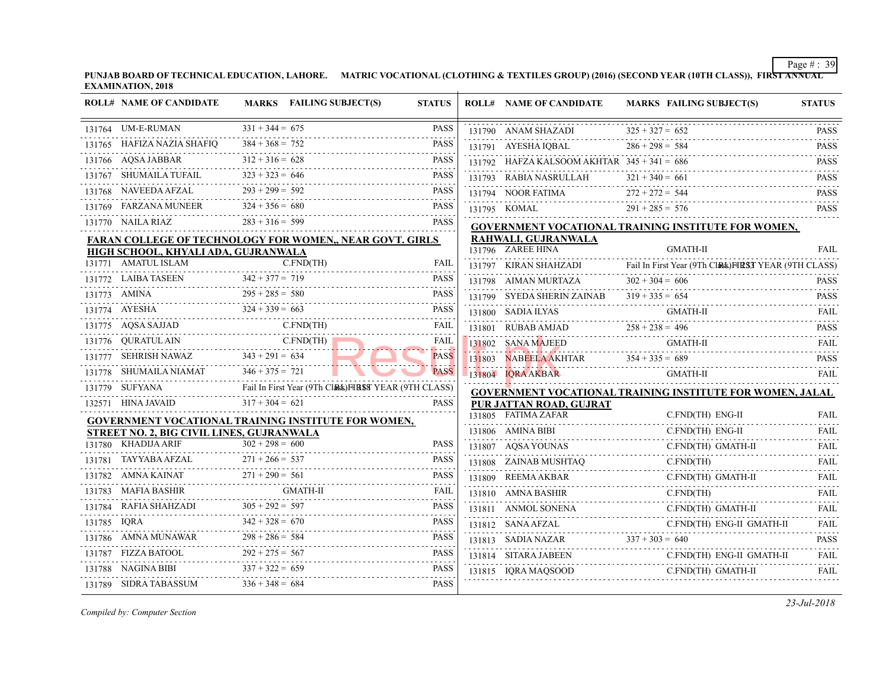**PUNJAB BOARD OF TECHNICAL EDUCATION, LAHORE. MATRIC VOCATIONAL (CLOTHING & TEXTILES GROUP) (2016) (SECOND YEAR (10TH CLASS)), FIRST ANNUAL EXAMINATION, 2018**

| ROLL# | NAME OF CANDIDATE | MARKS | FAILING SUBJECT(S) | STATUS |
|---|---|---|---|---|
| 131764 | UM-E-RUMAN | 331 + 344 = 675 | | PASS |
| 131765 | HAFIZA NAZIA SHAFIQ | 384 + 368 = 752 | | PASS |
| 131766 | AQSA JABBAR | 312 + 316 = 628 | | PASS |
| 131767 | SHUMAILA TUFAIL | 323 + 323 = 646 | | PASS |
| 131768 | NAVEEDA AFZAL | 293 + 299 = 592 | | PASS |
| 131769 | FARZANA MUNEER | 324 + 356 = 680 | | PASS |
| 131770 | NAILA RIAZ | 283 + 316 = 599 | | PASS |

**FARAN COLLEGE OF TECHNOLOGY FOR WOMEN,, NEAR GOVT. GIRLS HIGH SCHOOL, KHYALI ADA, GUJRANWALA**

| ROLL# | NAME OF CANDIDATE | MARKS | FAILING SUBJECT(S) | STATUS |
|---|---|---|---|---|
| 131771 | AMATUL ISLAM | | C.FND(TH) | FAIL |
| 131772 | LAIBA TASEEN | 342 + 377 = 719 | | PASS |
| 131773 | AMINA | 295 + 285 = 580 | | PASS |
| 131774 | AYESHA | 324 + 339 = 663 | | PASS |
| 131775 | AQSA SAJJAD | | C.FND(TH) | FAIL |
| 131776 | QURATUL AIN | | C.FND(TH) | FAIL |
| 131777 | SEHRISH NAWAZ | 343 + 291 = 634 | | PASS |
| 131778 | SHUMAILA NIAMAT | 346 + 375 = 721 | | PASS |
| 131779 | SUFYANA | Fail In First Year (9Th Class) | | FIRST YEAR (9TH CLASS) |
| 132571 | HINA JAVAID | 317 + 304 = 621 | | PASS |

**GOVERNMENT VOCATIONAL TRAINING INSTITUTE FOR WOMEN, STREET NO. 2, BIG CIVIL LINES, GUJRANWALA**

| ROLL# | NAME OF CANDIDATE | MARKS | FAILING SUBJECT(S) | STATUS |
|---|---|---|---|---|
| 131780 | KHADIJA ARIF | 302 + 298 = 600 | | PASS |
| 131781 | TAYYABA AFZAL | 271 + 266 = 537 | | PASS |
| 131782 | AMNA KAINAT | 271 + 290 = 561 | | PASS |
| 131783 | MAFIA BASHIR | | GMATH-II | FAIL |
| 131784 | RAFIA SHAHZADI | 305 + 292 = 597 | | PASS |
| 131785 | IQRA | 342 + 328 = 670 | | PASS |
| 131786 | AMNA MUNAWAR | 298 + 286 = 584 | | PASS |
| 131787 | FIZZA BATOOL | 292 + 275 = 567 | | PASS |
| 131788 | NAGINA BIBI | 337 + 322 = 659 | | PASS |
| 131789 | SIDRA TABASSUM | 336 + 348 = 684 | | PASS |
| 131790 | ANAM SHAZADI | 325 + 327 = 652 | | PASS |
| 131791 | AYESHA IQBAL | 286 + 298 = 584 | | PASS |
| 131792 | HAFZA KALSOOM AKHTAR | 345 + 341 = 686 | | PASS |
| 131793 | RABIA NASRULLAH | 321 + 340 = 661 | | PASS |
| 131794 | NOOR FATIMA | 272 + 272 = 544 | | PASS |
| 131795 | KOMAL | 291 + 285 = 576 | | PASS |

**GOVERNMENT VOCATIONAL TRAINING INSTITUTE FOR WOMEN, RAHWALI, GUJRANWALA**

| ROLL# | NAME OF CANDIDATE | MARKS | FAILING SUBJECT(S) | STATUS |
|---|---|---|---|---|
| 131796 | ZAREE HINA | | GMATH-II | FAIL |
| 131797 | KIRAN SHAHZADI | Fail In First Year (9Th Class) | | FIRST YEAR (9TH CLASS) |
| 131798 | AIMAN MURTAZA | 302 + 304 = 606 | | PASS |
| 131799 | SYEDA SHERIN ZAINAB | 319 + 335 = 654 | | PASS |
| 131800 | SADIA ILYAS | | GMATH-II | FAIL |
| 131801 | RUBAB AMJAD | 258 + 238 = 496 | | PASS |
| 131802 | SANA MAJEED | | GMATH-II | FAIL |
| 131803 | NABEELA AKHTAR | 354 + 335 = 689 | | PASS |
| 131804 | IQRA AKBAR | | GMATH-II | FAIL |

**GOVERNMENT VOCATIONAL TRAINING INSTITUTE FOR WOMEN, JALAL PUR JATTAN ROAD, GUJRAT**

| ROLL# | NAME OF CANDIDATE | MARKS | FAILING SUBJECT(S) | STATUS |
|---|---|---|---|---|
| 131805 | FATIMA ZAFAR | | C.FND(TH) ENG-II | FAIL |
| 131806 | AMINA BIBI | | C.FND(TH) ENG-II | FAIL |
| 131807 | AQSA YOUNAS | | C.FND(TH) GMATH-II | FAIL |
| 131808 | ZAINAB MUSHTAQ | | C.FND(TH) | FAIL |
| 131809 | REEMA AKBAR | | C.FND(TH) GMATH-II | FAIL |
| 131810 | AMNA BASHIR | | C.FND(TH) | FAIL |
| 131811 | ANMOL SONENA | | C.FND(TH) GMATH-II | FAIL |
| 131812 | SANA AFZAL | | C.FND(TH) ENG-II GMATH-II | FAIL |
| 131813 | SADIA NAZAR | 337 + 303 = 640 | | PASS |
| 131814 | SITARA JABEEN | | C.FND(TH) ENG-II GMATH-II | FAIL |
| 131815 | IQRA MAQSOOD | | C.FND(TH) GMATH-II | FAIL |

*Compiled by: Computer Section*

*23-Jul-2018*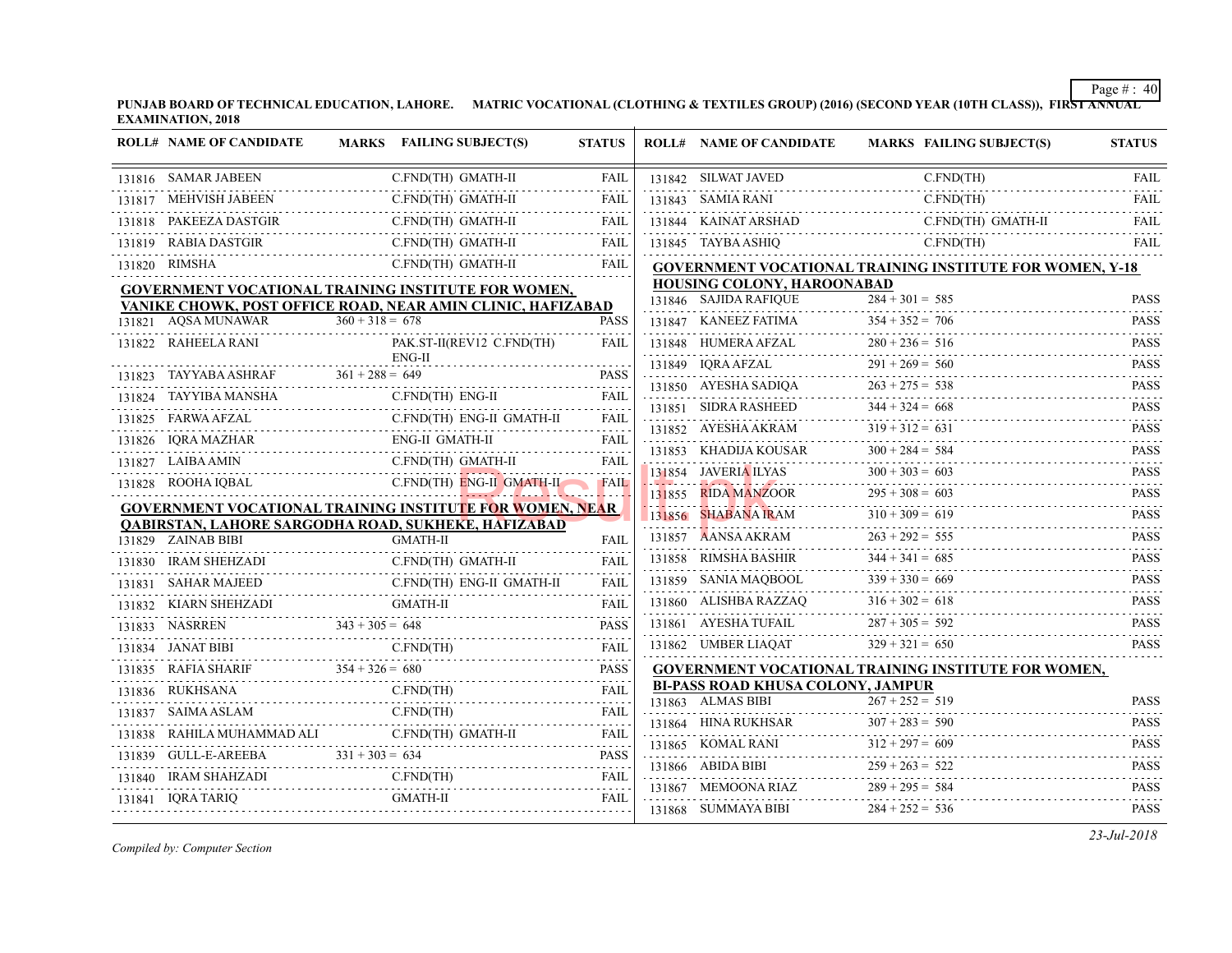**PUNJAB BOARD OF TECHNICAL EDUCATION, LAHORE. MATRIC VOCATIONAL (CLOTHING & TEXTILES GROUP) (2016) (SECOND YEAR (10TH CLASS)), FIRST ANNUAL EXAMINATION, 2018**

| ROLL# | NAME OF CANDIDATE | MARKS | FAILING SUBJECT(S) | STATUS |
|---|---|---|---|---|
| 131816 | SAMAR JABEEN | | C.FND(TH) GMATH-II | FAIL |
| 131817 | MEHVISH JABEEN | | C.FND(TH) GMATH-II | FAIL |
| 131818 | PAKEEZA DASTGIR | | C.FND(TH) GMATH-II | FAIL |
| 131819 | RABIA DASTGIR | | C.FND(TH) GMATH-II | FAIL |
| 131820 | RIMSHA | | C.FND(TH) GMATH-II | FAIL |

**GOVERNMENT VOCATIONAL TRAINING INSTITUTE FOR WOMEN, VANIKE CHOWK, POST OFFICE ROAD, NEAR AMIN CLINIC, HAFIZABAD**

| ROLL# | NAME OF CANDIDATE | MARKS | FAILING SUBJECT(S) | STATUS |
|---|---|---|---|---|
| 131821 | AQSA MUNAWAR | 360 + 318 = 678 | | PASS |
| 131822 | RAHEELA RANI | | PAK.ST-II(REV12 C.FND(TH) ENG-II | FAIL |
| 131823 | TAYYABA ASHRAF | 361 + 288 = 649 | | PASS |
| 131824 | TAYYIBA MANSHA | | C.FND(TH) ENG-II | FAIL |
| 131825 | FARWA AFZAL | | C.FND(TH) ENG-II GMATH-II | FAIL |
| 131826 | IQRA MAZHAR | | ENG-II GMATH-II | FAIL |
| 131827 | LAIBA AMIN | | C.FND(TH) GMATH-II | FAIL |
| 131828 | ROOHA IQBAL | | C.FND(TH) ENG-II GMATH-II | FAIL |

**GOVERNMENT VOCATIONAL TRAINING INSTITUTE FOR WOMEN, NEAR QABIRSTAN, LAHORE SARGODHA ROAD, SUKHEKE, HAFIZABAD**

| ROLL# | NAME OF CANDIDATE | MARKS | FAILING SUBJECT(S) | STATUS |
|---|---|---|---|---|
| 131829 | ZAINAB BIBI | | GMATH-II | FAIL |
| 131830 | IRAM SHEHZADI | | C.FND(TH) GMATH-II | FAIL |
| 131831 | SAHAR MAJEED | | C.FND(TH) ENG-II GMATH-II | FAIL |
| 131832 | KIARN SHEHZADI | | GMATH-II | FAIL |
| 131833 | NASRREN | 343 + 305 = 648 | | PASS |
| 131834 | JANAT BIBI | | C.FND(TH) | FAIL |
| 131835 | RAFIA SHARIF | 354 + 326 = 680 | | PASS |
| 131836 | RUKHSANA | | C.FND(TH) | FAIL |
| 131837 | SAIMA ASLAM | | C.FND(TH) | FAIL |
| 131838 | RAHILA MUHAMMAD ALI | | C.FND(TH) GMATH-II | FAIL |
| 131839 | GULL-E-AREEBA | 331 + 303 = 634 | | PASS |
| 131840 | IRAM SHAHZADI | | C.FND(TH) | FAIL |
| 131841 | IQRA TARIQ | | GMATH-II | FAIL |
| 131842 | SILWAT JAVED | | C.FND(TH) | FAIL |
| 131843 | SAMIA RANI | | C.FND(TH) | FAIL |
| 131844 | KAINAT ARSHAD | | C.FND(TH) GMATH-II | FAIL |
| 131845 | TAYBA ASHIQ | | C.FND(TH) | FAIL |

**GOVERNMENT VOCATIONAL TRAINING INSTITUTE FOR WOMEN, Y-18 HOUSING COLONY, HAROONABAD**

| ROLL# | NAME OF CANDIDATE | MARKS | FAILING SUBJECT(S) | STATUS |
|---|---|---|---|---|
| 131846 | SAJIDA RAFIQUE | 284 + 301 = 585 | | PASS |
| 131847 | KANEEZ FATIMA | 354 + 352 = 706 | | PASS |
| 131848 | HUMERA AFZAL | 280 + 236 = 516 | | PASS |
| 131849 | IQRA AFZAL | 291 + 269 = 560 | | PASS |
| 131850 | AYESHA SADIQA | 263 + 275 = 538 | | PASS |
| 131851 | SIDRA RASHEED | 344 + 324 = 668 | | PASS |
| 131852 | AYESHA AKRAM | 319 + 312 = 631 | | PASS |
| 131853 | KHADIJA KOUSAR | 300 + 284 = 584 | | PASS |
| 131854 | JAVERIA ILYAS | 300 + 303 = 603 | | PASS |
| 131855 | RIDA MANZOOR | 295 + 308 = 603 | | PASS |
| 131856 | SHABANA IRAM | 310 + 309 = 619 | | PASS |
| 131857 | AANSA AKRAM | 263 + 292 = 555 | | PASS |
| 131858 | RIMSHA BASHIR | 344 + 341 = 685 | | PASS |
| 131859 | SANIA MAQBOOL | 339 + 330 = 669 | | PASS |
| 131860 | ALISHBA RAZZAQ | 316 + 302 = 618 | | PASS |
| 131861 | AYESHA TUFAIL | 287 + 305 = 592 | | PASS |
| 131862 | UMBER LIAQAT | 329 + 321 = 650 | | PASS |

**GOVERNMENT VOCATIONAL TRAINING INSTITUTE FOR WOMEN, BI-PASS ROAD KHUSA COLONY, JAMPUR**

| ROLL# | NAME OF CANDIDATE | MARKS | FAILING SUBJECT(S) | STATUS |
|---|---|---|---|---|
| 131863 | ALMAS BIBI | 267 + 252 = 519 | | PASS |
| 131864 | HINA RUKHSAR | 307 + 283 = 590 | | PASS |
| 131865 | KOMAL RANI | 312 + 297 = 609 | | PASS |
| 131866 | ABIDA BIBI | 259 + 263 = 522 | | PASS |
| 131867 | MEMOONA RIAZ | 289 + 295 = 584 | | PASS |
| 131868 | SUMMAYA BIBI | 284 + 252 = 536 | | PASS |

*Compiled by: Computer Section*

*23-Jul-2018*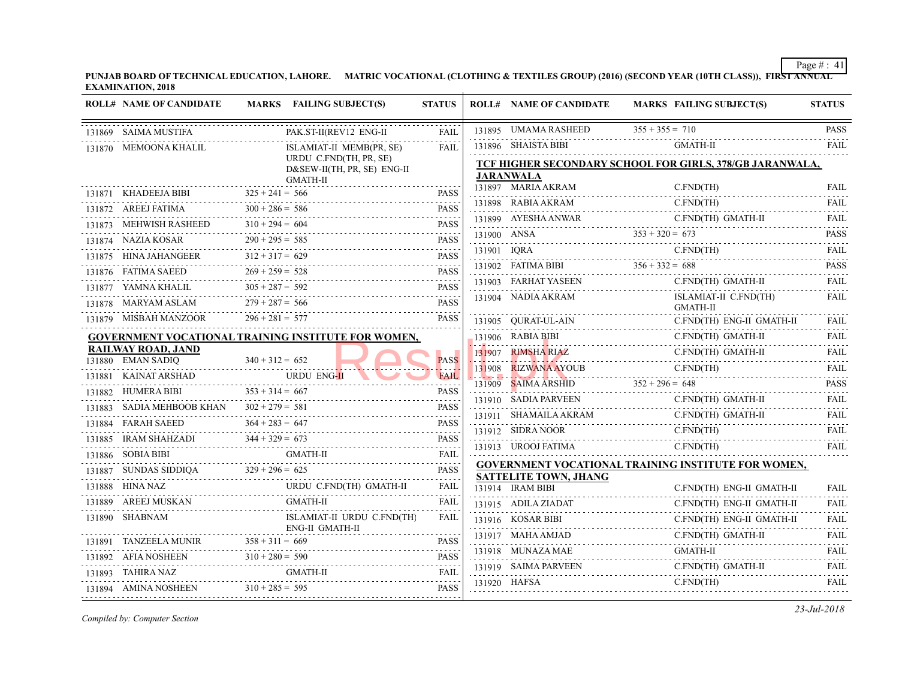**PUNJAB BOARD OF TECHNICAL EDUCATION, LAHORE. MATRIC VOCATIONAL (CLOTHING & TEXTILES GROUP) (2016) (SECOND YEAR (10TH CLASS)), FIRST ANNUAL EXAMINATION, 2018**

| ROLL# | NAME OF CANDIDATE | MARKS | FAILING SUBJECT(S) | STATUS |
|---|---|---|---|---|
| 131869 | SAIMA MUSTIFA | | PAK.ST-II(REV12 ENG-II | FAIL |
| 131870 | MEMOONA KHALIL | | ISLAMIAT-II MEMB(PR, SE) URDU C.FND(TH, PR, SE) D&SEW-II(TH, PR, SE) ENG-II GMATH-II | FAIL |
| 131871 | KHADEEJA BIBI | 325 + 241 = 566 | | PASS |
| 131872 | AREEJ FATIMA | 300 + 286 = 586 | | PASS |
| 131873 | MEHWISH RASHEED | 310 + 294 = 604 | | PASS |
| 131874 | NAZIA KOSAR | 290 + 295 = 585 | | PASS |
| 131875 | HINA JAHANGEER | 312 + 317 = 629 | | PASS |
| 131876 | FATIMA SAEED | 269 + 259 = 528 | | PASS |
| 131877 | YAMNA KHALIL | 305 + 287 = 592 | | PASS |
| 131878 | MARYAM ASLAM | 279 + 287 = 566 | | PASS |
| 131879 | MISBAH MANZOOR | 296 + 281 = 577 | | PASS |

**GOVERNMENT VOCATIONAL TRAINING INSTITUTE FOR WOMEN, RAILWAY ROAD, JAND**

| ROLL# | NAME OF CANDIDATE | MARKS | FAILING SUBJECT(S) | STATUS |
|---|---|---|---|---|
| 131880 | EMAN SADIQ | 340 + 312 = 652 | | PASS |
| 131881 | KAINAT ARSHAD | | URDU ENG-II | FAIL |
| 131882 | HUMERA BIBI | 353 + 314 = 667 | | PASS |
| 131883 | SADIA MEHBOOB KHAN | 302 + 279 = 581 | | PASS |
| 131884 | FARAH SAEED | 364 + 283 = 647 | | PASS |
| 131885 | IRAM SHAHZADI | 344 + 329 = 673 | | PASS |
| 131886 | SOBIA BIBI | | GMATH-II | FAIL |
| 131887 | SUNDAS SIDDIQA | 329 + 296 = 625 | | PASS |
| 131888 | HINA NAZ | | URDU C.FND(TH) GMATH-II | FAIL |
| 131889 | AREEJ MUSKAN | | GMATH-II | FAIL |
| 131890 | SHABNAM | | ISLAMIAT-II URDU C.FND(TH) ENG-II GMATH-II | FAIL |
| 131891 | TANZEELA MUNIR | 358 + 311 = 669 | | PASS |
| 131892 | AFIA NOSHEEN | 310 + 280 = 590 | | PASS |
| 131893 | TAHIRA NAZ | | GMATH-II | FAIL |
| 131894 | AMINA NOSHEEN | 310 + 285 = 595 | | PASS |
| 131895 | UMAMA RASHEED | 355 + 355 = 710 | | PASS |
| 131896 | SHAISTA BIBI | | GMATH-II | FAIL |

**TCF HIGHER SECONDARY SCHOOL FOR GIRLS, 378/GB JARANWALA, JARANWALA**

| ROLL# | NAME OF CANDIDATE | MARKS | FAILING SUBJECT(S) | STATUS |
|---|---|---|---|---|
| 131897 | MARIA AKRAM | | C.FND(TH) | FAIL |
| 131898 | RABIA AKRAM | | C.FND(TH) | FAIL |
| 131899 | AYESHA ANWAR | | C.FND(TH) GMATH-II | FAIL |
| 131900 | ANSA | 353 + 320 = 673 | | PASS |
| 131901 | IQRA | | C.FND(TH) | FAIL |
| 131902 | FATIMA BIBI | 356 + 332 = 688 | | PASS |
| 131903 | FARHAT YASEEN | | C.FND(TH) GMATH-II | FAIL |
| 131904 | NADIA AKRAM | | ISLAMIAT-II C.FND(TH) GMATH-II | FAIL |
| 131905 | QURAT-UL-AIN | | C.FND(TH) ENG-II GMATH-II | FAIL |
| 131906 | RABIA BIBI | | C.FND(TH) GMATH-II | FAIL |
| 131907 | RIMSHA RIAZ | | C.FND(TH) GMATH-II | FAIL |
| 131908 | RIZWANA AYOUB | | C.FND(TH) | FAIL |
| 131909 | SAIMA ARSHID | 352 + 296 = 648 | | PASS |
| 131910 | SADIA PARVEEN | | C.FND(TH) GMATH-II | FAIL |
| 131911 | SHAMAILA AKRAM | | C.FND(TH) GMATH-II | FAIL |
| 131912 | SIDRA NOOR | | C.FND(TH) | FAIL |
| 131913 | UROOJ FATIMA | | C.FND(TH) | FAIL |

**GOVERNMENT VOCATIONAL TRAINING INSTITUTE FOR WOMEN, SATTELITE TOWN, JHANG**

| ROLL# | NAME OF CANDIDATE | MARKS | FAILING SUBJECT(S) | STATUS |
|---|---|---|---|---|
| 131914 | IRAM BIBI | | C.FND(TH) ENG-II GMATH-II | FAIL |
| 131915 | ADILA ZIADAT | | C.FND(TH) ENG-II GMATH-II | FAIL |
| 131916 | KOSAR BIBI | | C.FND(TH) ENG-II GMATH-II | FAIL |
| 131917 | MAHA AMJAD | | C.FND(TH) GMATH-II | FAIL |
| 131918 | MUNAZA MAE | | GMATH-II | FAIL |
| 131919 | SAIMA PARVEEN | | C.FND(TH) GMATH-II | FAIL |
| 131920 | HAFSA | | C.FND(TH) | FAIL |

*Compiled by: Computer Section*

*23-Jul-2018*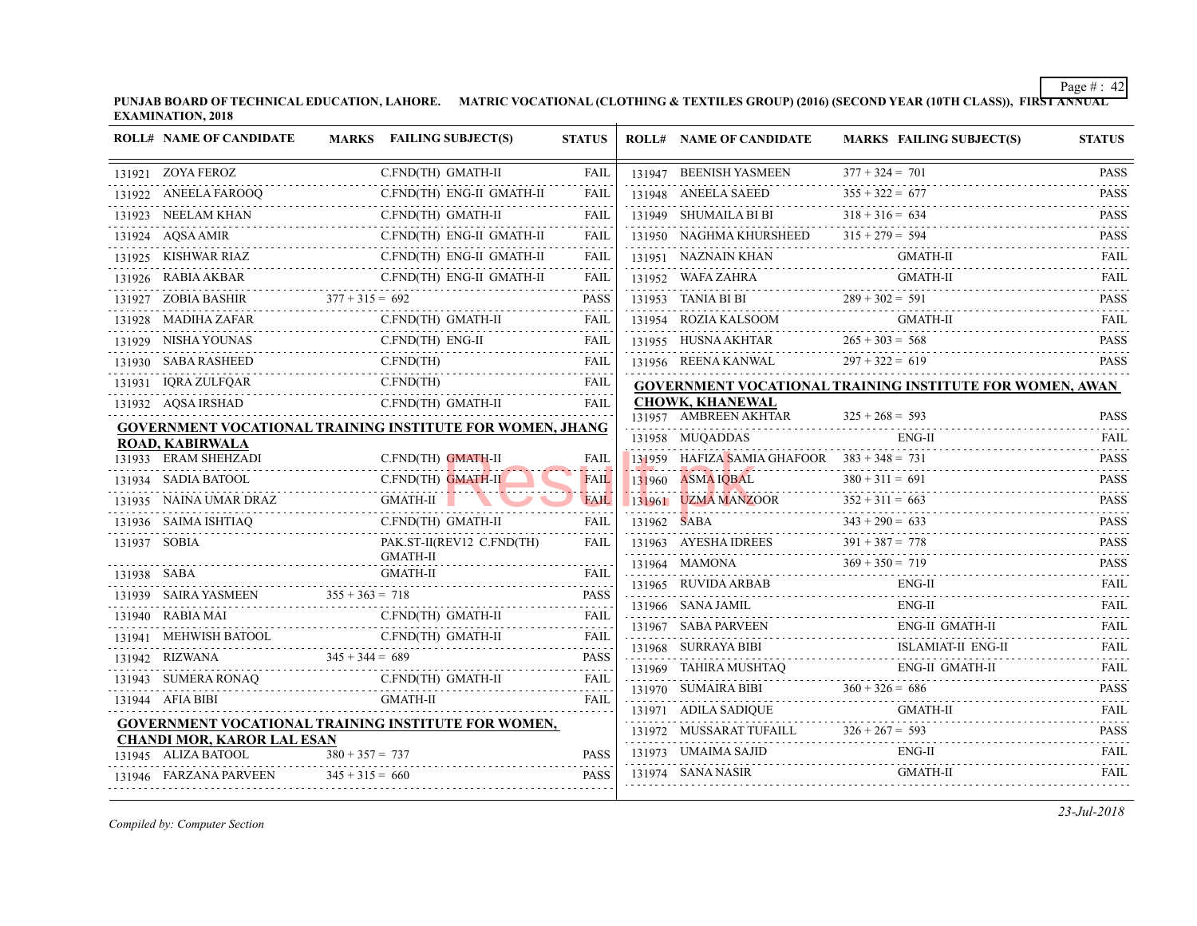**PUNJAB BOARD OF TECHNICAL EDUCATION, LAHORE. MATRIC VOCATIONAL (CLOTHING & TEXTILES GROUP) (2016) (SECOND YEAR (10TH CLASS)), FIRST ANNUAL EXAMINATION, 2018**

| ROLL# | NAME OF CANDIDATE | MARKS | FAILING SUBJECT(S) | STATUS |
|---|---|---|---|---|
| 131921 | ZOYA FEROZ | | C.FND(TH) GMATH-II | FAIL |
| 131922 | ANEELA FAROOQ | | C.FND(TH) ENG-II GMATH-II | FAIL |
| 131923 | NEELAM KHAN | | C.FND(TH) GMATH-II | FAIL |
| 131924 | AQSA AMIR | | C.FND(TH) ENG-II GMATH-II | FAIL |
| 131925 | KISHWAR RIAZ | | C.FND(TH) ENG-II GMATH-II | FAIL |
| 131926 | RABIA AKBAR | | C.FND(TH) ENG-II GMATH-II | FAIL |
| 131927 | ZOBIA BASHIR | 377 + 315 = 692 | | PASS |
| 131928 | MADIHA ZAFAR | | C.FND(TH) GMATH-II | FAIL |
| 131929 | NISHA YOUNAS | | C.FND(TH) ENG-II | FAIL |
| 131930 | SABA RASHEED | | C.FND(TH) | FAIL |
| 131931 | IQRA ZULFQAR | | C.FND(TH) | FAIL |
| 131932 | AQSA IRSHAD | | C.FND(TH) GMATH-II | FAIL |

**GOVERNMENT VOCATIONAL TRAINING INSTITUTE FOR WOMEN, JHANG ROAD, KABIRWALA**

| ROLL# | NAME OF CANDIDATE | MARKS | FAILING SUBJECT(S) | STATUS |
|---|---|---|---|---|
| 131933 | ERAM SHEHZADI | | C.FND(TH) GMATH-II | FAIL |
| 131934 | SADIA BATOOL | | C.FND(TH) GMATH-II | FAIL |
| 131935 | NAINA UMAR DRAZ | | GMATH-II | FAIL |
| 131936 | SAIMA ISHTIAQ | | C.FND(TH) GMATH-II | FAIL |
| 131937 | SOBIA | | PAK.ST-II(REV12 C.FND(TH) GMATH-II | FAIL |
| 131938 | SABA | | GMATH-II | FAIL |
| 131939 | SAIRA YASMEEN | 355 + 363 = 718 | | PASS |
| 131940 | RABIA MAI | | C.FND(TH) GMATH-II | FAIL |
| 131941 | MEHWISH BATOOL | | C.FND(TH) GMATH-II | FAIL |
| 131942 | RIZWANA | 345 + 344 = 689 | | PASS |
| 131943 | SUMERA RONAQ | | C.FND(TH) GMATH-II | FAIL |
| 131944 | AFIA BIBI | | GMATH-II | FAIL |

**GOVERNMENT VOCATIONAL TRAINING INSTITUTE FOR WOMEN, CHANDI MOR, KAROR LAL ESAN**

| ROLL# | NAME OF CANDIDATE | MARKS | FAILING SUBJECT(S) | STATUS |
|---|---|---|---|---|
| 131945 | ALIZA BATOOL | 380 + 357 = 737 | | PASS |
| 131946 | FARZANA PARVEEN | 345 + 315 = 660 | | PASS |
| 131947 | BEENISH YASMEEN | 377 + 324 = 701 | | PASS |
| 131948 | ANEELA SAEED | 355 + 322 = 677 | | PASS |
| 131949 | SHUMAILA BI BI | 318 + 316 = 634 | | PASS |
| 131950 | NAGHMA KHURSHEED | 315 + 279 = 594 | | PASS |
| 131951 | NAZNAIN KHAN | | GMATH-II | FAIL |
| 131952 | WAFA ZAHRA | | GMATH-II | FAIL |
| 131953 | TANIA BI BI | 289 + 302 = 591 | | PASS |
| 131954 | ROZIA KALSOOM | | GMATH-II | FAIL |
| 131955 | HUSNA AKHTAR | 265 + 303 = 568 | | PASS |
| 131956 | REENA KANWAL | 297 + 322 = 619 | | PASS |

**GOVERNMENT VOCATIONAL TRAINING INSTITUTE FOR WOMEN, AWAN CHOWK, KHANEWAL**

| ROLL# | NAME OF CANDIDATE | MARKS | FAILING SUBJECT(S) | STATUS |
|---|---|---|---|---|
| 131957 | AMBREEN AKHTAR | 325 + 268 = 593 | | PASS |
| 131958 | MUQADDAS | | ENG-II | FAIL |
| 131959 | HAFIZA SAMIA GHAFOOR | 383 + 348 = 731 | | PASS |
| 131960 | ASMA IQBAL | 380 + 311 = 691 | | PASS |
| 131961 | UZMA MANZOOR | 352 + 311 = 663 | | PASS |
| 131962 | SABA | 343 + 290 = 633 | | PASS |
| 131963 | AYESHA IDREES | 391 + 387 = 778 | | PASS |
| 131964 | MAMONA | 369 + 350 = 719 | | PASS |
| 131965 | RUVIDA ARBAB | | ENG-II | FAIL |
| 131966 | SANA JAMIL | | ENG-II | FAIL |
| 131967 | SABA PARVEEN | | ENG-II GMATH-II | FAIL |
| 131968 | SURRAYA BIBI | | ISLAMIAT-II ENG-II | FAIL |
| 131969 | TAHIRA MUSHTAQ | | ENG-II GMATH-II | FAIL |
| 131970 | SUMAIRA BIBI | 360 + 326 = 686 | | PASS |
| 131971 | ADILA SADIQUE | | GMATH-II | FAIL |
| 131972 | MUSSARAT TUFAILL | 326 + 267 = 593 | | PASS |
| 131973 | UMAIMA SAJID | | ENG-II | FAIL |
| 131974 | SANA NASIR | | GMATH-II | FAIL |

*Compiled by: Computer Section*

*23-Jul-2018*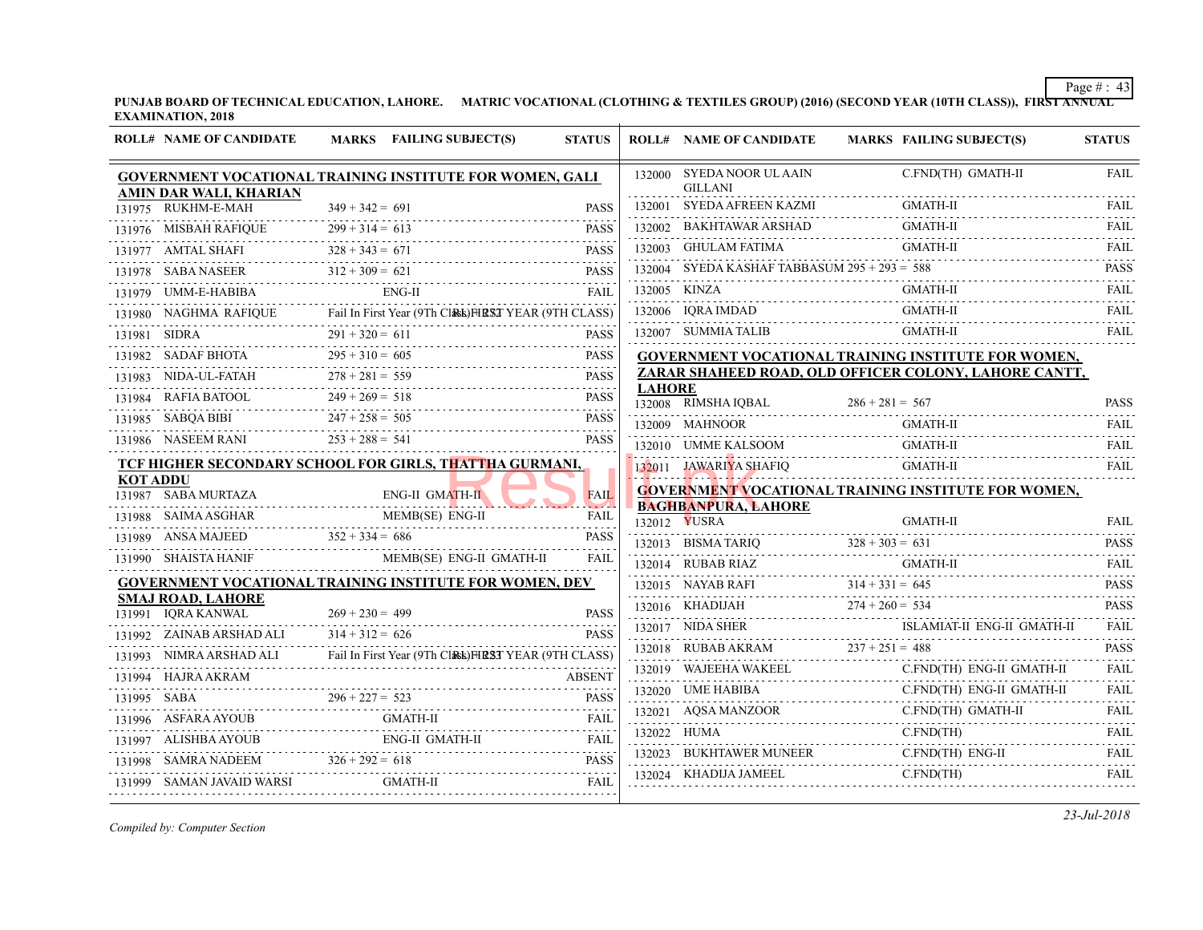PUNJAB BOARD OF TECHNICAL EDUCATION, LAHORE. MATRIC VOCATIONAL (CLOTHING & TEXTILES GROUP) (2016) (SECOND YEAR (10TH CLASS)), FIRST ANNUAL EXAMINATION, 2018

| ROLL# | NAME OF CANDIDATE | MARKS | FAILING SUBJECT(S) | STATUS |
|---|---|---|---|---|
| **GOVERNMENT VOCATIONAL TRAINING INSTITUTE FOR WOMEN, GALI AMIN DAR WALI, KHARIAN** | | | | |
| 131975 | RUKHM-E-MAH | 349 + 342 = 691 | | PASS |
| 131976 | MISBAH RAFIQUE | 299 + 314 = 613 | | PASS |
| 131977 | AMTAL SHAFI | 328 + 343 = 671 | | PASS |
| 131978 | SABA NASEER | 312 + 309 = 621 | | PASS |
| 131979 | UMM-E-HABIBA | | ENG-II | FAIL |
| 131980 | NAGHMA RAFIQUE | Fail In First Year (9Th Class) | FIRST YEAR (9TH CLASS) | RL |
| 131981 | SIDRA | 291 + 320 = 611 | | PASS |
| 131982 | SADAF BHOTA | 295 + 310 = 605 | | PASS |
| 131983 | NIDA-UL-FATAH | 278 + 281 = 559 | | PASS |
| 131984 | RAFIA BATOOL | 249 + 269 = 518 | | PASS |
| 131985 | SABQA BIBI | 247 + 258 = 505 | | PASS |
| 131986 | NASEEM RANI | 253 + 288 = 541 | | PASS |
| **TCF HIGHER SECONDARY SCHOOL FOR GIRLS, THATTHA GURMANI, KOT ADDU** | | | | |
| 131987 | SABA MURTAZA | | ENG-II GMATH-II | FAIL |
| 131988 | SAIMA ASGHAR | | MEMB(SE) ENG-II | FAIL |
| 131989 | ANSA MAJEED | 352 + 334 = 686 | | PASS |
| 131990 | SHAISTA HANIF | | MEMB(SE) ENG-II GMATH-II | FAIL |
| **GOVERNMENT VOCATIONAL TRAINING INSTITUTE FOR WOMEN, DEV SMAJ ROAD, LAHORE** | | | | |
| 131991 | IQRA KANWAL | 269 + 230 = 499 | | PASS |
| 131992 | ZAINAB ARSHAD ALI | 314 + 312 = 626 | | PASS |
| 131993 | NIMRA ARSHAD ALI | Fail In First Year (9Th Class) | FIRST YEAR (9TH CLASS) | RL |
| 131994 | HAJRA AKRAM | | | ABSENT |
| 131995 | SABA | 296 + 227 = 523 | | PASS |
| 131996 | ASFARA AYOUB | | GMATH-II | FAIL |
| 131997 | ALISHBA AYOUB | | ENG-II GMATH-II | FAIL |
| 131998 | SAMRA NADEEM | 326 + 292 = 618 | | PASS |
| 131999 | SAMAN JAVAID WARSI | | GMATH-II | FAIL |
| 132000 | SYEDA NOOR UL AAIN GILLANI | | C.FND(TH) GMATH-II | FAIL |
| 132001 | SYEDA AFREEN KAZMI | | GMATH-II | FAIL |
| 132002 | BAKHTAWAR ARSHAD | | GMATH-II | FAIL |
| 132003 | GHULAM FATIMA | | GMATH-II | FAIL |
| 132004 | SYEDA KASHAF TABBASUM | 295 + 293 = 588 | | PASS |
| 132005 | KINZA | | GMATH-II | FAIL |
| 132006 | IQRA IMDAD | | GMATH-II | FAIL |
| 132007 | SUMMIA TALIB | | GMATH-II | FAIL |
| **GOVERNMENT VOCATIONAL TRAINING INSTITUTE FOR WOMEN, ZARAR SHAHEED ROAD, OLD OFFICER COLONY, LAHORE CANTT, LAHORE** | | | | |
| 132008 | RIMSHA IQBAL | 286 + 281 = 567 | | PASS |
| 132009 | MAHNOOR | | GMATH-II | FAIL |
| 132010 | UMME KALSOOM | | GMATH-II | FAIL |
| 132011 | JAWARIYA SHAFIQ | | GMATH-II | FAIL |
| **GOVERNMENT VOCATIONAL TRAINING INSTITUTE FOR WOMEN, BAGHBANPURA, LAHORE** | | | | |
| 132012 | YUSRA | | GMATH-II | FAIL |
| 132013 | BISMA TARIQ | 328 + 303 = 631 | | PASS |
| 132014 | RUBAB RIAZ | | GMATH-II | FAIL |
| 132015 | NAYAB RAFI | 314 + 331 = 645 | | PASS |
| 132016 | KHADIJAH | 274 + 260 = 534 | | PASS |
| 132017 | NIDA SHER | | ISLAMIAT-II ENG-II GMATH-II | FAIL |
| 132018 | RUBAB AKRAM | 237 + 251 = 488 | | PASS |
| 132019 | WAJEEHA WAKEEL | | C.FND(TH) ENG-II GMATH-II | FAIL |
| 132020 | UME HABIBA | | C.FND(TH) ENG-II GMATH-II | FAIL |
| 132021 | AQSA MANZOOR | | C.FND(TH) GMATH-II | FAIL |
| 132022 | HUMA | | C.FND(TH) | FAIL |
| 132023 | BUKHTAWER MUNEER | | C.FND(TH) ENG-II | FAIL |
| 132024 | KHADIJA JAMEEL | | C.FND(TH) | FAIL |

*Compiled by: Computer Section*

*23-Jul-2018*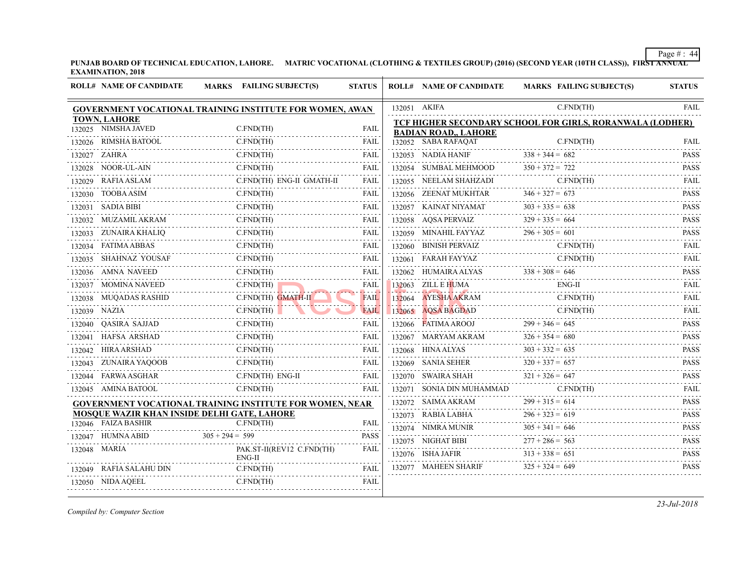**PUNJAB BOARD OF TECHNICAL EDUCATION, LAHORE. MATRIC VOCATIONAL (CLOTHING & TEXTILES GROUP) (2016) (SECOND YEAR (10TH CLASS)), FIRST ANNUAL EXAMINATION, 2018**

| ROLL# | NAME OF CANDIDATE | MARKS | FAILING SUBJECT(S) | STATUS |
|---|---|---|---|---|
| **GOVERNMENT VOCATIONAL TRAINING INSTITUTE FOR WOMEN, AWAN TOWN, LAHORE** | | | | |
| 132025 | NIMSHA JAVED | | C.FND(TH) | FAIL |
| 132026 | RIMSHA BATOOL | | C.FND(TH) | FAIL |
| 132027 | ZAHRA | | C.FND(TH) | FAIL |
| 132028 | NOOR-UL-AIN | | C.FND(TH) | FAIL |
| 132029 | RAFIA ASLAM | | C.FND(TH) ENG-II GMATH-II | FAIL |
| 132030 | TOOBA ASIM | | C.FND(TH) | FAIL |
| 132031 | SADIA BIBI | | C.FND(TH) | FAIL |
| 132032 | MUZAMIL AKRAM | | C.FND(TH) | FAIL |
| 132033 | ZUNAIRA KHALIQ | | C.FND(TH) | FAIL |
| 132034 | FATIMA ABBAS | | C.FND(TH) | FAIL |
| 132035 | SHAHNAZ YOUSAF | | C.FND(TH) | FAIL |
| 132036 | AMNA NAVEED | | C.FND(TH) | FAIL |
| 132037 | MOMINA NAVEED | | C.FND(TH) | FAIL |
| 132038 | MUQADAS RASHID | | C.FND(TH) GMATH-II | FAIL |
| 132039 | NAZIA | | C.FND(TH) | FAIL |
| 132040 | QASIRA SAJJAD | | C.FND(TH) | FAIL |
| 132041 | HAFSA ARSHAD | | C.FND(TH) | FAIL |
| 132042 | HIRA ARSHAD | | C.FND(TH) | FAIL |
| 132043 | ZUNAIRA YAQOOB | | C.FND(TH) | FAIL |
| 132044 | FARWA ASGHAR | | C.FND(TH) ENG-II | FAIL |
| 132045 | AMINA BATOOL | | C.FND(TH) | FAIL |
| **GOVERNMENT VOCATIONAL TRAINING INSTITUTE FOR WOMEN, NEAR MOSQUE WAZIR KHAN INSIDE DELHI GATE, LAHORE** | | | | |
| 132046 | FAIZA BASHIR | | C.FND(TH) | FAIL |
| 132047 | HUMNA ABID | 305 + 294 = 599 | | PASS |
| 132048 | MARIA | | PAK.ST-II(REV12 C.FND(TH) ENG-II | FAIL |
| 132049 | RAFIA SALAHU DIN | | C.FND(TH) | FAIL |
| 132050 | NIDA AQEEL | | C.FND(TH) | FAIL |
| 132051 | AKIFA | | C.FND(TH) | FAIL |
| **TCF HIGHER SECONDARY SCHOOL FOR GIRLS, RORANWALA (LODHER) BADIAN ROAD,, LAHORE** | | | | |
| 132052 | SABA RAFAQAT | | C.FND(TH) | FAIL |
| 132053 | NADIA HANIF | 338 + 344 = 682 | | PASS |
| 132054 | SUMBAL MEHMOOD | 350 + 372 = 722 | | PASS |
| 132055 | NEELAM SHAHZADI | | C.FND(TH) | FAIL |
| 132056 | ZEENAT MUKHTAR | 346 + 327 = 673 | | PASS |
| 132057 | KAINAT NIYAMAT | 303 + 335 = 638 | | PASS |
| 132058 | AQSA PERVAIZ | 329 + 335 = 664 | | PASS |
| 132059 | MINAHIL FAYYAZ | 296 + 305 = 601 | | PASS |
| 132060 | BINISH PERVAIZ | | C.FND(TH) | FAIL |
| 132061 | FARAH FAYYAZ | | C.FND(TH) | FAIL |
| 132062 | HUMAIRA ALYAS | 338 + 308 = 646 | | PASS |
| 132063 | ZILL E HUMA | | ENG-II | FAIL |
| 132064 | AYESHA AKRAM | | C.FND(TH) | FAIL |
| 132065 | AQSA BAGDAD | | C.FND(TH) | FAIL |
| 132066 | FATIMA AROOJ | 299 + 346 = 645 | | PASS |
| 132067 | MARYAM AKRAM | 326 + 354 = 680 | | PASS |
| 132068 | HINA ALYAS | 303 + 332 = 635 | | PASS |
| 132069 | SANIA SEHER | 320 + 337 = 657 | | PASS |
| 132070 | SWAIRA SHAH | 321 + 326 = 647 | | PASS |
| 132071 | SONIA DIN MUHAMMAD | | C.FND(TH) | FAIL |
| 132072 | SAIMA AKRAM | 299 + 315 = 614 | | PASS |
| 132073 | RABIA LABHA | 296 + 323 = 619 | | PASS |
| 132074 | NIMRA MUNIR | 305 + 341 = 646 | | PASS |
| 132075 | NIGHAT BIBI | 277 + 286 = 563 | | PASS |
| 132076 | ISHA JAFIR | 313 + 338 = 651 | | PASS |
| 132077 | MAHEEN SHARIF | 325 + 324 = 649 | | PASS |

*Compiled by: Computer Section*

*23-Jul-2018*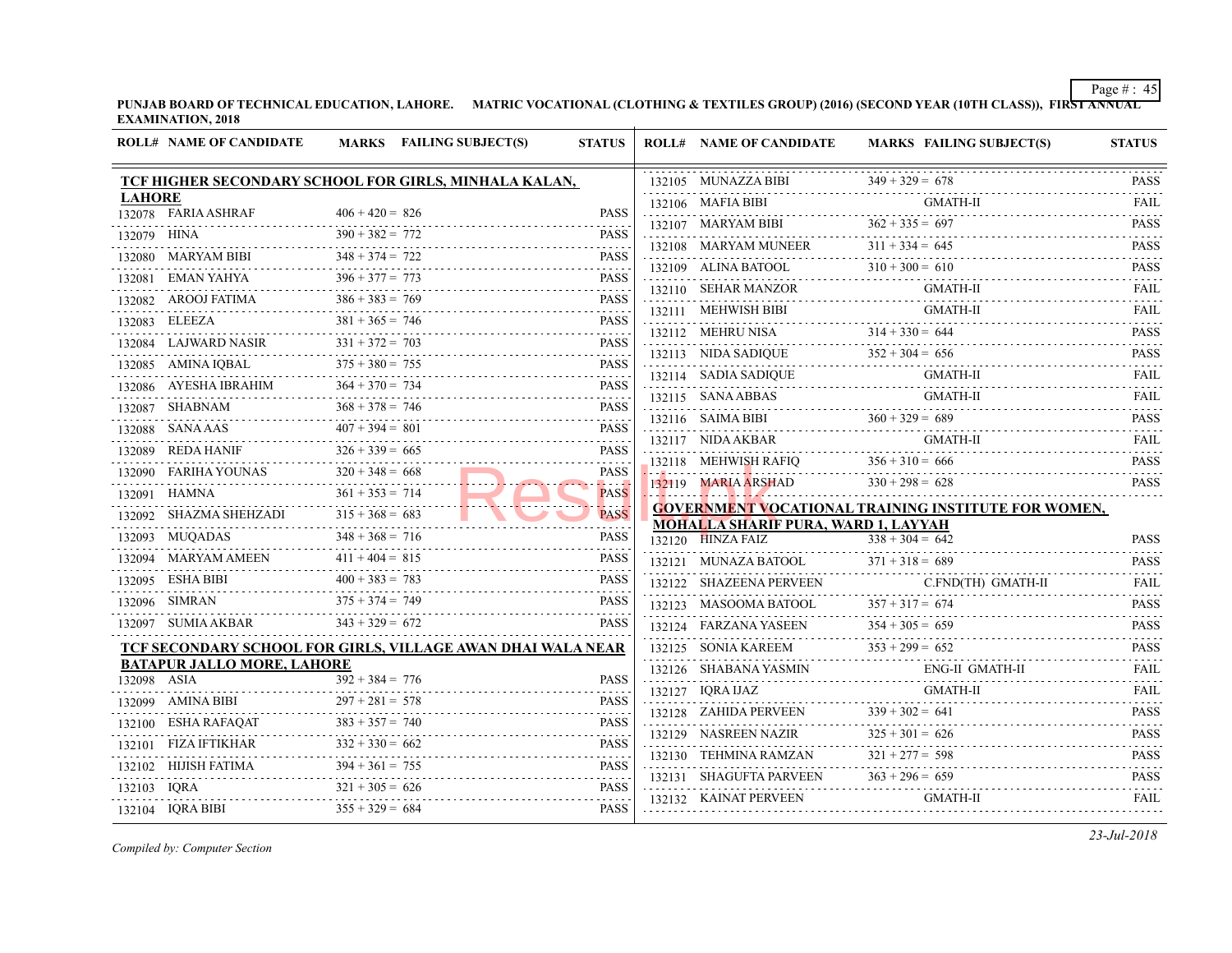PUNJAB BOARD OF TECHNICAL EDUCATION, LAHORE. MATRIC VOCATIONAL (CLOTHING & TEXTILES GROUP) (2016) (SECOND YEAR (10TH CLASS)), FIRST ANNUAL EXAMINATION, 2018

**TCF HIGHER SECONDARY SCHOOL FOR GIRLS, MINHALA KALAN, LAHORE**

| ROLL# | NAME OF CANDIDATE | MARKS | FAILING SUBJECT(S) | STATUS |
|---|---|---|---|---|
| 132078 | FARIA ASHRAF | 406 + 420 = 826 | | PASS |
| 132079 | HINA | 390 + 382 = 772 | | PASS |
| 132080 | MARYAM BIBI | 348 + 374 = 722 | | PASS |
| 132081 | EMAN YAHYA | 396 + 377 = 773 | | PASS |
| 132082 | AROOJ FATIMA | 386 + 383 = 769 | | PASS |
| 132083 | ELEEZA | 381 + 365 = 746 | | PASS |
| 132084 | LAJWARD NASIR | 331 + 372 = 703 | | PASS |
| 132085 | AMINA IQBAL | 375 + 380 = 755 | | PASS |
| 132086 | AYESHA IBRAHIM | 364 + 370 = 734 | | PASS |
| 132087 | SHABNAM | 368 + 378 = 746 | | PASS |
| 132088 | SANA AAS | 407 + 394 = 801 | | PASS |
| 132089 | REDA HANIF | 326 + 339 = 665 | | PASS |
| 132090 | FARIHA YOUNAS | 320 + 348 = 668 | | PASS |
| 132091 | HAMNA | 361 + 353 = 714 | | PASS |
| 132092 | SHAZMA SHEHZADI | 315 + 368 = 683 | | PASS |
| 132093 | MUQADAS | 348 + 368 = 716 | | PASS |
| 132094 | MARYAM AMEEN | 411 + 404 = 815 | | PASS |
| 132095 | ESHA BIBI | 400 + 383 = 783 | | PASS |
| 132096 | SIMRAN | 375 + 374 = 749 | | PASS |
| 132097 | SUMIA AKBAR | 343 + 329 = 672 | | PASS |

**TCF SECONDARY SCHOOL FOR GIRLS, VILLAGE AWAN DHAI WALA NEAR BATAPUR JALLO MORE, LAHORE**

| ROLL# | NAME OF CANDIDATE | MARKS | FAILING SUBJECT(S) | STATUS |
|---|---|---|---|---|
| 132098 | ASIA | 392 + 384 = 776 | | PASS |
| 132099 | AMINA BIBI | 297 + 281 = 578 | | PASS |
| 132100 | ESHA RAFAQAT | 383 + 357 = 740 | | PASS |
| 132101 | FIZA IFTIKHAR | 332 + 330 = 662 | | PASS |
| 132102 | HIJISH FATIMA | 394 + 361 = 755 | | PASS |
| 132103 | IQRA | 321 + 305 = 626 | | PASS |
| 132104 | IQRA BIBI | 355 + 329 = 684 | | PASS |
| 132105 | MUNAZZA BIBI | 349 + 329 = 678 | | PASS |
| 132106 | MAFIA BIBI | | GMATH-II | FAIL |
| 132107 | MARYAM BIBI | 362 + 335 = 697 | | PASS |
| 132108 | MARYAM MUNEER | 311 + 334 = 645 | | PASS |
| 132109 | ALINA BATOOL | 310 + 300 = 610 | | PASS |
| 132110 | SEHAR MANZOR | | GMATH-II | FAIL |
| 132111 | MEHWISH BIBI | | GMATH-II | FAIL |
| 132112 | MEHRU NISA | 314 + 330 = 644 | | PASS |
| 132113 | NIDA SADIQUE | 352 + 304 = 656 | | PASS |
| 132114 | SADIA SADIQUE | | GMATH-II | FAIL |
| 132115 | SANA ABBAS | | GMATH-II | FAIL |
| 132116 | SAIMA BIBI | 360 + 329 = 689 | | PASS |
| 132117 | NIDA AKBAR | | GMATH-II | FAIL |
| 132118 | MEHWISH RAFIQ | 356 + 310 = 666 | | PASS |
| 132119 | MARIA ARSHAD | 330 + 298 = 628 | | PASS |

**GOVERNMENT VOCATIONAL TRAINING INSTITUTE FOR WOMEN, MOHALLA SHARIF PURA, WARD 1, LAYYAH**

| ROLL# | NAME OF CANDIDATE | MARKS | FAILING SUBJECT(S) | STATUS |
|---|---|---|---|---|
| 132120 | HINZA FAIZ | 338 + 304 = 642 | | PASS |
| 132121 | MUNAZA BATOOL | 371 + 318 = 689 | | PASS |
| 132122 | SHAZEENA PERVEEN | | C.FND(TH) GMATH-II | FAIL |
| 132123 | MASOOMA BATOOL | 357 + 317 = 674 | | PASS |
| 132124 | FARZANA YASEEN | 354 + 305 = 659 | | PASS |
| 132125 | SONIA KAREEM | 353 + 299 = 652 | | PASS |
| 132126 | SHABANA YASMIN | | ENG-II GMATH-II | FAIL |
| 132127 | IQRA IJAZ | | GMATH-II | FAIL |
| 132128 | ZAHIDA PERVEEN | 339 + 302 = 641 | | PASS |
| 132129 | NASREEN NAZIR | 325 + 301 = 626 | | PASS |
| 132130 | TEHMINA RAMZAN | 321 + 277 = 598 | | PASS |
| 132131 | SHAGUFTA PARVEEN | 363 + 296 = 659 | | PASS |
| 132132 | KAINAT PERVEEN | | GMATH-II | FAIL |

*Compiled by: Computer Section*

*23-Jul-2018*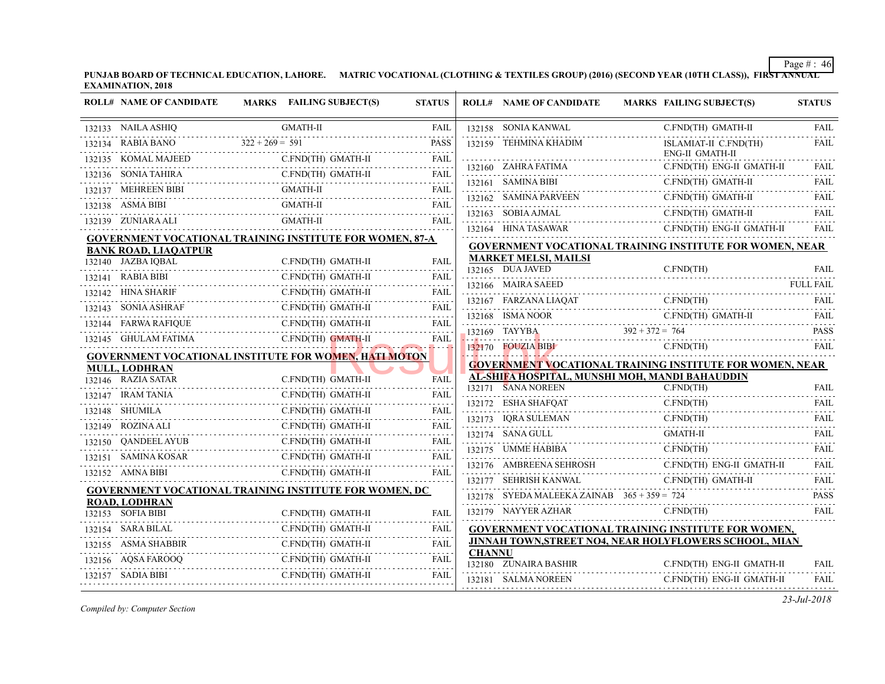PUNJAB BOARD OF TECHNICAL EDUCATION, LAHORE. MATRIC VOCATIONAL (CLOTHING & TEXTILES GROUP) (2016) (SECOND YEAR (10TH CLASS)), FIRST ANNUAL EXAMINATION, 2018

| ROLL# | NAME OF CANDIDATE | MARKS | FAILING SUBJECT(S) | STATUS |
|---|---|---|---|---|
| 132133 | NAILA ASHIQ | | GMATH-II | FAIL |
| 132134 | RABIA BANO | 322 + 269 = 591 | | PASS |
| 132135 | KOMAL MAJEED | | C.FND(TH) GMATH-II | FAIL |
| 132136 | SONIA TAHIRA | | C.FND(TH) GMATH-II | FAIL |
| 132137 | MEHREEN BIBI | | GMATH-II | FAIL |
| 132138 | ASMA BIBI | | GMATH-II | FAIL |
| 132139 | ZUNIARA ALI | | GMATH-II | FAIL |

**GOVERNMENT VOCATIONAL TRAINING INSTITUTE FOR WOMEN, 87-A BANK ROAD, LIAQATPUR**

| ROLL# | NAME OF CANDIDATE | MARKS | FAILING SUBJECT(S) | STATUS |
|---|---|---|---|---|
| 132140 | JAZBA IQBAL | | C.FND(TH) GMATH-II | FAIL |
| 132141 | RABIA BIBI | | C.FND(TH) GMATH-II | FAIL |
| 132142 | HINA SHARIF | | C.FND(TH) GMATH-II | FAIL |
| 132143 | SONIA ASHRAF | | C.FND(TH) GMATH-II | FAIL |
| 132144 | FARWA RAFIQUE | | C.FND(TH) GMATH-II | FAIL |
| 132145 | GHULAM FATIMA | | C.FND(TH) GMATH-II | FAIL |

**GOVERNMENT VOCATIONAL INSTITUTE FOR WOMEN, HAFI MOTON MULL, LODHRAN**

| ROLL# | NAME OF CANDIDATE | MARKS | FAILING SUBJECT(S) | STATUS |
|---|---|---|---|---|
| 132146 | RAZIA SATAR | | C.FND(TH) GMATH-II | FAIL |
| 132147 | IRAM TANIA | | C.FND(TH) GMATH-II | FAIL |
| 132148 | SHUMILA | | C.FND(TH) GMATH-II | FAIL |
| 132149 | ROZINA ALI | | C.FND(TH) GMATH-II | FAIL |
| 132150 | QANDEEL AYUB | | C.FND(TH) GMATH-II | FAIL |
| 132151 | SAMINA KOSAR | | C.FND(TH) GMATH-II | FAIL |
| 132152 | AMNA BIBI | | C.FND(TH) GMATH-II | FAIL |

**GOVERNMENT VOCATIONAL TRAINING INSTITUTE FOR WOMEN, DC ROAD, LODHRAN**

| ROLL# | NAME OF CANDIDATE | MARKS | FAILING SUBJECT(S) | STATUS |
|---|---|---|---|---|
| 132153 | SOFIA BIBI | | C.FND(TH) GMATH-II | FAIL |
| 132154 | SARA BILAL | | C.FND(TH) GMATH-II | FAIL |
| 132155 | ASMA SHABBIR | | C.FND(TH) GMATH-II | FAIL |
| 132156 | AQSA FAROOQ | | C.FND(TH) GMATH-II | FAIL |
| 132157 | SADIA BIBI | | C.FND(TH) GMATH-II | FAIL |
| 132158 | SONIA KANWAL | | C.FND(TH) GMATH-II | FAIL |
| 132159 | TEHMINA KHADIM | | ISLAMIAT-II C.FND(TH) ENG-II GMATH-II | FAIL |
| 132160 | ZAHRA FATIMA | | C.FND(TH) ENG-II GMATH-II | FAIL |
| 132161 | SAMINA BIBI | | C.FND(TH) GMATH-II | FAIL |
| 132162 | SAMINA PARVEEN | | C.FND(TH) GMATH-II | FAIL |
| 132163 | SOBIA AJMAL | | C.FND(TH) GMATH-II | FAIL |
| 132164 | HINA TASAWAR | | C.FND(TH) ENG-II GMATH-II | FAIL |

**GOVERNMENT VOCATIONAL TRAINING INSTITUTE FOR WOMEN, NEAR MARKET MELSI, MAILSI**

| ROLL# | NAME OF CANDIDATE | MARKS | FAILING SUBJECT(S) | STATUS |
|---|---|---|---|---|
| 132165 | DUA JAVED | | C.FND(TH) | FAIL |
| 132166 | MAIRA SAEED | | | FULL FAIL |
| 132167 | FARZANA LIAQAT | | C.FND(TH) | FAIL |
| 132168 | ISMA NOOR | | C.FND(TH) GMATH-II | FAIL |
| 132169 | TAYYBA | 392 + 372 = 764 | | PASS |
| 132170 | FOUZIA BIBI | | C.FND(TH) | FAIL |

**GOVERNMENT VOCATIONAL TRAINING INSTITUTE FOR WOMEN, NEAR AL-SHIFA HOSPITAL, MUNSHI MOH, MANDI BAHAUDDIN**

| ROLL# | NAME OF CANDIDATE | MARKS | FAILING SUBJECT(S) | STATUS |
|---|---|---|---|---|
| 132171 | SANA NOREEN | | C.FND(TH) | FAIL |
| 132172 | ESHA SHAFQAT | | C.FND(TH) | FAIL |
| 132173 | IQRA SULEMAN | | C.FND(TH) | FAIL |
| 132174 | SANA GULL | | GMATH-II | FAIL |
| 132175 | UMME HABIBA | | C.FND(TH) | FAIL |
| 132176 | AMBREENA SEHROSH | | C.FND(TH) ENG-II GMATH-II | FAIL |
| 132177 | SEHRISH KANWAL | | C.FND(TH) GMATH-II | FAIL |
| 132178 | SYEDA MALEEKA ZAINAB | 365 + 359 = 724 | | PASS |
| 132179 | NAYYER AZHAR | | C.FND(TH) | FAIL |

**GOVERNMENT VOCATIONAL TRAINING INSTITUTE FOR WOMEN, JINNAH TOWN,STREET NO4, NEAR HOLYFLOWERS SCHOOL, MIAN CHANNU**

| ROLL# | NAME OF CANDIDATE | MARKS | FAILING SUBJECT(S) | STATUS |
|---|---|---|---|---|
| 132180 | ZUNAIRA BASHIR | | C.FND(TH) ENG-II GMATH-II | FAIL |
| 132181 | SALMA NOREEN | | C.FND(TH) ENG-II GMATH-II | FAIL |

*Compiled by: Computer Section*

*23-Jul-2018*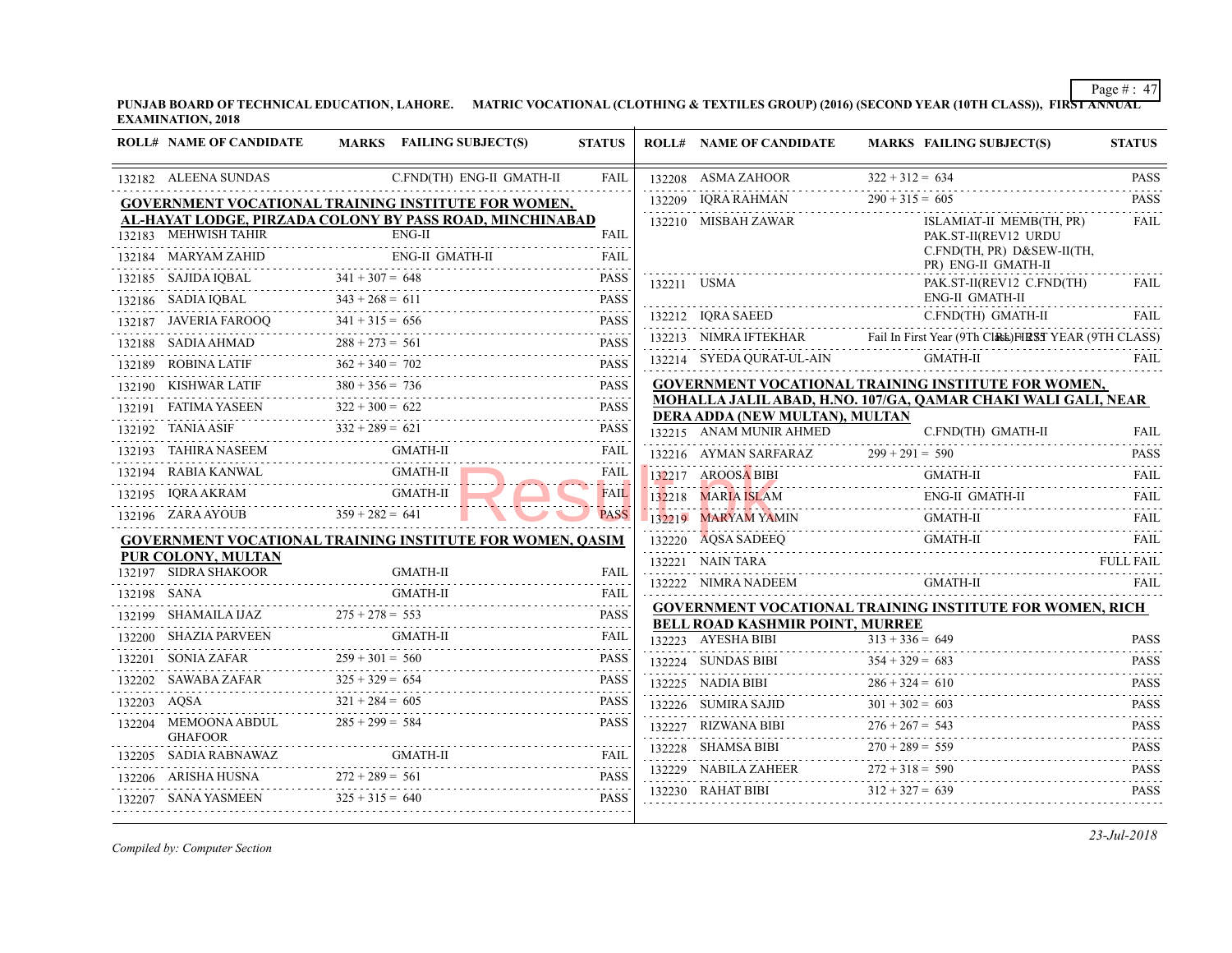PUNJAB BOARD OF TECHNICAL EDUCATION, LAHORE. MATRIC VOCATIONAL (CLOTHING & TEXTILES GROUP) (2016) (SECOND YEAR (10TH CLASS)), FIRST ANNUAL EXAMINATION, 2018

| ROLL# | NAME OF CANDIDATE | MARKS | FAILING SUBJECT(S) | STATUS |
|---|---|---|---|---|
| 132182 | ALEENA SUNDAS | | C.FND(TH) ENG-II GMATH-II | FAIL |

**GOVERNMENT VOCATIONAL TRAINING INSTITUTE FOR WOMEN, AL-HAYAT LODGE, PIRZADA COLONY BY PASS ROAD, MINCHINABAD**

| ROLL# | NAME OF CANDIDATE | MARKS | FAILING SUBJECT(S) | STATUS |
|---|---|---|---|---|
| 132183 | MEHWISH TAHIR | | ENG-II | FAIL |
| 132184 | MARYAM ZAHID | | ENG-II GMATH-II | FAIL |
| 132185 | SAJIDA IQBAL | 341 + 307 = 648 | | PASS |
| 132186 | SADIA IQBAL | 343 + 268 = 611 | | PASS |
| 132187 | JAVERIA FAROOQ | 341 + 315 = 656 | | PASS |
| 132188 | SADIA AHMAD | 288 + 273 = 561 | | PASS |
| 132189 | ROBINA LATIF | 362 + 340 = 702 | | PASS |
| 132190 | KISHWAR LATIF | 380 + 356 = 736 | | PASS |
| 132191 | FATIMA YASEEN | 322 + 300 = 622 | | PASS |
| 132192 | TANIA ASIF | 332 + 289 = 621 | | PASS |
| 132193 | TAHIRA NASEEM | | GMATH-II | FAIL |
| 132194 | RABIA KANWAL | | GMATH-II | FAIL |
| 132195 | IQRA AKRAM | | GMATH-II | FAIL |
| 132196 | ZARA AYOUB | 359 + 282 = 641 | | PASS |

**GOVERNMENT VOCATIONAL TRAINING INSTITUTE FOR WOMEN, QASIM PUR COLONY, MULTAN**

| ROLL# | NAME OF CANDIDATE | MARKS | FAILING SUBJECT(S) | STATUS |
|---|---|---|---|---|
| 132197 | SIDRA SHAKOOR | | GMATH-II | FAIL |
| 132198 | SANA | | GMATH-II | FAIL |
| 132199 | SHAMAILA IJAZ | 275 + 278 = 553 | | PASS |
| 132200 | SHAZIA PARVEEN | | GMATH-II | FAIL |
| 132201 | SONIA ZAFAR | 259 + 301 = 560 | | PASS |
| 132202 | SAWABA ZAFAR | 325 + 329 = 654 | | PASS |
| 132203 | AQSA | 321 + 284 = 605 | | PASS |
| 132204 | MEMOONA ABDUL GHAFOOR | 285 + 299 = 584 | | PASS |
| 132205 | SADIA RABNAWAZ | | GMATH-II | FAIL |
| 132206 | ARISHA HUSNA | 272 + 289 = 561 | | PASS |
| 132207 | SANA YASMEEN | 325 + 315 = 640 | | PASS |
| 132208 | ASMA ZAHOOR | 322 + 312 = 634 | | PASS |
| 132209 | IQRA RAHMAN | 290 + 315 = 605 | | PASS |
| 132210 | MISBAH ZAWAR | | ISLAMIAT-II MEMB(TH, PR) PAK.ST-II(REV12 URDU C.FND(TH, PR) D&SEW-II(TH, PR) ENG-II GMATH-II | FAIL |
| 132211 | USMA | | PAK.ST-II(REV12 C.FND(TH) ENG-II GMATH-II | FAIL |
| 132212 | IQRA SAEED | | C.FND(TH) GMATH-II | FAIL |
| 132213 | NIMRA IFTEKHAR | | Fail In First Year (9Th Class) FIRST YEAR (9TH CLASS) | RL |
| 132214 | SYEDA QURAT-UL-AIN | | GMATH-II | FAIL |

**GOVERNMENT VOCATIONAL TRAINING INSTITUTE FOR WOMEN, MOHALLA JALIL ABAD, H.NO. 107/GA, QAMAR CHAKI WALI GALI, NEAR DERA ADDA (NEW MULTAN), MULTAN**

| ROLL# | NAME OF CANDIDATE | MARKS | FAILING SUBJECT(S) | STATUS |
|---|---|---|---|---|
| 132215 | ANAM MUNIR AHMED | | C.FND(TH) GMATH-II | FAIL |
| 132216 | AYMAN SARFARAZ | 299 + 291 = 590 | | PASS |
| 132217 | AROOSA BIBI | | GMATH-II | FAIL |
| 132218 | MARIA ISLAM | | ENG-II GMATH-II | FAIL |
| 132219 | MARYAM YAMIN | | GMATH-II | FAIL |
| 132220 | AQSA SADEEQ | | GMATH-II | FAIL |
| 132221 | NAIN TARA | | | FULL FAIL |
| 132222 | NIMRA NADEEM | | GMATH-II | FAIL |

**GOVERNMENT VOCATIONAL TRAINING INSTITUTE FOR WOMEN, RICH BELL ROAD KASHMIR POINT, MURREE**

| ROLL# | NAME OF CANDIDATE | MARKS | FAILING SUBJECT(S) | STATUS |
|---|---|---|---|---|
| 132223 | AYESHA BIBI | 313 + 336 = 649 | | PASS |
| 132224 | SUNDAS BIBI | 354 + 329 = 683 | | PASS |
| 132225 | NADIA BIBI | 286 + 324 = 610 | | PASS |
| 132226 | SUMIRA SAJID | 301 + 302 = 603 | | PASS |
| 132227 | RIZWANA BIBI | 276 + 267 = 543 | | PASS |
| 132228 | SHAMSA BIBI | 270 + 289 = 559 | | PASS |
| 132229 | NABILA ZAHEER | 272 + 318 = 590 | | PASS |
| 132230 | RAHAT BIBI | 312 + 327 = 639 | | PASS |

*Compiled by: Computer Section*

*23-Jul-2018*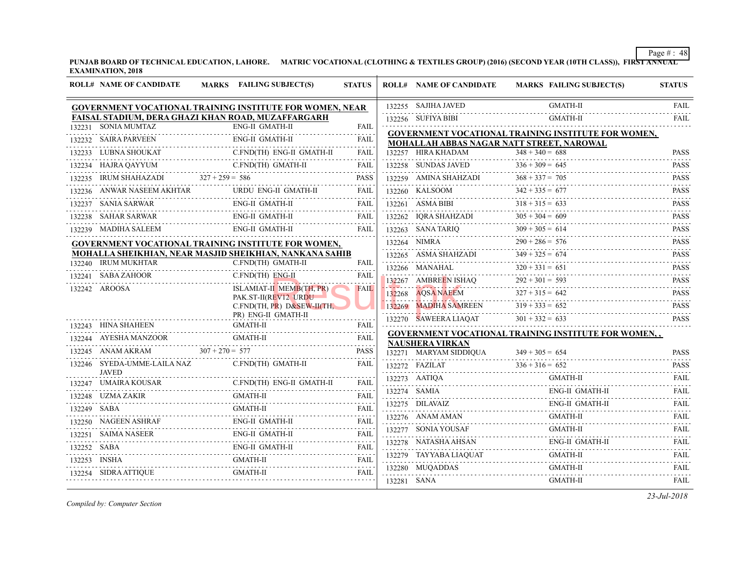PUNJAB BOARD OF TECHNICAL EDUCATION, LAHORE. MATRIC VOCATIONAL (CLOTHING & TEXTILES GROUP) (2016) (SECOND YEAR (10TH CLASS)), FIRST ANNUAL EXAMINATION, 2018

| ROLL# | NAME OF CANDIDATE | MARKS | FAILING SUBJECT(S) | STATUS |
|---|---|---|---|---|
| **GOVERNMENT VOCATIONAL TRAINING INSTITUTE FOR WOMEN, NEAR FAISAL STADIUM, DERA GHAZI KHAN ROAD, MUZAFFARGARH** | | | | |
| 132231 | SONIA MUMTAZ | | ENG-II GMATH-II | FAIL |
| 132232 | SAIRA PARVEEN | | ENG-II GMATH-II | FAIL |
| 132233 | LUBNA SHOUKAT | | C.FND(TH) ENG-II GMATH-II | FAIL |
| 132234 | HAJRA QAYYUM | | C.FND(TH) GMATH-II | FAIL |
| 132235 | IRUM SHAHAZADI | 327 + 259 = 586 | | PASS |
| 132236 | ANWAR NASEEM AKHTAR | | URDU ENG-II GMATH-II | FAIL |
| 132237 | SANIA SARWAR | | ENG-II GMATH-II | FAIL |
| 132238 | SAHAR SARWAR | | ENG-II GMATH-II | FAIL |
| 132239 | MADIHA SALEEM | | ENG-II GMATH-II | FAIL |
| **GOVERNMENT VOCATIONAL TRAINING INSTITUTE FOR WOMEN, MOHALLA SHEIKHIAN, NEAR MASJID SHEIKHIAN, NANKANA SAHIB** | | | | |
| 132240 | IRUM MUKHTAR | | C.FND(TH) GMATH-II | FAIL |
| 132241 | SABA ZAHOOR | | C.FND(TH) ENG-II | FAIL |
| 132242 | AROOSA | | ISLAMIAT-II MEMB(TH, PR) PAK.ST-II(REV12 URDU C.FND(TH, PR) D&SEW-II(TH, PR) ENG-II GMATH-II | FAIL |
| 132243 | HINA SHAHEEN | | GMATH-II | FAIL |
| 132244 | AYESHA MANZOOR | | GMATH-II | FAIL |
| 132245 | ANAM AKRAM | 307 + 270 = 577 | | PASS |
| 132246 | SYEDA-UMME-LAILA NAZ JAVED | | C.FND(TH) GMATH-II | FAIL |
| 132247 | UMAIRA KOUSAR | | C.FND(TH) ENG-II GMATH-II | FAIL |
| 132248 | UZMA ZAKIR | | GMATH-II | FAIL |
| 132249 | SABA | | GMATH-II | FAIL |
| 132250 | NAGEEN ASHRAF | | ENG-II GMATH-II | FAIL |
| 132251 | SAIMA NASEER | | ENG-II GMATH-II | FAIL |
| 132252 | SABA | | ENG-II GMATH-II | FAIL |
| 132253 | INSHA | | GMATH-II | FAIL |
| 132254 | SIDRA ATTIQUE | | GMATH-II | FAIL |
| 132255 | SAJIHA JAVED | | GMATH-II | FAIL |
| 132256 | SUFIYA BIBI | | GMATH-II | FAIL |
| **GOVERNMENT VOCATIONAL TRAINING INSTITUTE FOR WOMEN, MOHALLAH ABBAS NAGAR NATT STREET, NAROWAL** | | | | |
| 132257 | HIRA KHADAM | 348 + 340 = 688 | | PASS |
| 132258 | SUNDAS JAVED | 336 + 309 = 645 | | PASS |
| 132259 | AMINA SHAHZADI | 368 + 337 = 705 | | PASS |
| 132260 | KALSOOM | 342 + 335 = 677 | | PASS |
| 132261 | ASMA BIBI | 318 + 315 = 633 | | PASS |
| 132262 | IQRA SHAHZADI | 305 + 304 = 609 | | PASS |
| 132263 | SANA TARIQ | 309 + 305 = 614 | | PASS |
| 132264 | NIMRA | 290 + 286 = 576 | | PASS |
| 132265 | ASMA SHAHZADI | 349 + 325 = 674 | | PASS |
| 132266 | MANAHAL | 320 + 331 = 651 | | PASS |
| 132267 | AMBREEN ISHAQ | 292 + 301 = 593 | | PASS |
| 132268 | AQSA NAEEM | 327 + 315 = 642 | | PASS |
| 132269 | MADIHA SAMREEN | 319 + 333 = 652 | | PASS |
| 132270 | SAWEERA LIAQAT | 301 + 332 = 633 | | PASS |
| **GOVERNMENT VOCATIONAL TRAINING INSTITUTE FOR WOMEN, , NAUSHERA VIRKAN** | | | | |
| 132271 | MARYAM SIDDIQUA | 349 + 305 = 654 | | PASS |
| 132272 | FAZILAT | 336 + 316 = 652 | | PASS |
| 132273 | AATIQA | | GMATH-II | FAIL |
| 132274 | SAMIA | | ENG-II GMATH-II | FAIL |
| 132275 | DILAVAIZ | | ENG-II GMATH-II | FAIL |
| 132276 | ANAM AMAN | | GMATH-II | FAIL |
| 132277 | SONIA YOUSAF | | GMATH-II | FAIL |
| 132278 | NATASHA AHSAN | | ENG-II GMATH-II | FAIL |
| 132279 | TAYYABA LIAQUAT | | GMATH-II | FAIL |
| 132280 | MUQADDAS | | GMATH-II | FAIL |
| 132281 | SANA | | GMATH-II | FAIL |

*Compiled by: Computer Section*

*23-Jul-2018*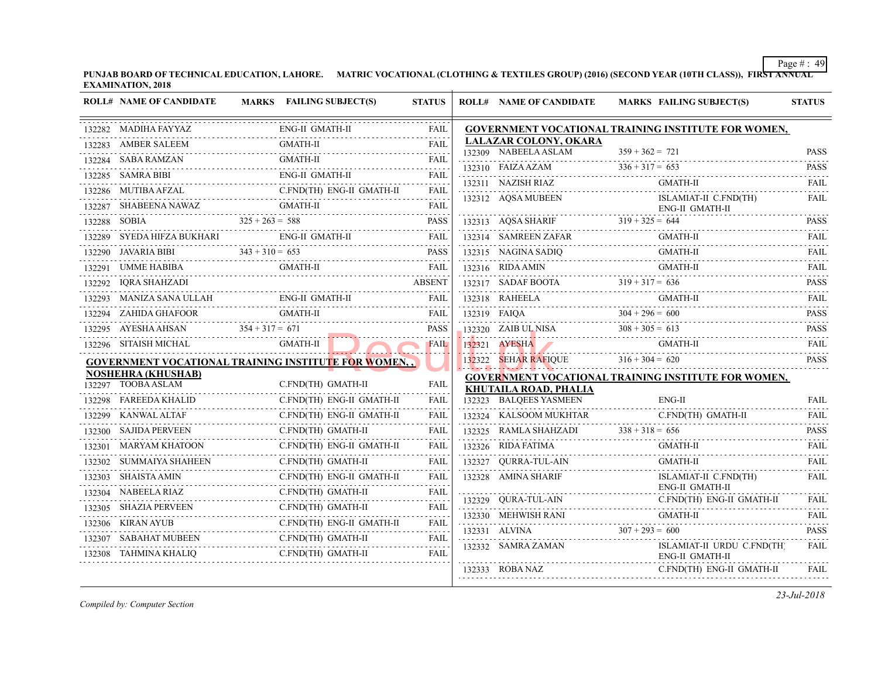PUNJAB BOARD OF TECHNICAL EDUCATION, LAHORE. MATRIC VOCATIONAL (CLOTHING & TEXTILES GROUP) (2016) (SECOND YEAR (10TH CLASS)), FIRST ANNUAL EXAMINATION, 2018

| ROLL# | NAME OF CANDIDATE | MARKS | FAILING SUBJECT(S) | STATUS |
|---|---|---|---|---|
| 132282 | MADIHA FAYYAZ | | ENG-II GMATH-II | FAIL |
| 132283 | AMBER SALEEM | | GMATH-II | FAIL |
| 132284 | SABA RAMZAN | | GMATH-II | FAIL |
| 132285 | SAMRA BIBI | | ENG-II GMATH-II | FAIL |
| 132286 | MUTIBA AFZAL | | C.FND(TH) ENG-II GMATH-II | FAIL |
| 132287 | SHABEENA NAWAZ | | GMATH-II | FAIL |
| 132288 | SOBIA | 325 + 263 = 588 | | PASS |
| 132289 | SYEDA HIFZA BUKHARI | | ENG-II GMATH-II | FAIL |
| 132290 | JAVARIA BIBI | 343 + 310 = 653 | | PASS |
| 132291 | UMME HABIBA | | GMATH-II | FAIL |
| 132292 | IQRA SHAHZADI | | | ABSENT |
| 132293 | MANIZA SANA ULLAH | | ENG-II GMATH-II | FAIL |
| 132294 | ZAHIDA GHAFOOR | | GMATH-II | FAIL |
| 132295 | AYESHA AHSAN | 354 + 317 = 671 | | PASS |
| 132296 | SITAISH MICHAL | | GMATH-II | FAIL |

**GOVERNMENT VOCATIONAL TRAINING INSTITUTE FOR WOMEN, , NOSHEHRA (KHUSHAB)**

| ROLL# | NAME OF CANDIDATE | MARKS | FAILING SUBJECT(S) | STATUS |
|---|---|---|---|---|
| 132297 | TOOBA ASLAM | | C.FND(TH) GMATH-II | FAIL |
| 132298 | FAREEDA KHALID | | C.FND(TH) ENG-II GMATH-II | FAIL |
| 132299 | KANWAL ALTAF | | C.FND(TH) ENG-II GMATH-II | FAIL |
| 132300 | SAJIDA PERVEEN | | C.FND(TH) GMATH-II | FAIL |
| 132301 | MARYAM KHATOON | | C.FND(TH) ENG-II GMATH-II | FAIL |
| 132302 | SUMMAIYA SHAHEEN | | C.FND(TH) GMATH-II | FAIL |
| 132303 | SHAISTA AMIN | | C.FND(TH) ENG-II GMATH-II | FAIL |
| 132304 | NABEELA RIAZ | | C.FND(TH) GMATH-II | FAIL |
| 132305 | SHAZIA PERVEEN | | C.FND(TH) GMATH-II | FAIL |
| 132306 | KIRAN AYUB | | C.FND(TH) ENG-II GMATH-II | FAIL |
| 132307 | SABAHAT MUBEEN | | C.FND(TH) GMATH-II | FAIL |
| 132308 | TAHMINA KHALIQ | | C.FND(TH) GMATH-II | FAIL |

**GOVERNMENT VOCATIONAL TRAINING INSTITUTE FOR WOMEN, LALAZAR COLONY, OKARA**

| ROLL# | NAME OF CANDIDATE | MARKS | FAILING SUBJECT(S) | STATUS |
|---|---|---|---|---|
| 132309 | NABEELA ASLAM | 359 + 362 = 721 | | PASS |
| 132310 | FAIZA AZAM | 336 + 317 = 653 | | PASS |
| 132311 | NAZISH RIAZ | | GMATH-II | FAIL |
| 132312 | AQSA MUBEEN | | ISLAMIAT-II C.FND(TH) ENG-II GMATH-II | FAIL |
| 132313 | AQSA SHARIF | 319 + 325 = 644 | | PASS |
| 132314 | SAMREEN ZAFAR | | GMATH-II | FAIL |
| 132315 | NAGINA SADIQ | | GMATH-II | FAIL |
| 132316 | RIDA AMIN | | GMATH-II | FAIL |
| 132317 | SADAF BOOTA | 319 + 317 = 636 | | PASS |
| 132318 | RAHEELA | | GMATH-II | FAIL |
| 132319 | FAIQA | 304 + 296 = 600 | | PASS |
| 132320 | ZAIB UL NISA | 308 + 305 = 613 | | PASS |
| 132321 | AYESHA | | GMATH-II | FAIL |
| 132322 | SEHAR RAFIQUE | 316 + 304 = 620 | | PASS |

**GOVERNMENT VOCATIONAL TRAINING INSTITUTE FOR WOMEN, KHUTAILA ROAD, PHALIA**

| ROLL# | NAME OF CANDIDATE | MARKS | FAILING SUBJECT(S) | STATUS |
|---|---|---|---|---|
| 132323 | BALQEES YASMEEN | | ENG-II | FAIL |
| 132324 | KALSOOM MUKHTAR | | C.FND(TH) GMATH-II | FAIL |
| 132325 | RAMLA SHAHZADI | 338 + 318 = 656 | | PASS |
| 132326 | RIDA FATIMA | | GMATH-II | FAIL |
| 132327 | QURRA-TUL-AIN | | GMATH-II | FAIL |
| 132328 | AMINA SHARIF | | ISLAMIAT-II C.FND(TH) ENG-II GMATH-II | FAIL |
| 132329 | QURA-TUL-AIN | | C.FND(TH) ENG-II GMATH-II | FAIL |
| 132330 | MEHWISH RANI | | GMATH-II | FAIL |
| 132331 | ALVINA | 307 + 293 = 600 | | PASS |
| 132332 | SAMRA ZAMAN | | ISLAMIAT-II URDU C.FND(TH) ENG-II GMATH-II | FAIL |
| 132333 | ROBA NAZ | | C.FND(TH) ENG-II GMATH-II | FAIL |

*Compiled by: Computer Section*

*23-Jul-2018*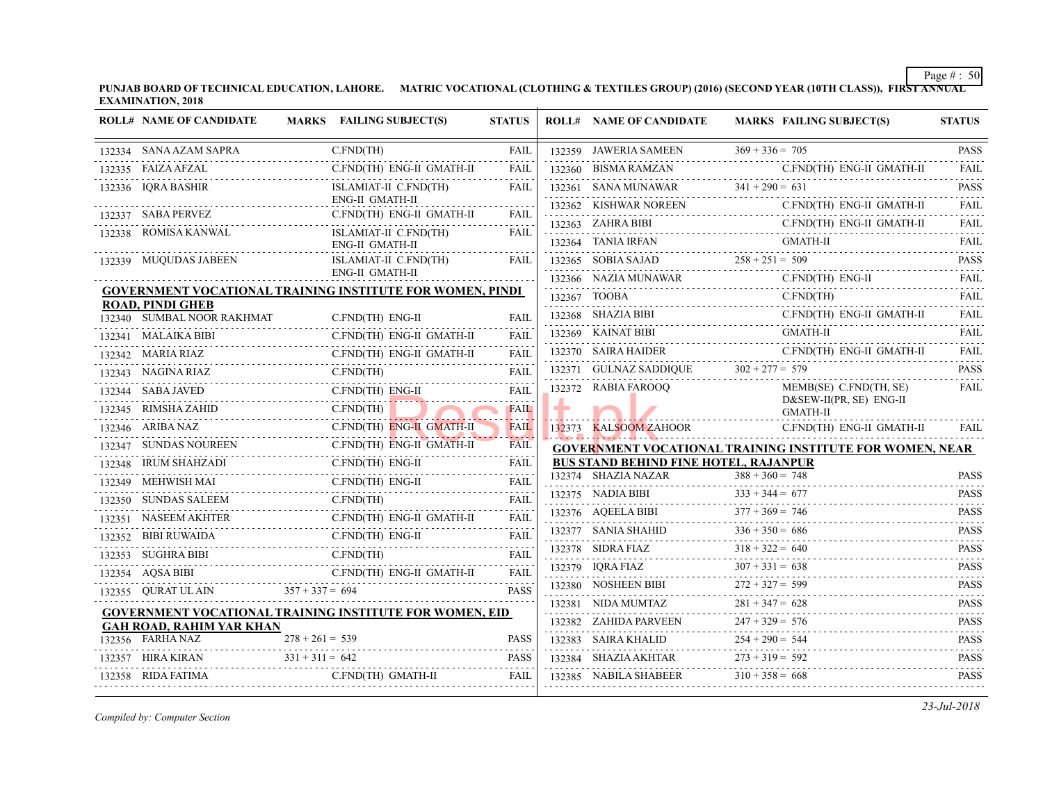PUNJAB BOARD OF TECHNICAL EDUCATION, LAHORE. MATRIC VOCATIONAL (CLOTHING & TEXTILES GROUP) (2016) (SECOND YEAR (10TH CLASS)), FIRST ANNUAL EXAMINATION, 2018

| ROLL# | NAME OF CANDIDATE | MARKS | FAILING SUBJECT(S) | STATUS |
|---|---|---|---|---|
| 132334 | SANA AZAM SAPRA | | C.FND(TH) | FAIL |
| 132335 | FAIZA AFZAL | | C.FND(TH) ENG-II GMATH-II | FAIL |
| 132336 | IQRA BASHIR | | ISLAMIAT-II C.FND(TH) ENG-II GMATH-II | FAIL |
| 132337 | SABA PERVEZ | | C.FND(TH) ENG-II GMATH-II | FAIL |
| 132338 | ROMISA KANWAL | | ISLAMIAT-II C.FND(TH) ENG-II GMATH-II | FAIL |
| 132339 | MUQUDAS JABEEN | | ISLAMIAT-II C.FND(TH) ENG-II GMATH-II | FAIL |

**GOVERNMENT VOCATIONAL TRAINING INSTITUTE FOR WOMEN, PINDI ROAD, PINDI GHEB**

| ROLL# | NAME OF CANDIDATE | MARKS | FAILING SUBJECT(S) | STATUS |
|---|---|---|---|---|
| 132340 | SUMBAL NOOR RAKHMAT | | C.FND(TH) ENG-II | FAIL |
| 132341 | MALAIKA BIBI | | C.FND(TH) ENG-II GMATH-II | FAIL |
| 132342 | MARIA RIAZ | | C.FND(TH) ENG-II GMATH-II | FAIL |
| 132343 | NAGINA RIAZ | | C.FND(TH) | FAIL |
| 132344 | SABA JAVED | | C.FND(TH) ENG-II | FAIL |
| 132345 | RIMSHA ZAHID | | C.FND(TH) | FAIL |
| 132346 | ARIBA NAZ | | C.FND(TH) ENG-II GMATH-II | FAIL |
| 132347 | SUNDAS NOUREEN | | C.FND(TH) ENG-II GMATH-II | FAIL |
| 132348 | IRUM SHAHZADI | | C.FND(TH) ENG-II | FAIL |
| 132349 | MEHWISH MAI | | C.FND(TH) ENG-II | FAIL |
| 132350 | SUNDAS SALEEM | | C.FND(TH) | FAIL |
| 132351 | NASEEM AKHTER | | C.FND(TH) ENG-II GMATH-II | FAIL |
| 132352 | BIBI RUWAIDA | | C.FND(TH) ENG-II | FAIL |
| 132353 | SUGHRA BIBI | | C.FND(TH) | FAIL |
| 132354 | AQSA BIBI | | C.FND(TH) ENG-II GMATH-II | FAIL |
| 132355 | QURAT UL AIN | 357 + 337 = 694 | | PASS |

**GOVERNMENT VOCATIONAL TRAINING INSTITUTE FOR WOMEN, EID GAH ROAD, RAHIM YAR KHAN**

| ROLL# | NAME OF CANDIDATE | MARKS | FAILING SUBJECT(S) | STATUS |
|---|---|---|---|---|
| 132356 | FARHA NAZ | 278 + 261 = 539 | | PASS |
| 132357 | HIRA KIRAN | 331 + 311 = 642 | | PASS |
| 132358 | RIDA FATIMA | | C.FND(TH) GMATH-II | FAIL |
| 132359 | JAWERIA SAMEEN | 369 + 336 = 705 | | PASS |
| 132360 | BISMA RAMZAN | | C.FND(TH) ENG-II GMATH-II | FAIL |
| 132361 | SANA MUNAWAR | 341 + 290 = 631 | | PASS |
| 132362 | KISHWAR NOREEN | | C.FND(TH) ENG-II GMATH-II | FAIL |
| 132363 | ZAHRA BIBI | | C.FND(TH) ENG-II GMATH-II | FAIL |
| 132364 | TANIA IRFAN | | GMATH-II | FAIL |
| 132365 | SOBIA SAJAD | 258 + 251 = 509 | | PASS |
| 132366 | NAZIA MUNAWAR | | C.FND(TH) ENG-II | FAIL |
| 132367 | TOOBA | | C.FND(TH) | FAIL |
| 132368 | SHAZIA BIBI | | C.FND(TH) ENG-II GMATH-II | FAIL |
| 132369 | KAINAT BIBI | | GMATH-II | FAIL |
| 132370 | SAIRA HAIDER | | C.FND(TH) ENG-II GMATH-II | FAIL |
| 132371 | GULNAZ SADDIQUE | 302 + 277 = 579 | | PASS |
| 132372 | RABIA FAROOQ | | MEMB(SE) C.FND(TH, SE) D&SEW-II(PR, SE) ENG-II GMATH-II | FAIL |
| 132373 | KALSOOM ZAHOOR | | C.FND(TH) ENG-II GMATH-II | FAIL |

**GOVERNMENT VOCATIONAL TRAINING INSTITUTE FOR WOMEN, NEAR BUS STAND BEHIND FINE HOTEL, RAJANPUR**

| ROLL# | NAME OF CANDIDATE | MARKS | FAILING SUBJECT(S) | STATUS |
|---|---|---|---|---|
| 132374 | SHAZIA NAZAR | 388 + 360 = 748 | | PASS |
| 132375 | NADIA BIBI | 333 + 344 = 677 | | PASS |
| 132376 | AQEELA BIBI | 377 + 369 = 746 | | PASS |
| 132377 | SANIA SHAHID | 336 + 350 = 686 | | PASS |
| 132378 | SIDRA FIAZ | 318 + 322 = 640 | | PASS |
| 132379 | IQRA FIAZ | 307 + 331 = 638 | | PASS |
| 132380 | NOSHEEN BIBI | 272 + 327 = 599 | | PASS |
| 132381 | NIDA MUMTAZ | 281 + 347 = 628 | | PASS |
| 132382 | ZAHIDA PARVEEN | 247 + 329 = 576 | | PASS |
| 132383 | SAIRA KHALID | 254 + 290 = 544 | | PASS |
| 132384 | SHAZIA AKHTAR | 273 + 319 = 592 | | PASS |
| 132385 | NABILA SHABEER | 310 + 358 = 668 | | PASS |

*Compiled by: Computer Section*

*23-Jul-2018*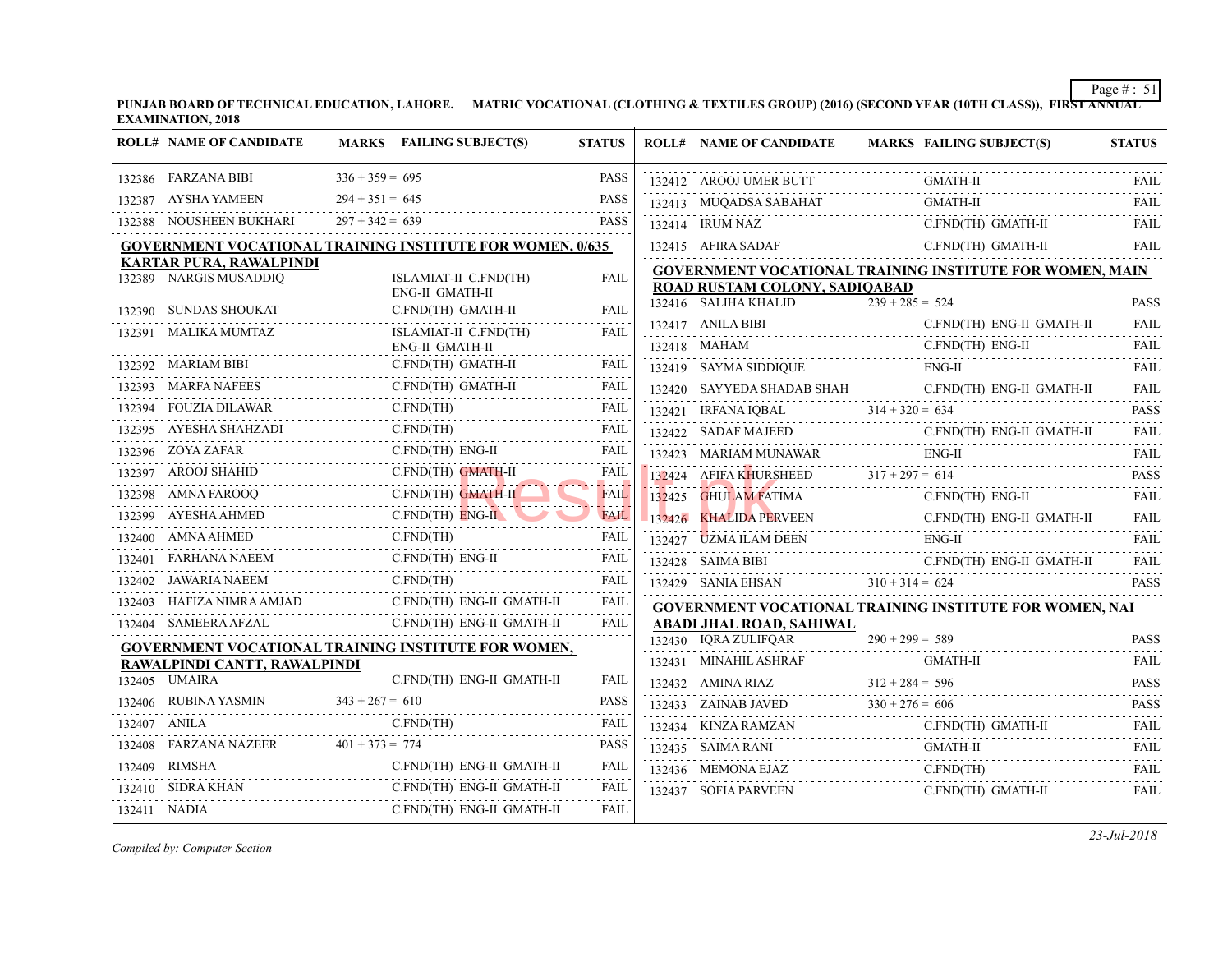**PUNJAB BOARD OF TECHNICAL EDUCATION, LAHORE. MATRIC VOCATIONAL (CLOTHING & TEXTILES GROUP) (2016) (SECOND YEAR (10TH CLASS)), FIRST ANNUAL EXAMINATION, 2018**

| ROLL# | NAME OF CANDIDATE | MARKS | FAILING SUBJECT(S) | STATUS |
|---|---|---|---|---|
| 132386 | FARZANA BIBI | 336 + 359 = 695 | | PASS |
| 132387 | AYSHA YAMEEN | 294 + 351 = 645 | | PASS |
| 132388 | NOUSHEEN BUKHARI | 297 + 342 = 639 | | PASS |

**GOVERNMENT VOCATIONAL TRAINING INSTITUTE FOR WOMEN, 0/635 KARTAR PURA, RAWALPINDI**

| ROLL# | NAME OF CANDIDATE | MARKS | FAILING SUBJECT(S) | STATUS |
|---|---|---|---|---|
| 132389 | NARGIS MUSADDIQ | | ISLAMIAT-II C.FND(TH) ENG-II GMATH-II | FAIL |
| 132390 | SUNDAS SHOUKAT | | C.FND(TH) GMATH-II | FAIL |
| 132391 | MALIKA MUMTAZ | | ISLAMIAT-II C.FND(TH) ENG-II GMATH-II | FAIL |
| 132392 | MARIAM BIBI | | C.FND(TH) GMATH-II | FAIL |
| 132393 | MARFA NAFEES | | C.FND(TH) GMATH-II | FAIL |
| 132394 | FOUZIA DILAWAR | | C.FND(TH) | FAIL |
| 132395 | AYESHA SHAHZADI | | C.FND(TH) | FAIL |
| 132396 | ZOYA ZAFAR | | C.FND(TH) ENG-II | FAIL |
| 132397 | AROOJ SHAHID | | C.FND(TH) GMATH-II | FAIL |
| 132398 | AMNA FAROOQ | | C.FND(TH) GMATH-II | FAIL |
| 132399 | AYESHA AHMED | | C.FND(TH) ENG-II | FAIL |
| 132400 | AMNA AHMED | | C.FND(TH) | FAIL |
| 132401 | FARHANA NAEEM | | C.FND(TH) ENG-II | FAIL |
| 132402 | JAWARIA NAEEM | | C.FND(TH) | FAIL |
| 132403 | HAFIZA NIMRA AMJAD | | C.FND(TH) ENG-II GMATH-II | FAIL |
| 132404 | SAMEERA AFZAL | | C.FND(TH) ENG-II GMATH-II | FAIL |

**GOVERNMENT VOCATIONAL TRAINING INSTITUTE FOR WOMEN, RAWALPINDI CANTT, RAWALPINDI**

| ROLL# | NAME OF CANDIDATE | MARKS | FAILING SUBJECT(S) | STATUS |
|---|---|---|---|---|
| 132405 | UMAIRA | | C.FND(TH) ENG-II GMATH-II | FAIL |
| 132406 | RUBINA YASMIN | 343 + 267 = 610 | | PASS |
| 132407 | ANILA | | C.FND(TH) | FAIL |
| 132408 | FARZANA NAZEER | 401 + 373 = 774 | | PASS |
| 132409 | RIMSHA | | C.FND(TH) ENG-II GMATH-II | FAIL |
| 132410 | SIDRA KHAN | | C.FND(TH) ENG-II GMATH-II | FAIL |
| 132411 | NADIA | | C.FND(TH) ENG-II GMATH-II | FAIL |
| 132412 | AROOJ UMER BUTT | | GMATH-II | FAIL |
| 132413 | MUQADSA SABAHAT | | GMATH-II | FAIL |
| 132414 | IRUM NAZ | | C.FND(TH) GMATH-II | FAIL |
| 132415 | AFIRA SADAF | | C.FND(TH) GMATH-II | FAIL |

**GOVERNMENT VOCATIONAL TRAINING INSTITUTE FOR WOMEN, MAIN ROAD RUSTAM COLONY, SADIQABAD**

| ROLL# | NAME OF CANDIDATE | MARKS | FAILING SUBJECT(S) | STATUS |
|---|---|---|---|---|
| 132416 | SALIHA KHALID | 239 + 285 = 524 | | PASS |
| 132417 | ANILA BIBI | | C.FND(TH) ENG-II GMATH-II | FAIL |
| 132418 | MAHAM | | C.FND(TH) ENG-II | FAIL |
| 132419 | SAYMA SIDDIQUE | | ENG-II | FAIL |
| 132420 | SAYYEDA SHADAB SHAH | | C.FND(TH) ENG-II GMATH-II | FAIL |
| 132421 | IRFANA IQBAL | 314 + 320 = 634 | | PASS |
| 132422 | SADAF MAJEED | | C.FND(TH) ENG-II GMATH-II | FAIL |
| 132423 | MARIAM MUNAWAR | | ENG-II | FAIL |
| 132424 | AFIFA KHURSHEED | 317 + 297 = 614 | | PASS |
| 132425 | GHULAM FATIMA | | C.FND(TH) ENG-II | FAIL |
| 132426 | KHALIDA PERVEEN | | C.FND(TH) ENG-II GMATH-II | FAIL |
| 132427 | UZMA ILAM DEEN | | ENG-II | FAIL |
| 132428 | SAIMA BIBI | | C.FND(TH) ENG-II GMATH-II | FAIL |
| 132429 | SANIA EHSAN | 310 + 314 = 624 | | PASS |

**GOVERNMENT VOCATIONAL TRAINING INSTITUTE FOR WOMEN, NAI ABADI JHAL ROAD, SAHIWAL**

| ROLL# | NAME OF CANDIDATE | MARKS | FAILING SUBJECT(S) | STATUS |
|---|---|---|---|---|
| 132430 | IQRA ZULIFQAR | 290 + 299 = 589 | | PASS |
| 132431 | MINAHIL ASHRAF | | GMATH-II | FAIL |
| 132432 | AMINA RIAZ | 312 + 284 = 596 | | PASS |
| 132433 | ZAINAB JAVED | 330 + 276 = 606 | | PASS |
| 132434 | KINZA RAMZAN | | C.FND(TH) GMATH-II | FAIL |
| 132435 | SAIMA RANI | | GMATH-II | FAIL |
| 132436 | MEMONA EJAZ | | C.FND(TH) | FAIL |
| 132437 | SOFIA PARVEEN | | C.FND(TH) GMATH-II | FAIL |

*Compiled by: Computer Section*

*23-Jul-2018*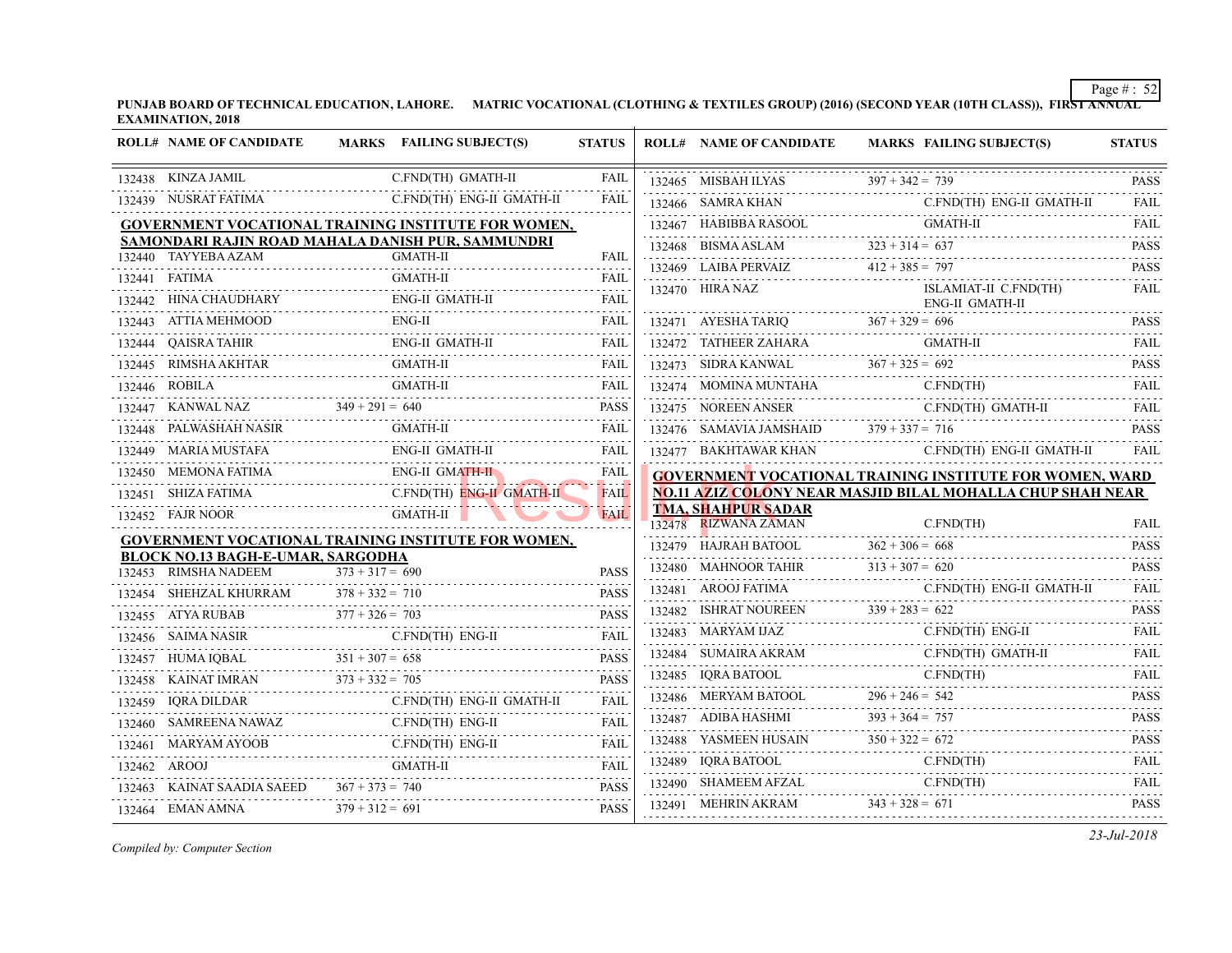**PUNJAB BOARD OF TECHNICAL EDUCATION, LAHORE. MATRIC VOCATIONAL (CLOTHING & TEXTILES GROUP) (2016) (SECOND YEAR (10TH CLASS)), FIRST ANNUAL EXAMINATION, 2018**

| ROLL# | NAME OF CANDIDATE | MARKS | FAILING SUBJECT(S) | STATUS |
|---|---|---|---|---|
| 132438 | KINZA JAMIL | | C.FND(TH) GMATH-II | FAIL |
| 132439 | NUSRAT FATIMA | | C.FND(TH) ENG-II GMATH-II | FAIL |

**GOVERNMENT VOCATIONAL TRAINING INSTITUTE FOR WOMEN, SAMONDARI RAJIN ROAD MAHALA DANISH PUR, SAMMUNDRI**

| ROLL# | NAME OF CANDIDATE | MARKS | FAILING SUBJECT(S) | STATUS |
|---|---|---|---|---|
| 132440 | TAYYEBA AZAM | | GMATH-II | FAIL |
| 132441 | FATIMA | | GMATH-II | FAIL |
| 132442 | HINA CHAUDHARY | | ENG-II GMATH-II | FAIL |
| 132443 | ATTIA MEHMOOD | | ENG-II | FAIL |
| 132444 | QAISRA TAHIR | | ENG-II GMATH-II | FAIL |
| 132445 | RIMSHA AKHTAR | | GMATH-II | FAIL |
| 132446 | ROBILA | | GMATH-II | FAIL |
| 132447 | KANWAL NAZ | 349 + 291 = 640 | | PASS |
| 132448 | PALWASHAH NASIR | | GMATH-II | FAIL |
| 132449 | MARIA MUSTAFA | | ENG-II GMATH-II | FAIL |
| 132450 | MEMONA FATIMA | | ENG-II GMATH-II | FAIL |
| 132451 | SHIZA FATIMA | | C.FND(TH) ENG-II GMATH-II | FAIL |
| 132452 | FAJR NOOR | | GMATH-II | FAIL |

**GOVERNMENT VOCATIONAL TRAINING INSTITUTE FOR WOMEN, BLOCK NO.13 BAGH-E-UMAR, SARGODHA**

| ROLL# | NAME OF CANDIDATE | MARKS | FAILING SUBJECT(S) | STATUS |
|---|---|---|---|---|
| 132453 | RIMSHA NADEEM | 373 + 317 = 690 | | PASS |
| 132454 | SHEHZAL KHURRAM | 378 + 332 = 710 | | PASS |
| 132455 | ATYA RUBAB | 377 + 326 = 703 | | PASS |
| 132456 | SAIMA NASIR | | C.FND(TH) ENG-II | FAIL |
| 132457 | HUMA IQBAL | 351 + 307 = 658 | | PASS |
| 132458 | KAINAT IMRAN | 373 + 332 = 705 | | PASS |
| 132459 | IQRA DILDAR | | C.FND(TH) ENG-II GMATH-II | FAIL |
| 132460 | SAMREENA NAWAZ | | C.FND(TH) ENG-II | FAIL |
| 132461 | MARYAM AYOOB | | C.FND(TH) ENG-II | FAIL |
| 132462 | AROOJ | | GMATH-II | FAIL |
| 132463 | KAINAT SAADIA SAEED | 367 + 373 = 740 | | PASS |
| 132464 | EMAN AMNA | 379 + 312 = 691 | | PASS |
| 132465 | MISBAH ILYAS | 397 + 342 = 739 | | PASS |
| 132466 | SAMRA KHAN | | C.FND(TH) ENG-II GMATH-II | FAIL |
| 132467 | HABIBBA RASOOL | | GMATH-II | FAIL |
| 132468 | BISMA ASLAM | 323 + 314 = 637 | | PASS |
| 132469 | LAIBA PERVAIZ | 412 + 385 = 797 | | PASS |
| 132470 | HIRA NAZ | | ISLAMIAT-II C.FND(TH) ENG-II GMATH-II | FAIL |
| 132471 | AYESHA TARIQ | 367 + 329 = 696 | | PASS |
| 132472 | TATHEER ZAHARA | | GMATH-II | FAIL |
| 132473 | SIDRA KANWAL | 367 + 325 = 692 | | PASS |
| 132474 | MOMINA MUNTAHA | | C.FND(TH) | FAIL |
| 132475 | NOREEN ANSER | | C.FND(TH) GMATH-II | FAIL |
| 132476 | SAMAVIA JAMSHAID | 379 + 337 = 716 | | PASS |
| 132477 | BAKHTAWAR KHAN | | C.FND(TH) ENG-II GMATH-II | FAIL |

**GOVERNMENT VOCATIONAL TRAINING INSTITUTE FOR WOMEN, WARD NO.11 AZIZ COLONY NEAR MASJID BILAL MOHALLA CHUP SHAH NEAR TMA, SHAHPUR SADAR**

| ROLL# | NAME OF CANDIDATE | MARKS | FAILING SUBJECT(S) | STATUS |
|---|---|---|---|---|
| 132478 | RIZWANA ZAMAN | | C.FND(TH) | FAIL |
| 132479 | HAJRAH BATOOL | 362 + 306 = 668 | | PASS |
| 132480 | MAHNOOR TAHIR | 313 + 307 = 620 | | PASS |
| 132481 | AROOJ FATIMA | | C.FND(TH) ENG-II GMATH-II | FAIL |
| 132482 | ISHRAT NOUREEN | 339 + 283 = 622 | | PASS |
| 132483 | MARYAM IJAZ | | C.FND(TH) ENG-II | FAIL |
| 132484 | SUMAIRA AKRAM | | C.FND(TH) GMATH-II | FAIL |
| 132485 | IQRA BATOOL | | C.FND(TH) | FAIL |
| 132486 | MERYAM BATOOL | 296 + 246 = 542 | | PASS |
| 132487 | ADIBA HASHMI | 393 + 364 = 757 | | PASS |
| 132488 | YASMEEN HUSAIN | 350 + 322 = 672 | | PASS |
| 132489 | IQRA BATOOL | | C.FND(TH) | FAIL |
| 132490 | SHAMEEM AFZAL | | C.FND(TH) | FAIL |
| 132491 | MEHRIN AKRAM | 343 + 328 = 671 | | PASS |

*Compiled by: Computer Section*

*23-Jul-2018*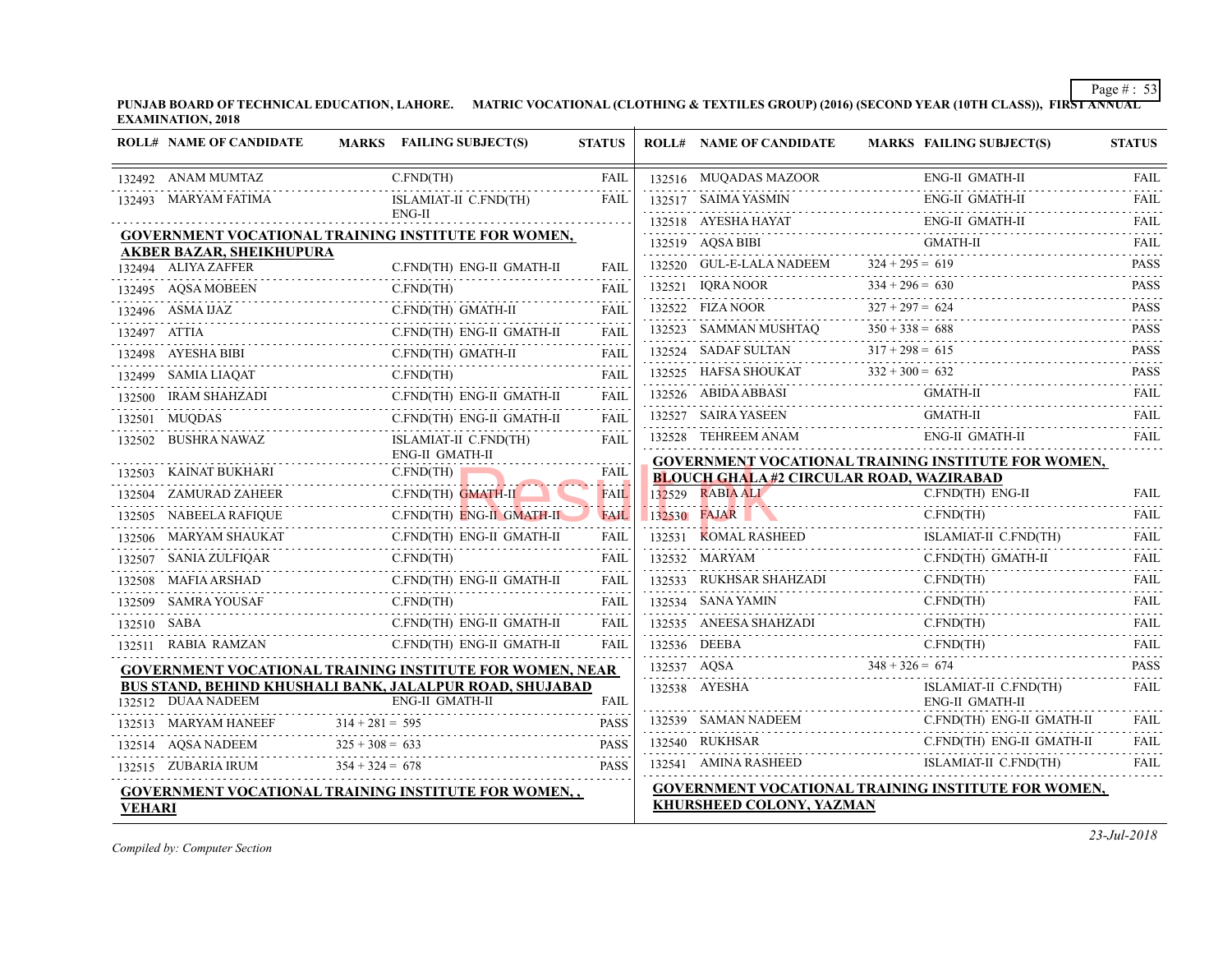PUNJAB BOARD OF TECHNICAL EDUCATION, LAHORE. MATRIC VOCATIONAL (CLOTHING & TEXTILES GROUP) (2016) (SECOND YEAR (10TH CLASS)), FIRST ANNUAL EXAMINATION, 2018

| ROLL# | NAME OF CANDIDATE | MARKS | FAILING SUBJECT(S) | STATUS |
|---|---|---|---|---|
| 132492 | ANAM MUMTAZ | | C.FND(TH) | FAIL |
| 132493 | MARYAM FATIMA | | ISLAMIAT-II C.FND(TH) ENG-II | FAIL |
| **GOVERNMENT VOCATIONAL TRAINING INSTITUTE FOR WOMEN, AKBER BAZAR, SHEIKHUPURA** | | | | |
| 132494 | ALIYA ZAFFER | | C.FND(TH) ENG-II GMATH-II | FAIL |
| 132495 | AQSA MOBEEN | | C.FND(TH) | FAIL |
| 132496 | ASMA IJAZ | | C.FND(TH) GMATH-II | FAIL |
| 132497 | ATTIA | | C.FND(TH) ENG-II GMATH-II | FAIL |
| 132498 | AYESHA BIBI | | C.FND(TH) GMATH-II | FAIL |
| 132499 | SAMIA LIAQAT | | C.FND(TH) | FAIL |
| 132500 | IRAM SHAHZADI | | C.FND(TH) ENG-II GMATH-II | FAIL |
| 132501 | MUQDAS | | C.FND(TH) ENG-II GMATH-II | FAIL |
| 132502 | BUSHRA NAWAZ | | ISLAMIAT-II C.FND(TH) ENG-II GMATH-II | FAIL |
| 132503 | KAINAT BUKHARI | | C.FND(TH) | FAIL |
| 132504 | ZAMURAD ZAHEER | | C.FND(TH) GMATH-II | FAIL |
| 132505 | NABEELA RAFIQUE | | C.FND(TH) ENG-II GMATH-II | FAIL |
| 132506 | MARYAM SHAUKAT | | C.FND(TH) ENG-II GMATH-II | FAIL |
| 132507 | SANIA ZULFIQAR | | C.FND(TH) | FAIL |
| 132508 | MAFIA ARSHAD | | C.FND(TH) ENG-II GMATH-II | FAIL |
| 132509 | SAMRA YOUSAF | | C.FND(TH) | FAIL |
| 132510 | SABA | | C.FND(TH) ENG-II GMATH-II | FAIL |
| 132511 | RABIA RAMZAN | | C.FND(TH) ENG-II GMATH-II | FAIL |
| **GOVERNMENT VOCATIONAL TRAINING INSTITUTE FOR WOMEN, NEAR BUS STAND, BEHIND KHUSHALI BANK, JALALPUR ROAD, SHUJABAD** | | | | |
| 132512 | DUAA NADEEM | | ENG-II GMATH-II | FAIL |
| 132513 | MARYAM HANEEF | 314 + 281 = 595 | | PASS |
| 132514 | AQSA NADEEM | 325 + 308 = 633 | | PASS |
| 132515 | ZUBARIA IRUM | 354 + 324 = 678 | | PASS |
| **GOVERNMENT VOCATIONAL TRAINING INSTITUTE FOR WOMEN, , VEHARI** | | | | |
| 132516 | MUQADAS MAZOOR | | ENG-II GMATH-II | FAIL |
| 132517 | SAIMA YASMIN | | ENG-II GMATH-II | FAIL |
| 132518 | AYESHA HAYAT | | ENG-II GMATH-II | FAIL |
| 132519 | AQSA BIBI | | GMATH-II | FAIL |
| 132520 | GUL-E-LALA NADEEM | 324 + 295 = 619 | | PASS |
| 132521 | IQRA NOOR | 334 + 296 = 630 | | PASS |
| 132522 | FIZA NOOR | 327 + 297 = 624 | | PASS |
| 132523 | SAMMAN MUSHTAQ | 350 + 338 = 688 | | PASS |
| 132524 | SADAF SULTAN | 317 + 298 = 615 | | PASS |
| 132525 | HAFSA SHOUKAT | 332 + 300 = 632 | | PASS |
| 132526 | ABIDA ABBASI | | GMATH-II | FAIL |
| 132527 | SAIRA YASEEN | | GMATH-II | FAIL |
| 132528 | TEHREEM ANAM | | ENG-II GMATH-II | FAIL |
| **GOVERNMENT VOCATIONAL TRAINING INSTITUTE FOR WOMEN, BLOUCH GHALA #2 CIRCULAR ROAD, WAZIRABAD** | | | | |
| 132529 | RABIA ALI | | C.FND(TH) ENG-II | FAIL |
| 132530 | FAJAR | | C.FND(TH) | FAIL |
| 132531 | KOMAL RASHEED | | ISLAMIAT-II C.FND(TH) | FAIL |
| 132532 | MARYAM | | C.FND(TH) GMATH-II | FAIL |
| 132533 | RUKHSAR SHAHZADI | | C.FND(TH) | FAIL |
| 132534 | SANA YAMIN | | C.FND(TH) | FAIL |
| 132535 | ANEESA SHAHZADI | | C.FND(TH) | FAIL |
| 132536 | DEEBA | | C.FND(TH) | FAIL |
| 132537 | AQSA | 348 + 326 = 674 | | PASS |
| 132538 | AYESHA | | ISLAMIAT-II C.FND(TH) ENG-II GMATH-II | FAIL |
| 132539 | SAMAN NADEEM | | C.FND(TH) ENG-II GMATH-II | FAIL |
| 132540 | RUKHSAR | | C.FND(TH) ENG-II GMATH-II | FAIL |
| 132541 | AMINA RASHEED | | ISLAMIAT-II C.FND(TH) | FAIL |
| **GOVERNMENT VOCATIONAL TRAINING INSTITUTE FOR WOMEN, KHURSHEED COLONY, YAZMAN** | | | | |

*Compiled by: Computer Section*

*23-Jul-2018*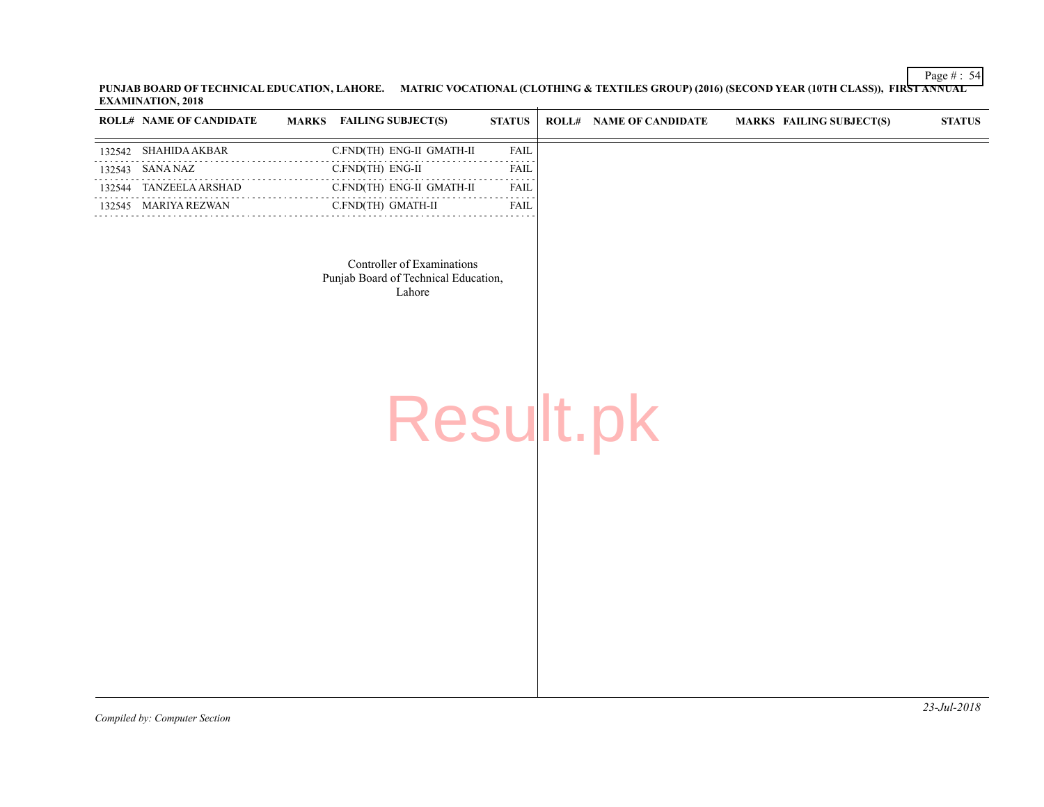**PUNJAB BOARD OF TECHNICAL EDUCATION, LAHORE. MATRIC VOCATIONAL (CLOTHING & TEXTILES GROUP) (2016) (SECOND YEAR (10TH CLASS)), FIRST ANNUAL EXAMINATION, 2018**

| ROLL# | NAME OF CANDIDATE | MARKS | FAILING SUBJECT(S) | STATUS |
|---|---|---|---|---|
| 132542 | SHAHIDA AKBAR | | C.FND(TH) ENG-II GMATH-II | FAIL |
| 132543 | SANA NAZ | | C.FND(TH) ENG-II | FAIL |
| 132544 | TANZEELA ARSHAD | | C.FND(TH) ENG-II GMATH-II | FAIL |
| 132545 | MARIYA REZWAN | | C.FND(TH) GMATH-II | FAIL |

Controller of Examinations
Punjab Board of Technical Education,
Lahore

*Compiled by: Computer Section*

*23-Jul-2018*